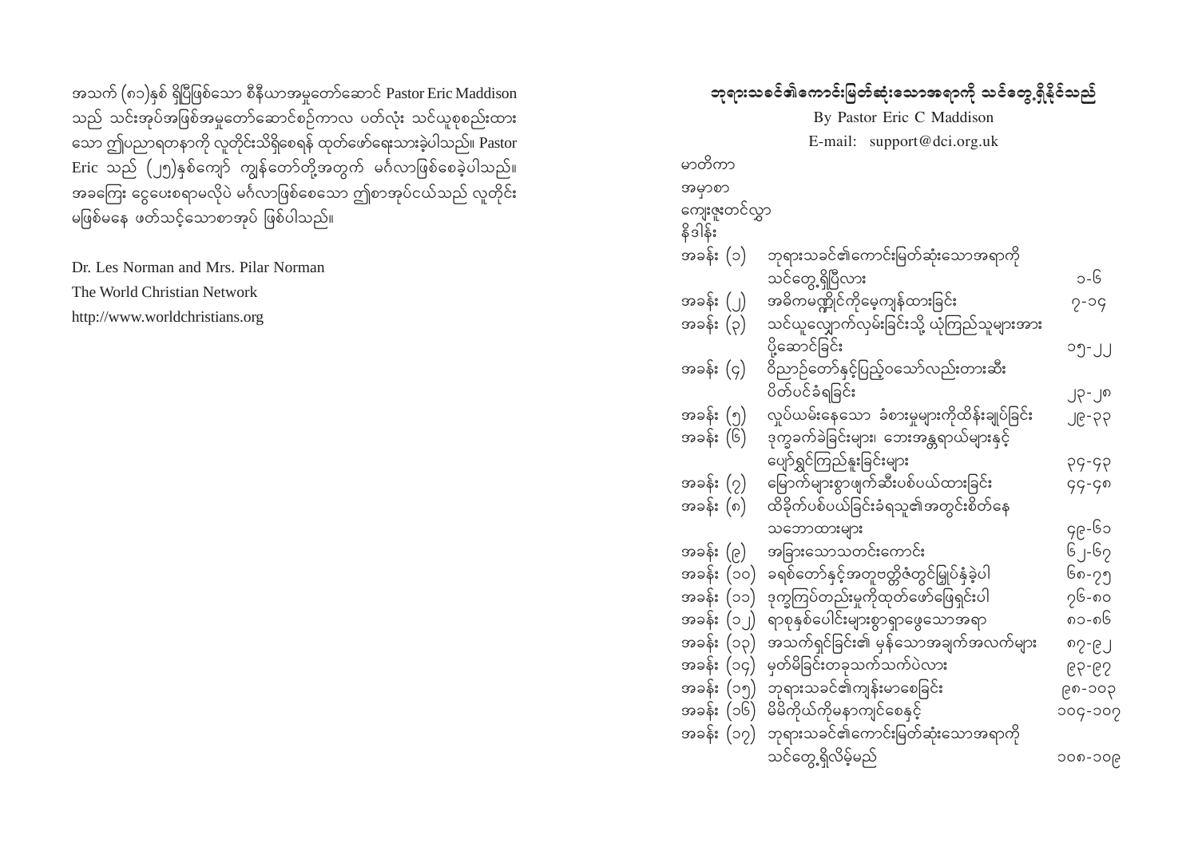အသက် (၈၁)နှစ် ရှိပြီဖြစ်သော စီနီယာအမှုတော်ဆောင် Pastor Eric Maddison သည် သင်းအုပ်အဖြစ်အမှုတော်ဆောင်စဉ်ကာလ ပတ်လုံး သင်ယူစုစည်းထားသော ဤပညာရတနာကို လူတိုင်းသိရှိစေရန် ထုတ်ဖော်ရေးသားခဲ့ပါသည်။ Pastor Eric သည် (၂၅)နှစ်ကျော် ကျွန်တော်တို့အတွက် မင်္ဂလာဖြစ်စေခဲ့ပါသည်။ အခကြေး ငွေပေးစရာမလိုပဲ မင်္ဂလာဖြစ်စေသော ဤစာအုပ်ငယ်သည် လူတိုင်း မဖြစ်မနေ ဖတ်သင့်သောစာအုပ် ဖြစ်ပါသည်။

Dr. Les Norman and Mrs. Pilar Norman
The World Christian Network
http://www.worldchristians.org

# ဘုရားသခင်၏ကောင်းမြတ်ဆုံးသောအရာကို သင်တွေ့ရှိနိုင်သည်

By Pastor Eric C Maddison

E-mail: support@dci.org.uk

မာတိကာ

အမှာစာ

ကျေးဇူးတင်လွှာ

နိဒါန်း

| | | |
|---|---|---|
| အခန်း (၁) | ဘုရားသခင်၏ကောင်းမြတ်ဆုံးသောအရာကို သင်တွေ့ရှိပြီလား | ၁-၆ |
| အခန်း (၂) | အဓိကမဏ္ဍိုင်ကိုမေ့ကျန်ထားခြင်း | ၇-၁၄ |
| အခန်း (၃) | သင်ယူလျှောက်လှမ်းခြင်းသို့ ယုံကြည်သူများအား ပို့ဆောင်ခြင်း | ၁၅-၂၂ |
| အခန်း (၄) | ဝိညာဉ်တော်နှင့်ပြည့်ဝသော်လည်းတားဆီး ပိတ်ပင်ခံရခြင်း | ၂၃-၂၈ |
| အခန်း (၅) | လှုပ်ယမ်းနေသော ခံစားမှုများကိုထိန်းချုပ်ခြင်း | ၂၉-၃၃ |
| အခန်း (၆) | ဒုက္ခခက်ခဲခြင်းများ၊ ဘေးအန္တရာယ်များနှင့် ပျော်ရွှင်ကြည်နူးခြင်းများ | ၃၄-၄၃ |
| အခန်း (၇) | မြောက်များစွာဖျက်ဆီးပစ်ပယ်ထားခြင်း | ၄၄-၄၈ |
| အခန်း (၈) | ထိခိုက်ပစ်ပယ်ခြင်းခံရသူ၏အတွင်းစိတ်နေ သဘောထားများ | ၄၉-၆၁ |
| အခန်း (၉) | အခြားသောသတင်းကောင်း | ၆၂-၆၇ |
| အခန်း (၁၀) | ခရစ်တော်နှင့်အတူဗတ္တိဇံတွင်မြုပ်နှံခဲ့ပါ | ၆၈-၇၅ |
| အခန်း (၁၁) | ဒုက္ခကြုံတည်းမှုကိုထုတ်ဖော်ဖြေရှင်းပါ | ၇၆-၈၀ |
| အခန်း (၁၂) | ရာစုနှစ်ပေါင်းများစွာရှာဖွေသောအရာ | ၈၁-၈၆ |
| အခန်း (၁၃) | အသက်ရှင်ခြင်း၏ မှန်သောအချက်အလက်များ | ၈၇-၉၂ |
| အခန်း (၁၄) | မှတ်မိခြင်းတခုသက်သက်ပဲလား | ၉၃-၉၇ |
| အခန်း (၁၅) | ဘုရားသခင်၏ကျန်းမာစေခြင်း | ၉၈-၁၀၃ |
| အခန်း (၁၆) | မိမိကိုယ်ကိုမနာကျင်စေနှင့် | ၁၀၄-၁၀၇ |
| အခန်း (၁၇) | ဘုရားသခင်၏ကောင်းမြတ်ဆုံးသောအရာကို သင်တွေ့ရှိလိမ့်မည် | ၁၀၈-၁၀၉ |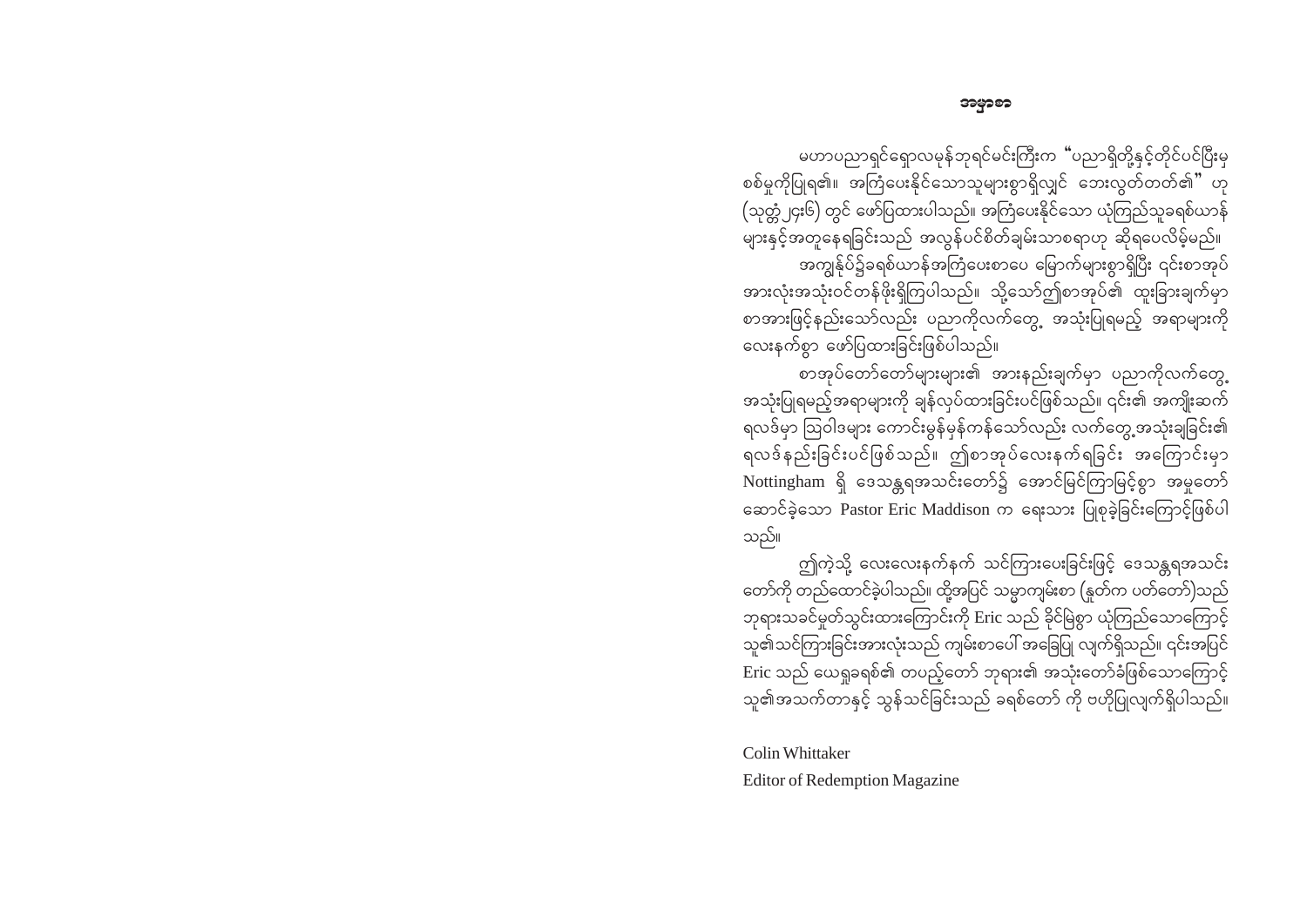# အမှာစာ

မဟာပညာရှင်ရှောလမုန်ဘုရင်မင်းကြီးက "ပညာရှိတို့နှင့်တိုင်ပင်ပြီးမှ စစ်မှုကိုပြုရ၏။ အကြံပေးနိုင်သောသူများစွာရှိလျှင် ဘေးလွတ်တတ်၏" ဟု (သုတ္တံ ၂၄း၆) တွင် ဖော်ပြထားပါသည်။ အကြံပေးနိုင်သော ယုံကြည်သူခရစ်ယာန်များနှင့်အတူနေရခြင်းသည် အလွန်ပင်စိတ်ချမ်းသာစရာဟု ဆိုရပေလိမ့်မည်။

အကျွန်ုပ်၌ခရစ်ယာန်အကြံပေးစာပေ မြောက်များစွာရှိပြီး ၎င်းစာအုပ်အားလုံးအသုံးဝင်တန်ဖိုးရှိကြပါသည်။ သို့သော်ဤစာအုပ်၏ ထူးခြားချက်မှာ စာအားဖြင့်နည်းသော်လည်း ပညာကိုလက်တွေ့ အသုံးပြုရမည့် အရာများကို လေးနက်စွာ ဖော်ပြထားခြင်းဖြစ်ပါသည်။

စာအုပ်တော်တော်များများ၏ အားနည်းချက်မှာ ပညာကိုလက်တွေ့ အသုံးပြုရမည့်အရာများကို ချန်လှပ်ထားခြင်းပင်ဖြစ်သည်။ ၎င်း၏ အကျိုးဆက်ရလဒ်မှာ ဩဝါဒများ ကောင်းမွန်မှန်ကန်သော်လည်း လက်တွေ့အသုံးချခြင်း၏ ရလဒ်နည်းခြင်းပင်ဖြစ်သည်။ ဤစာအုပ်လေးနက်ရခြင်း အကြောင်းမှာ Nottingham ရှိ ဒေသန္တရအသင်းတော်၌ အောင်မြင်ကြာမြင့်စွာ အမှုတော်ဆောင်ခဲ့သော Pastor Eric Maddison က ရေးသား ပြုစုခဲ့ခြင်းကြောင့်ဖြစ်ပါသည်။

ဤကဲ့သို့ လေးလေးနက်နက် သင်ကြားပေးခြင်းဖြင့် ဒေသန္တရအသင်းတော်ကို တည်ထောင်ခဲ့ပါသည်။ ထို့အပြင် သမ္မာကျမ်းစာ (နှုတ်က ပတ်တော်)သည် ဘုရားသခင်မှုတ်သွင်းထားကြောင်းကို Eric သည် ခိုင်မြဲစွာ ယုံကြည်သောကြောင့် သူ၏သင်ကြားခြင်းအားလုံးသည် ကျမ်းစာပေါ် အခြေပြု လျက်ရှိသည်။ ၎င်းအပြင် Eric သည် ယေရှုခရစ်၏ တပည့်တော် ဘုရား၏ အသုံးတော်ခံဖြစ်သောကြောင့် သူ၏အသက်တာနှင့် သွန်သင်ခြင်းသည် ခရစ်တော် ကို ဗဟိုပြုလျက်ရှိပါသည်။

Colin Whittaker
Editor of Redemption Magazine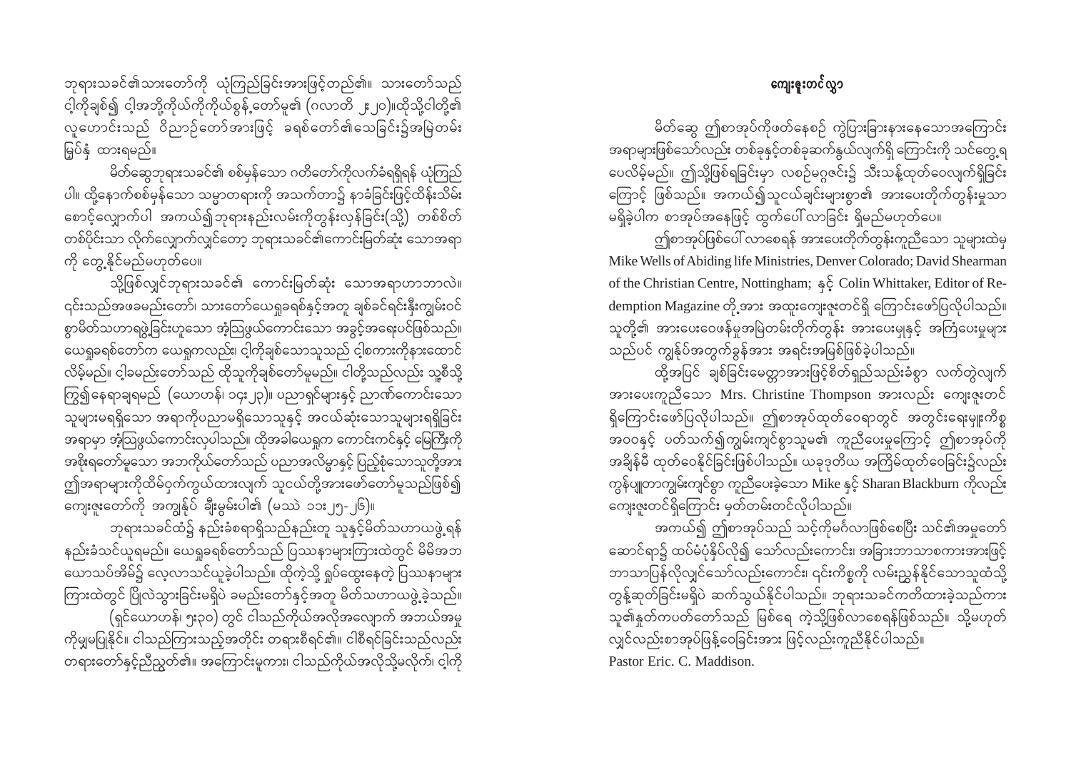ဘုရားသခင်၏သားတော်ကို ယုံကြည်ခြင်းအားဖြင့်တည်၏။ သားတော်သည် ငါ့ကိုချစ်၍ ငါ့အဘို့ကိုယ်ကိုကိုယ်စွန့်တော်မူ၏ (ဂလာတိ ၂း၂၀)။ထိုသို့ငါတို့၏ လူဟောင်းသည် ဝိညာဉ်တော်အားဖြင့် ခရစ်တော်၏သေခြင်း၌အမြဲတမ်း မြှပ်နှံ ထားရမည်။

မိတ်ဆွေဘုရားသခင်၏ စစ်မှန်သော ဂတိတော်ကိုလက်ခံရရှိရန် ယုံကြည်ပါ။ ထို့နောက်စစ်မှန်သော သမ္မာတရားကို အသက်တာ၌ နာခံခြင်းဖြင့်ထိန်းသိမ်း စောင့်လျှောက်ပါ အကယ်၍ဘုရားနည်းလမ်းကိုတွန်းလှန်ခြင်း(သို့) တစ်စိတ် တစ်ပိုင်းသာ လိုက်လျှောက်လျှင်တော့ ဘုရားသခင်၏ကောင်းမြတ်ဆုံး သောအရာ ကို တွေ့နိုင်မည်မဟုတ်ပေ။

သို့ဖြစ်လျှင်ဘုရားသခင်၏ ကောင်းမြတ်ဆုံး သောအရာဟာဘာလဲ။ ၎င်းသည်အဓမည်းတော်၊ သားတော်ယေရှုခရစ်နှင့်အတူ ချစ်ခင်ရင်းနှီးကျွမ်းဝင် စွာမိတ်သဟာရဖွဲ့ခြင်းဟူသော အံ့ဩဖွယ်ကောင်းသော အခွင့်အရေးပင်ဖြစ်သည်။ ယေရှုခရစ်တော်က ယေရှုကလည်း၊ ငါ့ကိုချစ်သောသူသည် ငါ့စကားကိုနားထောင် လိမ့်မည်။ ငါ့ခမည်းတော်သည် ထိုသူကိုချစ်တော်မူမည်။ ငါတို့သည်လည်း သူ့စီသို့ ကြွ၍နေရာချရမည် (ယောဟန်၊ ၁၄း၂၃)။ ပညာရှင်များနှင့် ဉာဏ်ကောင်းသော သူများမရရှိသော အရာကိုပညာမရှိသောသူနှင့် အငယ်ဆုံးသောသူများရရှိခြင်း အရာမှာ အံ့ဩဖွယ်ကောင်းလှပါသည်။ ထိုအခါယေရှုက ကောင်းကင်နှင့် မြေကြီးကို အစိုးရတော်မူသော အဘကိုယ်တော်သည် ပညာအလိမ္မာနှင့် ပြည့်စုံသောသူတို့အား ဤအရာများကိုထိမ်ဝှက်ကွယ်ထားလျက် သူငယ်တို့အားဖော်တော်မူသည်ဖြစ်၍ ကျေးဇူးတော်ကို အကျွန်ုပ် ချီးမွမ်းပါ၏ (မဿဲ ၁၁း၂၅-၂၆)။

ဘုရားသခင်ထံ၌ နည်းခံစရာရှိသည်နည်းတူ သူနှင့်မိတ်သဟာယဖွဲ့ရန် နည်းခံသင်ယူရမည်။ ယေရှုခရစ်တော်သည် ပြဿနာများကြားထဲတွင် မိမိအဘ ယောသပ်အိမ်၌ လေ့လာသင်ယူခဲ့ပါသည်။ ထိုကဲ့သို့ ရှုပ်ထွေးနေတဲ့ ပြဿနာများ ကြားထဲတွင် ပြိုလဲသွားခြင်းမရှိပဲ ခမည်းတော်နှင့်အတူ မိတ်သဟာယဖွဲ့ခဲ့သည်။ (ရှင်ယောဟန်၊ ၅း၃၀) တွင် ငါသည်ကိုယ်အလိုအလျောက် အဘယ်အမှု ကိုမျှမပြုနိုင်။ ငါသည်ကြားသည့်အတိုင်း တရားစီရင်၏။ ငါစီရင်ခြင်းသည်လည်း တရားတော်နှင့်ညီညွတ်၏။ အကြောင်းမူကား၊ ငါသည်ကိုယ်အလိုသို့မလိုက်၊ ငါ့ကို

## ကျေးဇူးတင်လွှာ

မိတ်ဆွေ ဤစာအုပ်ကိုဖတ်နေစဉ် ကွဲပြားခြားနားနေသောအကြောင်း အရာများဖြစ်သော်လည်း တစ်ခုနှင့်တစ်ခုဆက်နွယ်လျက်ရှိ ကြောင်းကို သင်တွေ့ရ ပေလိမ့်မည်။ ဤသို့ဖြစ်ရခြင်းမှာ လစဉ်မဂ္ဂဇင်း၌ သီးသန့်ထုတ်ဝေလျက်ရှိခြင်း ကြောင့် ဖြစ်သည်။ အကယ်၍သူငယ်ချင်းများစွာ၏ အားပေးတိုက်တွန်းမှုသာ မရှိခဲ့ပါက စာအုပ်အနေဖြင့် ထွက်ပေါ်လာခြင်း ရှိမည်မဟုတ်ပေ။

ဤစာအုပ်ဖြစ်ပေါ်လာစေရန် အားပေးတိုက်တွန်းကူညီသော သူများထဲမှ Mike Wells of Abiding life Ministries, Denver Colorado; David Shearman of the Christian Centre, Nottingham; နှင့် Colin Whittaker, Editor of Redemption Magazine တို့အား အထူးကျေးဇူးတင်ရှိ ကြောင်းဖော်ပြလိုပါသည်။ သူတို့၏ အားပေးဝေဖန်မှုအမြဲတမ်းတိုက်တွန်း အားပေးမှုနှင့် အကြံပေးမှုများ သည်ပင် ကျွန်ုပ်အတွက်ခွန်အား အရင်းအမြစ်ဖြစ်ခဲ့ပါသည်။

ထို့အပြင် ချစ်ခြင်းမေတ္တာအားဖြင့်စိတ်ရှည်သည်းခံစွာ လက်တွဲလျက် အားပေးကူညီသော Mrs. Christine Thompson အားလည်း ကျေးဇူးတင် ရှိကြောင်းဖော်ပြလိုပါသည်။ ဤစာအုပ်ထုတ်ဝေရာတွင် အတွင်းရေးမှူးကိစ္စ အဝဝနှင့် ပတ်သက်၍ကျွမ်းကျင်စွာသူမ၏ ကူညီပေးမှုကြောင့် ဤစာအုပ်ကို အချိန်မီ ထုတ်ဝေနိုင်ခြင်းဖြစ်ပါသည်။ ယခုဒုတိယ အကြိမ်ထုတ်ဝေခြင်း၌လည်း ကွန်ပျူတာကျွမ်းကျင်စွာ ကူညီပေးခဲ့သော Mike နှင့် Sharan Blackburn ကိုလည်း ကျေးဇူးတင်ရှိကြောင်း မှတ်တမ်းတင်လိုပါသည်။

အကယ်၍ ဤစာအုပ်သည် သင့်ကိုမင်္ဂလာဖြစ်စေပြီး သင်၏အမှုတော် ဆောင်ရာ၌ ထပ်မံပုံနှိပ်လို၍ သော်လည်းကောင်း၊ အခြားဘာသာစကားအားဖြင့် ဘာသာပြန်လိုလျှင်သော်လည်းကောင်း၊ ၎င်းကိစ္စကို လမ်းညွှန်နိုင်သောသူထံသို့ တွန့်ဆုတ်ခြင်းမရှိပဲ ဆက်သွယ်နိုင်ပါသည်။ ဘုရားသခင်ကတိထားခဲ့သည်ကား သူ၏နှုတ်ကပတ်တော်သည် မြစ်ရေ ကဲ့သို့ဖြစ်လာစေရန်ဖြစ်သည်။ သို့မဟုတ် လျှင်လည်းစာအုပ်ဖြန့်ဝေခြင်းအား ဖြင့်လည်းကူညီနိုင်ပါသည်။

Pastor Eric. C. Maddison.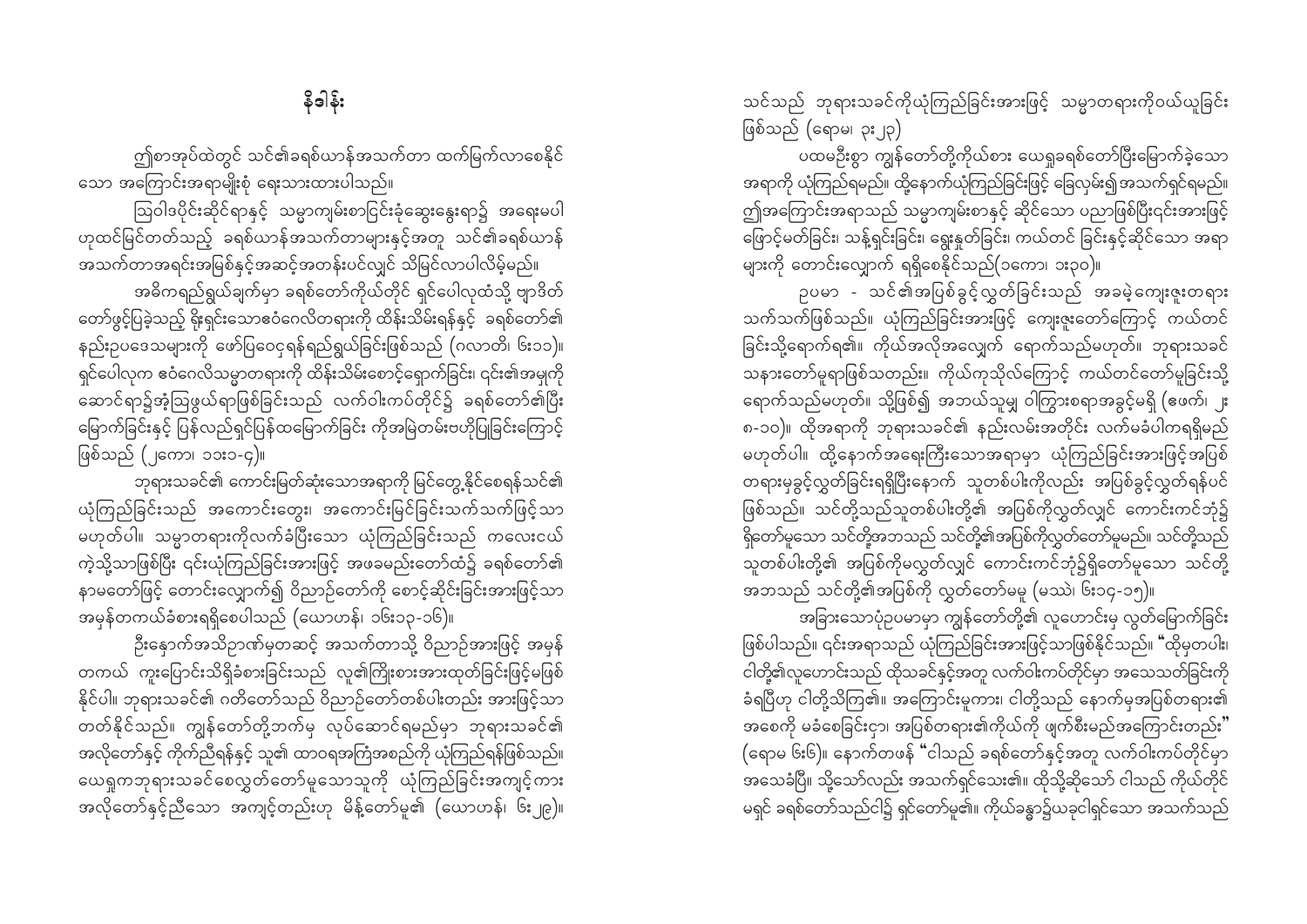# နိဒါန်း

ဤစာအုပ်ထဲတွင် သင်၏ခရစ်ယာန်အသက်တာ ထက်မြက်လာစေနိုင်သော အကြောင်းအရာမျိုးစုံ ရေးသားထားပါသည်။

ဩဝါဒပိုင်းဆိုင်ရာနှင့် သမ္မာကျမ်းစာငြင်းခုံဆွေးနွေးရာ၌ အရေးမပါဟုထင်မြင်တတ်သည့် ခရစ်ယာန်အသက်တာများနှင့်အတူ သင်၏ခရစ်ယာန်အသက်တာအရင်းအမြစ်နှင့်အဆင့်အတန်းပင်လျှင် သိမြင်လာပါလိမ့်မည်။

အဓိကရည်ရွယ်ချက်မှာ ခရစ်တော်ကိုယ်တိုင် ရှင်ပေါလုထံသို့ ဗျာဒိတ်တော်ဖွင့်ပြခဲ့သည့် နိုးရှင်းသောဧဝံဂေလိတရားကို ထိန်းသိမ်းရန်နှင့် ခရစ်တော်၏ နည်းဥပဒေသများကို ဖော်ပြဝေငှရန်ရည်ရွယ်ခြင်းဖြစ်သည် (ဂလာတိ၊ ၆း၁၁)။ ရှင်ပေါလုက ဧဝံဂေလိသမ္မာတရားကို ထိန်းသိမ်းစောင့်ရှောက်ခြင်း၊ ၎င်း၏အမှုကိုဆောင်ရာ၌အံ့ဩဖွယ်ရာဖြစ်ခြင်းသည် လက်ဝါးကပ်တိုင်၌ ခရစ်တော်၏ပြီးမြောက်ခြင်းနှင့် ပြန်လည်ရှင်ပြန်ထမြောက်ခြင်း ကိုအမြဲတမ်းဖော်ပြခြင်းကြောင့်ဖြစ်သည် (၂ကော၊ ၁၁း၁-၄)။

ဘုရားသခင်၏ ကောင်းမြတ်ဆုံးသောအရာကို မြင်တွေ့နိုင်စေရန်သင်၏ယုံကြည်ခြင်းသည် အကောင်းတွေး၊ အကောင်းမြင်ခြင်းသက်သက်ဖြစ်သည်မဟုတ်ပါ။ သမ္မာတရားကိုလက်ခံပြီးသော ယုံကြည်ခြင်းသည် ကလေးငယ်ကဲ့သို့သာဖြစ်ပြီး ၎င်းယုံကြည်ခြင်းအားဖြင့် အဖခမည်းတော်ထံ၌ ခရစ်တော်၏ နာမတော်ဖြင့် တောင်းလျှောက်၍ ဝိညာဉ်တော်ကို စောင့်ဆိုင်းခြင်းအားဖြင့်သာ အမှန်တကယ်ခံစားရရှိစေပါသည် (ယောဟန်၊ ၁၆း၁၃-၁၆)။

ဦးနှောက်အသိဉာဏ်မှတဆင့် အသက်တာသို့ ဝိညာဉ်အားဖြင့် အမှန်တကယ် ကူးပြောင်းသိရှိခံစားခြင်းသည် လူ၏ကြိုးစားအားထုတ်ခြင်းဖြင့်မဖြစ်နိုင်ပါ။ ဘုရားသခင်၏ ဂတိတော်သည် ဝိညာဉ်တော်တစ်ပါးတည်း အားဖြင့်သာ တတ်နိုင်သည်။ ကျွန်ုပ်တို့ဘက်မှ လုပ်ဆောင်ရမည်မှာ ဘုရားသခင်၏ အလိုတော်နှင့် ကိုက်ညီရန်နှင့် သူ၏ ထာဝရအကြံအစည်ကို ယုံကြည်ရန်ဖြစ်သည်။ ယေရှုကဘုရားသခင်စေလွှတ်တော်မူသောသူကို ယုံကြည်ခြင်းအကျင့်ကား အလိုတော်နှင့်ညီသော အကျင့်တည်းဟု မိန့်တော်မူ၏ (ယောဟန်၊ ၆း၂၉)။

သင်သည် ဘုရားသခင်ကိုယုံကြည်ခြင်းအားဖြင့် သမ္မာတရားကိုဝယ်ယူခြင်းဖြစ်သည် (ရောမ၊ ၃း၂၃)

ပထမဦးစွာ ကျွန်တော်တို့ကိုယ်စား ယေရှုခရစ်တော်ပြီးမြောက်ခဲ့သောအရာကို ယုံကြည်ရမည်။ ထို့နောက်ယုံကြည်ခြင်းဖြင့် ခြေလှမ်း၍အသက်ရှင်ရမည်။ ဤအကြောင်းအရာသည် သမ္မာကျမ်းစာနှင့် ဆိုင်သော ပညာဖြစ်ပြီးငြင်းအားဖြင့် ဖြောင့်မတ်ခြင်း၊ သန့်ရှင်းခြင်း၊ ရွေးနှုတ်ခြင်း၊ ကယ်တင် ခြင်းနှင့်ဆိုင်သော အရာများကို တောင်းလျှောက် ရရှိစေနိုင်သည်(၁ကော၊ ၁း၃၀)။

ဥပမာ - သင်၏အပြစ်ခွင့်လွှတ်ခြင်းသည် အခမဲ့ကျေးဇူးတရားသက်သက်ဖြစ်သည်။ ယုံကြည်ခြင်းအားဖြင့် ကျေးဇူးတော်ကြောင့် ကယ်တင်ခြင်းသို့ရောက်ရ၏။ ကိုယ်အလိုအလျှောက် ရောက်သည်မဟုတ်။ ဘုရားသခင်သနားတော်မူရာဖြစ်သတည်း။ ကိုယ်ကုသိုလ်ကြောင့် ကယ်တင်တော်မူခြင်းသို့ ရောက်သည်မဟုတ်။ သို့ဖြစ်၍ အဘယ်သူမျှ ဝါကြွားစရာအခွင့်မရှိ (ဧဖက်၊ ၂း ၈-၁၀)။ ထိုအရာကို ဘုရားသခင်၏ နည်းလမ်းအတိုင်း လက်မခံပါကရရှိမည်မဟုတ်ပါ။ ထို့နောက်အရေးကြီးသောအရာမှာ ယုံကြည်ခြင်းအားဖြင့်အပြစ်တရားမှခွင့်လွှတ်ခြင်းရရှိပြီးနောက် သူတစ်ပါးကိုလည်း အပြစ်ခွင့်လွှတ်ရန်ပင်ဖြစ်သည်။ သင်တို့သည်သူတစ်ပါးတို့၏ အပြစ်ကိုလွှတ်လျှင် ကောင်းကင်ဘုံ၌ရှိတော်မူသော သင်တို့အဘသည် သင်တို့၏အပြစ်ကိုလွှတ်တော်မူမည်။ သင်တို့သည် သူတစ်ပါးတို့၏ အပြစ်ကိုမလွှတ်လျှင် ကောင်းကင်ဘုံ၌ရှိတော်မူသော သင်တို့အဘသည် သင်တို့၏အပြစ်ကို လွှတ်တော်မမူ (မဿဲ၊ ၆း၁၄-၁၅)။

အခြားသောပုံဥပမာမှာ ကျွန်တော်တို့၏ လူဟောင်းမှ လွတ်မြောက်ခြင်းဖြစ်ပါသည်။ ၎င်းအရာသည် ယုံကြည်ခြင်းအားဖြင့်သာဖြစ်နိုင်သည်။ "ထိုမှတပါး၊ ငါတို့၏လူဟောင်းသည် ထိုသခင်နှင့်အတူ လက်ဝါးကပ်တိုင်မှာ အသေသတ်ခြင်းကို ခံရပြီဟု ငါတို့သိကြ၏။ အကြောင်းမူကား၊ ငါတို့သည် နောက်မှအပြစ်တရား၏အစေကို မခံစေခြင်းငှာ၊ အပြစ်တရား၏ကိုယ်ကို ဖျက်စီးမည်အကြောင်းတည်း" (ရောမ ၆း၆)။ နောက်တဖန် "ငါသည် ခရစ်တော်နှင့်အတူ လက်ဝါးကပ်တိုင်မှာ အသေခံပြီ။ သို့သော်လည်း အသက်ရှင်သေး၏။ ထိုသို့ဆိုသော် ငါသည် ကိုယ်တိုင်မရှင် ခရစ်တော်သည်ငါ၌ ရှင်တော်မူ၏။ ကိုယ်ခန္ဓာ၌ယခုငါရှင်သော အသက်သည်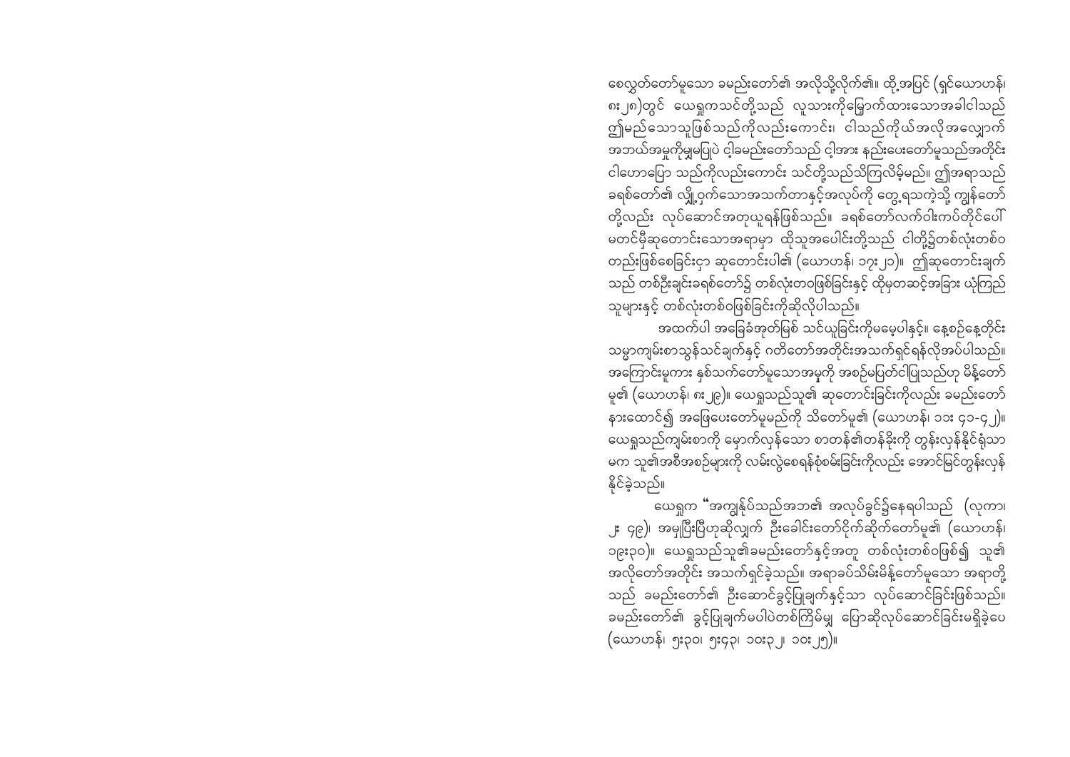စေလွှတ်တော်မူသော ခမည်းတော်၏ အလိုသို့လိုက်၏။ ထို့အပြင် (ရှင်ယောဟန်၊ ၈း၂၈)တွင် ယေရှုကသင်တို့သည် လူသားကိုမြှောက်ထားသောအခါငါသည် ဤမည်သောသူဖြစ်သည်ကိုလည်းကောင်း၊ ငါသည်ကိုယ်အလိုအလျောက် အဘယ်အမှုကိုမျှမပြုပဲ ငါ့ခမည်းတော်သည် ငါ့အား နည်းပေးတော်မူသည်အတိုင်း ငါဟောပြော သည်ကိုလည်းကောင်း သင်တို့သည်သိကြလိမ့်မည်။ ဤအရာသည် ခရစ်တော်၏ လျှို့ဝှက်သောအသက်တာနှင့်အလုပ်ကို တွေ့ရသကဲ့သို့ ကျွန်တော်တို့လည်း လုပ်ဆောင်အတုယူရန်ဖြစ်သည်။ ခရစ်တော်လက်ဝါးကပ်တိုင်ပေါ် မတင်မီဆုတောင်းသောအရာမှာ ထိုသူအပေါင်းတို့သည် ငါတို့၌တစ်လုံးတစ်ဝ တည်းဖြစ်စေခြင်းငှာ ဆုတောင်းပါ၏ (ယောဟန်၊ ၁၇း၂၁)။ ဤဆုတောင်းချက်သည် တစ်ဦးချင်းခရစ်တော်၌ တစ်လုံးတဝဖြစ်ခြင်းနှင့် ထိုမှတဆင့်အခြား ယုံကြည်သူများနှင့် တစ်လုံးတစ်ဝဖြစ်ခြင်းကိုဆိုလိုပါသည်။

အထက်ပါ အခြေခံအုတ်မြစ် သင်ယူခြင်းကိုမမေ့ပါနှင့်။ နေ့စဉ်နေ့တိုင်း သမ္မာကျမ်းစာသွန်သင်ချက်နှင့် ဂုတိတော်အတိုင်းအသက်ရှင်ရန်လိုအပ်ပါသည်။ အကြောင်းမူကား နှစ်သက်တော်မူသောအမှုကို အစဉ်မပြတ်ငါပြုသည်ဟု မိန့်တော်မူ၏ (ယောဟန်၊ ၈း၂၉)။ ယေရှုသည်သူ၏ ဆုတောင်းခြင်းကိုလည်း ခမည်းတော်နားထောင်၍ အဖြေပေးတော်မူမည်ကို သိတော်မူ၏ (ယောဟန်၊ ၁၁း ၄၁-၄၂)။ ယေရှုသည်ကျမ်းစာကို မှောက်လှန်သော စာတန်၏တန်ခိုးကို တွန်းလှန်နိုင်ရုံသာမက သူ၏အစီအစဉ်များကို လမ်းလွဲစေရန်စုံစမ်းခြင်းကိုလည်း အောင်မြင်တွန်းလှန်နိုင်ခဲ့သည်။

ယေရှုက "အကျွန်ုပ်သည်အဘ၏ အလုပ်ခွင်၌နေရပါသည် (လုကာ၊ ၂း ၄၉)၊ အမှုပြီးပြီဟုဆိုလျှက် ဦးခေါင်းတော်ငိုက်ဆိုက်တော်မူ၏ (ယောဟန်၊ ၁၉း၃၀)။ ယေရှုသည်သူ၏ခမည်းတော်နှင့်အတူ တစ်လုံးတစ်ဝဖြစ်၍ သူ၏ အလိုတော်အတိုင်း အသက်ရှင်ခဲ့သည်။ အရာခပ်သိမ်းမိန့်တော်မူသော အရာတို့သည် ခမည်းတော်၏ ဦးဆောင်ခွင့်ပြုချက်နှင့်သာ လုပ်ဆောင်ခြင်းဖြစ်သည်။ ခမည်းတော်၏ ခွင့်ပြုချက်မပါပဲတစ်ကြိမ်မျှ ပြောဆိုလုပ်ဆောင်ခြင်းမရှိခဲ့ပေ (ယောဟန်၊ ၅း၃၀၊ ၅း၄၃၊ ၁၀း၃၂၊ ၁၀း၂၅)။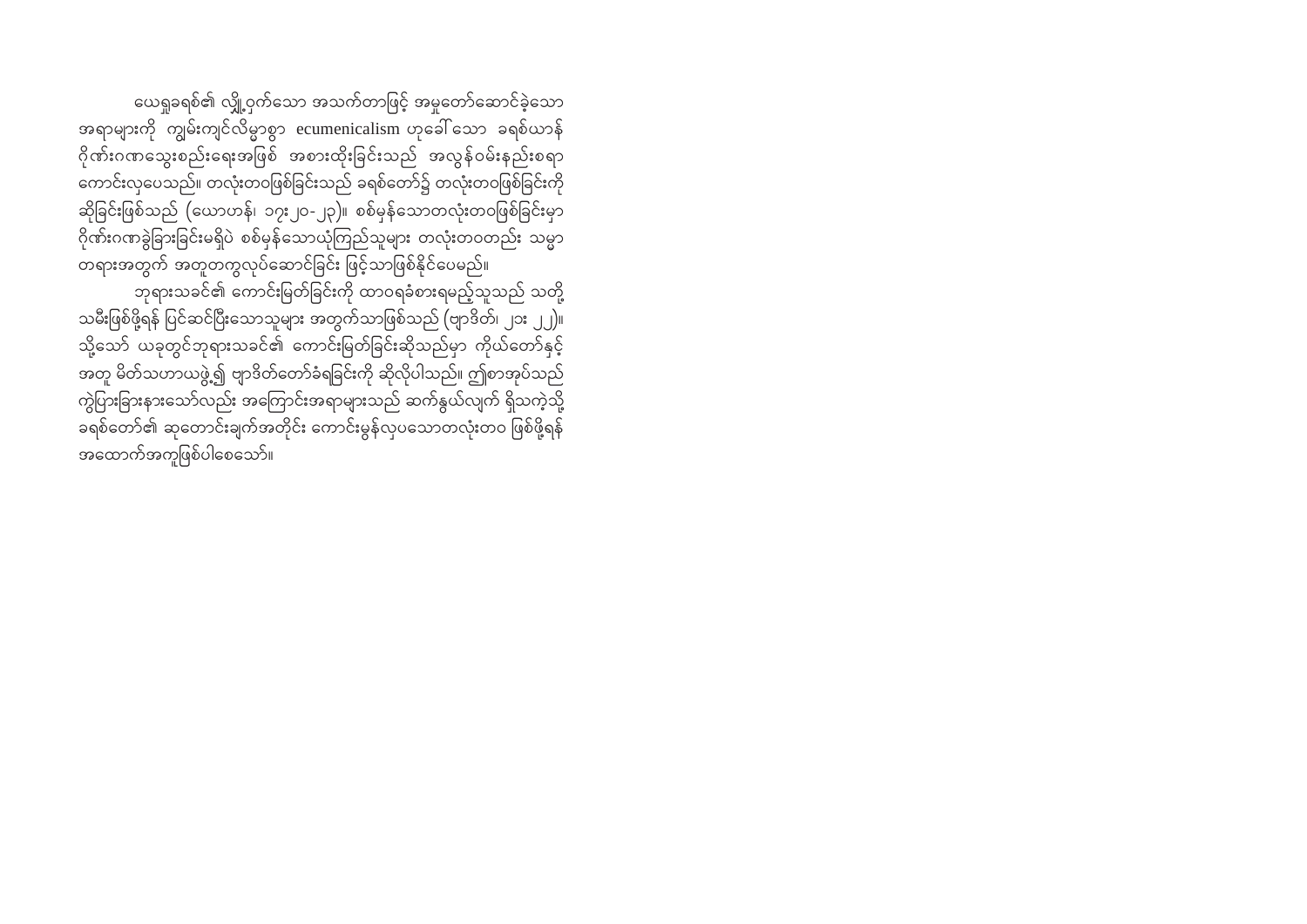ယေရှုခရစ်၏ လျှို့ဝှက်သော အသက်တာဖြင့် အမှုတော်ဆောင်ခဲ့သော အရာများကို ကျွမ်းကျင်လိမ္မာစွာ ecumenicalism ဟုခေါ်သော ခရစ်ယာန်ဂိုဏ်းဂဏသွေးစည်းရေးအဖြစ် အစားထိုးခြင်းသည် အလွန်ဝမ်းနည်းစရာကောင်းလှပေသည်။ တလုံးတဝဖြစ်ခြင်းသည် ခရစ်တော်၌ တလုံးတဝဖြစ်ခြင်းကို ဆိုခြင်းဖြစ်သည် (ယောဟန်၊ ၁၇း၂၀-၂၃)။ စစ်မှန်သောတလုံးတဝဖြစ်ခြင်းမှာ ဂိုဏ်းဂဏခွဲခြားခြင်းမရှိပဲ စစ်မှန်သောယုံကြည်သူများ တလုံးတဝတည်း သမ္မာတရားအတွက် အတူတကွလုပ်ဆောင်ခြင်း ဖြင့်သာဖြစ်နိုင်ပေမည်။

ဘုရားသခင်၏ ကောင်းမြတ်ခြင်းကို ထာဝရခံစားရမည့်သူသည် သတို့သမီးဖြစ်ဖို့ရန် ပြင်ဆင်ပြီးသောသူများ အတွက်သာဖြစ်သည် (ဗျာဒိတ်၊ ၂၁း ၂၂)။ သို့သော် ယခုတွင်ဘုရားသခင်၏ ကောင်းမြတ်ခြင်းဆိုသည်မှာ ကိုယ်တော်နှင့် အတူ မိတ်သဟာယဖွဲ့၍ ဗျာဒိတ်တော်ခံရခြင်းကို ဆိုလိုပါသည်။ ဤစာအုပ်သည် ကွဲပြားခြားနားသော်လည်း အကြောင်းအရာများသည် ဆက်နွယ်လျက် ရှိသကဲ့သို့ ခရစ်တော်၏ ဆုတောင်းချက်အတိုင်း ကောင်းမွန်လှပသောတလုံးတဝ ဖြစ်ဖို့ရန် အထောက်အကူဖြစ်ပါစေသော်။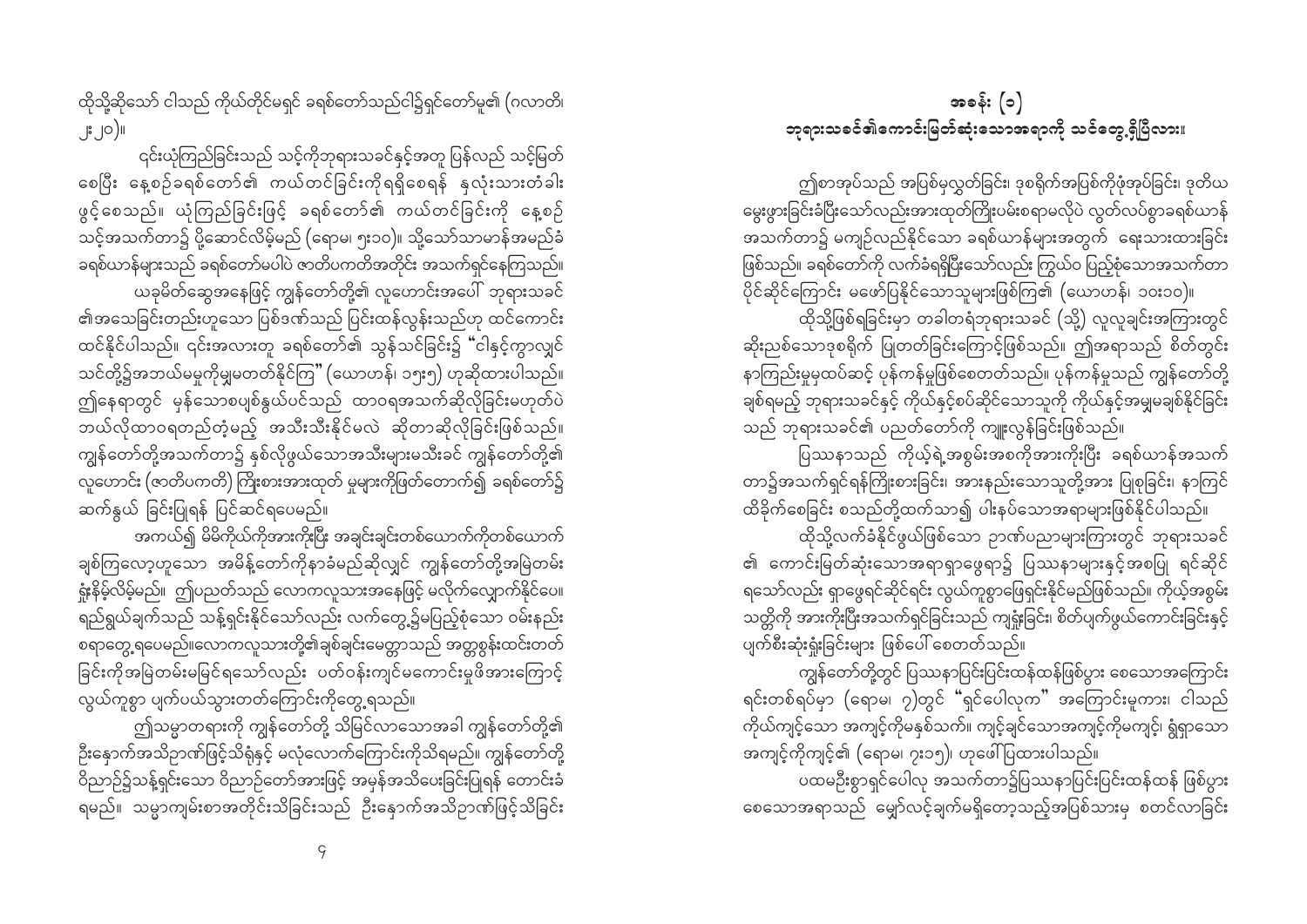ထိုသို့ဆိုသော် ငါသည် ကိုယ်တိုင်မရှင် ခရစ်တော်သည်ငါ၌ရှင်တော်မူ၏ (ဂလာတိ၊ ၂း၂၀)။

၎င်းယုံကြည်ခြင်းသည် သင့်ကိုဘုရားသခင်နှင့်အတူ ပြန်လည် သင့်မြတ်စေပြီး နေ့စဉ်ခရစ်တော်၏ ကယ်တင်ခြင်းကိုရရှိစေရန် နှလုံးသားတံခါးဖွင့်စေသည်။ ယုံကြည်ခြင်းဖြင့် ခရစ်တော်၏ ကယ်တင်ခြင်းကို နေ့စဉ်သင့်အသက်တာ၌ ပို့ဆောင်လိမ့်မည် (ရောမ၊ ၅း၁၀)။ သို့သော်သာမာန်အမည်ခံ ခရစ်ယာန်များသည် ခရစ်တော်မပါပဲ ဇာတိပကတိအတိုင်း အသက်ရှင်နေကြသည်။

ယခုမိတ်ဆွေအနေဖြင့် ကျွန်တော်တို့၏ လူဟောင်းအပေါ် ဘုရားသခင်၏အသေခြင်းတည်းဟူသော ပြစ်ဒဏ်သည် ပြင်းထန်လွန်းသည်ဟု ထင်ကောင်းထင်နိုင်ပါသည်။ ၎င်းအလားတူ ခရစ်တော်၏ သွန်သင်ခြင်း၌ "ငါနှင့်ကွာလျှင်သင်တို့၌အဘယ်မမှုကိုမျှမတတ်နိုင်ကြ" (ယောဟန်၊ ၁၅း၅) ဟုဆိုထားပါသည်။ ဤနေရာတွင် မှန်သောစပျစ်နွယ်ပင်သည် ထာဝရအသက်ဆိုလိုခြင်းမဟုတ်ပဲ ဘယ်လိုထာဝရတည်တံ့မည့် အသီးသီးနိုင်မလဲ ဆိုတာဆိုလိုခြင်းဖြစ်သည်။ ကျွန်တော်တို့အသက်တာ၌ နှစ်လိုဖွယ်သောအသီးများမသီးခင် ကျွန်တော်တို့၏ လူဟောင်း (ဇာတိပကတိ) ကြိုးစားအားထုတ် မှုများကိုဖြတ်တောက်၍ ခရစ်တော်၌ဆက်နွယ် ခြင်းပြုရန် ပြင်ဆင်ရပေမည်။

အကယ်၍ မိမိကိုယ်ကိုအားကိုးပြီး အချင်းချင်းတစ်ယောက်ကိုတစ်ယောက်ချစ်ကြလော့ဟူသော အမိန့်တော်ကိုနာခံမည်ဆိုလျှင် ကျွန်တော်တို့အမြဲတမ်းရှုံးနိမ့်လိမ့်မည်။ ဤပညတ်သည် လောကလူသားအနေဖြင့် မလိုက်လျှောက်နိုင်ပေ။ ရည်ရွယ်ချက်သည် သန့်ရှင်းနိုင်သော်လည်း လက်တွေ့၌မပြည့်စုံသော ဝမ်းနည်းစရာတွေ့ရပေမည်။လောကလူသားတို့၏ချစ်ချင်းမေတ္တာသည် အတ္တစွန်းထင်းတတ်ခြင်းကိုအမြဲတမ်းမမြင်ရသော်လည်း ပတ်ဝန်းကျင်မကောင်းမှုဖိအားကြောင့်လွယ်ကူစွာ ပျက်ပယ်သွားတတ်ကြောင်းကိုတွေ့ရသည်။

ဤသမ္မာတရားကို ကျွန်တော်တို့ သိမြင်လာသောအခါ ကျွန်တော်တို့၏ ဦးနှောက်အသိဉာဏ်ဖြင့်သိရုံနှင့် မလုံလောက်ကြောင်းကိုသိရမည်။ ကျွန်တော်တို့ဝိညာဉ်၌သန့်ရှင်းသော ဝိညာဉ်တော်အားဖြင့် အမှန်အသိပေးခြင်းပြုရန် တောင်းခံရမည်။ သမ္မာကျမ်းစာအတိုင်းသိခြင်းသည် ဦးနှောက်အသိဉာဏ်ဖြင့်သိခြင်း

## အခန်း (၁)
## ဘုရားသခင်၏ကောင်းမြတ်ဆုံးသောအရာကို သင်တွေ့ရှိပြီလား။

ဤစာအုပ်သည် အပြစ်မှလွတ်ခြင်း၊ ဒုစရိုက်အပြစ်ကိုဖုံးအုပ်ခြင်း၊ ဒုတိယမွေးဖွားခြင်းခံပြီးသော်လည်းအားထုတ်ကြိုးပမ်းစရာမလိုပဲ လွတ်လပ်စွာခရစ်ယာန်အသက်တာ၌ မကျဉ်လည်နိုင်သော ခရစ်ယာန်များအတွက် ရေးသားထားခြင်းဖြစ်သည်။ ခရစ်တော်ကို လက်ခံရရှိပြီးသော်လည်း ကြွယ်ဝပြည့်စုံသောအသက်တာပိုင်ဆိုင်ကြောင်း မဖော်ပြနိုင်သောသူများဖြစ်ကြ၏ (ယောဟန်၊ ၁၀း၁၀)။

ထိုသို့ဖြစ်ရခြင်းမှာ တခါတရံဘုရားသခင် (သို့) လူလူချင်းအကြားတွင် ဆိုးညစ်သောဒုစရိုက် ပြုတတ်ခြင်းကြောင့်ဖြစ်သည်။ ဤအရာသည် စိတ်တွင်းနာကြည်းမှုမှထပ်ဆင့် ပုန်ကန်မှုဖြစ်စေတတ်သည်။ ပုန်ကန်မှုသည် ကျွန်တော်တို့ချစ်ရမည့် ဘုရားသခင်နှင့် ကိုယ်နှင့်စပ်ဆိုင်သောသူကို ကိုယ်နှင့်အမျှမချစ်နိုင်ခြင်းသည် ဘုရားသခင်၏ ပညတ်တော်ကို ကျူးလွန်ခြင်းဖြစ်သည်။

ပြဿနာသည် ကိုယ့်ရဲ့အစွမ်းအစကိုအားကိုးပြီး ခရစ်ယာန်အသက်တာ၌အသက်ရှင်ရန်ကြိုးစားခြင်း၊ အားနည်းသောသူတို့အား ပြစ်ပုခြင်း၊ နာကြင်ထိခိုက်စေခြင်း စသည်တို့ထက်သာ၍ ပါးနပ်သောအရာများဖြစ်နိုင်ပါသည်။

ထိုသို့လက်ခံနိုင်ဖွယ်ဖြစ်သော ဥာဏ်ပညာများကြားတွင် ဘုရားသခင်၏ ကောင်းမြတ်ဆုံးသောအရာရှာဖွေရာ၌ ပြဿနာများနှင့်အစပြု ရင်ဆိုင်ရသော်လည်း ရှာဖွေရင်ဆိုင်ရင်း လွယ်ကူစွာဖြေရှင်းနိုင်မည်ဖြစ်သည်။ ကိုယ့်အစွမ်းသတ္တိကို အားကိုးပြီးအသက်ရှင်ခြင်းသည် ကျရှုံးခြင်း၊ စိတ်ပျက်ဖွယ်ကောင်းခြင်းနှင့် ပျက်စီးဆုံးရှုံးခြင်းများ ဖြစ်ပေါ်စေတတ်သည်။

ကျွန်တော်တို့တွင် ပြဿနာပြင်းပြင်းထန်ထန်ဖြစ်ပွား စေသောအကြောင်းရင်းတစ်ရပ်မှာ (ရောမ၊ ၇)တွင် "ရှင်ပေါလုက" အကြောင်းမူကား၊ ငါသည်ကိုယ်ကျင့်သော အကျင့်ကိုမနှစ်သက်။ ကျင့်ချင်သောအကျင့်ကိုမကျင့်၊ ရွံရှာသောအကျင့်ကိုကျင့်၏ (ရောမ၊ ၇း၁၅)၊ ဟုဖေါ်ပြထားပါသည်။

ပထမဦးစွာရှင်ပေါလု အသက်တာ၌ပြဿနာပြင်းပြင်းထန်ထန် ဖြစ်ပွားစေသောအရာသည် မျှော်လင့်ချက်မရှိတော့သည့်အပြစ်သားမှ စတင်လာခြင်း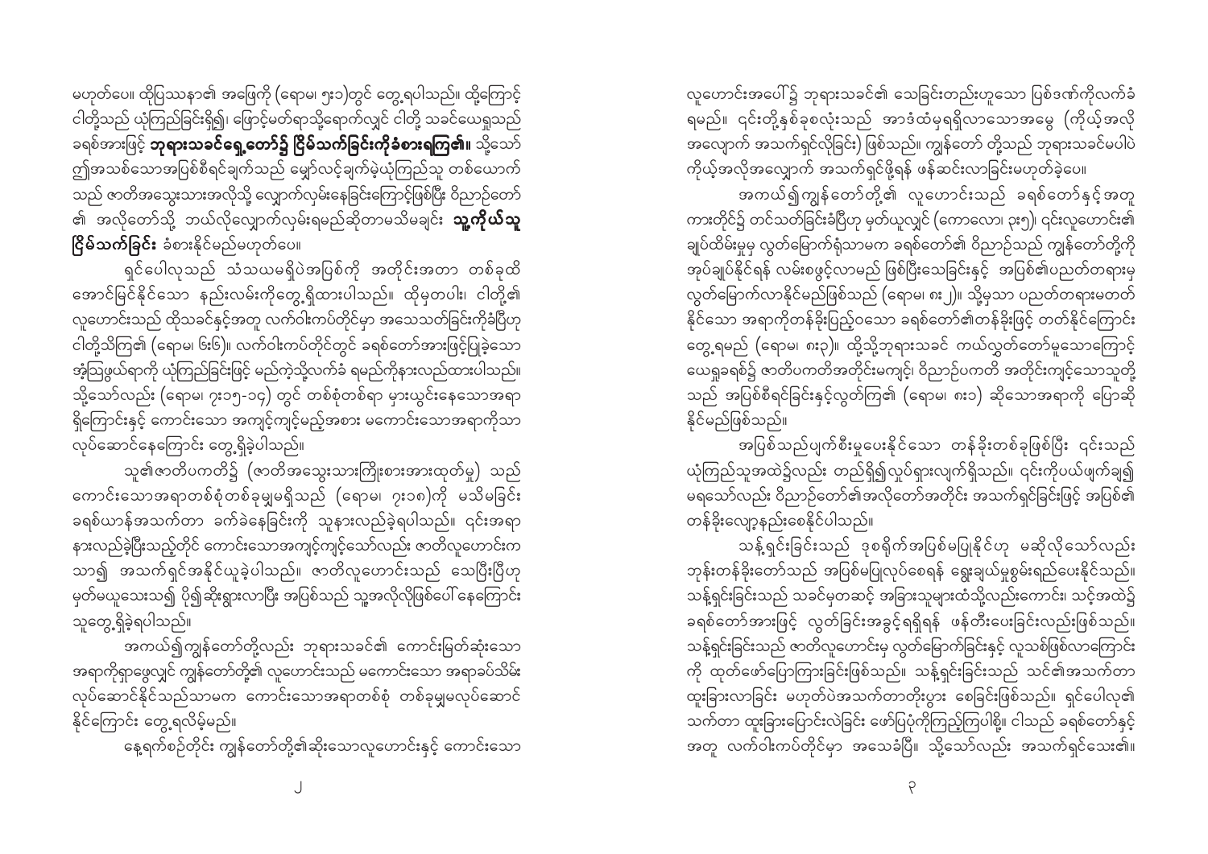မဟုတ်ပေ။ ထိုပြဿနာ၏ အဖြေကို (ရောမ၊ ၅း၁)တွင် တွေ့ရပါသည်။ ထို့ကြောင့် ငါတို့သည် ယုံကြည်ခြင်းရှိ၍၊ ဖြောင့်မတ်ရာသို့ရောက်လျှင် ငါတို့ သခင်ယေရှုသည် ခရစ်အားဖြင့် **ဘုရားသခင်ရှေ့တော်၌ ငြိမ်သက်ခြင်းကိုခံစားရကြ၏။** သို့သော် ဤအသစ်သောအပြစ်စီရင်ချက်သည် မျှော်လင့်ချက်မဲ့ယုံကြည်သူ တစ်ယောက်သည် ဇာတိအသွေးသားအလိုသို့ လျှောက်လှမ်းနေခြင်းကြောင့်ဖြစ်ပြီး ဝိညာဉ်တော်၏ အလိုတော်သို့ ဘယ်လိုလျှောက်လှမ်းရမည်ဆိုတာမသိမချင်း **သူ့ကိုယ်သူ ငြိမ်သက်ခြင်း** ခံစားနိုင်မည်မဟုတ်ပေ။

ရှင်ပေါလုသည် သံသယမရှိပဲအပြစ်ကို အတိုင်းအတာ တစ်ခုထိ အောင်မြင်နိုင်သော နည်းလမ်းကိုတွေ့ရှိထားပါသည်။ ထို့မှတပါး၊ ငါတို့၏ လူဟောင်းသည် ထိုသခင်နှင့်အတူ လက်ဝါးကပ်တိုင်မှာ အသေသတ်ခြင်းကိုခံပြီဟု ငါတို့သိကြ၏ (ရောမ၊ ၆း၆)။ လက်ဝါးကပ်တိုင်တွင် ခရစ်တော်အားဖြင့်ပြုခဲ့သော အံ့ဩဖွယ်ရာကို ယုံကြည်ခြင်းဖြင့် မည်ကဲ့သို့လက်ခံ ရမည်ကိုနားလည်ထားပါသည်။ သို့သော်လည်း (ရောမ၊ ၇း၁၅-၁၄) တွင် တစ်စုံတစ်ရာ မှားယွင်းနေသောအရာ ရှိကြောင်းနှင့် ကောင်းသော အကျင့်ကျင့်မည့်အစား မကောင်းသောအရာကိုသာ လုပ်ဆောင်နေကြောင်း တွေ့ရှိခဲ့ပါသည်။

သူ၏ဇာတိပကတိ၌ (ဇာတိအသွေးသားကြိုးစားအားထုတ်မှု) သည် ကောင်းသောအရာတစ်စုံတစ်ခုမျှမရှိသည် (ရောမ၊ ၇း၁၈)ကို မသိမခြင်း ခရစ်ယာန်အသက်တာ ခက်ခဲနေခြင်းကို သူနားလည်ခဲ့ရပါသည်။ ၎င်းအရာ နားလည်ခဲ့ပြီးသည့်တိုင် ကောင်းသောအကျင့်ကျင့်သော်လည်း ဇာတိလူဟောင်းက သာ၍ အသက်ရှင်အနိုင်ယူခဲ့ပါသည်။ ဇာတိလူဟောင်းသည် သေပြီးပြီဟု မှတ်မယူသေးသ၍ ပို၍ဆိုးရွားလာပြီး အပြစ်သည် သူ့အလိုလိုဖြစ်ပေါ်နေကြောင်း သူတွေ့ရှိခဲ့ရပါသည်။

အကယ်၍ကျွန်တော်တို့လည်း ဘုရားသခင်၏ ကောင်းမြတ်ဆုံးသော အရာကိုရှာဖွေလျှင် ကျွန်တော်တို့၏ လူဟောင်းသည် မကောင်းသော အရာခပ်သိမ်း လုပ်ဆောင်နိုင်သည်သာမက ကောင်းသောအရာတစ်စုံ တစ်ခုမျှမလုပ်ဆောင် နိုင်ကြောင်း တွေ့ရလိမ့်မည်။

နေ့ရက်စဉ်တိုင်း ကျွန်တော်တို့၏ဆိုးသောလူဟောင်းနှင့် ကောင်းသော လူဟောင်းအပေါ်၌ ဘုရားသခင်၏ သေခြင်းတည်းဟူသော ပြစ်ဒဏ်ကိုလက်ခံ ရမည်။ ၎င်းတို့နှစ်ခုစလုံးသည် အာဒံထံမှရရှိလာသောအမွေ (ကိုယ့်အလို အလျောက် အသက်ရှင်လိုခြင်း) ဖြစ်သည်။ ကျွန်တော် တို့သည် ဘုရားသခင်မပါပဲ ကိုယ့်အလိုအလျောက် အသက်ရှင်ဖို့ရန် ဖန်ဆင်းလာခြင်းမဟုတ်ခဲ့ပေ။

အကယ်၍ကျွန်တော်တို့၏ လူဟောင်းသည် ခရစ်တော်နှင့်အတူ ကားတိုင်၌ တင်သတ်ခြင်းခံပြီဟု မှတ်ယူလျှင် (ကောလော၊ ၃း၅)၊ ၎င်းလူဟောင်း၏ ချုပ်ထိမ်းမှုမှ လွတ်မြောက်ရုံသာမက ခရစ်တော်၏ ဝိညာဉ်သည် ကျွန်တော်တို့ကို အုပ်ချုပ်နိုင်ရန် လမ်းစဖွင့်လာမည် ဖြစ်ပြီးသေခြင်းနှင့် အပြစ်၏ပညတ်တရားမှ လွတ်မြောက်လာနိုင်မည်ဖြစ်သည် (ရောမ၊ ၈း၂)။ သို့မှသာ ပညတ်တရားမတတ်နိုင်သော အရာကိုတန်ခိုးပြည့်ဝသော ခရစ်တော်၏တန်ခိုးဖြင့် တတ်နိုင်ကြောင်း တွေ့ရမည် (ရောမ၊ ၈း၃)။ ထို့သို့ဘုရားသခင် ကယ်လွတ်တော်မူသောကြောင့် ယေရှုခရစ်၌ ဇာတိပကတိအတိုင်းမကျင့်၊ ဝိညာဉ်ပကတိ အတိုင်းကျင့်သောသူတို့သည် အပြစ်စီရင်ခြင်းနှင့်လွတ်ကြ၏ (ရောမ၊ ၈း၁) ဆိုသောအရာကို ပြောဆိုနိုင်မည်ဖြစ်သည်။

အပြစ်သည်ပျက်စီးမှုပေးနိုင်သော တန်ခိုးတစ်ခုဖြစ်ပြီး ၎င်းသည် ယုံကြည်သူအထဲ၌လည်း တည်ရှိ၍လှုပ်ရှားလျက်ရှိသည်။ ၎င်းကိုပယ်ဖျက်ချ၍ မရသော်လည်း ဝိညာဉ်တော်၏အလိုတော်အတိုင်း အသက်ရှင်ခြင်းဖြင့် အပြစ်၏ တန်ခိုးလျော့နည်းစေနိုင်ပါသည်။

သန့်ရှင်းခြင်းသည် ဒုစရိုက်အပြစ်မပြုနိုင်ဟု မဆိုလိုသော်လည်း ဘုန်းတန်ခိုးတော်သည် အပြစ်မပြုလုပ်စေရန် ရွေးချယ်မှုစွမ်းရည်ပေးနိုင်သည်။ သန့်ရှင်းခြင်းသည် သခင်မှတဆင့် အခြားသူများထံသို့လည်းကောင်း၊ သင့်အထဲ၌ ခရစ်တော်အားဖြင့် လွတ်ခြင်းအခွင့်ရရှိရန် ဖန်တီးပေးခြင်းလည်းဖြစ်သည်။ သန့်ရှင်းခြင်းသည် ဇာတိလူဟောင်းမှ လွတ်မြောက်ခြင်းနှင့် လူသစ်ဖြစ်လာကြောင်းကို ထုတ်ဖော်ပြောကြားခြင်းဖြစ်သည်။ သန့်ရှင်းခြင်းသည် သင်၏အသက်တာ ထူးခြားလာခြင်း မဟုတ်ပဲအသက်တာတိုးပွား စေခြင်းဖြစ်သည်။ ရှင်ပေါလု၏ သက်တာ ထူးခြားပြောင်းလဲခြင်း ဖော်ပြပုံကိုကြည့်ကြပါစို့။ ငါသည် ခရစ်တော်နှင့် အတူ လက်ဝါးကပ်တိုင်မှာ အသေခံပြီ။ သို့သော်လည်း အသက်ရှင်သေး၏။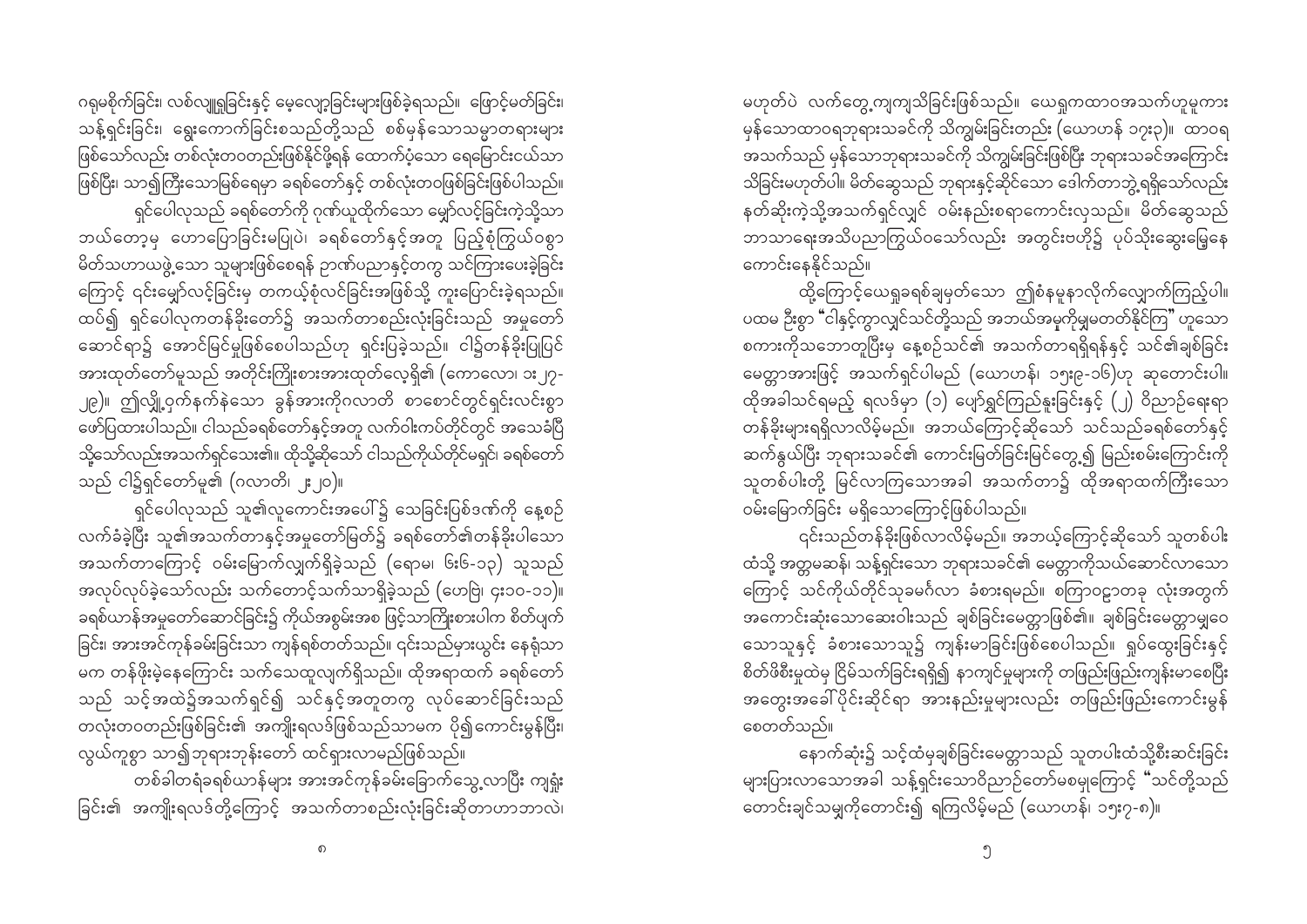ဂရုမစိုက်ခြင်း၊ လစ်လျူရှုခြင်းနှင့် မေ့လျော့ခြင်းများဖြစ်ခဲ့ရသည်။ ဖြောင့်မတ်ခြင်း၊ သန့်ရှင်းခြင်း၊ ရွေးကောက်ခြင်းစသည်တို့သည် စစ်မှန်သောသမ္မာတရားများဖြစ်သော်လည်း တစ်လုံးတဝတည်းဖြစ်နိုင်ဖို့ရန် ထောက်ပံ့သော ရေမြောင်းငယ်သာဖြစ်ပြီး၊ သာ၍ကြီးသောမြစ်ရေမှာ ခရစ်တော်နှင့် တစ်လုံးတဝဖြစ်ခြင်းဖြစ်ပါသည်။

ရှင်ပေါလုသည် ခရစ်တော်ကို ဂုဏ်ယူထိုက်သော မျှော်လင့်ခြင်းကဲ့သို့သာ ဘယ်တော့မှ ဟောပြောခြင်းမပြုပဲ၊ ခရစ်တော်နှင့်အတူ ပြည့်စုံကြွယ်ဝစွာ မိတ်သဟာယဖွဲ့သော သူများဖြစ်စေရန် ဉာဏ်ပညာနှင့်တကွ သင်ကြားပေးခဲ့ခြင်းကြောင့် ၎င်းမျှော်လင့်ခြင်းမှ တကယ်စုံလင်ခြင်းအဖြစ်သို့ ကူးပြောင်းခဲ့ရသည်။ ထပ်၍ ရှင်ပေါလုကတန်ခိုးတော်၌ အသက်တာစည်းလုံးခြင်းသည် အမှုတော်ဆောင်ရာ၌ အောင်မြင်မှုဖြစ်စေပါသည်ဟု ရှင်းပြခဲ့သည်။ ငါ၌တန်ခိုးပြုပြင်အားထုတ်တော်မူသည် အတိုင်းကြီးစားအားထုတ်လေ့ရှိ၏ (ကောလော၊ ၁း၂၇-၂၉)။ ဤလျှို့ဝှက်နက်နဲသော ခွန်အားကိုဂလာတိ စာစောင်တွင်ရှင်းလင်းစွာ ဖော်ပြထားပါသည်။ ငါသည်ခရစ်တော်နှင့်အတူ လက်ဝါးကပ်တိုင်တွင် အသေခံပြီသို့သော်လည်းအသက်ရှင်သေး၏။ ထိုသို့ဆိုသော် ငါသည်ကိုယ်တိုင်မရှင်၊ ခရစ်တော်သည် ငါ၌ရှင်တော်မူ၏ (ဂလာတိ၊ ၂း၂၀)။

ရှင်ပေါလုသည် သူ၏လူကောင်းအပေါ်၌ သေခြင်းပြစ်ဒဏ်ကို နေ့စဉ်လက်ခံခဲ့ပြီး သူ၏အသက်တာနှင့်အမှုတော်မြတ်၌ ခရစ်တော်၏တန်ခိုးပါသော အသက်တာကြောင့် ဝမ်းမြောက်လျှက်ရှိခဲ့သည် (ရောမ၊ ၆း၆-၁၃) သူသည် အလုပ်လုပ်ခဲ့သော်လည်း သက်တောင့်သက်သာရှိခဲ့သည် (ဟေဗြဲ၊ ၄း၁၀-၁၁)။ ခရစ်ယာန်အမှုတော်ဆောင်ခြင်း၌ ကိုယ်အစွမ်းအစ ဖြင့်သာကြိုးစားပါက စိတ်ပျက်ခြင်း၊ အားအင်ကုန်ခမ်းခြင်းသာ ကျန်ရစ်တတ်သည်။ ၎င်းသည်မှားယွင်း နေရုံသာမက တန်ဖိုးမဲ့နေကြောင်း သက်သေထူလျက်ရှိသည်။ ထိုအရာထက် ခရစ်တော်သည် သင့်အထဲ၌အသက်ရှင်၍ သင်နှင့်အတူတကွ လုပ်ဆောင်ခြင်းသည် တလုံးတဝတည်းဖြစ်ခြင်း၏ အကျိုးရလဒ်ဖြစ်သည်သာမက ပို၍ကောင်းမွန်ပြီး၊ လွယ်ကူစွာ သာ၍ဘုရားဘုန်းတော် ထင်ရှားလာမည်ဖြစ်သည်။

တစ်ခါတရံခရစ်ယာန်များ အားအင်ကုန်ခမ်းခြောက်သွေ့လာပြီး ကျရှုံးခြင်း၏ အကျိုးရလဒ်တို့ကြောင့် အသက်တာစည်းလုံးခြင်းဆိုတာဟာဘာလဲ၊ မဟုတ်ပဲ လက်တွေ့ကျကျသိခြင်းဖြစ်သည်။ ယေရှုကထာဝရအသက်ဟူမူကား မှန်သောထာဝရဘုရားသခင်ကို သိကျွမ်းခြင်းတည်း (ယောဟန် ၁၇း၃)။ ထာဝရအသက်သည် မှန်သောဘုရားသခင်ကို သိကျွမ်းခြင်းဖြစ်ပြီး ဘုရားသခင်အကြောင်းသိခြင်းမဟုတ်ပါ။ မိတ်ဆွေသည် ဘုရားနှင့်ဆိုင်သော ဒေါက်တာဘွဲ့ရရှိသော်လည်း နတ်ဆိုးကဲ့သို့အသက်ရှင်လျှင် ဝမ်းနည်းစရာကောင်းလှသည်။ မိတ်ဆွေသည် ဘာသာရေးအသိပညာကြွယ်ဝသော်လည်း အတွင်းဇာတိ၌ ပုပ်သိုးဆွေးမြေ့နေ ကောင်းနေနိုင်သည်။

ထို့ကြောင့်ယေရှုခရစ်ချမှတ်သော ဤစံနမူနာလိုက်လျှောက်ကြည့်ပါ။ ပထမ ဦးစွာ "ငါနှင့်ကွာလျှင်သင်တို့သည် အဘယ်အမှုကိုမျှမတတ်နိုင်ကြ" ဟူသော စကားကိုသဘောတူပြီးမှ နေ့စဉ်သင်၏ အသက်တာရရှိရန်နှင့် သင်၏ချစ်ခြင်းမေတ္တာအားဖြင့် အသက်ရှင်ပါမည် (ယောဟန်၊ ၁၅း၉-၁၆)ဟု ဆုတောင်းပါ။ ထိုအခါသင်ရမည့် ရလဒ်မှာ (၁) ပျော်ရွှင်ကြည်နူးခြင်းနှင့် (၂) ဝိညာဉ်ရေးရာတန်ခိုးများရရှိလာလိမ့်မည်။ အဘယ်ကြောင့်ဆိုသော် သင်သည်ခရစ်တော်နှင့် ဆက်နွယ်ပြီး ဘုရားသခင်၏ ကောင်းမြတ်ခြင်းမြင်တွေ့၍ မြည်းစမ်းကြောင်းကို သူတစ်ပါးတို့ မြင်လာကြသောအခါ အသက်တာ၌ ထိုအရာထက်ကြီးသော ဝမ်းမြောက်ခြင်း မရှိသောကြောင့်ဖြစ်ပါသည်။

၎င်းသည်တန်ခိုးဖြစ်လာလိမ့်မည်။ အဘယ့်ကြောင့်ဆိုသော် သူတစ်ပါးထံသို့ အတ္တမဆန်၊ သန့်ရှင်းသော ဘုရားသခင်၏ မေတ္တာကိုသယ်ဆောင်လာသောကြောင့် သင်ကိုယ်တိုင်သုခမင်္ဂလာ ခံစားရမည်။ စကြာဝဠာတခု လုံးအတွက် အကောင်းဆုံးသောဆေးဝါးသည် ချစ်ခြင်းမေတ္တာဖြစ်၏။ ချစ်ခြင်းမေတ္တာမျှဝေသောသူနှင့် ခံစားသောသူ၌ ကျန်းမာခြင်းဖြစ်စေပါသည်။ ရှုပ်ထွေးခြင်းနှင့် စိတ်ဖိစီးမှုထဲမှ ငြိမ်သက်ခြင်းရရှိ၍ နာကျင်မှုများကို တဖြည်းဖြည်းကျန်းမာစေပြီး အတွေးအခေါ်ပိုင်းဆိုင်ရာ အားနည်းမှုများလည်း တဖြည်းဖြည်းကောင်းမွန်စေတတ်သည်။

နောက်ဆုံး၌ သင့်ထံမှချစ်ခြင်းမေတ္တာသည် သူတပါးထံသို့စီးဆင်းခြင်းများပြားလာသောအခါ သန့်ရှင်းသောဝိညာဉ်တော်မစမှုကြောင့် "သင်တို့သည် တောင်းချင်သမျှကိုတောင်း၍ ရကြလိမ့်မည် (ယောဟန်၊ ၁၅း၇-၈)။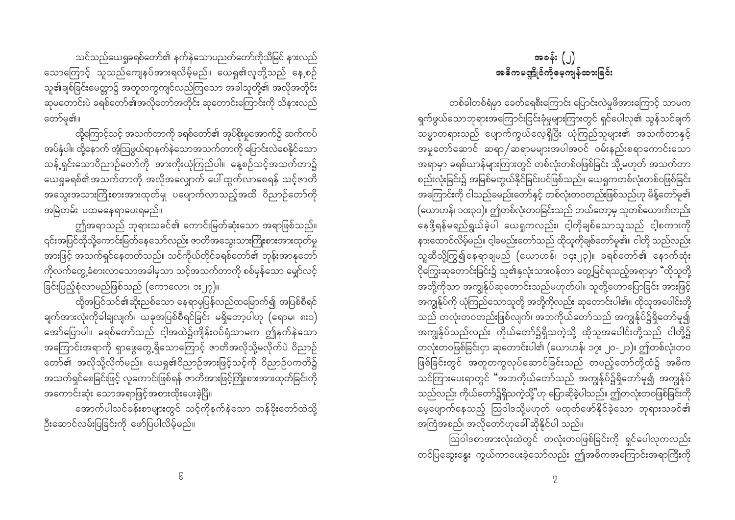သင်သည်ယေရှုခရစ်တော်၏ နက်နဲသောပညတ်တော်ကိုသိမြင် နားလည်သောကြောင့် သူသည်ကျေနပ်အားရလိမ့်မည်။ ယေရှု၏လူတို့သည် နေ့စဉ်သူ၏ချစ်ခြင်းမေတ္တာ၌ အတူတကွကျင်လည်ကြသော အခါသူတို့၏ အလိုအတိုင်း ဆုမတောင်းပဲ ခရစ်တော်၏အလိုတော်အတိုင်း ဆုတောင်းကြောင်းကို သိနားလည်တော်မူ၏။

ထို့ကြောင့်သင့် အသက်တာကို ခရစ်တော်၏ အုပ်စိုးမှုအောက်၌ ဆက်ကပ်အပ်နှံပါ။ ထို့နောက် အံ့သြဖွယ်ရာနက်နဲသောအသက်တာကို ပြောင်းလဲစေနိုင်သော သန့်ရှင်းသောဝိညာဉ်တော်ကို အားကိုးယုံကြည်ပါ။ နေ့စဉ်သင့်အသက်တာ၌ ယေရှုခရစ်၏အသက်တာကို အလိုအလျှောက် ပေါ်ထွက်လာစေရန် သင့်ဇာတိအသွေးအသားကြိုးစားအားထုတ်မှု ပပျောက်လာသည့်အထိ ဝိညာဉ်တော်ကို အမြဲတမ်း ပထမနေရာပေးရမည်။

ဤအရာသည် ဘုရားသခင်၏ ကောင်းမြတ်ဆုံးသော အရာဖြစ်သည်။ ၎င်းအပြင်ထိုသို့ကောင်းမြတ်နေသော်လည်း ဇာတိအသွေးသားကြိုးစားအားထုတ်မှုအားဖြင့် အသက်ရှင်နေတတ်သည်။ သင်ကိုယ်တိုင်ခရစ်တော်၏ ဘုန်းအာနုဘော်ကိုလက်တွေ့ခံစားလာသောအခါမှသာ သင့်အသက်တာကို စစ်မှန်သော မျှော်လင့်ခြင်းပြည့်စုံလာမည်ဖြစ်သည် (ကောလော၊ ၁း၂၇)။

ထို့အပြင်သင်၏ဆိုးညစ်သော နေရာမှပြန်လည်ထမြောက်၍ အပြစ်စီရင်ချက်အားလုံးကိုခါချလျက်၊ ယခုအပြစ်စီရင်ခြင်း မရှိတော့ပါဟု (ရောမ၊ ၈း၁) အော်ပြောပါ။ ခရစ်တော်သည် ၎င်းအထဲ၌ကျိန်းဝပ်ရုံသာမက ဤနက်နဲသော အကြောင်းအရာကို ရှာဖွေတွေ့ရှိသောကြောင့် ဇာတိအလိုသို့မလိုက်ပဲ ဝိညာဉ်တော်၏ အလိုသို့လိုက်မည်။ ယေရှု၏ဝိညာဉ်အားဖြင့်သင့်ကို ဝိညာဉ်ပကတိ၌ အသက်ရှင်စေခြင်းဖြင့် လူကောင်းဖြစ်ရန် ဇာတိအားဖြင့်ကြိုးစားအားထုတ်ခြင်းကို အကောင်းဆုံး သောအရာဖြင့်အစားထိုးပေးခဲ့ပြီ။

အောက်ပါသင်ခန်းစာများတွင် သင့်ကိုနက်နဲသော တန်ခိုးတော်ထဲသို့ ဦးဆောင်လမ်းပြခြင်းကို ဖော်ပြပါလိမ့်မည်။

# အခန်း (၂)
## အဓိကမကျွင်ကိုမေ့ကျန်ထားခြင်း

တစ်ခါတစ်ရံမှာ ခေတ်ရေစီးကြောင်း ပြောင်းလဲမှုဖိအားကြောင့် သာမကရှက်ဖွယ်သောဘုရားအကြောင်းငြင်းခုံမှုများကြားတွင် ရှင်ပေါလု၏ သွန်သင်ချက်သမ္မာတရားသည် ပျောက်ကွယ်လေ့ရှိပြီး ယုံကြည်သူများ၏ အသက်တာနှင့်အမှုတော်ဆောင် ဆရာ/ဆရာမများအပါအဝင် ဝမ်းနည်းစရာကောင်းသောအရာမှာ ခရစ်ယာန်များကြားတွင် တစ်လုံးတစ်ဝဖြစ်ခြင်း သို့မဟုတ် အသက်တာစည်းလုံးခြင်း၌ အမြစ်မတွယ်နိုင်ခြင်းပင်ဖြစ်သည်။ ယေရှုကတစ်လုံးတစ်ဝဖြစ်ခြင်းအကြောင်းကို ငါသည်ခမည်းတော်နှင့် တစ်လုံးတတည်းဖြစ်သည်ဟု မိန့်တော်မူ၏ (ယောဟန်၊ ၁၀း၃၀)။ ဤတစ်လုံးတခြင်းသည် ဘယ်တော့မှ သူတစ်ယောက်တည်းနေဖို့ရန်မရည်ရွယ်ခဲ့ပါ ယေရှုကလည်း၊ ငါ့ကိုချစ်သောသူသည် ငါ့စကားကိုနားထောင်လိမ့်မည်။ ငါ့ခမည်းတော်သည် ထိုသူကိုချစ်တော်မူ၏။ ငါတို့သည်လည်း သူ့ဆီသို့ကြွ၍နေရာချမည် (ယောဟန်၊ ၁၄း၂၃)။ ခရစ်တော်၏ နောက်ဆုံးဝိုကြွေးဆုတောင်းခြင်း၌ သူ၏နှလုံးသားဝန်တာ တွေ့မြင်ရသည့်အရာမှာ "ထိုသူတို့အဘို့ကိုသာ အကျွန်ုပ်ဆုတောင်းသည်မဟုတ်ပါ။ သူတို့ဟောပြောခြင်း အားဖြင့်အကျွန်ုပ်ကို ယုံကြည်သောသူတို့ အဘို့ကိုလည်း ဆုတောင်းပါ၏။ ထိုသူအပေါင်းတို့သည် တလုံးတဝတည်းဖြစ်လျက်၊ အဘကိုယ်တော်သည် အကျွန်ုပ်၌ရှိတော်မူ၍ အကျွန်ုပ်သည်လည်း ကိုယ်တော်၌ရှိသကဲ့သို့ ထိုသူအပေါင်းတို့သည် ငါတို့၌တလုံးတဝဖြစ်ခြင်းငှာ ဆုတောင်းပါ၏ (ယောဟန်၊ ၁၇း ၂၀-၂၁)။ ဤတစ်လုံးတဝဖြစ်ခြင်းတွင် အတူတကွလုပ်ဆောင်ခြင်းသည် တပည့်တော်တို့ထံ၌ အဓိကသင်ကြားပေးရာတွင် "အဘကိုယ်တော်သည် အကျွန်ုပ်၌ရှိတော်မူ၍ အကျွန်ုပ်သည်လည်း ကိုယ်တော်၌ရှိသကဲ့သို့"ဟု ပြောဆိုခဲ့ပါသည်။ ဤတလုံးတဝဖြစ်ခြင်းကို မေ့ပျောက်နေသည့် ဩဝါဒသို့မဟုတ် မထုတ်ဖော်နိုင်ခဲ့သော ဘုရားသခင်၏ အကြံအစည်၊ အလိုတော်ဟုခေါ်ဆိုနိုင်ပါ သည်။

ဩဝါဒစာအားလုံးထဲတွင် တလုံးတဝဖြစ်ခြင်းကို ရှင်ပေါလုကလည်း တင်ပြဆွေးနွေး ကွယ်ကာပေးခဲ့သော်လည်း ဤအဓိကအကြောင်းအရာကြီးကို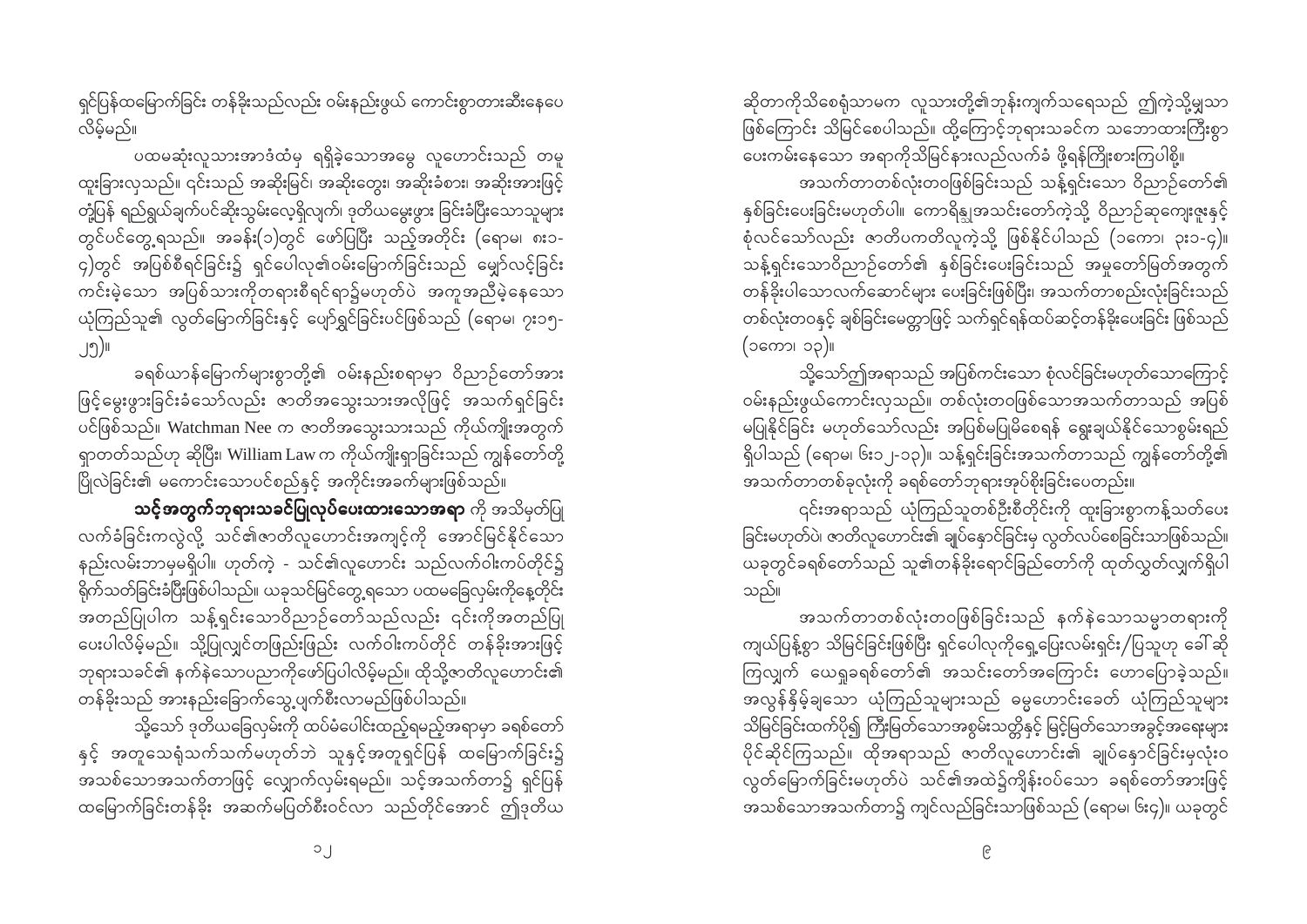ရှင်ပြန်ထမြောက်ခြင်း တန်ခိုးသည်လည်း ဝမ်းနည်းဖွယ် ကောင်းစွာတားဆီးနေပေလိမ့်မည်။

ပထမဆုံးလူသားအာဒံထံမှ ရရှိခဲ့သောအမွေ လူဟောင်းသည် တမူထူးခြားလှသည်။ ၎င်းသည် အဆိုးမြင်၊ အဆိုးတွေး၊ အဆိုးခံစား၊ အဆိုးအားဖြင့် တုံ့ပြန် ရည်ရွယ်ချက်ပင်ဆိုးသွမ်းလေ့ရှိလျက်၊ ဒုတိယမွေးဖွား ခြင်းခံပြီးသောသူများ တွင်ပင်တွေ့ရသည်။ အခန်း(၁)တွင် ဖော်ပြပြီး သည့်အတိုင်း (ရောမ၊ ၈း၁-၄)တွင် အပြစ်စီရင်ခြင်း၌ ရှင်ပေါလု၏ဝမ်းမြောက်ခြင်းသည် မျှော်လင့်ခြင်း ကင်းမဲ့သော အပြစ်သားကိုတရားစီရင်ရာ၌မဟုတ်ပဲ အကူအညီမဲ့နေသော ယုံကြည်သူ၏ လွတ်မြောက်ခြင်းနှင့် ပျော်ရွှင်ခြင်းပင်ဖြစ်သည် (ရောမ၊ ၇း၁၅-၂၅)။

ခရစ်ယာန်မြောက်များစွာတို့၏ ဝမ်းနည်းစရာမှာ ဝိညာဉ်တော်အားဖြင့်မွေးဖွားခြင်းခံသော်လည်း ဇာတိအသွေးသားအလိုဖြင့် အသက်ရှင်ခြင်းပင်ဖြစ်သည်။ Watchman Nee က ဇာတိအသွေးသားသည် ကိုယ်ကျိုးအတွက် ရှာတတ်သည်ဟု ဆိုပြီး၊ William Law က ကိုယ်ကျိုးရှာခြင်းသည် ကျွန်တော်တို့ပြိုလဲခြင်း၏ မကောင်းသောပင်စည်နှင့် အကိုင်းအခက်များဖြစ်သည်။

**သင့်အတွက်ဘုရားသခင်ပြုလုပ်ပေးထားသောအရာ** ကို အသိမှတ်ပြု လက်ခံခြင်းကလွဲလို့ သင်၏ဇာတိလူဟောင်းအကျင့်ကို အောင်မြင်နိုင်သော နည်းလမ်းဘာမှမရှိပါ။ ဟုတ်ကဲ့ - သင်၏လူဟောင်း သည်လက်ဝါးကပ်တိုင်၌ ရိုက်သတ်ခြင်းခံပြီးဖြစ်ပါသည်။ ယခုသင်မြင်တွေ့ရသော ပထမခြေလှမ်းကိုနေ့တိုင်း အတည်ပြုပါက သန့်ရှင်းသောဝိညာဉ်တော်သည်လည်း ၎င်းကိုအတည်ပြု ပေးပါလိမ့်မည်။ သို့ပြုလျှင်တဖြည်းဖြည်း လက်ဝါးကပ်တိုင် တန်ခိုးအားဖြင့် ဘုရားသခင်၏ နက်နဲသောပညာကိုဖော်ပြပါလိမ့်မည်။ ထိုသို့ဇာတိလူဟောင်း၏ တန်ခိုးသည် အားနည်းခြောက်သွေ့ပျက်စီးလာမည်ဖြစ်ပါသည်။

သို့သော် ဒုတိယခြေလှမ်းကို ထပ်မံပေါင်းထည့်ရမည့်အရာမှာ ခရစ်တော်နှင့် အတူသေရုံသက်သက်မဟုတ်ဘဲ သူနှင့်အတူရှင်ပြန် ထမြောက်ခြင်း၌ အသစ်သောအသက်တာဖြင့် လျှောက်လှမ်းရမည်။ သင့်အသက်တာ၌ ရှင်ပြန်ထမြောက်ခြင်းတန်ခိုး အဆက်မပြတ်စီးဝင်လာ သည်တိုင်အောင် ဤဒုတိယ

ဆိုတာကိုသိစေရုံသာမက လူသားတို့၏ဘုန်းကျက်သရေသည် ဤကဲ့သို့မျှသာဖြစ်ကြောင်း သိမြင်စေပါသည်။ ထို့ကြောင့်ဘုရားသခင်က သဘောထားကြီးစွာ ပေးကမ်းနေသော အရာကိုသိမြင်နားလည်လက်ခံ ဖို့ရန်ကြိုးစားကြပါစို့။

အသက်တာတစ်လုံးတစ်ဖြစ်ခြင်းသည် သန့်ရှင်းသော ဝိညာဉ်တော်၏ နှစ်ခြင်းပေးခြင်းမဟုတ်ပါ။ ကောရိန္သုအသင်းတော်ကဲ့သို့ ဝိညာဉ်ဆုကျေးဇူးနှင့် စုံလင်သော်လည်း ဇာတိပကတိလူကဲ့သို့ ဖြစ်နိုင်ပါသည် (၁ကော၊ ၃း၁-၄)။ သန့်ရှင်းသောဝိညာဉ်တော်၏ နှစ်ခြင်းပေးခြင်းသည် အမှုတော်မြတ်အတွက် တန်ခိုးပါသောလက်ဆောင်များ ပေးခြင်းဖြစ်ပြီး၊ အသက်တာစည်းလုံးခြင်းသည် တစ်လုံးတဝနှင့် ချစ်ခြင်းမေတ္တာဖြင့် သက်ရှင်ရန်ထပ်ဆင့်တန်ခိုးပေးခြင်း ဖြစ်သည် (၁ကော၊ ၁၃)။

သို့သော်ဤအရာသည် အပြစ်ကင်းသော စုံလင်ခြင်းမဟုတ်သောကြောင့် ဝမ်းနည်းဖွယ်ကောင်းလှသည်။ တစ်လုံးတစ်ဖြစ်သောအသက်တာသည် အပြစ်မပြုနိုင်ခြင်း မဟုတ်သော်လည်း အပြစ်မပြုမိစေရန် ရွေးချယ်နိုင်သောစွမ်းရည် ရှိပါသည် (ရောမ၊ ၆း၁၂-၁၃)။ သန့်ရှင်းခြင်းအသက်တာသည် ကျွန်တော်တို့၏ အသက်တာတစ်ခုလုံးကို ခရစ်တော်ဘုရားအုပ်စိုးခြင်းပေတည်း။

၎င်းအရာသည် ယုံကြည်သူတစ်ဦးစီတိုင်းကို ထူးခြားစွာကန့်သတ်ပေးခြင်းမဟုတ်ပဲ၊ ဇာတိလူဟောင်း၏ ချုပ်နှောင်ခြင်းမှ လွတ်လပ်စေခြင်းသာဖြစ်သည်။ ယခုတွင်ခရစ်တော်သည် သူ၏တန်ခိုးရောင်ခြည်တော်ကို ထုတ်လွှတ်လျက်ရှိပါသည်။

အသက်တာတစ်လုံးတစ်ဖြစ်ခြင်းသည် နက်နဲသောသမ္မာတရားကို ကျယ်ပြန့်စွာ သိမြင်ခြင်းဖြစ်ပြီး ရှင်ပေါလုကိုရှေ့ပြေးလမ်းရှင်း/ပြသူဟု ခေါ်ဆိုကြလျှက် ယေရှုခရစ်တော်၏ အသင်းတော်အကြောင်း ဟောပြောခဲ့သည်။ အလွန်နိမ့်ချသော ယုံကြည်သူများသည် ဓမ္မဟောင်းခေတ် ယုံကြည်သူများ သိမြင်ခြင်းထက်ပို၍ ကြီးမြတ်သောအစွမ်းသတ္တိနှင့် မြင့်မြတ်သောအခွင့်အရေးများ ပိုင်ဆိုင်ကြသည်။ ထိုအရာသည် ဇာတိလူဟောင်း၏ ချုပ်နှောင်ခြင်းမှလုံးဝ လွတ်မြောက်ခြင်းမဟုတ်ပဲ သင်၏အထဲ၌ကိန်းဝပ်သော ခရစ်တော်အားဖြင့် အသစ်သောအသက်တာ၌ ကျင်လည်ခြင်းသာဖြစ်သည် (ရောမ၊ ၆း၄)။ ယခုတွင်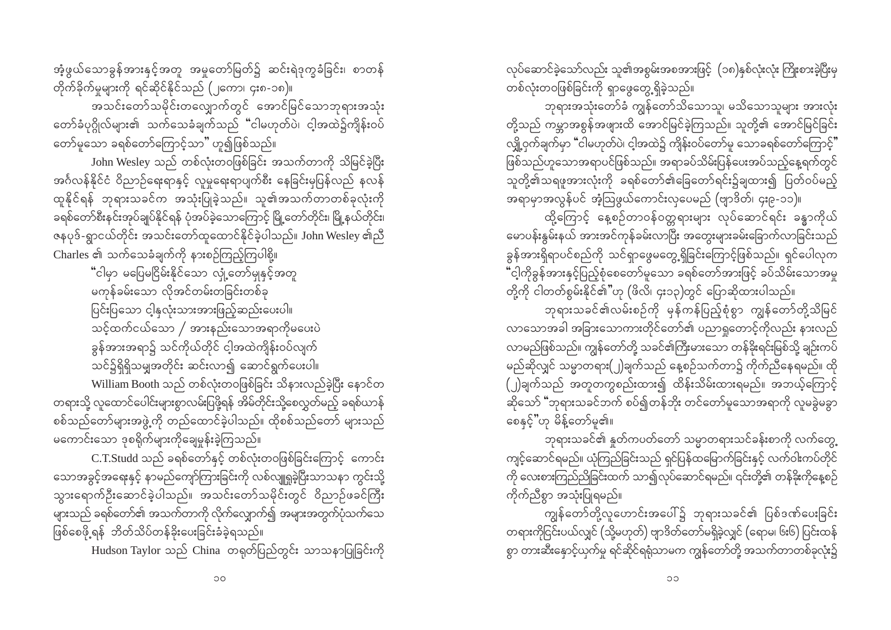အံ့ဖွယ်သောခွန်အားနှင့်အတူ အမှုတော်မြတ်၌ ဆင်းရဲဒုက္ခခံခြင်း၊ စာတန်တိုက်ခိုက်မှုများကို ရင်ဆိုင်နိုင်သည် (၂ကော၊ ၄း၈-၁၈)။

အသင်းတော်သမိုင်းတလျှောက်တွင် အောင်မြင်သောဘုရားအသုံးတော်ခံပုဂ္ဂိုလ်များ၏ သက်သေခံချက်သည် "ငါမဟုတ်ပဲ၊ ငါ့အထဲ၌ကျိန်းဝပ်တော်မူသော ခရစ်တော်ကြောင့်သာ" ဟူ၍ဖြစ်သည်။

John Wesley သည် တစ်လုံးတဝဖြစ်ခြင်း အသက်တာကို သိမြင်ခဲ့ပြီး အင်္ဂလန်နိုင်ငံ ဝိညာဉ်ရေးရာနှင့် လူမှုရေးရာပျက်စီး နေခြင်းမှပြန်လည် နလန်ထူနိုင်ရန် ဘုရားသခင်က အသုံးပြုခဲ့သည်။ သူ၏အသက်တာတစ်ခုလုံးကို ခရစ်တော်စီးနင်းအုပ်ချုပ်နိုင်ရန် ပုံအပ်ခဲ့သောကြောင့် မြို့တော်တိုင်း၊ မြို့နယ်တိုင်း၊ ဇနပုဒ်-ရွာငယ်တိုင်း အသင်းတော်ထူထောင်နိုင်ခဲ့ပါသည်။ John Wesley ၏ညီ Charles ၏ သက်သေခံချက်ကို နားစဉ်ကြည့်ကြပါစို့။

"ငါမှာ မပြေမငြိမ်းနိုင်သော လုံ့တော်မှုနှင့်အတူ
မကုန်ခမ်းသော လိုအင်တမ်းတခြင်းတစ်ခု
ပြင်းပြသော ငါ့နှလုံးသားအားဖြည့်ဆည်းပေးပါ။
သင့်ထက်ငယ်သော / အားနည်းသောအရာကိုမပေးပဲ
ခွန်အားအရာ၌ သင်ကိုယ်တိုင် ငါ့အထဲကျိန်းဝပ်လျက်
သင်၌ရှိရှိသမျှအတိုင်း ဆင်းလာ၍ ဆောင်ရွက်ပေးပါ။

William Booth သည် တစ်လုံးတဝဖြစ်ခြင်း သိနားလည်ခဲ့ပြီး နောင်တတရားသို့ လူထောင်ပေါင်းများစွာလမ်းပြဖို့ရန် အိမ်တိုင်းသို့စေလွှတ်မည့် ခရစ်ယာန်စစ်သည်တော်များအဖွဲ့ကို တည်ထောင်ခဲ့ပါသည်။ ထိုစစ်သည်တော် များသည် မကောင်းသော ဒုစရိုက်များကိုချေမှုန်းခဲ့ကြသည်။

C.T.Studd သည် ခရစ်တော်နှင့် တစ်လုံးတဝဖြစ်ခြင်းကြောင့် ကောင်းသောအခွင့်အရေးနှင့် နာမည်ကျော်ကြားခြင်းကို လစ်လျူရှုခဲ့ပြီးသာသနာ ကွင်းသို့ သွားရောက်ဦးဆောင်ခဲ့ပါသည်။ အသင်းတော်သမိုင်းတွင် ဝိညာဉ်ဖခင်ကြီးများသည် ခရစ်တော်၏ အသက်တာကို လိုက်လျှောက်၍ အများအတွက်ပုံသက်သေဖြစ်စေဖို့ရန် ဘိတ်သိပ်တန်ခိုးပေးခြင်းခံခဲ့ရသည်။

Hudson Taylor သည် China တရုတ်ပြည်တွင်း သာသနာပြုခြင်းကို လုပ်ဆောင်ခဲ့သော်လည်း သူ၏အစွမ်းအစအားဖြင့် (၁၈)နှစ်လုံးလုံး ကြိုးစားခဲ့ပြီးမှ တစ်လုံးတဝဖြစ်ခြင်းကို ရှာဖွေတွေ့ရှိခဲ့သည်။

ဘုရားအသုံးတော်ခံ ကျွန်တော်သိသောသူ၊ မသိသောသူများ အားလုံးတို့သည် ကမ္ဘာအစွန်အဖျားထိ အောင်မြင်ခဲ့ကြသည်။ သူတို့၏ အောင်မြင်ခြင်းလျှို့ဝှက်ချက်မှာ "ငါမဟုတ်ပဲ၊ ငါ့အထဲ၌ ကျိန်းဝပ်တော်မူ သောခရစ်တော်ကြောင့်" ဖြစ်သည်ဟူသောအရာပင်ဖြစ်သည်။ အရာခပ်သိမ်းပြန်ပေးအပ်သည့်နေ့ရက်တွင် သူတို့၏သရဖူအားလုံးကို ခရစ်တော်၏ခြေတော်ရင်း၌ချထား၍ ပြတ်ဝပ်မည့်အရာမှာအလွန်ပင် အံ့ဩဖွယ်ကောင်းလှပေမည် (ဗျာဒိတ်၊ ၄း၉-၁၁)။

ထိုကြောင့် နေ့စဉ်တာဝန်ဝတ္တရားများ လုပ်ဆောင်ရင်း ခန္ဓာကိုယ်မောပန်းနွမ်းနယ် အားအင်ကုန်ခမ်းလာပြီး အတွေးများခမ်းခြောက်လာခြင်းသည် ခွန်အားရှိရာပင်စည်ကို သင်ရှာဖွေတွေ့ရှိခြင်းကြောင့်ဖြစ်သည်။ ရှင်ပေါလုက "ငါ့ကိုခွန်အားနှင့်ပြည့်စုံစေတော်မူသော ခရစ်တော်အားဖြင့် ခပ်သိမ်းသောအမှုတို့ကို ငါတတ်စွမ်းနိုင်၏"ဟု (ဖိလိ၊ ၄း၁၃)တွင် ပြောဆိုထားပါသည်။

ဘုရားသခင်၏လမ်းစဉ်ကို မှန်ကန်ပြည့်စုံစွာ ကျွန်တော်တို့သိမြင်လာသောအခါ အခြားသောကားတိုင်တော်၏ ပညာရှုထောင့်ကိုလည်း နားလည်လာမည်ဖြစ်သည်။ ကျွန်တော်တို့ သခင်၏ကြီးမားသော တန်ခိုးရင်းမြစ်သို့ ချဉ်းကပ်မည်ဆိုလျှင် သမ္မာတရား(၂)ချက်သည် နေ့စဉ်သက်တာ၌ ကိုက်ညီနေရမည်။ ထို(၂)ချက်သည် အတူတကွစည်းထား၍ ထိန်းသိမ်းထားရမည်။ အဘယ့်ကြောင့်ဆိုသော် "ဘုရားသခင်ဘက် စပ်၍တန်ဘိုး တင်တော်မူသောအရာကို လူမခွဲမခွာစေနှင့်"ဟု မိန့်တော်မူ၏။

ဘုရားသခင်၏ နှုတ်ကပတ်တော် သမ္မာတရားသင်ခန်းစာကို လက်တွေ့ကျင့်ဆောင်ရမည်။ ယုံကြည်ခြင်းသည် ရှင်ပြန်ထမြောက်ခြင်းနှင့် လက်ဝါးကပ်တိုင်ကို လေးစားကြည်ညိုခြင်းထက် သာ၍လုပ်ဆောင်ရမည်။ ၎င်းတို့၏ တန်ခိုးကိုနေ့စဉ်ကိုက်ညီစွာ အသုံးပြုရမည်။

ကျွန်တော်တို့လူဟောင်းအပေါ်၌ ဘုရားသခင်၏ ပြစ်ဒဏ်ပေးခြင်းတရားကိုငြင်းပယ်လျှင် (သို့မဟုတ်) ဗျာဒိတ်တော်မရှိခဲ့လျှင် (ရောမ၊ ၆း၆) ပြင်းထန်စွာ တားဆီးနှောင့်ယှက်မှု ရင်ဆိုင်ရရုံသာမက ကျွန်တော်တို့ အသက်တာတစ်ခုလုံး၌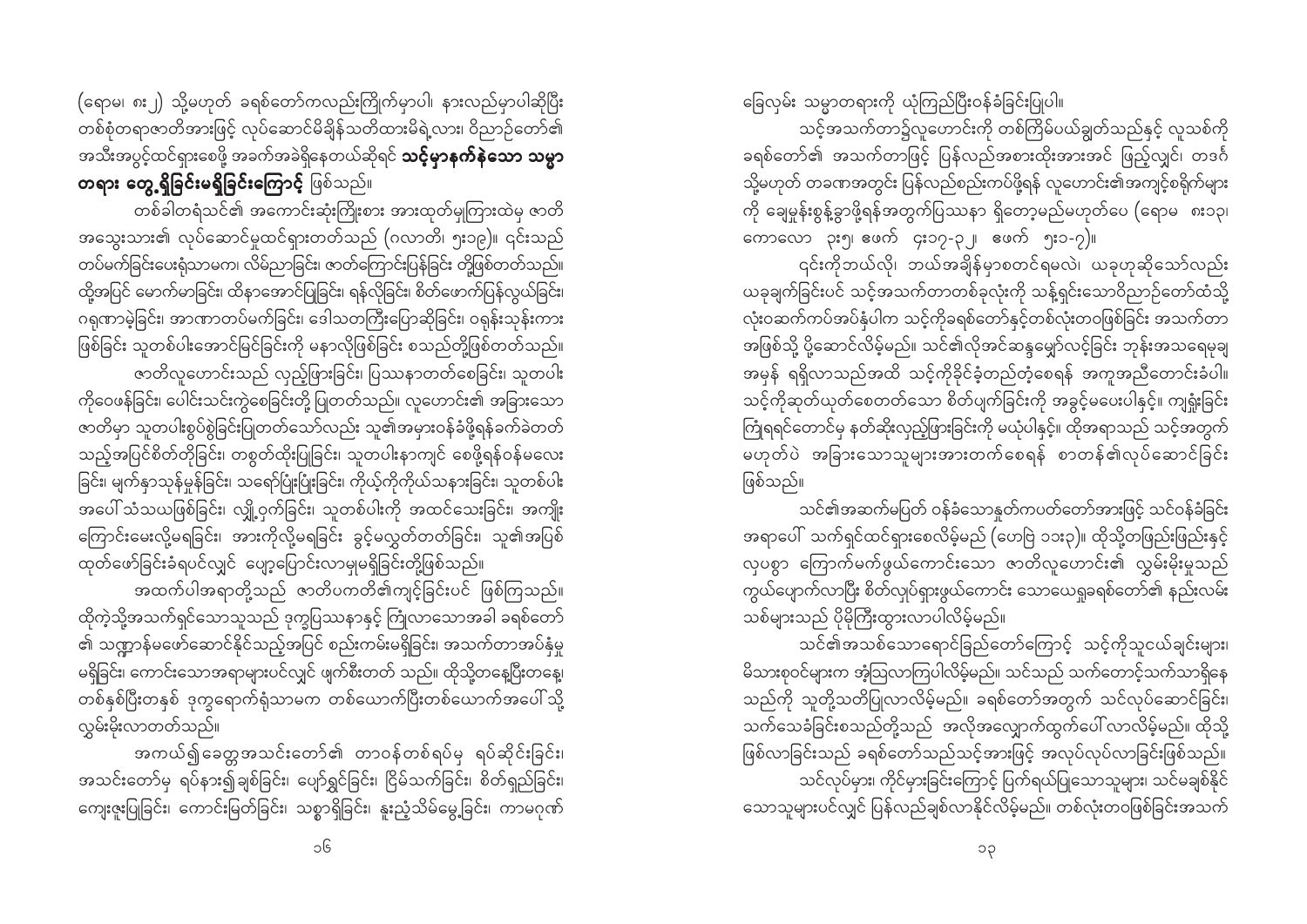(ရောမ၊ ၈း၂) သို့မဟုတ် ခရစ်တော်ကလည်းကြိုက်မှာပါ၊ နားလည်မှာပါဆိုပြီး တစ်စုံတရာဇာတိအားဖြင့် လုပ်ဆောင်မိချိန်သတိထားမိရဲ့လား၊ ဝိညာဉ်တော်၏ အသီးအပွင့်ထင်ရှားစေဖို့ အခက်အခဲရှိနေတယ်ဆိုရင် **သင့်မှာနက်နဲသော သမ္မာတရား တွေ့ရှိခြင်းမရှိခြင်းကြောင့်** ဖြစ်သည်။

တစ်ခါတရံသင်၏ အကောင်းဆုံးကြိုးစား အားထုတ်မှုကြားထဲမှ ဇာတိ အသွေးသား၏ လုပ်ဆောင်မှုထင်ရှားတတ်သည် (ဂလာတိ၊ ၅း၁၉)။ ၎င်းသည် တပ်မက်ခြင်းပေးရုံသာမက၊ လိမ်ညာခြင်း၊ ဇာတ်ကြောင်းပြန်ခြင်း တို့ဖြစ်တတ်သည်။ ထို့အပြင် မောက်မာခြင်း၊ ထိနာအောင်ပြုခြင်း၊ ရန်လိုခြင်း၊ စိတ်ဖောက်ပြန်လွယ်ခြင်း၊ ဂရုဏာမဲ့ခြင်း၊ အာဏာတပ်မက်ခြင်း၊ ဒေါသတကြီးပြောဆိုခြင်း၊ ဝရုန်းသုန်းကား ဖြစ်ခြင်း သူတစ်ပါးအောင်မြင်ခြင်းကို မနာလိုဖြစ်ခြင်း စသည်တို့ဖြစ်တတ်သည်။

ဇာတိလူဟောင်းသည် လှည့်ဖြားခြင်း၊ ပြဿနာတတ်စေခြင်း၊ သူတပါးကိုဝေဖန်ခြင်း၊ ပေါင်းသင်းကွဲစေခြင်းတို့ ပြုတတ်သည်။ လူဟောင်း၏ အခြားသော ဇာတိမှာ သူတပါးစွပ်စွဲခြင်းပြုတတ်သော်လည်း သူ၏အမှားဝန်ခံဖို့ရန်ခက်ခဲတတ်သည့်အပြင်စိတ်တိုခြင်း၊ တစွတ်ထိုးပြုခြင်း၊ သူတပါးနာကျင် စေဖို့ရန်ဝန်မလေးခြင်း၊ မျက်နှာသုန်မှုန်ခြင်း၊ သရော်ပြုံးပြုံးခြင်း၊ ကိုယ့်ကိုကိုယ်သနားခြင်း၊ သူတစ်ပါးအပေါ်သံသယဖြစ်ခြင်း၊ လျှို့ဝှက်ခြင်း၊ သူတစ်ပါးကို အထင်သေးခြင်း၊ အကျိုးကြောင်းမေးလို့မရခြင်း၊ အားကိုးလို့မရခြင်း ခွင့်မလွှတ်တတ်ခြင်း၊ သူ၏အပြစ်ထုတ်ဖော်ခြင်းခံရပင်လျှင် ပျော့ပြောင်းလာမှုမရှိခြင်းတို့ဖြစ်သည်။

အထက်ပါအရာတို့သည် ဇာတိပကတိ၏ကျင့်ခြင်းပင် ဖြစ်ကြသည်။ ထိုကဲ့သို့အသက်ရှင်သောသူသည် ဒုက္ခပြဿနာနှင့် ကြုံလာသောအခါ ခရစ်တော်၏ သဏ္ဍာန်မဖော်ဆောင်နိုင်သည့်အပြင် စည်းကမ်းမရှိခြင်း၊ အသက်တာအပ်နှံမှုမရှိခြင်း၊ ကောင်းသောအရာများပင်လျှင် ဖျက်စီးတတ် သည်။ ထိုသို့တနေ့ပြီးတနေ့ တစ်နှစ်ပြီးတနှစ် ဒုက္ခရောက်ရုံသာမက တစ်ယောက်ပြီးတစ်ယောက်အပေါ်သို့ လွှမ်းမိုးလာတတ်သည်။

အကယ်၍ခေတ္တအသင်းတော်၏ တာဝန်တစ်ရပ်မှ ရပ်ဆိုင်းခြင်း၊ အသင်းတော်မှ ရပ်နား၍ချစ်ခြင်း၊ ပျော်ရွှင်ခြင်း၊ ငြိမ်သက်ခြင်း၊ စိတ်ရှည်ခြင်း၊ ကျေးဇူးပြုခြင်း၊ ကောင်းမြတ်ခြင်း၊ သစ္စာရှိခြင်း၊ နူးညံ့သိမ်မွေ့ခြင်း၊ ကာမဂုဏ်ခြေလှမ်း သမ္မာတရားကို ယုံကြည်ပြီးဝန်ခံခြင်းပြုပါ။

သင့်အသက်တာ၌လူဟောင်းကို တစ်ကြိမ်ပယ်ချွတ်သည်နှင့် လူသစ်ကို ခရစ်တော်၏ အသက်တာဖြင့် ပြန်လည်အစားထိုးအားအင် ဖြည့်လျှင်၊ တဒင်္ဂ သို့မဟုတ် တခဏအတွင်း ပြန်လည်စည်းကပ်ဖို့ရန် လူဟောင်း၏အကျင့်စရိုက်များ ကို ချေမှုန်းခွန်ခွာဖို့ရန်အတွက်ပြဿနာ ရှိတော့မည်မဟုတ်ပေ (ရောမ ၈း၁၃၊ ကောလော ၃း၅၊ ဧဖက် ၄း၁၇-၃၂၊ ဧဖက် ၅း၁-၇)။

၎င်းကိုဘယ်လို၊ ဘယ်အချိန်မှာစတင်ရမလဲ၊ ယခုဟုဆိုသော်လည်း ယခုချက်ခြင်းပင် သင့်အသက်တာတစ်ခုလုံးကို သန့်ရှင်းသောဝိညာဉ်တော်ထံသို့ လုံးဝဆက်ကပ်အပ်နှံပါက သင့်ကိုခရစ်တော်နှင့်တစ်လုံးတဝဖြစ်ခြင်း အသက်တာ အဖြစ်သို့ ပို့ဆောင်လိမ့်မည်။ သင်၏လိုအင်ဆန္ဒမျှော်လင့်ခြင်း ဘုန်းအသရေမှချ အမှန် ရရှိလာသည်အထိ သင့်ကိုခိုင်ခံ့တည်တံ့စေရန် အကူအညီတောင်းခံပါ။ သင့်ကိုဆုတ်ယုတ်စေတတ်သော စိတ်ပျက်ခြင်းကို အခွင့်မပေးပါနှင့်။ ကျရှုံးခြင်း ကြုံရရင်တောင်မှ နတ်ဆိုးလှည့်ဖြားခြင်းကို မယုံပါနှင့်။ ထိုအရာသည် သင့်အတွက် မဟုတ်ပဲ အခြားသောသူများအားတက်စေရန် စာတန်၏လုပ်ဆောင်ခြင်း ဖြစ်သည်။

သင်၏အဆက်မပြတ် ဝန်ခံသောနှုတ်ကပတ်တော်အားဖြင့် သင်ဝန်ခံခြင်း အရာပေါ် သက်ရှင်ထင်ရှားစေလိမ့်မည် (ဟေဗြဲ ၁၁း၃)။ ထိုသို့တဖြည်းဖြည်းနှင့် လုပစွာ ကြောက်မက်ဖွယ်ကောင်းသော ဇာတိလူဟောင်း၏ လွှမ်းမိုးမှုသည် ကွယ်ပျောက်လာပြီး စိတ်လှုပ်ရှားဖွယ်ကောင်း သောယေရှုခရစ်တော်၏ နည်းလမ်း သစ်များသည် ပိုမိုကြီးထွားလာပါလိမ့်မည်။

သင်၏အသစ်သောရောင်ခြည်တော်ကြောင့် သင့်ကိုသူငယ်ချင်းများ၊ မိသားစုဝင်များက အံ့သြလာကြပါလိမ့်မည်။ သင်သည် သက်တောင့်သက်သာရှိနေ သည်ကို သူတို့သတိပြုလာလိမ့်မည်။ ခရစ်တော်အတွက် သင်လုပ်ဆောင်ခြင်း၊ သက်သေခံခြင်းစသည်တို့သည် အလိုအလျောက်ထွက်ပေါ်လာလိမ့်မည်။ ထိုသို့ ဖြစ်လာခြင်းသည် ခရစ်တော်သည်သင့်အားဖြင့် အလုပ်လုပ်လာခြင်းဖြစ်သည်။

သင်လုပ်မှား၊ ကိုင်မှားခြင်းကြောင့် ပြက်ရယ်ပြုသောသူများ၊ သင်မချစ်နိုင် သောသူများပင်လျှင် ပြန်လည်ချစ်လာနိုင်လိမ့်မည်။ တစ်လုံးတဝဖြစ်ခြင်းအသက်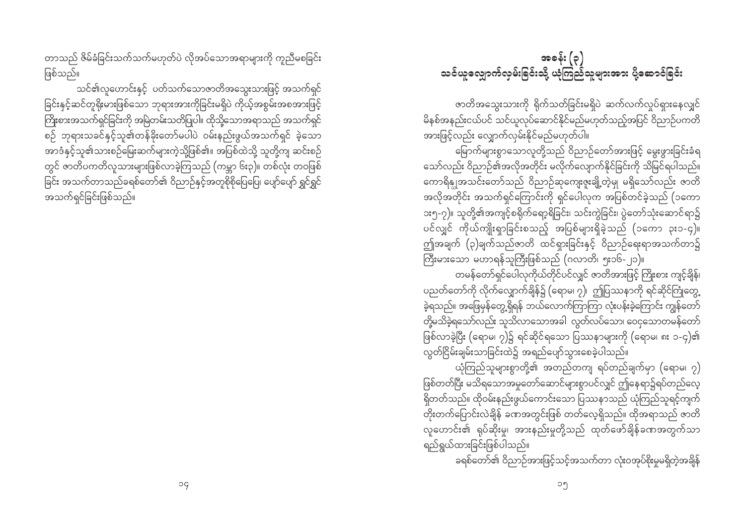တာသည် ဖိမ်ခံခြင်းသက်သက်မဟုတ်ပဲ လိုအပ်သောအရာများကို ကူညီမစခြင်း ဖြစ်သည်။

သင်၏လူဟောင်းနှင့် ပတ်သက်သောဇာတိအသွေးသားဖြင့် အသက်ရှင်ခြင်းနှင့်ဆင်တူရိုးမားဖြစ်သော ဘုရားအားကိုခြင်းမရှိပဲ ကိုယ့်အစွမ်းအစအားဖြင့် ကြိုးစားအသက်ရှင်ခြင်းကို အမြဲတမ်းသတိပြုပါ။ ထိုသို့သောအရာသည် အသက်ရှင်စဉ် ဘုရားသခင်နှင့်သူ၏တန်ခိုးတော်မပါပဲ ဝမ်းနည်းဖွယ်အသက်ရှင် ခဲ့သော အာဒံနှင့်သူ၏သားစဉ်မြေးဆက်များကဲ့သို့ဖြစ်၏။ အပြစ်ထဲသို့ သူတို့ကျ ဆင်းစဉ်တွင် ဇာတိပကတိလူသားများဖြစ်လာခဲ့ကြသည် (ကမ္ဘာ ၆း၃)။ တစ်လုံး တဝဖြစ်ခြင်း အသက်တာသည်ခရစ်တော်၏ ဝိညာဉ်နှင့်အတူစိုစိုပြေပြေ၊ ပျော်ပျော် ရွှင်ရွှင် အသက်ရှင်ခြင်းဖြစ်သည်။

# အခန်း (၃)
## သင်ယူလျှောက်လှမ်းခြင်းသို့ ယုံကြည်သူများအား ပို့ဆောင်ခြင်း

ဇာတိအသွေးသားကို ရိုက်သတ်ခြင်းမရှိပဲ ဆက်လက်လှုပ်ရှားနေလျှင် မိနစ်အနည်းငယ်ပင် သင်ယူလုပ်ဆောင်နိုင်မည်မဟုတ်သည့်အပြင် ဝိညာဉ်ပကတိအားဖြင့်လည်း လျှောက်လှမ်းနိုင်မည်မဟုတ်ပါ။

မြောက်များစွာသောလူတို့သည် ဝိညာဉ်တော်အားဖြင့် မွေးဖွားခြင်းခံရသော်လည်း ဝိညာဉ်၏အလိုအတိုင်း မလိုက်လျှောက်နိုင်ခြင်းကို သိမြင်ရပါသည်။ ကောရိန္သုအသင်းတော်သည် ဝိညာဉ်ဆုကျေးဇူးချို့တဲ့မှု မရှိသော်လည်း ဇာတိအလိုအတိုင်း အသက်ရှင်ကြောင်းကို ရှင်ပေါလုက အပြစ်တင်ခဲ့သည် (၁ကော ၁း၅-၇)။ သူတို့၏အကျင့်စရိုက်ရော့ရိခြင်း၊ သင်းကွဲခြင်း၊ ပွဲတော်သုံးဆောင်ရာ၌ပင်လျှင် ကိုယ်ကျိုးရှာခြင်းစသည့် အပြစ်များရှိခဲ့သည် (၁ကော ၃း၁-၄)။ ဤအချက် (၃)ချက်သည်ဇာတိ ထင်ရှားခြင်းနှင့် ဝိညာဉ်ရေးရာအသက်တာ၌ ကြီးမားသော မဟာရန်သူကြီးဖြစ်သည် (ဂလာတိ၊ ၅း၁၆-၂၁)။

တမန်တော်ရှင်ပေါလုကိုယ်တိုင်ပင်လျှင် ဇာတိအားဖြင့် ကြိုးစား ကျင့်ချိန်၊ ပညတ်တော်ကို လိုက်လျှောက်ချိန်၌ (ရောမ၊ ၇)၊ ဤပြဿနာကို ရင်ဆိုင်ကြုံတွေ့ခဲ့ရသည်။ အဖြေမှန်တွေ့ရှိရန် ဘယ်လောက်ကြာကြာ လုံးပန်းခဲ့ကြောင်း ကျွန်တော်တို့မသိခဲ့ရသော်လည်း သူသိလာသောအခါ လွတ်လပ်သော၊ ဝေဌသောတမန်တော်ဖြစ်လာခဲ့ပြီး (ရောမ၊ ၇)၌ ရင်ဆိုင်ရသော ပြဿနာများကို (ရောမ၊ ၈း ၁-၄)၏ လွတ်ငြိမ်းချမ်းသာခြင်းထဲ၌ အရည်ပျော်သွားစေခဲ့ပါသည်။

ယုံကြည်သူများစွာတို့၏ အတည်တကျ ရပ်တည်ချက်မှာ (ရောမ၊ ၇) ဖြစ်တတ်ပြီး မသိရသောအမှုတော်ဆောင်များစွာပင်လျှင် ဤနေရာ၌ရပ်တည်လေ့ရှိတတ်သည်။ ထိုဝမ်းနည်းဖွယ်ကောင်းသော ပြဿနာသည် ယုံကြည်သူရင့်ကျက်တိုးတက်ပြောင်းလဲချိန် ခဏအတွင်းဖြစ် တတ်လေ့ရှိသည်။ ထိုအရာသည် ဇာတိလူဟောင်း၏ ရုပ်ဆိုးမှု၊ အားနည်းမှုတို့သည် ထုတ်ဖော်ချိန်ခဏအတွက်သာ ရည်ရွယ်ထားခြင်းဖြစ်ပါသည်။

ခရစ်တော်၏ ဝိညာဉ်အားဖြင့်သင့်အသက်တာ လုံးဝအုပ်စိုးမှုမရှိတဲ့အချိန်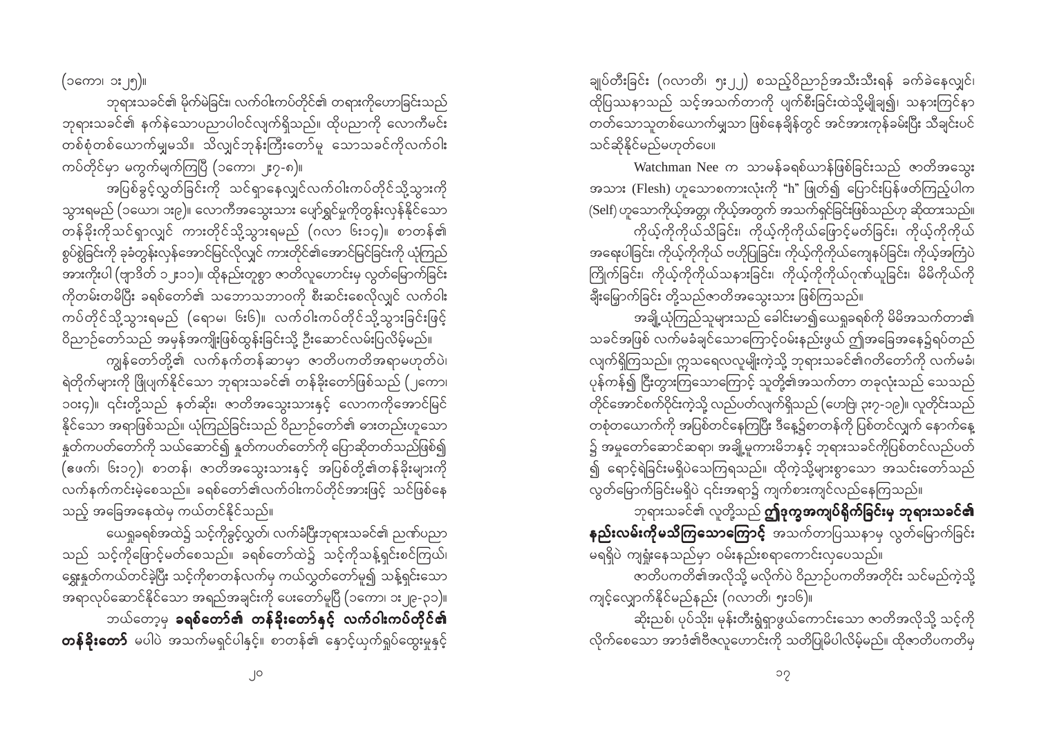(၁ကော၊ ၁း၂၅)။

ဘုရားသခင်၏ မိုက်မဲခြင်း၊ လက်ဝါးကပ်တိုင်၏ တရားကိုဟောခြင်းသည် ဘုရားသခင်၏ နက်နဲသောပညာပါဝင်လျက်ရှိသည်။ ထိုပညာကို လောကီမင်း တစ်စုံတစ်ယောက်မျှမသိ။ သိလျှင်ဘုန်းကြီးတော်မူ သောသခင်ကိုလက်ဝါး ကပ်တိုင်မှာ မကွက်မျက်ကြပြီ (၁ကော၊ ၂း၇-၈)။

အပြစ်ခွင့်လွှတ်ခြင်းကို သင်ရှာနေလျှင်လက်ဝါးကပ်တိုင်သို့သွားကို သွားရမည် (၁ယော၊ ၁း၉)။ လောကီအသွေးသား ပျော်ရွှင်မှုကိုတွန်းလှန်နိုင်သော တန်ခိုးကိုသင်ရှာလျှင် ကားတိုင်သို့သွားရမည် (ဂလာ ၆း၁၄)။ စာတန်၏ စွပ်စွဲခြင်းကို ခုခံတွန်းလှန်အောင်မြင်လိုလျှင် ကားတိုင်၏အောင်မြင်ခြင်းကို ယုံကြည် အားကိုးပါ (ဗျာဒိတ် ၁၂း၁၁)။ ထိုနည်းတူစွာ ဇာတိလူဟောင်းမှ လွတ်မြောက်ခြင်း ကိုတမ်းတမိပြီး ခရစ်တော်၏ သဘောသဘာဝကို စီးဆင်းစေလိုလျှင် လက်ဝါး ကပ်တိုင်သို့သွားရမည် (ရောမ၊ ၆း၆)။ လက်ဝါးကပ်တိုင်သို့သွားခြင်းဖြင့် ဝိညာဉ်တော်သည် အမှန်အကျိုးဖြစ်ထွန်းခြင်းသို့ ဦးဆောင်လမ်းပြလိမ့်မည်။

ကျွန်တော်တို့၏ လက်နက်တန်ဆာမှာ ဇာတိပကတိအရာမဟုတ်ပဲ၊ ရဲတိုက်များကို ဖြိုပျက်နိုင်သော ဘုရားသခင်၏ တန်ခိုးတော်ဖြစ်သည် (၂ကော၊ ၁၀း၄)။ ၎င်းတို့သည် နတ်ဆိုး၊ ဇာတိအသွေးသားနှင့် လောကကိုအောင်မြင် နိုင်သော အရာဖြစ်သည်။ ယုံကြည်ခြင်းသည် ဝိညာဉ်တော်၏ ဓားတည်းဟူသော နှုတ်ကပတ်တော်ကို သယ်ဆောင်၍ နှုတ်ကပတ်တော်ကို ပြောဆိုတတ်သည်ဖြစ်၍ (ဧဖက်၊ ၆း၁၇)၊ စာတန်၊ ဇာတိအသွေးသားနှင့် အပြစ်တို့၏တန်ခိုးများကို လက်နက်ကင်းမဲ့စေသည်။ ခရစ်တော်၏လက်ဝါးကပ်တိုင်အားဖြင့် သင်ဖြစ်နေ သည့် အခြေအနေထဲမှ ကယ်တင်နိုင်သည်။

ယေရှုခရစ်အထဲ၌ သင့်ကိုခွင့်လွှတ်၊ လက်ခံပြီးဘုရားသခင်၏ ဉာဏ်ပညာ သည် သင့်ကိုဖြောင့်မတ်စေသည်။ ခရစ်တော်ထဲ၌ သင့်ကိုသန့်ရှင်းစင်ကြယ်၊ ရွေးနုတ်ကယ်တင်ခဲ့ပြီး သင့်ကိုစာတန်လက်မှ ကယ်လွှတ်တော်မူ၍ သန့်ရှင်းသော အရာလုပ်ဆောင်နိုင်သော အရည်အချင်းကို ပေးတော်မူပြီ (၁ကော၊ ၁း၂၉-၃၁)။

ဘယ်တော့မှ **ခရစ်တော်၏ တန်ခိုးတော်နှင့် လက်ဝါးကပ်တိုင်၏ တန်ခိုးတော်** မပါပဲ အသက်မရှင်ပါနှင့်။ စာတန်၏ နှောင့်ယှက်ရှုပ်ထွေးမှုနှင့် ချုပ်တီးခြင်း (ဂလာတိ၊ ၅း၂၂) စသည့်ဝိညာဉ်အသီးသီးရန် ခက်ခဲနေလျှင်၊ ထိုပြဿနာသည် သင့်အသက်တာကို ပျက်စီးခြင်းထဲသို့မျှချ၍၊ သနားကြင်နာ တတ်သောသူတစ်ယောက်မျှသာ ဖြစ်နေချိန်တွင် အင်အားကုန်ခမ်းပြီး သီချင်းပင် သင်ဆိုနိုင်မည်မဟုတ်ပေ။

Watchman Nee က သာမန်ခရစ်ယာန်ဖြစ်ခြင်းသည် ဇာတိအသွေး အသား (Flesh) ဟူသောစကားလုံးကို "h" ဖြုတ်၍ ပြောင်းပြန်ဖတ်ကြည့်ပါက (Self) ဟူသောကိုယ့်အတ္တ၊ ကိုယ့်အတွက် အသက်ရှင်ခြင်းဖြစ်သည်ဟု ဆိုထားသည်။

ကိုယ့်ကိုကိုယ်သိခြင်း၊ ကိုယ့်ကိုကိုယ်ဖြောင့်မတ်ခြင်း၊ ကိုယ့်ကိုကိုယ် အရေးပါခြင်း၊ ကိုယ့်ကိုကိုယ် ဗဟိုပြုခြင်း၊ ကိုယ့်ကိုကိုယ်ကျေနပ်ခြင်း၊ ကိုယ့်အကြံပဲ ကြိုက်ခြင်း၊ ကိုယ့်ကိုကိုယ်သနားခြင်း၊ ကိုယ့်ကိုကိုယ်ဂုဏ်ယူခြင်း၊ မိမိကိုယ်ကို ချီးမြှောက်ခြင်း တို့သည်ဇာတိအသွေးသား ဖြစ်ကြသည်။

အချို့ယုံကြည်သူများသည် ခေါင်းမာ၍ယေရှုခရစ်ကို မိမိအသက်တာ၏ သခင်အဖြစ် လက်မခံချင်သောကြောင့်ဝမ်းနည်းဖွယ် ဤအခြေအနေ၌ရပ်တည် လျက်ရှိကြသည်။ ဣသရေလလူမျိုးကဲ့သို့ ဘုရားသခင်၏ဂတိတော်ကို လက်မခံ၊ ပုန်ကန်၍ ငြီးတွားကြသောကြောင့် သူတို့၏အသက်တာ တခုလုံးသည် သေသည် တိုင်အောင်စက်ဝိုင်းကဲ့သို့ လည်ပတ်လျက်ရှိသည် (ဟေဗြဲ၊ ၃း၇-၁၉)။ လူတိုင်းသည် တစုံတယောက်ကို အပြစ်တင်နေကြပြီး ဒီနေ့၌စာတန်ကို ပြစ်တင်လျှက် နောက်နေ့ ၌ အမှုတော်ဆောင်ဆရာ၊ အချို့မှုကားမိဘနှင့် ဘုရားသခင်ကိုပြစ်တင်လည်ပတ် ၍ ရောင့်ရဲခြင်းမရှိပဲသေကြရသည်။ ထိုကဲ့သို့များစွာသော အသင်းတော်သည် လွတ်မြောက်ခြင်းမရှိပဲ ၎င်းအရာ၌ ကျက်စားကျင်လည်နေကြသည်။

ဘုရားသခင်၏ လူတို့သည် **ဤဒုက္ခအကျပ်ရိုက်ခြင်းမှ ဘုရားသခင်၏ နည်းလမ်းကိုမသိကြသောကြောင့်** အသက်တာပြဿနာမှ လွတ်မြောက်ခြင်း မရှိပဲ ကျရှုံးနေသည်မှာ ဝမ်းနည်းစရာကောင်းလှပေသည်။

ဇာတိပကတိ၏အလိုသို့ မလိုက်ပဲ ဝိညာဉ်ပကတိအတိုင်း သင်မည်ကဲ့သို့ ကျင့်လျှောက်နိုင်မည်နည်း (ဂလာတိ၊ ၅း၁၆)။

ဆိုးညစ်၊ ပုပ်သိုး၊ မုန်းတီးရွံရှာဖွယ်ကောင်းသော ဇာတိအလိုသို့ သင့်ကို လိုက်စေသော အာဒံ၏ဇီဇလူဟောင်းကို သတိပြုမိပါလိမ့်မည်။ ထိုဇာတိပကတိမှ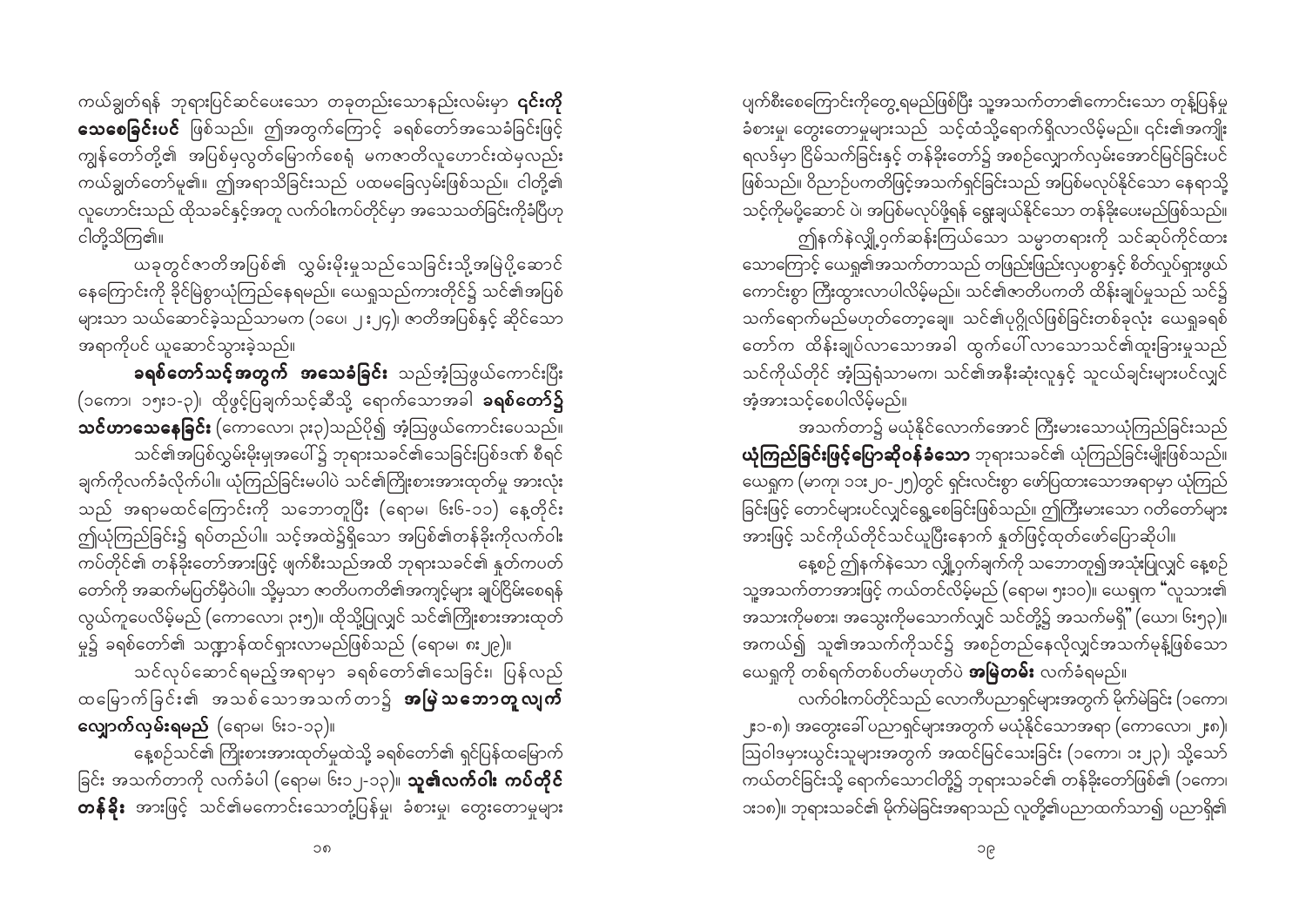ကယ်ချွတ်ရန် ဘုရားပြင်ဆင်ပေးသော တခုတည်းသောနည်းလမ်းမှာ **၎င်းကို သေစေခြင်းပင်** ဖြစ်သည်။ ဤအတွက်ကြောင့် ခရစ်တော်အသေခံခြင်းဖြင့် ကျွန်တော်တို့၏ အပြစ်မှလွတ်မြောက်စေရုံ မကဇာတိလူဟောင်းထဲမှလည်း ကယ်ချွတ်တော်မူ၏။ ဤအရာသိခြင်းသည် ပထမခြေလှမ်းဖြစ်သည်။ ငါတို့၏ လူဟောင်းသည် ထိုသခင်နှင့်အတူ လက်ဝါးကပ်တိုင်မှာ အသေသတ်ခြင်းကိုခံပြီဟု ငါတို့သိကြ၏။

ယခုတွင်ဇာတိအပြစ်၏ လွှမ်းမိုးမှုသည်သေခြင်းသို့အမြဲပို့ဆောင်နေကြောင်းကို ခိုင်မြဲစွာယုံကြည်နေရမည်။ ယေရှုသည်ကားတိုင်၌ သင်၏အပြစ်များသာ သယ်ဆောင်ခဲ့သည်သာမက (၁ပေ၊ ၂း၂၄)၊ ဇာတိအပြစ်နှင့် ဆိုင်သော အရာကိုပင် ယူဆောင်သွားခဲ့သည်။

**ခရစ်တော်သင့်အတွက် အသေခံခြင်း** သည်အံ့သြဖွယ်ကောင်းပြီး (၁ကော၊ ၁၅း၁-၃)၊ ထိုဖွင့်ပြချက်သင့်ဆီသို့ ရောက်သောအခါ **ခရစ်တော်၌ သင်ဟာသေနေခြင်း** (ကောလော၊ ၃း၃)သည်ပို၍ အံ့သြဖွယ်ကောင်းပေသည်။

သင်၏အပြစ်လွှမ်းမိုးမှုအပေါ်၌ ဘုရားသခင်၏သေခြင်းပြစ်ဒဏ် စီရင်ချက်ကိုလက်ခံလိုက်ပါ။ ယုံကြည်ခြင်းမပါပဲ သင်၏ကြိုးစားအားထုတ်မှု အားလုံးသည် အရာမထင်ကြောင်းကို သဘောတူပြီး (ရောမ၊ ၆း၆-၁၁) နေ့တိုင်း ဤယုံကြည်ခြင်း၌ ရပ်တည်ပါ။ သင့်အထဲ၌ရှိသော အပြစ်၏တန်ခိုးကိုလက်ဝါးကပ်တိုင်၏ တန်ခိုးတော်အားဖြင့် ဖျက်စီးသည်အထိ ဘုရားသခင်၏ နှုတ်ကပတ်တော်ကို အဆက်မပြတ်မှီဝဲပါ။ သို့မှသာ ဇာတိပကတိ၏အကျင့်များ ချုပ်ငြိမ်းစေရန် လွယ်ကူပေလိမ့်မည် (ကောလော၊ ၃း၅)။ ထိုသို့ပြုလျှင် သင်၏ကြိုးစားအားထုတ်မှု၌ ခရစ်တော်၏ သဏ္ဌာန်ထင်ရှားလာမည်ဖြစ်သည် (ရောမ၊ ၈း၂၉)။

သင်လုပ်ဆောင်ရမည့်အရာမှာ ခရစ်တော်၏သေခြင်း၊ ပြန်လည်ထမြောက်ခြင်း၏ အသစ်သောအသက်တာ၌ **အမြဲသဘောတူလျှောက်လှမ်းရမည်** (ရောမ၊ ၆း၁-၁၃)။

နေ့စဉ်သင်၏ ကြိုးစားအားထုတ်မှုထဲသို့ ခရစ်တော်၏ ရှင်ပြန်ထမြောက်ခြင်း အသက်တာကို လက်ခံပါ (ရောမ၊ ၆း၁၂-၁၃)။ **သူ၏လက်ဝါး ကပ်တိုင်တန်ခိုး** အားဖြင့် သင်၏မကောင်းသောတုံ့ပြန်မှု၊ ခံစားမှု၊ တွေးတောမှုများ ပျက်စီးစေကြောင်းကိုတွေ့ရမည်ဖြစ်ပြီး သူ့အသက်တာ၏ကောင်းသော တုန့်ပြန်မှု ခံစားမှု၊ တွေးတောမှုများသည် သင့်ထံသို့ရောက်ရှိလာလိမ့်မည်။ ၎င်း၏အကျိုးရလဒ်မှာ ငြိမ်သက်ခြင်းနှင့် တန်ခိုးတော်၌ အစဉ်လျှောက်လှမ်းအောင်မြင်ခြင်းပင်ဖြစ်သည်။ ဝိညာဉ်ပကတိဖြင့်အသက်ရှင်ခြင်းသည် အပြစ်မလုပ်နိုင်သော နေရာသို့ သင့်ကိုမပို့ဆောင် ပဲ၊ အပြစ်မလုပ်ဖို့ရန် ရွေးချယ်နိုင်သော တန်ခိုးပေးမည်ဖြစ်သည်။

ဤနက်နဲလျှို့ဝှက်ဆန်းကြယ်သော သမ္မာတရားကို သင်ဆုပ်ကိုင်ထားသောကြောင့် ယေရှု၏အသက်တာသည် တဖြည်းဖြည်းလှပစွာနှင့် စိတ်လှုပ်ရှားဖွယ်ကောင်းစွာ ကြီးထွားလာပါလိမ့်မည်။ သင်၏ဇာတိပကတိ ထိန်းချုပ်မှုသည် သင့်၌ သက်ရောက်မည်မဟုတ်တော့ချေ။ သင်၏ပုဂ္ဂိုလ်ဖြစ်ခြင်းတစ်ခုလုံး ယေရှုခရစ်တော်က ထိန်းချုပ်လာသောအခါ ထွက်ပေါ်လာသောသင်၏ထူးခြားမှုသည် သင်ကိုယ်တိုင် အံ့သြရုံသာမက၊ သင်၏အနီးဆုံးလူနှင့် သူငယ်ချင်းများပင်လျှင် အံ့အားသင့်စေပါလိမ့်မည်။

အသက်တာ၌ မယုံနိုင်လောက်အောင် ကြီးမားသောယုံကြည်ခြင်းသည် **ယုံကြည်ခြင်းဖြင့်ပြောဆိုဝန်ခံသော** ဘုရားသခင်၏ ယုံကြည်ခြင်းမျိုးဖြစ်သည်။ ယေရှုက (မာကု၊ ၁၁း၂၀-၂၅)တွင် ရှင်းလင်းစွာ ဖော်ပြထားသောအရာမှာ ယုံကြည်ခြင်းဖြင့် တောင်များပင်လျှင်ရွှေ့စေခြင်းဖြစ်သည်။ ဤကြီးမားသော ဂတိတော်များအားဖြင့် သင်ကိုယ်တိုင်သင်ယူပြီးနောက် နှုတ်ဖြင့်ထုတ်ဖော်ပြောဆိုပါ။

နေ့စဉ် ဤနက်နဲသော လျှို့ဝှက်ချက်ကို သဘောတူ၍အသုံးပြုလျှင် နေ့စဉ်သူ့အသက်တာအားဖြင့် ကယ်တင်လိမ့်မည် (ရောမ၊ ၅း၁၀)။ ယေရှုက "လူသား၏အသားကိုမစား၊ အသွေးကိုမသောက်လျှင် သင်တို့၌ အသက်မရှိ" (ယော၊ ၆း၅၃)။ အကယ်၍ သူ၏အသက်ကိုသင်၌ အစဉ်တည်နေလိုလျှင်အသက်မုန့်ဖြစ်သော ယေရှုကို တစ်ရက်တစ်ပတ်မဟုတ်ပဲ **အမြဲတမ်း** လက်ခံရမည်။

လက်ဝါးကပ်တိုင်သည် လောကီပညာရှင်များအတွက် မိုက်မဲခြင်း (၁ကော၊ ၂း၁-၈)၊ အတွေးခေါ်ပညာရှင်များအတွက် မယုံနိုင်သောအရာ (ကောလော၊ ၂း၈)၊ ဩဝါဒမှားယွင်းသူများအတွက် အထင်မြင်သေးခြင်း (၁ကော၊ ၁း၂၃)၊ သို့သော် ကယ်တင်ခြင်းသို့ ရောက်သောငါတို့၌ ဘုရားသခင်၏ တန်ခိုးတော်ဖြစ်၏ (၁ကော၊ ၁း၁၈)။ ဘုရားသခင်၏ မိုက်မဲခြင်းအရာသည် လူတို့၏ပညာထက်သာ၍ ပညာရှိ၏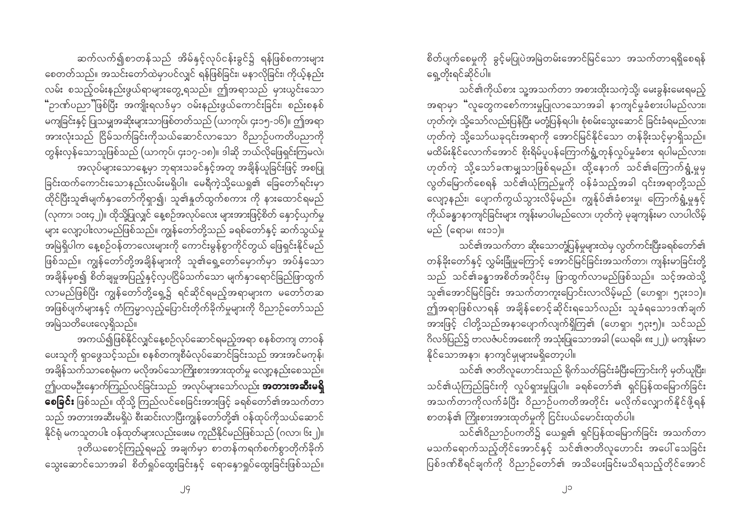ဆက်လက်၍စာတန်သည် အိမ်နှင့်လုပ်ငန်းခွင်၌ ရန်ဖြစ်စကားများ စေတတ်သည်။ အသင်းတော်ထဲမှာပင်လျှင် ရန်ဖြစ်ခြင်း၊ မနာလိုခြင်း၊ ကိုယ့်နည်းလမ်း စသည့်ဝမ်းနည်းဖွယ်ရာများတွေ့ရသည်။ ဤအရာသည် မှားယွင်းသော "ဉာဏ်ပညာ"ဖြစ်ပြီး အကျိုးရလဒ်မှာ ဝမ်းနည်းဖွယ်ကောင်းခြင်း၊ စည်းစနစ်မကျခြင်းနှင့် ပြသမျှအဆိုးများသာဖြစ်တတ်သည် (ယာကုပ်၊ ၄း၁၅-၁၆)။ ဤအရာအားလုံးသည် ငြိမ်သက်ခြင်းကိုသယ်ဆောင်လာသော ဝိညာဉ်ပကတိပညာကို တွန်းလှန်သောသူဖြစ်သည် (ယာကုပ်၊ ၄း၁၇-၁၈)။ ဒါဆို ဘယ်လိုဖြေရှင်းကြမလဲ၊

အလုပ်များသောနေ့မှာ ဘုရားသခင်နှင့်အတူ အချိန်ယူခြင်းဖြင့် အစပြုခြင်းထက်ကောင်းသောနည်းလမ်းမရှိပါ။ မေရီကဲ့သို့ယေရှု၏ ခြေတော်ရင်းမှာ ထိုင်ပြီးသူ၏မျက်နှာတော်ကိုရှာ၍၊ သူ၏နှုတ်ထွက်စကား ကို နားထောင်ရမည် (လုကာ၊ ၁၀း၄၂)။ ထိုသို့ပြုလျှင် နေ့စဉ်အလုပ်လေး များအားဖြင့်စိတ် နှောင့်ယှက်မှုများ လျော့ပါးလာမည်ဖြစ်သည်။ ကျွန်တော်တို့သည် ခရစ်တော်နှင့် ဆက်သွယ်မှုအမြဲရှိပါက နေ့စဉ်ဝန်တာလေးများကို ကောင်းမွန်စွာကိုင်တွယ် ဖြေရှင်းနိုင်မည်ဖြစ်သည်။ ကျွန်တော်တို့အချိန်များကို သူ၏ရှေ့တော်မှောက်မှာ အပ်နှံသောအချိန်မှစ၍ စိတ်ချမှုအပြည့်နှင့်လုံငြိမ်သက်သော မျက်နှာရောင်ခြည်ဖြာထွက်လာမည်ဖြစ်ပြီး ကျွန်တော်တို့ရှေ့၌ ရင်ဆိုင်ရမည့်အရာများက မတော်တဆအဖြစ်ပျက်များနှင့် ကံကြမ္မာလှည့်ပြောင်းတိုက်ခိုက်မှုများကို ဝိညာဉ်တော်သည် အမြဲသတိပေးလေ့ရှိသည်။

အကယ်၍ဖြစ်နိုင်လျှင်နေ့စဉ်လုပ်ဆောင်ရမည့်အရာ စနစ်တကျ တာဝန်ပေးသူကို ရှာဖွေသင့်သည်။ စနစ်တကျစီမံလုပ်ဆောင်ခြင်းသည် အားအင်မကုန်၊ အချိန်သက်သာစေရုံမက မလိုအပ်သောကြိုးစားအားထုတ်မှု လျော့နည်းစေသည်။ ဤပထမဦးနှောက်ကြည်လင်ခြင်းသည် အလုပ်များသော်လည်း **အတားအဆီးမရှိစေခြင်း** ဖြစ်သည်။ ထိုသို့ ကြည်လင်စေခြင်းအားဖြင့် ခရစ်တော်၏အသက်တာသည် အတားအဆီးမရှိပဲ စီးဆင်းလာပြီးကျွန်တော်တို့၏ ဝန်ထုပ်ကိုသယ်ဆောင်နိုင်ရုံ မကသူတပါး ဝန်ထုတ်များလည်းဖေးမ ကူညီနိုင်မည်ဖြစ်သည် (ဂလာ၊ ၆း၂)။

ဒုတိယစောင့်ကြည့်ရမည့် အချက်မှာ စာတန်ကရက်စက်စွာတိုက်ခိုက်သွေးဆောင်သောအခါ စိတ်ရှုပ်ထွေးခြင်းနှင့် ရောနှောရှုပ်ထွေးခြင်းဖြစ်သည်။ စိတ်ပျက်စေမှုကို ခွင့်မပြုပဲအမြဲတမ်းအောင်မြင်သော အသက်တာရရှိစေရန် ရှေ့တိုးရင်ဆိုင်ပါ။

သင်၏ကိုယ်စား သူ့အသက်တာ အစားထိုးသကဲ့သို့ မေးခွန်းမေးရမည့်အရာမှာ "လူတွေကစော်ကားမှုပြုလာသောအခါ နာကျင်မှုခံစားပါမည်လား၊ ဟုတ်ကဲ့ သို့သော်လည်းပြန်ပြီး မတုံ့ပြန်ရပါ။ စုံစမ်းသွေးဆောင် ခြင်းခံရမည်လား၊ ဟုတ်ကဲ့ သို့သော်ယခုရင်းအရာကို အောင်မြင်နိုင်သော တန်ခိုးသင့်မှာရှိသည်။ မထိမ်းနိုင်လောက်အောင် စိုးရိမ်ပူပန်ကြောက်ရွံ့တုန်လှုပ်မှုခံစား ရပါမည်လား၊ ဟုတ်ကဲ့ သို့သော်ခဏမျှသာဖြစ်ရမည်။ ထို့နောက် သင်၏ကြောက်ရွံ့မှုမှ လွတ်မြောက်စေရန် သင်၏ယုံကြည်မှုကို ဝန်ခံသည့်အခါ ၎င်းအရာတို့သည် လျော့နည်း၊ ပျောက်ကွယ်သွားလိမ့်မည်။ ကျွန်ုပ်၏ခံစားမှု၊ ကြောက်ရွံ့မှုနှင့် ကိုယ်ခန္ဓာနာကျင်ခြင်းများ ကျန်းမာပါမည်လော၊ ဟုတ်ကဲ့ မုချကျန်းမာ လာပါလိမ့်မည် (ရောမ၊ ၈း၁၁)။

သင်၏အသက်တာ ဆိုးသောတုံ့ပြန်မှုများထဲမှ လွတ်ကင်းပြီးခရစ်တော်၏ တန်ခိုးတော်နှင့် လွှမ်းခြုံမှုကြောင့် အောင်မြင်ခြင်းအသက်တာ၊ ကျန်းမာခြင်းတို့သည် သင်၏ခန္ဓာအစိတ်အပိုင်းမှ ဖြာထွက်လာမည်ဖြစ်သည်။ သင့်အထဲသို့ သူ၏အောင်မြင်ခြင်း အသက်တာကူးပြောင်းလာလိမ့်မည် (ဟေရှာ၊ ၅၃း၁၁)။ ဤအရာဖြစ်လာရန် အချိန်စောင့်ဆိုင်းရသော်လည်း သူခံရသောဒဏ်ချက်အားဖြင့် ငါတို့သည်အနာပျောက်လျက်ရှိကြ၏ (ဟေရှာ၊ ၅၃း၅)။ သင်သည် ဂိလဒ်ပြည်၌ ဗာလဖံပင်အစေးကို အသုံးပြုသောအခါ (ယေရမိ၊ ၈း၂၂)၊ မကျန်းမာနိုင်သောအနာ၊ နာကျင်မှုများမရှိတော့ပါ။

သင်၏ ဇာတိလူဟောင်းသည် ရိုက်သတ်ခြင်းခံပြီးကြောင်းကို မှတ်ယူပြီး၊ သင်၏ယုံကြည်ခြင်းကို လှုပ်ရှားမှုပြုပါ။ ခရစ်တော်၏ ရှင်ပြန်ထမြောက်ခြင်းအသက်တာကိုလက်ခံပြီး ဝိညာဉ်ပကတိအတိုင်း မလိုက်လျှောက်နိုင်ဖို့ရန် စာတန်၏ ကြိုးစားအားထုတ်မှုကို ငြင်းပယ်မောင်းထုတ်ပါ။

သင်၏ဝိညာဉ်ပကတိ၌ ယေရှု၏ ရှင်ပြန်ထမြောက်ခြင်း အသက်တာမသက်ရောက်သည့်တိုင်အောင်နှင့် သင်၏ဇာတိလူဟောင်း အပေါ်သေခြင်းပြစ်ဒဏ်စီရင်ချက်ကို ဝိညာဉ်တော်၏ အသိပေးခြင်းမသိရသည့်တိုင်အောင်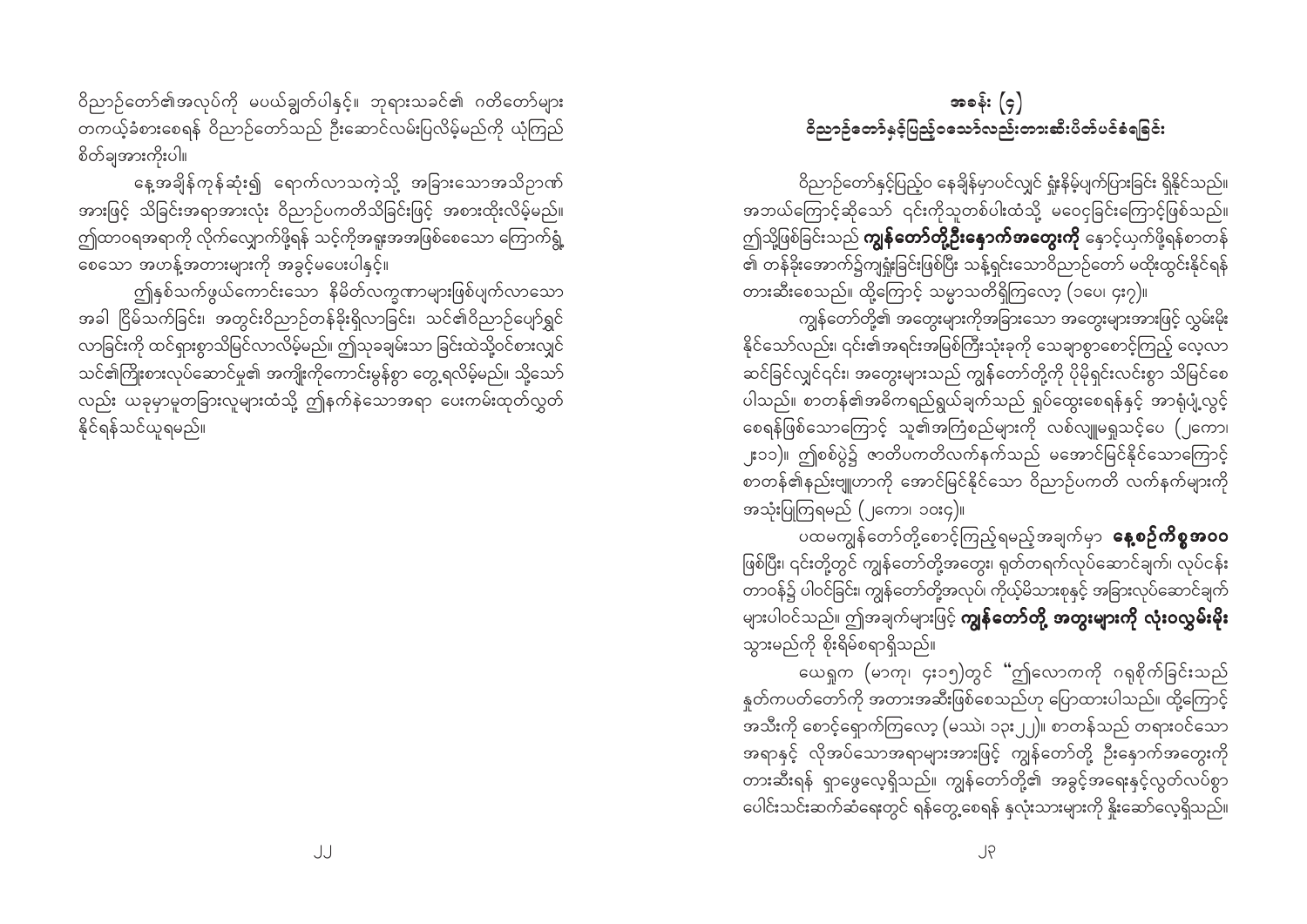ဝိညာဉ်တော်၏အလုပ်ကို မပယ်ချွတ်ပါနှင့်။ ဘုရားသခင်၏ ဂတိတော်များ တကယ့်ခံစားစေရန် ဝိညာဉ်တော်သည် ဦးဆောင်လမ်းပြလိမ့်မည်ကို ယုံကြည်စိတ်ချအားကိုးပါ။

နေ့အချိန်ကုန်ဆုံး၍ ရောက်လာသကဲ့သို့ အခြားသောအသိဉာဏ်အားဖြင့် သိခြင်းအရာအားလုံး ဝိညာဉ်ပကတိသိခြင်းဖြင့် အစားထိုးလိမ့်မည်။ ဤထာဝရအရာကို လိုက်လျှောက်ဖို့ရန် သင့်ကိုအရူးအအဖြစ်စေသော ကြောက်ရွံ့စေသော အဟန့်အတားများကို အခွင့်မပေးပါနှင့်။

ဤနှစ်သက်ဖွယ်ကောင်းသော နိမိတ်လက္ခဏာများဖြစ်ပျက်လာသောအခါ ငြိမ်သက်ခြင်း၊ အတွင်းဝိညာဉ်တန်ခိုးရှိလာခြင်း၊ သင်၏ဝိညာဉ်ပျော်ရွှင်လာခြင်းကို ထင်ရှားစွာသိမြင်လာလိမ့်မည်။ ဤသုခချမ်းသာ ခြင်းထဲသို့ဝင်စားလျှင် သင်၏ကြိုးစားလုပ်ဆောင်မှု၏ အကျိုးကိုကောင်းမွန်စွာ တွေ့ရလိမ့်မည်။ သို့သော်လည်း ယခုမှာမူတခြားလူများထံသို့ ဤနက်နဲသောအရာ ပေးကမ်းထုတ်လွှတ်နိုင်ရန်သင်ယူရမည်။

## အခန်း (၄)
## ဝိညာဉ်တော်နှင့်ပြည့်ဝသောသော်လည်းတားဆီးပိတ်ပင်ခံရခြင်း

ဝိညာဉ်တော်နှင့်ပြည့်ဝ နေချိန်မှာပင်လျှင် ရှုံးနိမ့်ပျက်ပြားခြင်း ရှိနိုင်သည်။ အဘယ်ကြောင့်ဆိုသော် ၎င်းကိုသူတစ်ပါးထံသို့ မဝေငှခြင်းကြောင့်ဖြစ်သည်။ ဤသို့ဖြစ်ခြင်းသည် **ကျွန်တော်တို့ဦးနှောက်အတွေးကို** နှောင့်ယှက်ဖို့ရန်စာတန်၏ တန်ခိုးအောက်၌ကျရှုံးခြင်းဖြစ်ပြီး သန့်ရှင်းသောဝိညာဉ်တော် မထိုးထွင်းနိုင်ရန် တားဆီးစေသည်။ ထို့ကြောင့် သမ္မာသတိရှိကြလော့ (၁ပေ၊ ၄း၇)။

ကျွန်တော်တို့၏ အတွေးများကိုအခြားသော အတွေးများအားဖြင့် လွှမ်းမိုးနိုင်သော်လည်း၊ ၎င်း၏အရင်းအမြစ်ကြီးသုံးခုကို သေချာစွာစောင့်ကြည့် လေ့လာဆင်ခြင်လျှင်၎င်း၊ အတွေးများသည် ကျွန်တော်တို့ကို ပိုမိုရှင်းလင်းစွာ သိမြင်စေပါသည်။ စာတန်၏အဓိကရည်ရွယ်ချက်သည် ရှုပ်ထွေးစေရန်နှင့် အာရုံပုံ့လွင့်စေရန်ဖြစ်သောကြောင့် သူ၏အကြံစည်များကို လစ်လျူမရှုသင့်ပေ (၂ကော၊ ၂း၁၁)။ ဤစစ်ပွဲ၌ ဇာတိပကတိလက်နက်သည် မအောင်မြင်နိုင်သောကြောင့် စာတန်၏နည်းဗျူဟာကို အောင်မြင်နိုင်သော ဝိညာဉ်ပကတိ လက်နက်များကို အသုံးပြုကြရမည် (၂ကော၊ ၁၀း၄)။

ပထမကျွန်တော်တို့စောင့်ကြည့်ရမည့်အချက်မှာ **နေ့စဉ်ကိစ္စအဝဝ** ဖြစ်ပြီး၊ ၎င်းတို့တွင် ကျွန်တော်တို့အတွေး၊ ရုတ်တရက်လုပ်ဆောင်ချက်၊ လုပ်ငန်းတာဝန်၌ ပါဝင်ခြင်း၊ ကျွန်တော်တို့အလုပ်၊ ကိုယ့်မိသားစုနှင့် အခြားလုပ်ဆောင်ချက်များပါဝင်သည်။ ဤအချက်များဖြင့် **ကျွန်တော်တို့ အတွေးများကို လုံးဝလွှမ်းမိုး** သွားမည်ကို စိုးရိမ်စရာရှိသည်။

ယေရှုက (မာကု၊ ၄း၁၅)တွင် "ဤလောကကို ဂရုစိုက်ခြင်းသည် နှုတ်ကပတ်တော်ကို အတားအဆီးဖြစ်စေသည်ဟု ပြောထားပါသည်။ ထို့ကြောင့် အသီးကို စောင့်ရှောက်ကြလော့ (မဿဲ၊ ၁၃း၂၂)။ စာတန်သည် တရားဝင်သော အရာနှင့် လိုအပ်သောအရာများအားဖြင့် ကျွန်တော်တို့ ဦးနှောက်အတွေးကို တားဆီးရန် ရှာဖွေလေ့ရှိသည်။ ကျွန်တော်တို့၏ အခွင့်အရေးနှင့်လွတ်လပ်စွာပေါင်းသင်းဆက်ဆံရေးတွင် ရန်တွေ့စေရန် နှလုံးသားများကို နှိုးဆော်လေ့ရှိသည်။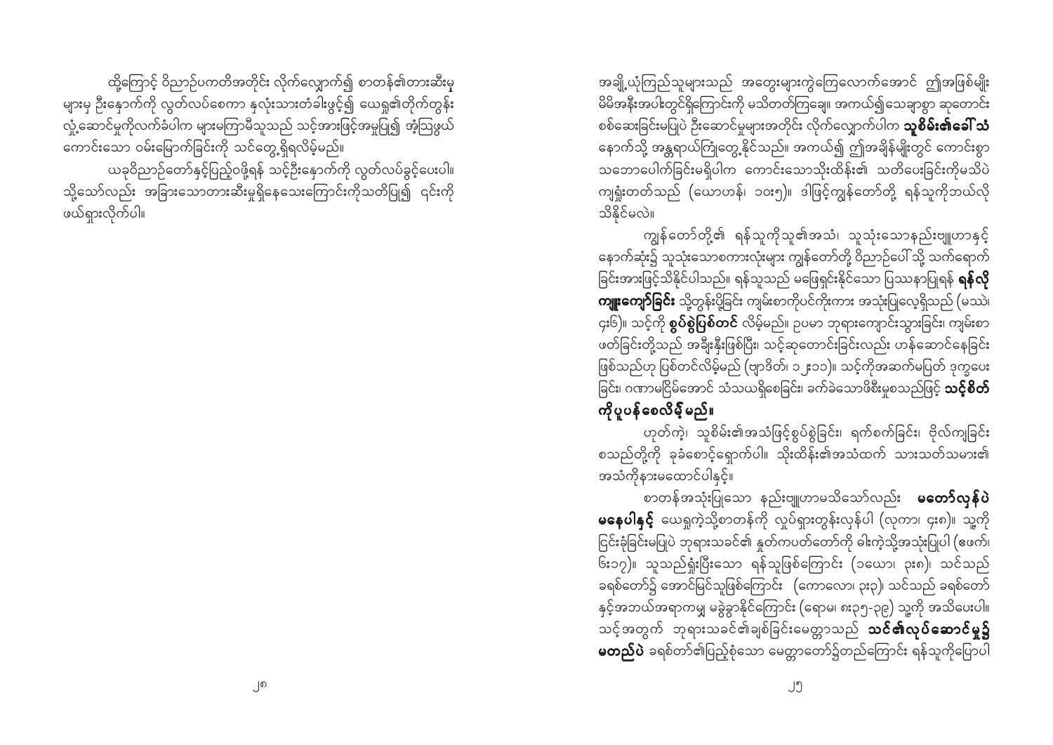အချို့ယုံကြည်သူများသည် အတွေးများကွဲကြေလောက်အောင် ဤအဖြစ်မျိုး မိမိအနီးအပါးတွင်ရှိကြောင်းကို မသိတတ်ကြချေ။ အကယ်၍သေချာစွာ ဆုတောင်း စစ်ဆေးခြင်းမပြုပဲ ဦးဆောင်မှုများအတိုင်း လိုက်လျှောက်ပါက **သူစိမ်း၏ခေါ်သံ** နောက်သို့ အန္တရာယ်ကြုံတွေ့နိုင်သည်။ အကယ်၍ ဤအချိန်မျိုးတွင် ကောင်းစွာ သဘောပေါက်ခြင်းမရှိပါက ကောင်းသောသိုးထိန်း၏ သတိပေးခြင်းကိုမသိပဲ ကျရှုံးတတ်သည် (ယောဟန်၊ ၁၀း၅)။ ဒါဖြင့်ကျွန်တော်တို့ ရန်သူကိုဘယ်လို သိနိုင်မလဲ။

ကျွန်တော်တို့၏ ရန်သူကိုသူ၏အသံ၊ သူသုံးသောနည်းဗျူဟာနှင့် နောက်ဆုံး၌ သူသုံးသောစကားလုံးများ ကျွန်တော်တို့ ဝိညာဉ်ပေါ် သို့ သက်ရောက် ခြင်းအားဖြင့်သိနိုင်ပါသည်။ ရန်သူသည် မဖြေရှင်းနိုင်သော ပြဿနာပြုရန် **ရန်လို ကျူးကျော်ခြင်း** သို့တွန်းပို့ခြင်း ကျမ်းစာကိုပင်ကိုးကား အသုံးပြုလေ့ရှိသည် (မဿဲ၊ ၄း၆)။ သင့်ကို **စွပ်စွဲပြစ်တင်** လိမ့်မည်။ ဥပမာ ဘုရားကျောင်းသွားခြင်း၊ ကျမ်းစာ ဖတ်ခြင်းတို့သည် အချိန်နီးဖြစ်ပြီး၊ သင့်ဆုတောင်းခြင်းလည်း ဟန်ဆောင်နေခြင်း ဖြစ်သည်ဟု ပြစ်တင်လိမ့်မည် (ဗျာဒိတ်၊ ၁၂း၁၀)။ သင့်ကိုအဆက်မပြတ် ဒုက္ခပေး ခြင်း၊ ဂဏာမငြိမ်အောင် သံသယရှိစေခြင်း၊ ခက်ခဲသောဖိစီးမှုစသည်ဖြင့် **သင့်စိတ် ကိုပူပန်စေလိမ့်မည်။**

ဟုတ်ကဲ့၊ သူစိမ်း၏အသံဖြင့်စွပ်စွဲခြင်း၊ ရက်စက်ခြင်း၊ ဗိုလ်ကျခြင်း စသည်တို့ကို ခုခံစောင့်ရှောက်ပါ။ သိုးထိန်း၏အသံထက် သားသတ်သမား၏ အသံကိုနားမထောင်ပါနှင့်။

စာတန်အသုံးပြုသော နည်းဗျူဟာမသိသော်လည်း **မတော်လှန်ပဲ မနေပါနှင့်** ယေရှုကဲ့သို့စာတန်ကို လှုပ်ရှားတွန်းလှန်ပါ (လုကာ၊ ၄း၈)။ သူ့ကို ငြင်းခုံခြင်းမပြုပဲ ဘုရားသခင်၏ နှုတ်ကပတ်တော်ကို ဓါးကဲ့သို့အသုံးပြုပါ (ဧဖက်၊ ၆း၁၇)။ သူသည်ရှုံးပြီးသော ရန်သူဖြစ်ကြောင်း (၁ယော၊ ၃း၈)၊ သင်သည် ခရစ်တော်၌ အောင်မြင်သူဖြစ်ကြောင်း (ကောလော၊ ၃း၃) သင်သည် ခရစ်တော် နှင့်အဘယ်အရာကမျှ မခွဲခွာနိုင်ကြောင်း (ရောမ၊ ၈း၃၅-၃၉) သူ့ကို အသိပေးပါ။ သင့်အတွက် ဘုရားသခင်၏ချစ်ခြင်းမေတ္တာသည် **သင်၏လုပ်ဆောင်မှု၌ မတည်ပဲ** ခရစ်တော်၏ပြည့်စုံသော မေတ္တာတော်၌တည်ကြောင်း ရန်သူကိုပြောပါ

ထို့ကြောင့် ဝိညာဉ်ပကတိအတိုင်း လိုက်လျှောက်၍ စာတန်၏တားဆီးမှု များမှ ဦးနှောက်ကို လွတ်လပ်စေကာ နှလုံးသားတံခါးဖွင့်၍ ယေရှု၏တိုက်တွန်း လှုံ့ဆော်မှုကိုလက်ခံပါက များမကြာမီသူသည် သင့်အားဖြင့်အမှုပြု၍ အံ့ဩဖွယ် ကောင်းသော ဝမ်းမြောက်ခြင်းကို သင်တွေ့ရှိရလိမ့်မည်။

ယခုဝိညာဉ်တော်နှင့်ပြည့်ဝဖို့ရန် သင့်ဦးနှောက်ကို လွတ်လပ်ခွင့်ပေးပါ။ သို့သော်လည်း အခြားသောတားဆီးမှုရှိနေသေးကြောင်းကိုသတိပြု၍ ၎င်းကို ဖယ်ရှားလိုက်ပါ။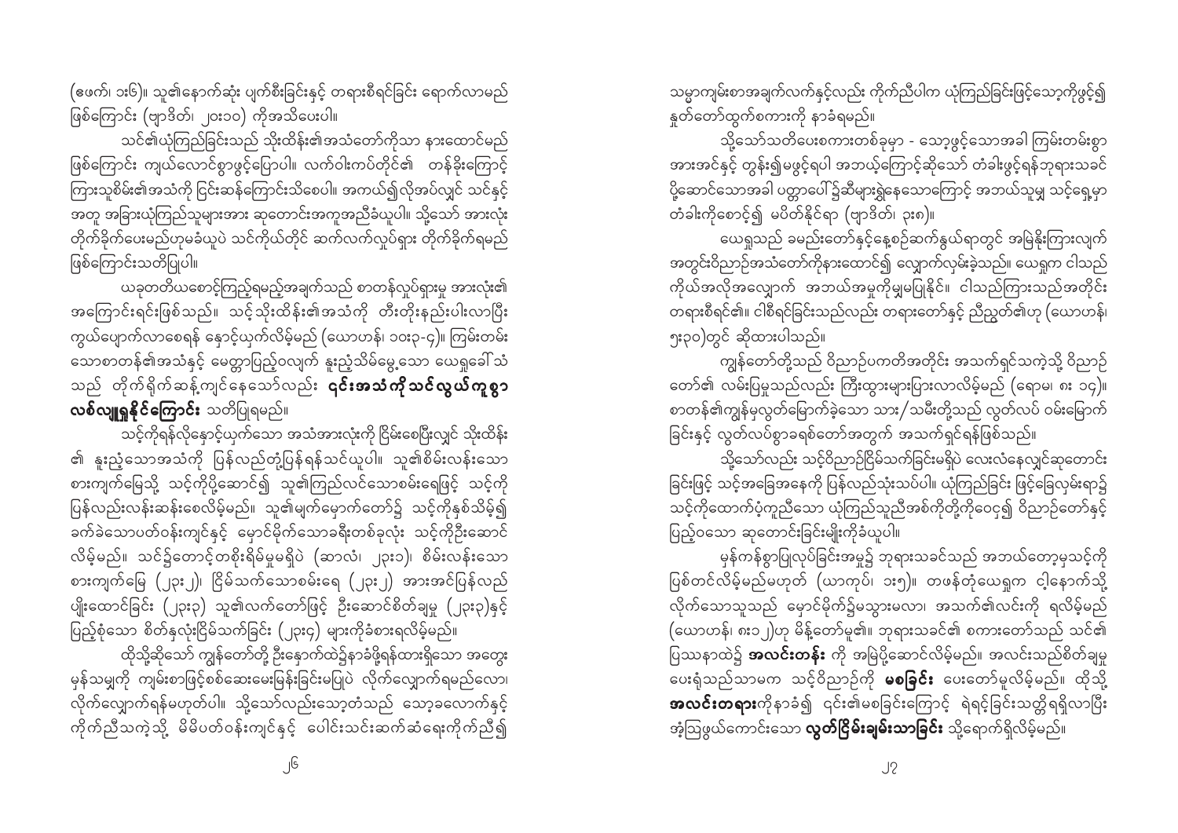(ဇဖက်၊ ၁း၆)။ သူ၏နောက်ဆုံး ပျက်စီးခြင်းနှင့် တရားစီရင်ခြင်း ရောက်လာမည်ဖြစ်ကြောင်း (ဗျာဒိတ်၊ ၂၀း၁၀) ကိုအသိပေးပါ။

သင်၏ယုံကြည်ခြင်းသည် သိုးထိန်း၏အသံတော်ကိုသာ နားထောင်မည်ဖြစ်ကြောင်း ကျယ်လောင်စွာဖွင့်ပြောပါ။ လက်ဝါးကပ်တိုင်၏ တန်ခိုးကြောင့်ကြားသူစိမ်း၏အသံကို ငြင်းဆန်ကြောင်းသိစေပါ။ အကယ်၍လိုအပ်လျှင် သင်နှင့်အတူ အခြားယုံကြည်သူများအား ဆုတောင်းအကူအညီခံယူပါ။ သို့သော် အားလုံးတိုက်ခိုက်ပေးမည်ဟုမခံယူပဲ သင်ကိုယ်တိုင် ဆက်လက်လှုပ်ရှား တိုက်ခိုက်ရမည်ဖြစ်ကြောင်းသတိပြုပါ။

ယခုတတိယစောင့်ကြည့်ရမည့်အချက်သည် စာတန်လှုပ်ရှားမှု အားလုံး၏အကြောင်းရင်းဖြစ်သည်။ သင့်သိုးထိန်း၏အသံကို တီးတိုးနည်းပါးလာပြီး ကွယ်ပျောက်လာစေရန် နှောင့်ယှက်လိမ့်မည် (ယောဟန်၊ ၁၀း၃-၄)။ ကြမ်းတမ်းသောစာတန်၏အသံနှင့် မေတ္တာပြည့်ဝလျက် နူးညံ့သိမ်မွေ့သော ယေရှုခေါ်သံသည် တိုက်ရိုက်ဆန့်ကျင်နေသော်လည်း **၎င်းအသံကို သင်လွယ်ကူစွာ လစ်လျူရှုနိုင်ကြောင်း** သတိပြုရမည်။

သင့်ကိုရန်လိုနှောင့်ယှက်သော အသံအားလုံးကို ငြိမ်းစေပြီးလျှင် သိုးထိန်း၏ နူးညံ့သောအသံကို ပြန်လည်တုံ့ပြန်ရန်သင်ယူပါ။ သူ၏စိမ်းလန်းသောစားကျက်မြေသို့ သင့်ကိုပို့ဆောင်၍ သူ၏ကြည်လင်သောစမ်းရေဖြင့် သင့်ကိုပြန်လည်လန်းဆန်းစေလိမ့်မည်။ သူ၏မျက်မှောက်တော်၌ သင့်ကိုနှစ်သိမ့်၍ ခက်ခဲသောပတ်ဝန်းကျင်နှင့် မှောင်မိုက်သောခရီးတစ်ခုလုံး သင့်ကိုဦးဆောင်လိမ့်မည်။ သင်၌တောင့်တစရာမရှိပဲ (ဆာလံ၊ ၂၃း၁)၊ စိမ်းလန်းသောစားကျက်မြေ (၂၃း၂)၊ ငြိမ်သက်သောစမ်းရေ (၂၃း၂) အားအင်ပြန်လည်ပျိုးထောင်ခြင်း (၂၃း၃) သူ၏လက်တော်ဖြင့် ဦးဆောင်စိတ်ချမှု (၂၃း၃)နှင့် ပြည့်စုံသော စိတ်နှလုံးငြိမ်သက်ခြင်း (၂၃း၄) များကိုခံစားရလိမ့်မည်။

ထိုသို့ဆိုသော် ကျွန်တော်တို့ ဦးနှောက်ထဲ၌နာခံဖို့ရန်ထားရှိသော အတွေးမှန်သမျှကို ကျမ်းစာဖြင့်စစ်ဆေးမေးမြန်းခြင်းမပြုပဲ လိုက်လျှောက်ရမည်လော၊ လိုက်လျှောက်ရန်မဟုတ်ပါ။ သို့သော်လည်းသော့တံသည် သော့ခလောက်နှင့်ကိုက်ညီသကဲ့သို့ မိမိပတ်ဝန်းကျင်နှင့် ပေါင်းသင်းဆက်ဆံရေးကိုက်ညီ၍ သမ္မာကျမ်းစာအချက်လက်နှင့်လည်း ကိုက်ညီပါက ယုံကြည်ခြင်းဖြင့်သော့ကိုဖွင့်၍ နှုတ်တော်ထွက်စကားကို နာခံရမည်။

သို့သော်သတိပေးစကားတစ်ခုမှာ - သော့ဖွင့်သောအခါ ကြမ်းတမ်းစွာအားအင်နှင့် တွန်း၍မဖွင့်ရပါ အဘယ့်ကြောင့်ဆိုသော် တံခါးဖွင့်ရန်ဘုရားသခင်ပို့ဆောင်သောအခါ ပတ္တာပေါ်၌ဆီများရွှဲနေသောကြောင့် အဘယ်သူမျှ သင့်ရှေ့မှာတံခါးကိုစောင့်၍ မပိတ်နိုင်ရာ (ဗျာဒိတ်၊ ၃း၈)။

ယေရှုသည် ခမည်းတော်နှင့်နေ့စဉ်ဆက်နွယ်ရာတွင် အမြဲနိုးကြားလျက်အတွင်းဝိညာဉ်အသံတော်ကိုနားထောင်၍ လျှောက်လှမ်းခဲ့သည်။ ယေရှုက ငါသည်ကိုယ်အလိုအလျောက် အဘယ်အမှုကိုမျှမပြုနိုင်။ ငါသည်ကြားသည်အတိုင်းတရားစီရင်၏။ ငါစီရင်ခြင်းသည်လည်း တရားတော်နှင့် ညီညွတ်၏ဟု (ယောဟန်၊ ၅း၃၀)တွင် ဆိုထားပါသည်။

ကျွန်တော်တို့သည် ဝိညာဉ်ပကတိအတိုင်း အသက်ရှင်သကဲ့သို့ ဝိညာဉ်တော်၏ လမ်းပြမှုသည်လည်း ကြီးထွားများပြားလာလိမ့်မည် (ရောမ၊ ၈း ၁၄)။ စာတန်၏ကျွန်မှလွတ်မြောက်ခဲ့သော သား/သမီးတို့သည် လွတ်လပ် ဝမ်းမြောက်ခြင်းနှင့် လွတ်လပ်စွာခရစ်တော်အတွက် အသက်ရှင်ရန်ဖြစ်သည်။

သို့သော်လည်း သင့်ဝိညာဉ်ငြိမ်သက်ခြင်းမရှိပဲ လေးလံနေလျှင်ဆုတောင်းခြင်းဖြင့် သင့်အခြေအနေကို ပြန်လည်သုံးသပ်ပါ။ ယုံကြည်ခြင်း ဖြင့်ခြေလှမ်းရာ၌ သင့်ကိုထောက်ပံ့ကူညီသော ယုံကြည်သူညီအစ်ကိုတို့ကိုဝေဖု၍ ဝိညာဉ်တော်နှင့် ပြည့်ဝသော ဆုတောင်းခြင်းမျိုးကိုခံယူပါ။

မှန်ကန်စွာပြုလုပ်ခြင်းအမှု၌ ဘုရားသခင်သည် အဘယ်တော့မှသင့်ကိုပြစ်တင်လိမ့်မည်မဟုတ် (ယာကုပ်၊ ၁း၅)။ တဖန်တုံယေရှုက ငါ့နောက်သို့လိုက်သောသူသည် မှောင်မိုက်၌မသွားမလာ၊ အသက်၏လင်းကို ရလိမ့်မည် (ယောဟန်၊ ၈း၁၂)ဟု မိန့်တော်မူ၏။ ဘုရားသခင်၏ စကားတော်သည် သင်၏ပြဿနာထဲ၌ **အလင်းတန်း** ကို အမြဲပို့ဆောင်လိမ့်မည်။ အလင်းသည်စိတ်ချမှုပေးရုံသည်သာမက သင့်ဝိညာဉ်ကို **မစခြင်း** ပေးတော်မူလိမ့်မည်။ ထိုသို့ **အလင်းတရား**ကိုနာခံ၍ ၎င်း၏မစခြင်းကြောင့် ရဲရင့်ခြင်းသတ္တိရရှိလာပြီး အံ့ဩဖွယ်ကောင်းသော **လွတ်ငြိမ်းချမ်းသာခြင်း** သို့ရောက်ရှိလိမ့်မည်။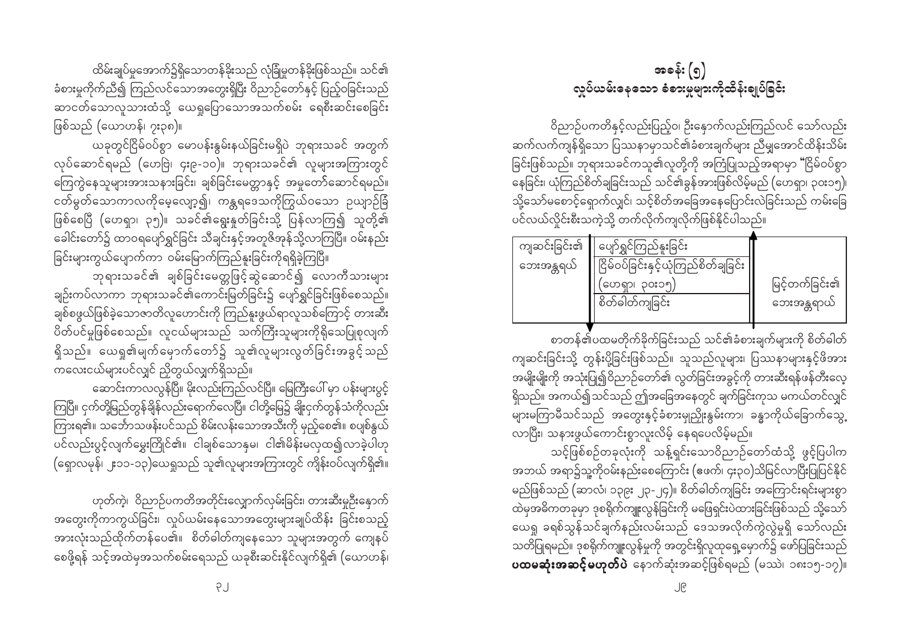ထိမ်းချုပ်မှုအောက်၌ရှိသောတန်ခိုးသည် လုံခြုံမှုတန်ခိုးဖြစ်သည်။ သင်၏ခံစားမှုကိုက်ညီ၍ ကြည်လင်သောအတွေးရှိပြီး ဝိညာဉ်တော်နှင့် ပြည့်ဝခြင်းသည် ဆာငတ်သောလူသားထံသို့ ယေရှုပြောသောအသက်စမ်း ရေစီးဆင်းစေခြင်း ဖြစ်သည် (ယောဟန်၊ ၇း၃၈)။

ယခုတွင်ငြိမ်ဝပ်စွာ မောပန်းနွမ်းနယ်ခြင်းမရှိပဲ ဘုရားသခင် အတွက် လုပ်ဆောင်ရမည် (ဟေဗြဲ၊ ၄း၉-၁၀)။ ဘုရားသခင်၏ လူများအကြားတွင် ကြေကွဲနေသူများအားသနားခြင်း၊ ချစ်ခြင်းမေတ္တာနှင့် အမှုတော်ဆောင်ရမည်။ ငတ်မွတ်သောကာလကိုမေ့လျော့၍၊ ကန္တာရဒေသကိုကြွယ်ဝသော ဥယျာဉ်ခြံ ဖြစ်စေပြီ (ဟေရှာ၊ ၃၅)။ သခင်၏ရွေးနှုတ်ခြင်းသို့ ပြန်လာကြ၍ သူတို့၏ ခေါင်းတော်၌ ထာဝရပျော်ရွှင်ခြင်း သီချင်းနှင့်အတူဇိအုန်သို့လာကြပြီ။ ဝမ်းနည်းခြင်းများကွယ်ပျောက်ကာ ဝမ်းမြောက်ကြည်နူးခြင်းကိုရရှိခဲ့ကြပြီ။

ဘုရားသခင်၏ ချစ်ခြင်းမေတ္တာဖြင့်ဆွဲဆောင်၍ လောကီသားများ ချဉ်းကပ်လာကာ ဘုရားသခင်၏ကောင်းမြတ်ခြင်း၌ ပျော်ရွှင်ခြင်းဖြစ်စေသည်။ ချစ်စဖွယ်ဖြစ်ခဲ့သောဇာတိလူဟောင်းကို ကြည်နူးဖွယ်ရာလူသစ်ကြောင့် တားဆီး ပိတ်ပင်မှုဖြစ်စေသည်။ လူငယ်များသည် သက်ကြီးသူများကိုရှိသေပြုစုလျက် ရှိသည်။ ယေရှု၏မျက်မှောက်တော်၌ သူ၏လူများလွတ်ခြင်းအခွင့်သည် ကလေးငယ်များပင်လျှင် ညီတွယ်လျက်ရှိသည်။

ဆောင်းကာလလွန်ပြီ။ မိုးလည်းကြည်လင်ပြီ။ မြေကြီးပေါ်မှာ ပန်းများပွင့်ကြပြီ။ ငှက်တို့မြည်တွန်ချိန်လည်းရောက်လေပြီ။ ငါတို့မြေ၌ ချိုးငှက်တွန်သံကိုလည်း ကြားရ၏။ သင်္ဘောသဖန်းပင်သည် စိမ်းလန်းသောအသီးကို မှည့်စေ၏။ စပျစ်နွယ်ပင်လည်းပွင့်လျက်မွှေးကြိုင်၏။ ငါချစ်သောနှမ၊ ငါ၏မိန်းမလှထ၍လာခဲ့ပါဟု (ရှောလမုန်၊ ၂း၁၁-၁၃)ယေရှုသည် သူ၏လူများအကြားတွင် ကျိန်းဝပ်လျက်ရှိ၏။

ဟုတ်ကဲ့၊ ဝိညာဉ်ပကတိအတိုင်းလျှောက်လှမ်းခြင်း၊ တားဆီးမှုဦးနှောက်အတွေးကိုကာကွယ်ခြင်း၊ လှုပ်ယမ်းနေသောအတွေးများချုပ်ထိန်း ခြင်းစသည့် အားလုံးသည်ထိုက်တန်ပေ၏။ စိတ်ဓါတ်ကျနေသော သူများအတွက် ကျေနပ်စေဖို့ရန် သင့်အထဲမှအသက်စမ်းရေသည် ယခုစီးဆင်းနိုင်လျက်ရှိ၏ (ယောဟန်၊

# အခန်း (၅)
## လှုပ်ယမ်းနေသော စံစားမှုများကိုထိန်းချုပ်ခြင်း

ဝိညာဉ်ပကတိနှင့်လည်းပြည့်ဝ၊ ဦးနှောက်လည်းကြည်လင် သော်လည်း ဆက်လက်ကျန်ရှိသော ပြဿနာမှာသင်၏ခံစားချက်များ ညီမျှအောင်ထိန်းသိမ်းခြင်းဖြစ်သည်။ ဘုရားသခင်ကသူ၏လူတို့ကို အကြံပြုသည့်အရာမှာ "ငြိမ်ဝပ်စွာ နေခြင်း၊ ယုံကြည်စိတ်ချခြင်းသည် သင်၏ခွန်အားဖြစ်လိမ့်မည် (ဟေရှာ၊ ၃၀း၁၅)၊ သို့သော်မစောင့်ရှောက်လျှင်၊ သင့်စိတ်အခြေအနေပြောင်းလဲခြင်းသည် ကမ်းခြေပင်လယ်လှိုင်းစီးသကဲ့သို့ တက်လိုက်ကျလိုက်ဖြစ်နိုင်ပါသည်။

| ကျဆင်းခြင်း၏ ဘေးအန္တရယ် | | မြင့်တက်ခြင်း၏ ဘေးအန္တရာယ် |
|---|---|---|
| | ပျော်ရွှင်ကြည်နူးခြင်း | |
| | ငြိမ်ဝပ်ခြင်းနှင့်ယုံကြည်စိတ်ချခြင်း (ဟေရှာ၊ ၃၀း၁၅) | |
| | စိတ်ဓါတ်ကျခြင်း | |

စာတန်၏ပထမတိုက်ခိုက်ခြင်းသည် သင်၏ခံစားချက်များကို စိတ်ဓါတ် ကျဆင်းခြင်းသို့ တွန်းပို့ခြင်းဖြစ်သည်။ သူသည်လူများ၊ ပြဿနာများနှင့်ဖိအား အမျိုးမျိုးကို အသုံးပြု၍ဝိညာဉ်တော်၏ လွတ်ခြင်းအခွင့်ကို တားဆီးရန်ဖန်တီးလေ့ ရှိသည်။ အကယ်၍သင်သည် ဤအခြေအနေတွင် ချက်ခြင်းကုသ မကယ်တင်လျှင် များမကြာမီသင်သည် အတွေးနှင့်ခံစားမှုညှိုးနွမ်းကာ၊ ခန္ဓာကိုယ်ခြောက်သွေ့လာပြီး၊ သနားဖွယ်ကောင်းစွာလူးလိမ့် နေရပေလိမ့်မည်။

သင့်ဖြစ်စဉ်တစ်ခုလုံးကို သန့်ရှင်းသောဝိညာဉ်တော်ထံသို့ ဖွင့်ပြပါက အဘယ် အရာ၌သူ့ကိုဝမ်းနည်းစေကြောင်း (ဧဖက်၊ ၄း၃၀)သိမြင်လာပြီးပြုပြင်နိုင်မည်ဖြစ်သည် (ဆာလံ၊ ၁၃၉း ၂၃-၂၄)။ စိတ်ဓါတ်ကျခြင်း အကြောင်းရင်းများစွာထဲမှအဓိကတခုမှာ ဒုစရိုက်ကျူးလွန်ခြင်းကို မဖြေရှင်းပဲထားခြင်းဖြစ်သည် သို့သော် ယေရှု ခရစ်သွန်သင်ချက်နည်းလမ်းသည် ဒေသအလိုက်ကွဲလွဲမှုရှိ သော်လည်း သတိပြုရမည်။ ဒုစရိုက်ကျူးလွန်မှုကို အတွင်းရှိလူထုရှေ့မှောက်၌ ဖော်ပြခြင်းသည် **ပထမဆုံးအဆင့်မဟုတ်ပဲ** နောက်ဆုံးအဆင့်ဖြစ်ရမည် (မဿဲ၊ ၁၈း၁၅-၁၇)။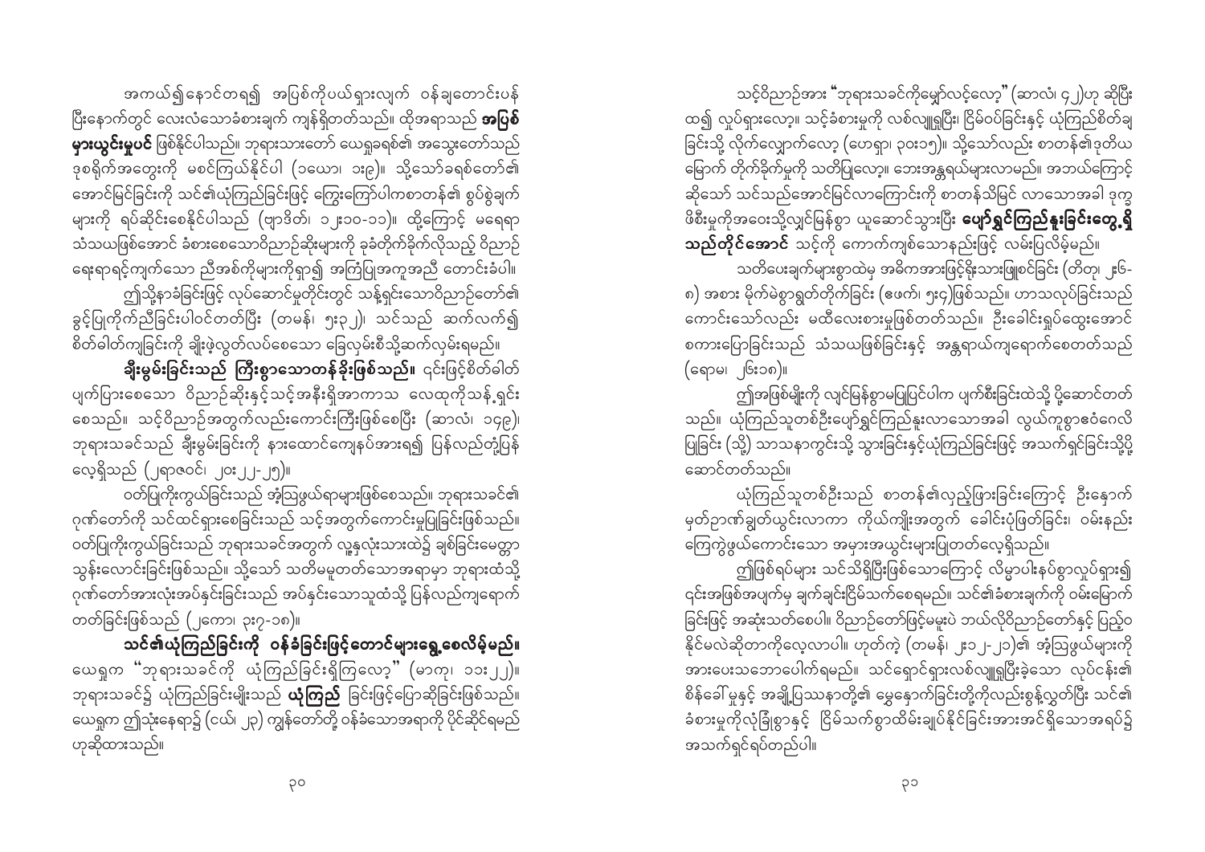အကယ်၍နောင်တရ၍ အပြစ်ကိုပယ်ရှားလျက် ဝန်ချတောင်းပန်ပြီးနောက်တွင် လေးလံသောခံစားချက် ကျန်ရှိတတ်သည်။ ထိုအရာသည် **အပြစ်များယွင်းမှုပင်** ဖြစ်နိုင်ပါသည်။ ဘုရားသားတော် ယေရှုခရစ်၏ အသွေးတော်သည် ဒုစရိုက်အတွေးကို မစင်ကြယ်နိုင်ပါ (၁ယော၊ ၁း၉)။ သို့သော်ခရစ်တော်၏ အောင်မြင်ခြင်းကို သင်၏ယုံကြည်ခြင်းဖြင့် ကြွေးကြော်ပါကစာတန်၏ စွပ်စွဲချက်များကို ရပ်ဆိုင်းစေနိုင်ပါသည် (ဗျာဒိတ်၊ ၁၂း၁၀-၁၁)။ ထို့ကြောင့် မရေရာသံသယဖြစ်အောင် ခံစားစေသောဝိညာဉ်ဆိုးများကို ခုခံတိုက်ခိုက်လိုသည့် ဝိညာဉ်ရေးရာရင့်ကျက်သော ညီအစ်ကိုများကိုရှာ၍ အကြံပြုအကူအညီ တောင်းခံပါ။

ဤသို့နာခံခြင်းဖြင့် လုပ်ဆောင်မှုတိုင်းတွင် သန့်ရှင်းသောဝိညာဉ်တော်၏ ခွင့်ပြုကိုက်ညီခြင်းပါဝင်တတ်ပြီး (တမန်၊ ၅း၃၂)၊ သင်သည် ဆက်လက်၍ စိတ်ဓါတ်ကျခြင်းကို ချိုးဖဲ့လွတ်လပ်စေသော ခြေလှမ်းစီသို့ဆက်လှမ်းရမည်။

**ချီးမွမ်းခြင်းသည် ကြီးစွာသောတန်ခိုးဖြစ်သည်။** ၎င်းဖြင့်စိတ်ဓါတ်ပျက်ပြားစေသော ဝိညာဉ်ဆိုးနှင့်သင့်အနီးရှိအာကာသ လေထုကိုသန့်ရှင်းစေသည်။ သင့်ဝိညာဉ်အတွက်လည်းကောင်းကြီးဖြစ်စေပြီး (ဆာလံ၊ ၁၄၉)၊ ဘုရားသခင်သည် ချီးမွမ်းခြင်းကို နားထောင်ကျေနပ်အားရ၍ ပြန်လည်တုံ့ပြန်လေ့ရှိသည် (၂ရာဇဝင်၊ ၂၀း၂၂-၂၅)။

ဝတ်ပြုကိုးကွယ်ခြင်းသည် အံ့ဩဖွယ်ရာများဖြစ်စေသည်။ ဘုရားသခင်၏ ဂုဏ်တော်ကို သင်ထင်ရှားစေခြင်းသည် သင့်အတွက်ကောင်းမှုပြုခြင်းဖြစ်သည်။ ဝတ်ပြုကိုးကွယ်ခြင်းသည် ဘုရားသခင်အတွက် လူ့နှလုံးသားထဲ၌ ချစ်ခြင်းမေတ္တာ သွန်းလောင်းခြင်းဖြစ်သည်။ သို့သော် သတိမမူတတ်သောအရာမှာ ဘုရားထံသို့ ဂုဏ်တော်အားလုံးအပ်နှင်းခြင်းသည် အပ်နှင်းသောသူထံသို့ ပြန်လည်ကျရောက်တတ်ခြင်းဖြစ်သည် (၂ကော၊ ၃း၇-၁၈)။

**သင်၏ယုံကြည်ခြင်းကို ဝန်ခံခြင်းဖြင့်တောင်များရွှေ့စေလိမ့်မည်။** ယေရှုက "ဘုရားသခင်ကို ယုံကြည်ခြင်းရှိကြလော့" (မာကု၊ ၁၁း၂၂)။ ဘုရားသခင်၌ ယုံကြည်ခြင်းမျိုးသည် **ယုံကြည်** ခြင်းဖြင့်ပြောဆိုခြင်းဖြစ်သည်။ ယေရှုက ဤသုံးနေရာ၌ (ငယ်၊ ၂၃) ကျွန်တော်တို့ ဝန်ခံသောအရာကို ပိုင်ဆိုင်ရမည်ဟုဆိုထားသည်။

သင့်ဝိညာဉ်အား "ဘုရားသခင်ကိုမျှော်လင့်လော့" (ဆာလံ၊ ၄၂)ဟု ဆိုပြီး ထ၍ လှုပ်ရှားလော့။ သင့်ခံစားမှုကို လစ်လျူရှုပြီး၊ ငြိမ်ဝပ်ခြင်းနှင့် ယုံကြည်စိတ်ချခြင်းသို့ လိုက်လျှောက်လော့ (ဟေရှာ၊ ၃၀း၁၅)။ သို့သော်လည်း စာတန်၏ဒုတိယမြောက် တိုက်ခိုက်မှုကို သတိပြုလော့။ ဘေးအန္တရာယ်များလာမည်။ အဘယ်ကြောင့်ဆိုသော် သင်သည်အောင်မြင်လာကြောင်းကို စာတန်သိမြင် လာသောအခါ ဒုက္ခဖိစီးမှုကိုအဝေးသို့လျှင်မြန်စွာ ယူဆောင်သွားပြီး **ပျော်ရွှင်ကြည်နူးခြင်းတွေ့ရှိသည်တိုင်အောင်** သင့်ကို ကောက်ကျစ်သောနည်းဖြင့် လမ်းပြလိမ့်မည်။

သတိပေးချက်များစွာထဲမှ အဓိကအားဖြင့်ရှိုးသားဖြူစင်ခြင်း (တိတု၊ ၂း၆-၈) အစား မိုက်မဲစွာရွှတ်တိုက်ခြင်း (ဧဖက်၊ ၅း၄)ဖြစ်သည်။ ဟာသလုပ်ခြင်းသည်ကောင်းသော်လည်း မထိလေးစားမှုဖြစ်တတ်သည်။ ဦးခေါင်းရှုပ်ထွေးအောင် စကားပြောခြင်းသည် သံသယဖြစ်ခြင်းနှင့် အန္တရာယ်ကျရောက်စေတတ်သည် (ရောမ၊ ၂၆း၁၈)။

ဤအဖြစ်မျိုးကို လျင်မြန်စွာမပြုပြင်ပါက ပျက်စီးခြင်းထဲသို့ ပို့ဆောင်တတ်သည်။ ယုံကြည်သူတစ်ဦးပျော်ရွှင်ကြည်နူးလာသောအခါ လွယ်ကူစွာဇဝေဇဝါဖြစ်ခြင်း (သို့) သာသနာကွင်းသို့ သွားခြင်းနှင့်ယုံကြည်ခြင်းဖြင့် အသက်ရှင်ခြင်းသို့ပို့ဆောင်တတ်သည်။

ယုံကြည်သူတစ်ဦးသည် စာတန်၏လှည့်ဖြားခြင်းကြောင့် ဦးနောက်မှတ်ဉာဏ်ချွတ်ယွင်းလာကာ ကိုယ်ကျိုးအတွက် ခေါင်းပုံဖြတ်ခြင်း၊ ဝမ်းနည်းကြေကွဲဖွယ်ကောင်းသော အမှားအယွင်းများပြုတတ်လေ့ရှိသည်။

ဤဖြစ်ရပ်များ သင်သိရှိပြီးဖြစ်သောကြောင့် လိမ္မာပါးနပ်စွာလှုပ်ရှား၍ ၎င်းအဖြစ်အပျက်မှ ချက်ချင်းငြိမ်သက်စေရမည်။ သင်၏ခံစားချက်ကို ဝမ်းမြောက်ခြင်းဖြင့် အဆုံးသတ်စေပါ။ ဝိညာဉ်တော်ဖြင့်မမူးပဲ ဘယ်လိုဝိညာဉ်တော်နှင့် ပြည့်ဝနိုင်မလဲဆိုတာကိုလေ့လာပါ။ ဟုတ်ကဲ့ (တမန်၊ ၂း၁၂-၂၁)၏ အံ့ဩဖွယ်များကို အားပေးသဘောပေါက်ရမည်။ သင်ရှောင်ရှားလစ်လျူရှုပြီးခဲ့သော လုပ်ငန်း၏ စိန်ခေါ်မှုနှင့် အချို့ပြဿနာတို့၏ မွေနောက်ခြင်းတို့ကိုလည်းစွန့်လွှတ်ပြီး သင်၏ခံစားမှုကိုလုံခြုံစွာနှင့် ငြိမ်သက်စွာထိမ်းချုပ်နိုင်ခြင်းအားအင်ရှိသောအရပ်၌ အသက်ရှင်ရပ်တည်ပါ။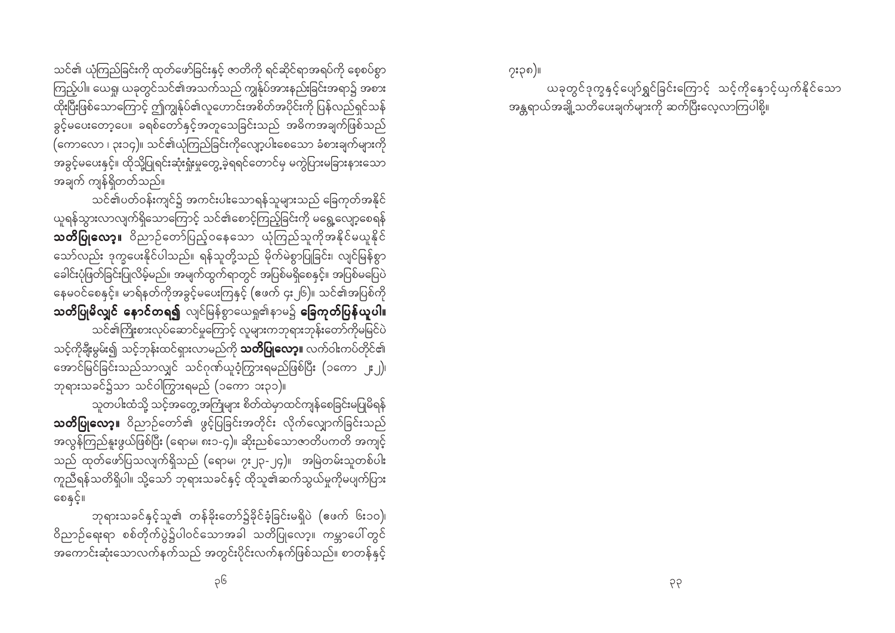သင်၏ ယုံကြည်ခြင်းကို ထုတ်ဖော်ခြင်းနှင့် ဇာတိကို ရင်ဆိုင်ရာအရပ်ကို စေ့စပ်စွာ ကြည့်ပါ။ ယေရှု ယခုတွင်သင်၏အသက်သည် ကျွန်ုပ်အားနည်းခြင်းအရာ၌ အစား ထိုးပြီးဖြစ်သောကြောင့် ဤကျွန်ုပ်၏လူဟောင်းအစိတ်အပိုင်းကို ပြန်လည်ရှင်သန် ခွင့်မပေးတော့ပေ။ ခရစ်တော်နှင့်အတူသေခြင်းသည် အဓိကအချက်ဖြစ်သည် (ကောလော ၊ ၃း၁၄)။ သင်၏ယုံကြည်ခြင်းကိုလျော့ပါးစေသော ခံစားချက်များကို အခွင့်မပေးနှင့်။ ထိုသို့ပြုရင်းဆုံးရှုံးမှုတွေ့ခဲ့ရရင်တောင်မှ မကွဲပြားမခြားနားသော အချက် ကျန်ရှိတတ်သည်။

သင်၏ပတ်ဝန်းကျင်၌ အကင်းပါးသောရန်သူများသည် ခြေကုတ်အနိုင် ယူရန်သွားလာလျက်ရှိသောကြောင့် သင်၏စောင့်ကြည့်ခြင်းကို မရှေ့လျော့စေရန် **သတိပြုလော့။** ဝိညာဉ်တော်ပြည့်ဝနေသော ယုံကြည်သူကိုအနိုင်မယူနိုင် သော်လည်း ဒုက္ခပေးနိုင်ပါသည်။ ရန်သူတို့သည် မိုက်မဲစွာပြုခြင်း၊ လျင်မြန်စွာ ခေါင်းပုံဖြတ်ခြင်းပြုလိမ့်မည်။ အမျက်ထွက်ရာတွင် အပြစ်မရှိစေနှင့်။ အပြစ်မပြေပဲ နေမဝင်စေနှင့်။ မာရ်နတ်ကိုအခွင့်မပေးကြနှင့် (ဧဖက် ၄း၂၆)။ သင်၏အပြစ်ကို **သတိပြုမိလျှင် နောင်တရ၍** လျင်မြန်စွာယေရှု၏နာမ၌ **ခြေကုတ်ပြန်ယူပါ။**

သင်၏ကြိုးစားလုပ်ဆောင်မှုကြောင့် လူများကဘုရားဘုန်းတော်ကိုမမြင်ပဲ သင့်ကိုချီးမွမ်း၍ သင့်ဘုန်းထင်ရှားလာမည်ကို **သတိပြုလော့။** လက်ဝါးကပ်တိုင်၏ အောင်မြင်ခြင်းသည်သာလျှင် သင်ဂုဏ်ယူဝံ့ကြွားရမည်ဖြစ်ပြီး (၁ကော ၂း၂)၊ ဘုရားသခင်၌သာ သင်ဝါကြွားရမည် (၁ကော ၁း၃၁)။

သူတပါးထံသို့ သင့်အတွေ့အကြုံများ စိတ်ထဲမှာထင်ကျန်စေခြင်းမပြုမိရန် **သတိပြုလော့။** ဝိညာဉ်တော်၏ ဖွင့်ပြခြင်းအတိုင်း လိုက်လျှောက်ခြင်းသည် အလွန်ကြည်နူးဖွယ်ဖြစ်ပြီး (ရောမ၊ ၈း၁-၄)။ ဆိုးညစ်သောဇာတိပကတိ အကျင့် သည် ထုတ်ဖော်ပြသလျက်ရှိသည် (ရောမ၊ ၇း၂၃-၂၄)။ အမြဲတမ်းသူတစ်ပါး ကူညီရန်သတိရှိပါ။ သို့သော် ဘုရားသခင်နှင့် ထိုသူ၏ဆက်သွယ်မှုကိုမပျက်ပြား စေနှင့်။

ဘုရားသခင်နှင့်သူ၏ တန်ခိုးတော်၌ခိုင်ခံ့ခြင်းမရှိပဲ (ဧဖက် ၆း၁၀)၊ ဝိညာဉ်ရေးရာ စစ်တိုက်ပွဲ၌ပါဝင်သောအခါ သတိပြုလော့။ ကမ္ဘာပေါ်တွင် အကောင်းဆုံးသောလက်နက်သည် အတွင်းပိုင်းလက်နက်ဖြစ်သည်။ စာတန်နှင့် ၇း၃၈)။

ယခုတွင်ဒုက္ခနှင့်ပျော်ရွှင်ခြင်းကြောင့် သင့်ကိုနှောင့်ယှက်နိုင်သော အန္တရာယ်အချို့သတိပေးချက်များကို ဆက်ပြီးလေ့လာကြပါစို့။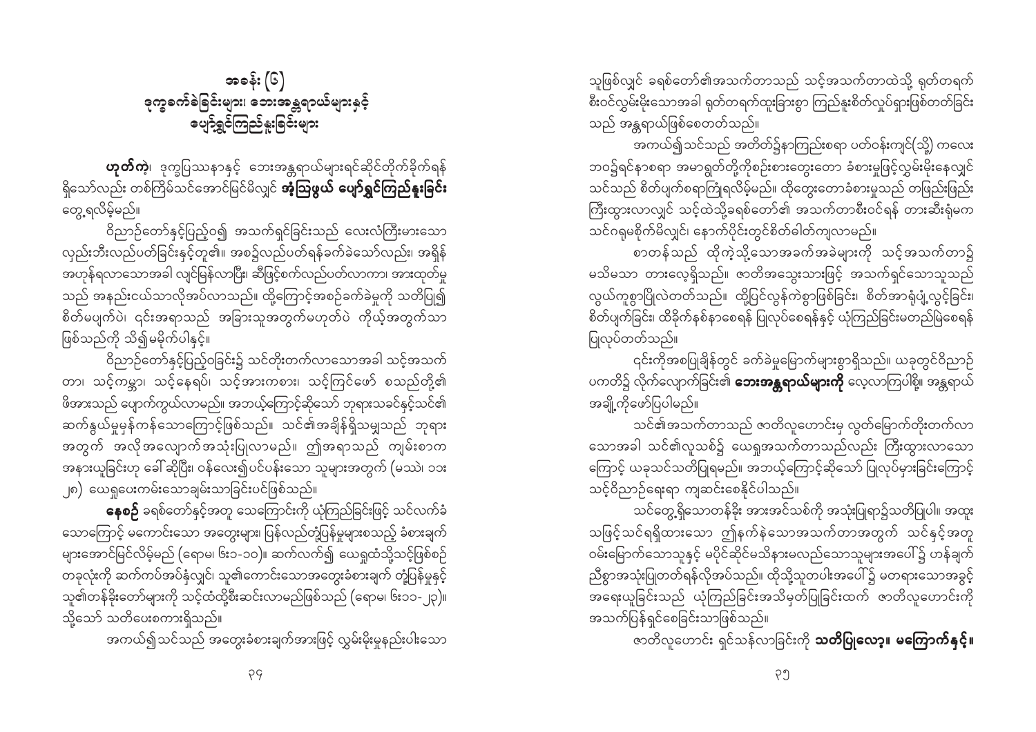# အခန်း (၆)
## ဒုက္ခခက်ခဲခြင်းများ၊ ဘေးအန္တရာယ်များနှင့် ပျော်ရွှင်ကြည်နူးခြင်းများ

**ဟုတ်ကဲ့**၊ ဒုက္ခပြဿနာနှင့် ဘေးအန္တရာယ်များရင်ဆိုင်တိုက်ခိုက်ရန်ရှိသော်လည်း တစ်ကြိမ်သင်အောင်မြင်မိလျှင် **အံ့သြဖွယ် ပျော်ရွှင်ကြည်နူးခြင်း** တွေ့ရလိမ့်မည်။

ဝိညာဉ်တော်နှင့်ပြည့်ဝ၍ အသက်ရှင်ခြင်းသည် လေးလံကြီးမားသော လှည်းဘီးလည်ပတ်ခြင်းနှင့်တူ၏။ အစ၌လည်ပတ်ရန်ခက်ခဲသော်လည်း၊ အရှိန်အဟုန်ရလာသောအခါ လျင်မြန်လာပြီး၊ ဆီဖြင့်စက်လည်ပတ်လာကာ၊ အားထုတ်မှုသည် အနည်းငယ်သာလိုအပ်လာသည်။ ထို့ကြောင့်အစ၌ခက်ခဲမှုကို သတိပြု၍ စိတ်မပျက်ပဲ၊ ၎င်းအရာသည် အခြားသူအတွက်မဟုတ်ပဲ ကိုယ့်အတွက်သာဖြစ်သည်ကို သိ၍မမိုက်ပါနှင့်။

ဝိညာဉ်တော်နှင့်ပြည့်ဝခြင်း၌ သင်တိုးတက်လာသောအခါ သင့်အသက်တာ၊ သင့်ကမ္ဘာ၊ သင့်နေရပ်၊ သင့်အားကစား၊ သင့်ကြင်ဖော် စသည်တို့၏ ဖိအားသည် ပျောက်ကွယ်လာမည်။ အဘယ့်ကြောင့်ဆိုသော် ဘုရားသခင်နှင့်သင်၏ ဆက်နွယ်မှုမှန်ကန်သောကြောင့်ဖြစ်သည်။ သင်၏အချိန်ရှိသမျှသည် ဘုရားအတွက် အလိုအလျောက်အသုံးပြုလာမည်။ ဤအရာသည် ကျမ်းစာက အနားယူခြင်းဟု ခေါ်ဆိုပြီး၊ ဝန်လေး၍ပင်ပန်းသော သူများအတွက် (မဿဲ၊ ၁၁း၂၈) ယေရှုပေးကမ်းသောချမ်းသာခြင်းပင်ဖြစ်သည်။

**နေစဉ်** ခရစ်တော်နှင့်အတူ သေကြောင်းကို ယုံကြည်ခြင်းဖြင့် သင်လက်ခံသောကြောင့် မကောင်းသော အတွေးများ၊ ပြန်လည်တုံ့ပြန်မှုများစသည့် ခံစားချက်များအောင်မြင်လိမ့်မည် (ရောမ၊ ၆း၁-၁၀)။ ဆက်လက်၍ ယေရှုထံသို့သင့်ဖြစ်စဉ်တခုလုံးကို ဆက်ကပ်အပ်နှံလျှင်၊ သူ၏ကောင်းသောအတွေးခံစားချက် တုံ့ပြန်မှုနှင့် သူ၏တန်ခိုးတော်များကို သင့်ထံထို့စီးဆင်းလာမည်ဖြစ်သည် (ရောမ၊ ၆း၁၁-၂၃)။ သို့သော် သတိပေးစကားရှိသည်။

အကယ်၍သင်သည် အတွေးခံစားချက်အားဖြင့် လွှမ်းမိုးမှုနည်းပါးသောသူဖြစ်လျှင် ခရစ်တော်၏အသက်တာသည် သင့်အသက်တာထဲသို့ ရုတ်တရက်စီးဝင်လွှမ်းမိုးသောအခါ ရုတ်တရက်ထူးခြားစွာ ကြည်နူးစိတ်လှုပ်ရှားဖြစ်တတ်ခြင်းသည် အန္တရာယ်ဖြစ်စေတတ်သည်။

အကယ်၍သင်သည် အတိတ်၌နာကြည်းစရာ ပတ်ဝန်းကျင်(သို့) ကလေးဘဝ၌ရင်နာစရာ အမာရွတ်တို့ကိုစဉ်းစားတွေးတော ခံစားမှုဖြင့်လွှမ်းမိုးနေလျှင် သင်သည် စိတ်ပျက်စရာကြုံရလိမ့်မည်။ ထိုတွေးတောခံစားမှုသည် တဖြည်းဖြည်းကြီးထွားလာလျှင် သင့်ထဲသို့ခရစ်တော်၏ အသက်တာစီးဝင်ရန် တားဆီးရုံမက သင်ဂရုမစိုက်မိလျှင်၊ နောက်ပိုင်းတွင်စိတ်ဓါတ်ကျလာမည်။

စာတန်သည် ထိုကဲ့သို့သောအခက်အခဲများကို သင့်အသက်တာ၌ မသိမသာ တားလေ့ရှိသည်။ ဇာတိအသွေးသားဖြင့် အသက်ရှင်သောသူသည် လွယ်ကူစွာပြိုလဲတတ်သည်။ ထို့ပြင်လွန်ကဲစွာဖြစ်ခြင်း၊ စိတ်အာရုံပျံ့လွင့်ခြင်း၊ စိတ်ပျက်ခြင်း၊ ထိခိုက်နစ်နာစေရန် ပြုလုပ်စေရန်နှင့် ယုံကြည်ခြင်းမတည်မြဲစေရန် ပြုလုပ်တတ်သည်။

၎င်းကိုအစပြုချိန်တွင် ခက်ခဲမှုမြောက်များစွာရှိသည်။ ယခုတွင်ဝိညာဉ်ပကတိ၌ လိုက်လျှောက်ခြင်း၏ **ဘေးအန္တရာယ်များကို** လေ့လာကြပါစို့။ အန္တရာယ်အချို့ကိုဖော်ပြပါမည်။

သင်၏အသက်တာသည် ဇာတိလူဟောင်းမှ လွတ်မြောက်တိုးတက်လာသောအခါ သင်၏လူသစ်၌ ယေရှုအသက်တာသည်လည်း ကြီးထွားလာသောကြောင့် ယခုသင်သတိပြုရမည်။ အဘယ့်ကြောင့်ဆိုသော် ပြုလုပ်မှုများခြင်းကြောင့် သင့်ဝိညာဉ်ရေးရာ ကျဆင်းစေနိုင်ပါသည်။

သင်တွေ့ရှိသောတန်ခိုး အားအင်သစ်ကို အသုံးပြုရာ၌သတိပြုပါ။ အထူးသဖြင့်သင်ရရှိထားသော ဤနက်နဲသောအသက်တာအတွက် သင်နှင့်အတူ ဝမ်းမြောက်သောသူနှင့် မပိုင်ဆိုင်မသိနားမလည်သောသူများအပေါ်၌ ဟန်ချက်ညီစွာအသုံးပြုတတ်ရန်လိုအပ်သည်။ ထိုသို့သူတပါးအပေါ်၌ မတရားသောအခွင့်အရေးယူခြင်းသည် ယုံကြည်ခြင်းအသိမှတ်ပြုခြင်းထက် ဇာတိလူဟောင်းကို အသက်ပြန်ရှင်စေခြင်းသာဖြစ်သည်။

ဇာတိလူဟောင်း ရှင်သန်လာခြင်းကို **သတိပြုလော့။ မကြောက်နှင့်။**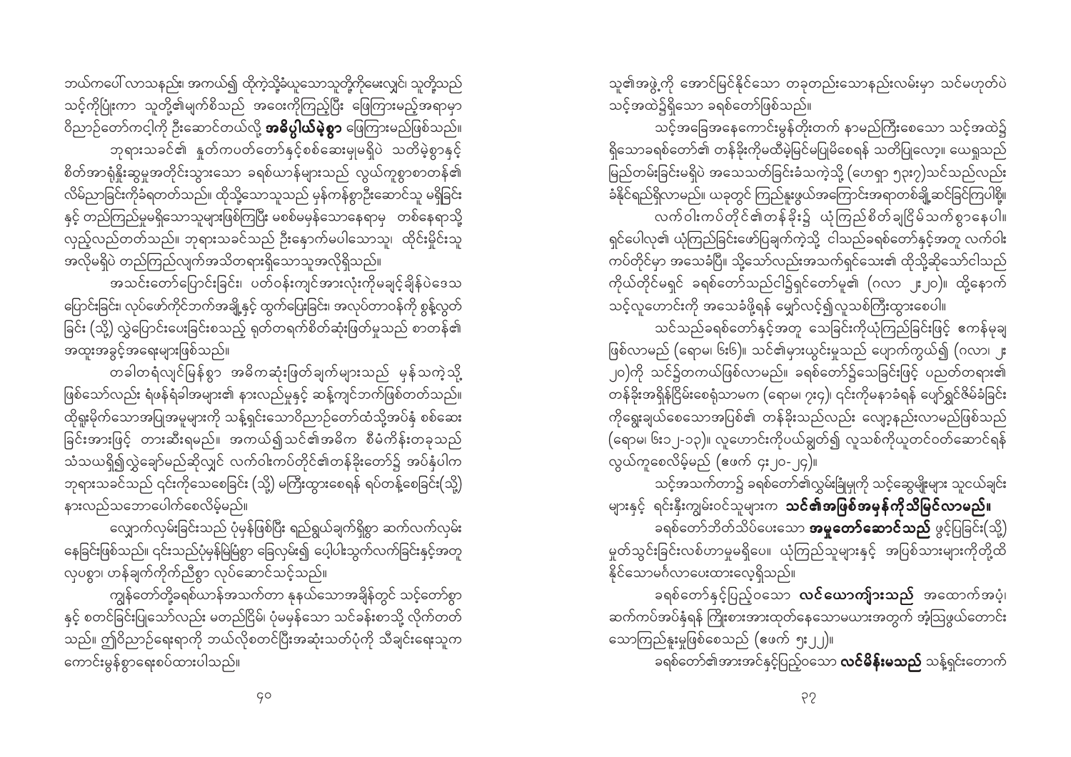ဘယ်ကပေါ်လာသနည်း၊ အကယ်၍ ထိုကဲ့သို့ခံယူသောသူတို့ကိုမေးလျှင်၊ သူတို့သည် သင့်ကိုပြုံးကာ သူတို့၏မျက်စိသည် အဝေးကိုကြည့်ပြီး ဖြေကြားမည့်အရာမှာ ဝိညာဉ်တော်ကငါ့ကို ဦးဆောင်တယ်လို့ **အဓိပ္ပါယ်မဲ့စွာ** ဖြေကြားမည်ဖြစ်သည်။

ဘုရားသခင်၏ နှုတ်ကပတ်တော်နှင့်စစ်ဆေးမှုမရှိပဲ သတိမဲ့စွာနှင့် စိတ်အာရုံနှိုးဆွမှုအတိုင်းသွားသော ခရစ်ယာန်များသည် လွယ်ကူစွာစာတန်၏ လိမ်ညာခြင်းကိုခံရတတ်သည်။ ထိုသို့သောသူသည် မှန်ကန်စွာဦးဆောင်သူ မရှိခြင်းနှင့် တည်ကြည်မှုမရှိသောသူများဖြစ်ကြပြီး မစစ်မမှန်သောနေရာမှ တစ်နေရာသို့ လှည့်လည်တတ်သည်။ ဘုရားသခင်သည် ဦးနှောက်မပါသောသူ၊ ထိုင်းမှိုင်းသူ အလိုမရှိပဲ တည်ကြည်လျက်အသိတရားရှိသောသူအလိုရှိသည်။

အသင်းတော်ပြောင်းခြင်း၊ ပတ်ဝန်းကျင်အားလုံးကိုမချင့်ချိန်ပဲဒေသ ပြောင်းခြင်း၊ လုပ်ဖော်ကိုင်ဘက်အချို့နှင့် ထွက်ပြေးခြင်း၊ အလုပ်တာဝန်ကို စွန့်လွှတ်ခြင်း (သို့) လွှဲပြောင်းပေးခြင်းစသည့် ရုတ်တရက်စိတ်ဆုံးဖြတ်မှုသည် စာတန်၏ အထူးအခွင့်အရေးများဖြစ်သည်။

တခါတရံလျင်မြန်စွာ အဓိကဆုံးဖြတ်ချက်များသည် မှန်သကဲ့သို့ ဖြစ်သော်လည်း ရံဖန်ရံခါအများ၏ နားလည်မှုနှင့် ဆန့်ကျင်ဘက်ဖြစ်တတ်သည်။ ထိုရှုံးမိုက်သောအပြုအမူများကို သန့်ရှင်းသောဝိညာဉ်တော်ထံသို့အပ်နှံ စစ်ဆေးခြင်းအားဖြင့် တားဆီးရမည်။ အကယ်၍သင်၏အဓိက စီမံကိန်းတခုသည် သံသယရှိ၍လွှဲချော်မည်ဆိုလျှင် လက်ဝါးကပ်တိုင်၏တန်ခိုးတော်၌ အပ်နှံပါက ဘုရားသခင်သည် ၎င်းကိုသေစေခြင်း (သို့) မကြီးထွားစေရန် ရပ်တန့်စေခြင်း(သို့) နားလည်သဘောပေါက်စေပါလိမ့်မည်။

လျှောက်လှမ်းခြင်းသည် ပုံမှန်ဖြစ်ပြီး ရည်ရွယ်ချက်ရှိစွာ ဆက်လက်လှမ်းနေခြင်းဖြစ်သည်။ ၎င်းသည်ပုံမှန်မြဲမြံစွာ ခြေလှမ်း၍ ပေါ့ပါးသွက်လက်ခြင်းနှင့်အတူ လှပစွာ၊ ဟန်ချက်ကိုက်ညီစွာ လုပ်ဆောင်သင့်သည်။

ကျွန်တော်တို့ခရစ်ယာန်အသက်တာ နုနယ်သောအချိန်တွင် သင့်တော်စွာနှင့် စတင်ခြင်းပြုသော်လည်း မတည်ငြိမ်၊ ပုံမမှန်သော သင်ခန်းစာသို့ လိုက်တတ်သည်။ ဤဝိညာဉ်ရေးရာကို ဘယ်လိုစတင်ပြီးအဆုံးသတ်ပုံကို သီချင်းရေးသူက ကောင်းမွန်စွာရေးစပ်ထားပါသည်။

သူ၏အဖွဲ့ကို အောင်မြင်နိုင်သော တခုတည်းသောနည်းလမ်းမှာ သင်မဟုတ်ပဲ သင့်အထဲ၌ရှိသော ခရစ်တော်ဖြစ်သည်။

သင့်အခြေအနေကောင်းမွန်တိုးတက် နာမည်ကြီးစေသော သင့်အထဲ၌ရှိသောခရစ်တော်၏ တန်ခိုးကိုမထိမဲ့မြင်မပြုမိစေရန် သတိပြုလော့။ ယေရှုသည် မြည်တမ်းခြင်းမရှိပဲ အသေသတ်ခြင်းခံသကဲ့သို့ (ဟေရှာ ၅၃း၇)သင်သည်လည်း ခံနိုင်ရည်ရှိလာမည်။ ယခုတွင် ကြည်နူးဖွယ်အကြောင်းအရာတစ်ချို့ဆင်ခြင်ကြပါစို့။

လက်ဝါးကပ်တိုင်၏တန်ခိုး၌ ယုံကြည်စိတ်ချငြိမ်သက်စွာနေပါ။ ရှင်ပေါလု၏ ယုံကြည်ခြင်းဖော်ပြချက်ကဲ့သို့ ငါသည်ခရစ်တော်နှင့်အတူ လက်ဝါးကပ်တိုင်မှာ အသေခံပြီ။ သို့သော်လည်းအသက်ရှင်သေး၏ ထိုသို့ဆိုသော်ငါသည် ကိုယ်တိုင်မရှင် ခရစ်တော်သည်ငါ၌ရှင်တော်မူ၏ (ဂလာ ၂း၂၀)။ ထို့နောက် သင့်လူဟောင်းကို အသေခံဖို့ရန် မျှော်လင့်၍လူသစ်ကြီးထွားစေပါ။

သင်သည်ခရစ်တော်နှင့်အတူ သေခြင်းကိုယုံကြည်ခြင်းဖြင့် ဇကန်မုချဖြစ်လာမည် (ရောမ၊ ၆း၆)။ သင်၏မာနယွင်းမှုသည် ပျောက်ကွယ်၍ (ဂလာ၊ ၂း၂၀)ကို သင်၌တကယ်ဖြစ်လာမည်။ ခရစ်တော်၌သေခြင်းဖြင့် ပညတ်တရား၏ တန်ခိုးအရှိန်ငြိမ်းစေရုံသာမက (ရောမ၊ ၇း၄)၊ ၎င်းကိုမနာခံရန် ပျော်ရွှင်ဖိမ်ခံခြင်းကိုရွေးချယ်စေသောအပြစ်၏ တန်ခိုးသည်လည်း လျော့နည်းလာမည်ဖြစ်သည် (ရောမ၊ ၆း၁၂-၁၃)။ လူဟောင်းကိုပယ်ချွတ်၍ လူသစ်ကိုယူတင်ဝတ်ဆောင်ရန် လွယ်ကူစေလိမ့်မည် (ဧဖက် ၄း၂၀-၂၄)။

သင့်အသက်တာ၌ ခရစ်တော်၏လွှမ်းခြုံမှုကို သင့်ဆွေမျိုးများ သူငယ်ချင်းများနှင့် ရင်းနှီးကျွမ်းဝင်သူများက **သင်၏အဖြစ်အမှန်ကိုသိမြင်လာမည်။**

ခရစ်တော်ဘိတ်သိပ်ပေးသော **အမှုတော်ဆောင်သည်** ဖွင့်ပြခြင်း(သို့) မှတ်သွင်းခြင်းလစ်ဟာမှုမရှိပေ။ ယုံကြည်သူများနှင့် အပြစ်သားများကိုတို့ထိနိုင်သောမဂ်လာပေးထားလေ့ရှိသည်။

ခရစ်တော်နှင့်ပြည့်ဝသော **လင်ယောကျ်ားသည်** အထောက်အပံ့၊ ဆက်ကပ်အပ်နှံရန် ကြိုးစားအားထုတ်နေသောမယားအတွက် အံ့ဩဖွယ်တောင်းသောကြည်နူးမှုဖြစ်စေသည် (ဧဖက် ၅း၂၂)။

ခရစ်တော်၏အားအင်နှင့်ပြည့်ဝသော **လင်မိန်းမသည်** သန့်ရှင်းတောက်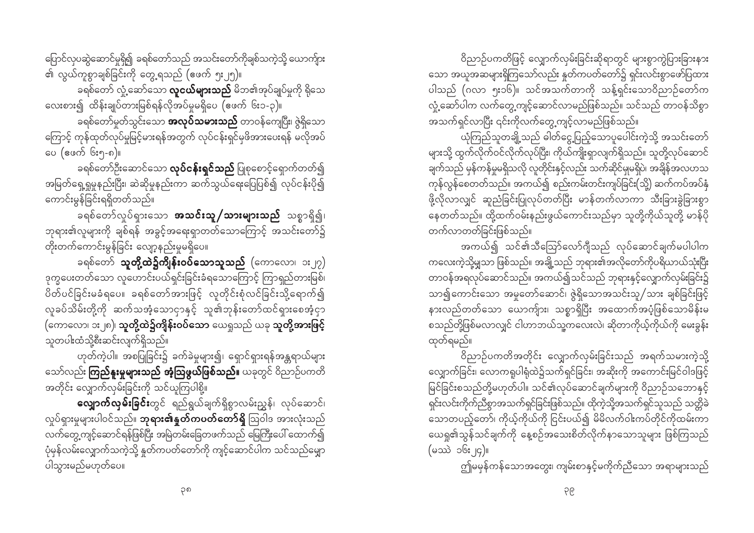ပြောင်လုပဆွဲဆောင်မှုရှိ၍ ခရစ်တော်သည် အသင်းတော်ကိုချစ်သကဲ့သို့ ယောကျ်ား၏ လွယ်ကူစွာချစ်ခြင်းကို တွေ့ရသည် (ဧဖက် ၅း၂၅)။

ခရစ်တော် လို့ဆော်သော **လူငယ်များသည်** မိဘ၏အုပ်ချုပ်မှုကို ရိုသေလေးစား၍ ထိန်းချုပ်တားမြစ်ရန်လိုအပ်မှုမရှိပေ (ဧဖက် ၆း၁-၃)။

ခရစ်တော်မှတ်သွင်းသော **အလုပ်သမားသည်** တာဝန်ကျေပြီး၊ ဖွဲ့ရှိသောကြောင့် ကုန်ထုတ်လုပ်မှုမြင့်မားရန်အတွက် လုပ်ငန်းရှင်မှဖိအားပေးရန် မလိုအပ်ပေ (ဧဖက် ၆း၅-၈)။

ခရစ်တော်ဦးဆောင်သော **လုပ်ငန်းရှင်သည်** ပြုစောင့်ရှောက်တတ်၍ အမြတ်ရှေ့ရှုမှုနည်းပြီး၊ ဆဲဆိုမှုနည်းကာ ဆက်သွယ်ရေးပြေပြစ်၍ လုပ်ငန်းပို၍ကောင်းမွန်ခြင်းရရှိတတ်သည်။

ခရစ်တော်လုပ်ရှားသော **အသင်းသူ/သားများသည်** သစ္စာရှိ၍၊ ဘုရား၏လူများကို ချစ်ရန် အခွင့်အရေးရှာတတ်သောကြောင့် အသင်းတော်၌ တိုးတက်ကောင်းမွန်ခြင်း လျော့နည်းမှုမရှိပေ။

ခရစ်တော် **သူတို့ထဲ၌ကိန်းဝပ်သောသူသည်** (ကောလော၊ ၁း၂၇) ဒုက္ခပေးတတ်သော လူဟောင်းပယ်ရှင်းခြင်းခံရသောကြောင့် ကြာရှည်တားမြစ်၊ ပိတ်ပင်ခြင်းမခံရပေ။ ခရစ်တော်အားဖြင့် လူတိုင်းစုံလင်ခြင်းသို့ရောက်၍ လူခပ်သိမ်းတို့ကို ဆက်သအံ့သောငှာနှင့် သူ၏ဘုန်းတော်ထင်ရှားစေအံ့ငှာ (ကောလော၊ ၁း၂၈)၊ **သူတို့ထဲ၌ကိန်းဝပ်သော** ယေရှုသည် ယခု **သူတို့အားဖြင့်** သူတပါးထံသို့စီးဆင်းလျက်ရှိသည်။

ဟုတ်ကဲ့ပါ။ အစပြုခြင်း၌ ခက်ခဲမှုများ၍၊ ရှောင်ရှားရန်အန္တရာယ်များသော်လည်း **ကြည်နူးမှုများသည် အံ့သြဖွယ်ဖြစ်သည်။** ယခုတွင် ဝိညာဉ်ပကတိအတိုင်း လျှောက်လှမ်းခြင်းကို သင်ယူကြပါစို့။

**လျှောက်လှမ်းခြင်း**တွင် ရည်ရွယ်ချက်ရှိစွာလမ်းညွှန်၊ လုပ်ဆောင်၊ လုပ်ရှားမှုများပါဝင်သည်။ **ဘုရား၏နှုတ်ကပတ်တော်ရှိ** ဩဝါဒ အားလုံးသည် လက်တွေ့ကျင့်ဆောင်ရန်ဖြစ်ပြီး အမြဲတမ်းခြေတဖက်သည် မြေကြီးပေါ် ထောက်၍ ပုံမှန်လမ်းလျှောက်သကဲ့သို့ နှုတ်ကပတ်တော်ကို ကျင့်ဆောင်ပါက သင်သည်မျှော ပါသွားမည်မဟုတ်ပေ။

ဝိညာဉ်ပကတိဖြင့် လျှောက်လှမ်းခြင်းဆိုရာတွင် များစွာကွဲပြားခြားနားသော အယူအဆများရှိကြသော်လည်း နှုတ်ကပတ်တော်၌ ရှင်းလင်းစွာဖော်ပြထားပါသည် (ဂလာ ၅း၁၆)။ သင်အသက်တာကို သန့်ရှင်းသောဝိညာဉ်တော်က လှုံ့ဆော်ပါက လက်တွေ့ကျင့်ဆောင်လာမည်ဖြစ်သည်။ သင်သည် တာဝန်သိစွာ အသက်ရှင်လာပြီး ၎င်းကိုလက်တွေ့ကျင့်လာမည်ဖြစ်သည်။

ယုံကြည်သူတချို့သည် ဓါတ်ငွေ့ပြည့်သောပူပေါင်းကဲ့သို့ အသင်းတော်များသို့ ထွက်လိုက်ဝင်လိုက်လုပ်ပြီး၊ ကိုယ်ကျိုးရှာလျက်ရှိသည်။ သူတို့လုပ်ဆောင်ချက်သည် မှန်ကန်မှုရှိသောလို လူတိုင်းနှင့်လည်း သက်ဆိုင်မှုမရှိပဲ၊ အချိန်အလဟသာ ကုန်လွန်စေတတ်သည်။ အကယ်၍ စည်းကမ်းတင်းကျပ်ခြင်း(သို့) ဆက်ကပ်အပ်နှံဖို့လိုလာလျှင် ဆူညံခြင်းပြုလုပ်တတ်ပြီး မာန်တက်လာကာ သီးခြားခွဲခြားစွာ နေတတ်သည်။ ထိုထက်ဝမ်းနည်းဖွယ်ကောင်းသည်မှာ သူတို့ကိုယ်သူတို့ မာန်ပိုတက်လာတတ်ခြင်းဖြစ်သည်။

အကယ်၍ သင်၏သီသြော်လော်ဂျီသည် လုပ်ဆောင်ချက်မပါပါက ကလေးကဲ့သို့မျှသာ ဖြစ်သည်။ အချို့သည် ဘုရား၏အလိုတော်ကိုပရိယာယ်သုံးပြီး တာဝန်အရလုပ်ဆောင်သည်။ အကယ်၍သင်သည် ဘုရားနှင့်လျှောက်လှမ်းခြင်း၌ သာ၍ကောင်းသော အမှုတော်ဆောင်၊ ဖွဲ့ရှိသောအသင်းသူ/သား ချစ်ခြင်းဖြင့် နားလည်တတ်သော ယောကျ်ား၊ သစ္စာရှိပြီး အထောက်အပံ့ဖြစ်သောမိန်းမ စသည်တို့ဖြစ်မလာလျှင် ငါဟာဘယ်သူ့ကလေးလဲ၊ ဆိုတာကိုယ့်ကိုယ်ကို မေးခွန်းထုတ်ရမည်။

ဝိညာဉ်ပကတိအတိုင်း လျှောက်လှမ်းခြင်းသည် အရက်သမားကဲ့သို့ လျှောက်ခြင်း၊ လောကရူပါရုံထဲ၌သက်ရှင်ခြင်း၊ အဆိုးကို အကောင်းမြင်ဝါဒဖြင့် မြင်ခြင်းစသည်တို့မဟုတ်ပါ။ သင်၏လုပ်ဆောင်ချက်များကို ဝိညာဉ်သဘောနှင့် ရှင်းလင်းကိုက်ညီစွာအသက်ရှင်ခြင်းဖြစ်သည်။ ထိုကဲ့သို့အသက်ရှင်သူသည် သတ္တိခဲ သောတပည့်တော်၊ ကိုယ့်ကိုယ်ကို ငြင်းပယ်၍ မိမိလက်ဝါးကပ်တိုင်ကိုထမ်းကာ ယေရှု၏သွန်သင်ချက်ကို နေ့စဉ်အသေးစိတ်လိုက်နာသောသူများ ဖြစ်ကြသည် (မဿဲ ၁၆း၂၄)။

ဤမမှန်ကန်သောအတွေး၊ ကျမ်းစာနှင့်မကိုက်ညီသော အရာများသည်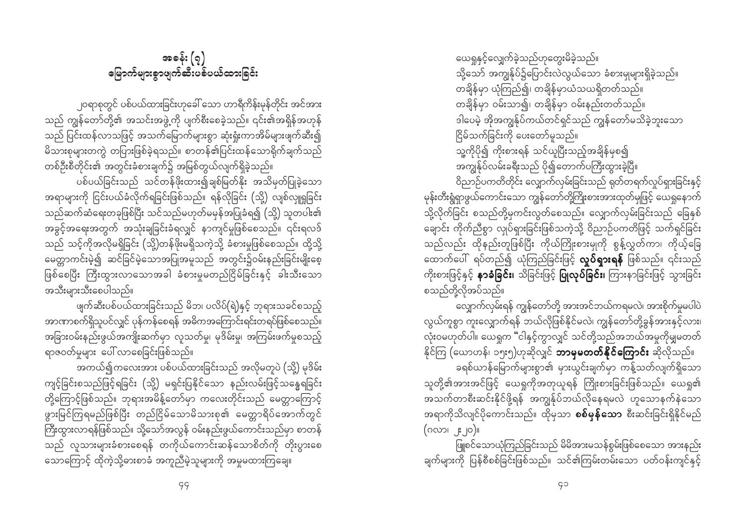## အခန်း (၇)
## မြောက်များစွာဖျက်ဆီးပစ်ပယ်ထားခြင်း

၂ဝရာစုတွင် ပစ်ပယ်ထားခြင်းဟုခေါ်သော ဟာရီကိန်းမုန်တိုင်း အင်အားသည် ကျွန်တော်တို့၏ အသင်းအဖွဲ့ကို ပျက်စီးစေခဲ့သည်။ ၎င်း၏အရှိန်အဟုန်သည် ပြင်းထန်လာသဖြင့် အသက်မြောက်များစွာ ဆုံးရှုံးကာအိမ်များဖျက်ဆီး၍ မိသားစုများတကွဲ တပြားဖြစ်ခဲ့ရသည်။ စာတန်၏ပြင်းထန်သောရိုက်ချက်သည် တစ်ဦးစီတိုင်း၏ အတွင်းခံစားချက်၌ အမြစ်တွယ်လျက်ရှိခဲ့သည်။

ပစ်ပယ်ခြင်းသည် သင်တန်ဖိုးထား၍ချစ်မြတ်နိုး အသိမှတ်ပြုခဲ့သော အရာများကို ငြင်းပယ်ခံလိုက်ရခြင်းဖြစ်သည်။ ရန်လိုခြင်း (သို့) လျစ်လျူရှုခြင်းသည်ဆက်ဆံရေးတခုဖြစ်ပြီး သင်သည်မဟုတ်မမှန်အပြုခံရ၍ (သို့) သူတပါး၏ အခွင့်အရေးအတွက် အသုံးချခြင်းခံရလျှင် နာကျင်မှုဖြစ်စေသည်။ ၎င်းရလဒ်သည် သင့်ကိုအလိုမရှိခြင်း (သို့)တန်ဖိုးမရှိသကဲ့သို့ ခံစားမှုဖြစ်စေသည်။ ထို့သို့ မေတ္တာကင်းမဲ့၍ ဆင်ခြင်မဲ့သောအပြုအမူသည် အတွင်း၌ဝမ်းနည်းခြင်းမျိုးစေ့ဖြစ်စေပြီး ကြီးထွားလာသောအခါ ခံစားမှုမတည်ငြိမ်ခြင်းနှင့် ခါးသီးသော အသီးများသီးစေပါသည်။

ဖျက်ဆီးပစ်ပယ်ထားခြင်းသည် မိဘ၊ ပလိပ်(ရဲ)နှင့် ဘုရားသခင်စသည့် အာဏာစက်ရှိသူပင်လျှင် ပုန်ကန်စေရန် အဓိကအကြောင်းရင်းတရပ်ဖြစ်စေသည်။ အခြားဝမ်းနည်းဖွယ်အကျိုးဆက်မှာ လူသတ်မှု၊ မုဒိမ်းမှု၊ အကြမ်းဖက်မှုစသည့် ရာဇဝတ်မှုများ ပေါ်လာစေခြင်းဖြစ်သည်။

အကယ်၍ကလေးအား ပစ်ပယ်ထားခြင်းသည် အလိုမတူပဲ (သို့) မုဒိမ်းကျင့်ခြင်းစသည်ဖြင့်ရခြင်း (သို့) မရှင်းပြနိုင်သော နည်းလမ်းဖြင့်သန္ဓေရခြင်းတို့ကြောင့်ဖြစ်သည်။ ဘုရားအမိန့်တော်မှာ ကလေးတိုင်းသည် မေတ္တာကြောင့်ဖွားမြင်ကြရမည်ဖြစ်ပြီး တည်ငြိမ်သောမိသားစု၏ မေတ္တာရိပ်အောက်တွင် ကြီးထွားလာရန်ဖြစ်သည်။ သို့သော်အလွန် ဝမ်းနည်းဖွယ်ကောင်းသည်မှာ စာတန်သည် လူသားများခံစားစေရန် တကိုယ်ကောင်းဆန်သောစိတ်ကို တိုးပွားစေသောကြောင့် ထိုကဲ့သို့ဓားစာခံ အကူညီမဲ့သူများကို အမှုမထားကြချေ။

ယေရှုနှင့်လျှောက်ခဲ့သည်ဟုတွေးမိခဲ့သည်။
သို့သော် အကျွန်ုပ်၌ပြောင်းလဲလွယ်သော ခံစားမှုများရှိခဲ့သည်။
တချိန်မှာ ယုံကြည်၍၊ တချိန်မှာယုံသယရှိတတ်သည်။
တချိန်မှာ ဝမ်းသာ၍၊ တချိန်မှာ ဝမ်းနည်းတတ်သည်။
ဒါပေမဲ့ အိုအကျွန်ုပ်ကယ်တင်ရှင်သည် ကျွန်တော်မသိခဲ့ဘူးသော
ငြိမ်သက်ခြင်းကို ပေးတော်မူသည်။
သူ့ကိုပို၍ ကိုးစားရန် သင်ယူပြီးသည့်အချိန်မှစ၍
အကျွန်ုပ်လမ်းခရီးသည် ပို၍တောက်ပကြီးထွားခဲ့ပြီ။

ဝိညာဉ်ပကတိတိုင်း လျှောက်လှမ်းခြင်းသည် ရုတ်တရက်လှုပ်ရှားခြင်းနှင့် မုန်းတီးရှုံရှာဖွယ်ကောင်းသော ကျွန်တော်တို့ကြိုးစားအားထုတ်မှုဖြင့် ယေရှုနောက်သို့လိုက်ခြင်း စသည်တို့မှကင်းလွတ်စေသည်။ လျှောက်လှမ်းခြင်းသည် ခြေနှစ်ချောင်း ကိုက်ညီစွာ လှုပ်ရှားခြင်းဖြစ်သကဲ့သို့ ဝိညာဉ်ပကတိဖြင့် သက်ရှင်ခြင်းသည်လည်း ထိုနည်းတူဖြစ်ပြီး ကိုယ်ကြိုးစားမှုကို စွန့်လွှတ်ကာ၊ ကိုယ့်ခြေထောက်ပေါ် ရပ်တည်၍ ယုံကြည်ခြင်းဖြင့် **လှုပ်ရှားရန်** ဖြစ်သည်။ ၎င်းသည် ကိုးစားဖြင့်နှင့် **နာခံခြင်း၊** သိခြင်းဖြင့် **ပြုလုပ်ခြင်း၊** ကြားနာခြင်းဖြင့် သွားခြင်းစသည်တို့လိုအပ်သည်။

လျှောက်လှမ်းရန် ကျွန်တော်တို့ အားအင်ဘယ်ကရမလဲ၊ အားစိုက်မှုမပါပဲ လွယ်ကူစွာ ကူးလျှောက်ရန် ဘယ်လိုဖြစ်နိုင်မလဲ၊ ကျွန်တော်တို့ခွန်အားနှင့်လား၊ လုံးဝမဟုတ်ပါ။ ယေရှုက "ငါနှင့်ကွာလျှင် သင်တို့သည်အဘယ်အမှုကိုမျှမတတ်နိုင်ကြ (ယောဟန်၊ ၁၅း၅)ဟုဆိုလျှင် **ဘာမှမတတ်နိုင်ကြောင်း** ဆိုလိုသည်။

ခရစ်ယာန်မြောက်များစွာ၏ မှားယွင်းချက်မှာ ကန့်သတ်လျက်ရှိသော သူတို့၏အားအင်ဖြင့် ယေရှုကိုအတုယူရန် ကြိုးစားခြင်းဖြစ်သည်။ ယေရှု၏ အသက်တာစီးဆင်းနိုင်ဖို့ရန် အကျွန်ုပ်ဘယ်လိုနေရမလဲ ဟူသောနက်နဲသော အရာကိုသိလျှင်ပိုကောင်းသည်။ ထိုမှသာ **စစ်မှန်သော** စီးဆင်းခြင်းရှိနိုင်မည် (ဂလာ၊ ၂း၂ဝ)။

ဖြူစင်သောယုံကြည်ခြင်းသည် မိမိအားမသန်စွမ်းဖြစ်စေသော အားနည်းချက်များကို ပြန်စီစစ်ခြင်းဖြစ်သည်။ သင်၏ကြမ်းတမ်းသော ပတ်ဝန်းကျင်နှင့်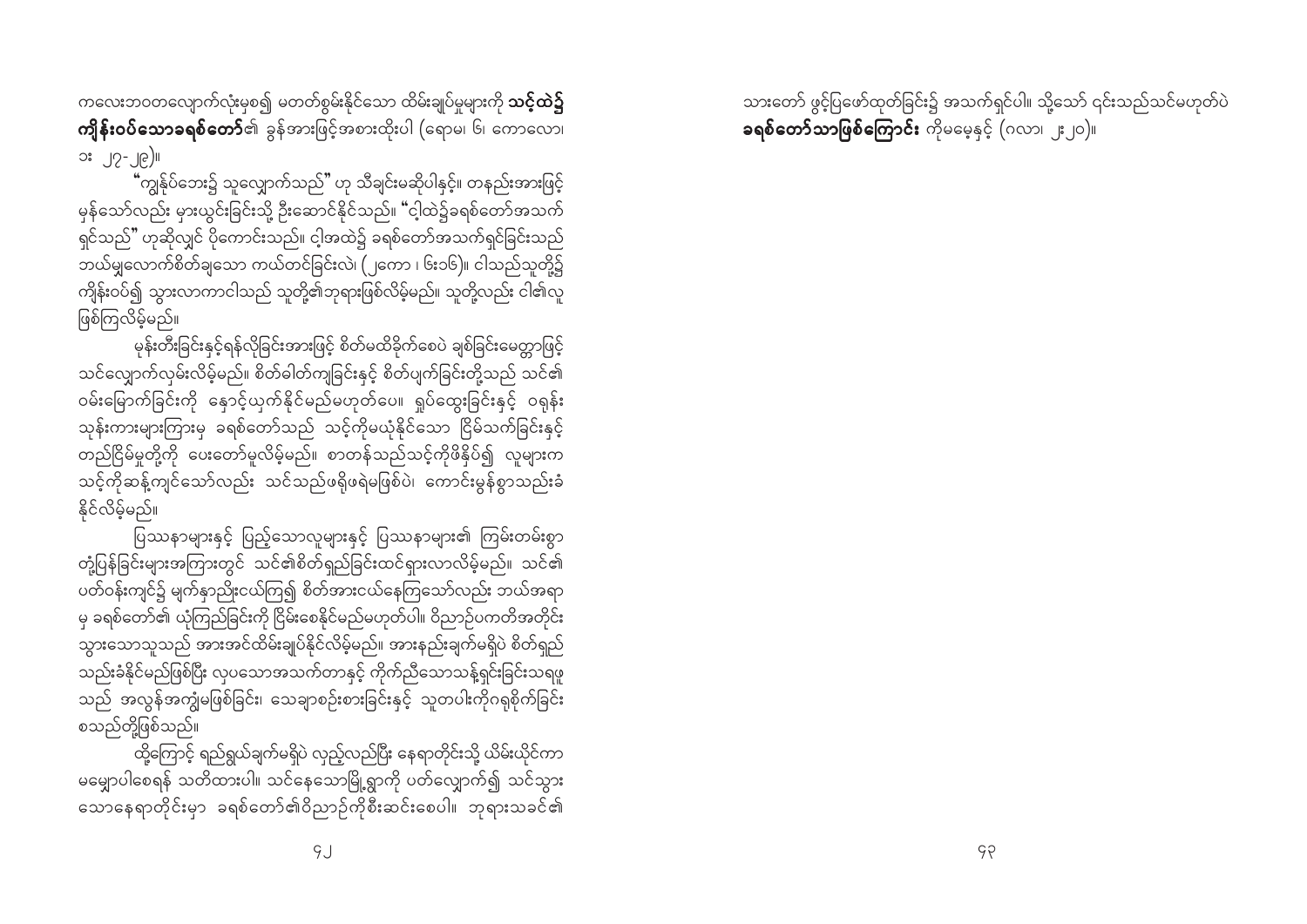ကလေးဘဝတလျှောက်လုံးမှစ၍ မတတ်စွမ်းနိုင်သော ထိမ်းချုပ်မှုများကို **သင့်ထဲ၌ ကျိန်းဝပ်သောခရစ်တော်**၏ ခွန်အားဖြင့်အစားထိုးပါ (ရောမ၊ ၆၊ ကောလော၊ ၁း ၂၇-၂၉)။

"ကျွန်ုပ်ဘေး၌ သူလျှောက်သည်" ဟု သီချင်းမဆိုပါနှင့်။ တနည်းအားဖြင့် မှန်သော်လည်း မှားယွင်းခြင်းသို့ ဦးဆောင်နိုင်သည်။ "ငါ့ထဲ၌ခရစ်တော်အသက်ရှင်သည်" ဟုဆိုလျှင် ပိုကောင်းသည်။ ငါ့အထဲ၌ ခရစ်တော်အသက်ရှင်ခြင်းသည် ဘယ်မျှလောက်စိတ်ချသော ကယ်တင်ခြင်းလဲ၊ (၂ကော ၊ ၆း၁၆)။ ငါသည်သူတို့၌ ကျိန်းဝပ်၍ သွားလာကာငါသည် သူတို့၏ဘုရားဖြစ်လိမ့်မည်။ သူတို့လည်း ငါ၏လူဖြစ်ကြလိမ့်မည်။

မုန်းတီးခြင်းနှင့်ရန်လိုခြင်းအားဖြင့် စိတ်မထိခိုက်စေပဲ ချစ်ခြင်းမေတ္တာဖြင့် သင်လျှောက်လှမ်းလိမ့်မည်။ စိတ်ဓါတ်ကျခြင်းနှင့် စိတ်ပျက်ခြင်းတို့သည် သင်၏ဝမ်းမြောက်ခြင်းကို နှောင့်ယှက်နိုင်မည်မဟုတ်ပေ။ ရှုပ်ထွေးခြင်းနှင့် ဝရုန်းသုန်းကားများကြားမှ ခရစ်တော်သည် သင့်ကိုမယုံနိုင်သော ငြိမ်သက်ခြင်းနှင့် တည်ငြိမ်မှုတို့ကို ပေးတော်မူလိမ့်မည်။ စာတန်သည်သင့်ကိုဖိနှိပ်၍ လူများက သင့်ကိုဆန့်ကျင်သော်လည်း သင်သည်ဖရိုဖရဲမဖြစ်ပဲ၊ ကောင်းမွန်စွာသည်းခံနိုင်လိမ့်မည်။

ပြဿနာများနှင့် ပြည့်သောလူများနှင့် ပြဿနာများ၏ ကြမ်းတမ်းစွာတုံ့ပြန်ခြင်းများအကြားတွင် သင်၏စိတ်ရှည်ခြင်းထင်ရှားလာလိမ့်မည်။ သင်၏ပတ်ဝန်းကျင်၌ မျက်နှာညိုးငယ်ကြ၍ စိတ်အားငယ်နေကြသော်လည်း ဘယ်အရာမှ ခရစ်တော်၏ ယုံကြည်ခြင်းကို ငြိမ်းစေနိုင်မည်မဟုတ်ပါ။ ဝိညာဉ်ပကတိအတိုင်းသွားသောသူသည် အားအင်ထိမ်းချုပ်နိုင်လိမ့်မည်။ အားနည်းချက်မရှိပဲ စိတ်ရှည်သည်းခံနိုင်မည်ဖြစ်ပြီး လုပသောအသက်တာနှင့် ကိုက်ညီသောသန့်ရှင်းခြင်းသရဖူသည် အလွန်အကျွံမဖြစ်ခြင်း၊ သေချာစဉ်းစားခြင်းနှင့် သူတပါးကိုဂရုစိုက်ခြင်းစသည်တို့ဖြစ်သည်။

ထို့ကြောင့် ရည်ရွယ်ချက်မရှိပဲ လှည့်လည်ပြီး နေရာတိုင်းသို့ ယိမ်းယိုင်ကာမမျောပါစေရန် သတိထားပါ။ သင်နေသောမြို့ရွာကို ပတ်လျှောက်၍ သင်သွားသောနေရာတိုင်းမှာ ခရစ်တော်၏ဝိညာဉ်ကိုစီးဆင်းစေပါ။ ဘုရားသခင်၏သားတော် ဖွင့်ပြဖော်ထုတ်ခြင်း၌ အသက်ရှင်ပါ။ သို့သော် ၎င်းသည်သင်မဟုတ်ပဲ **ခရစ်တော်သာဖြစ်ကြောင်း** ကိုမမေ့နှင့် (ဂလာ၊ ၂း၂၀)။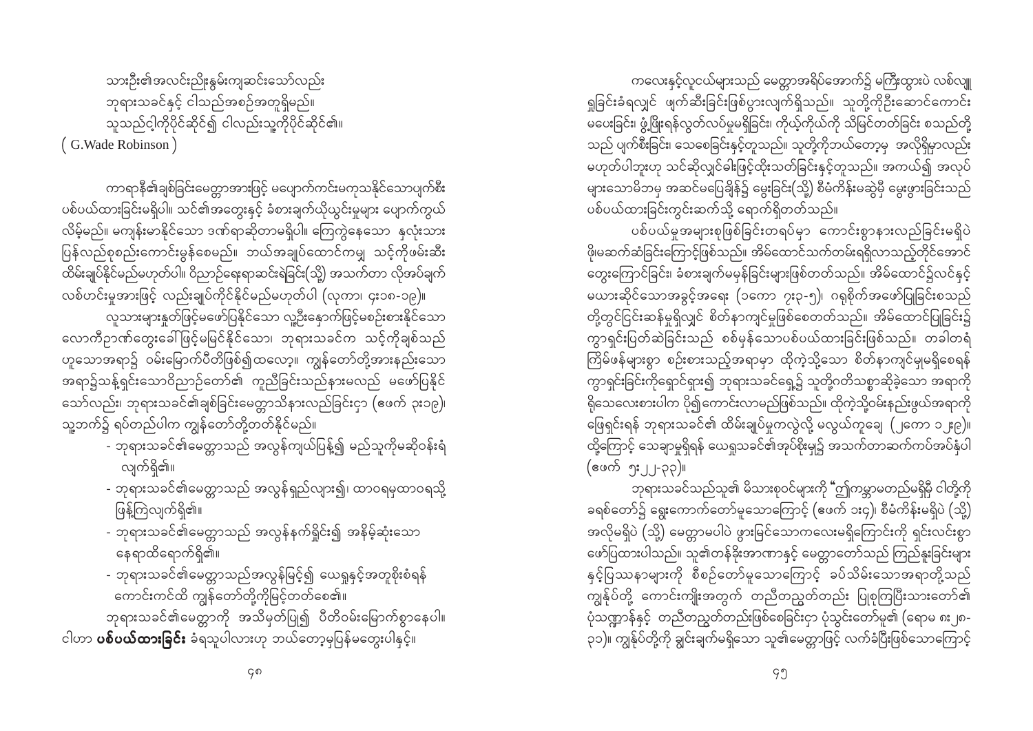သားဦး၏အလင်းညီးနွမ်းကျဆင်းသော်လည်း
ဘုရားသခင်နှင့် ငါသည်အစဉ်အတူရှိမည်။
သူသည်ငါ့ကိုပိုင်ဆိုင်၍ ငါလည်းသူ့ကိုပိုင်ဆိုင်၏။
( G.Wade Robinson )

ကာရာနီ၏ချစ်ခြင်းမေတ္တာအားဖြင့် မပျောက်ကင်းမကုသနိုင်သောပျက်စီးပစ်ပယ်ထားခြင်းမရှိပါ။ သင်၏အတွေးနှင့် ခံစားချက်ယိုယွင်းမှုများ ပျောက်ကွယ်လိမ့်မည်။ မကျန်းမာနိုင်သော ဒဏ်ရာဆိုတာမရှိပါ။ ကြေကွဲနေသော နှလုံးသားပြန်လည်စုစည်းကောင်းမွန်စေမည်။ ဘယ်အချုပ်ထောင်ကမျှ သင့်ကိုဖမ်းဆီးထိမ်းချုပ်နိုင်မည်မဟုတ်ပါ။ ဝိညာဉ်ရေးရာဆင်းရဲခြင်း(သို့) အသက်တာ လိုအပ်ချက်လစ်ဟင်းမှုအားဖြင့် လည်းချုပ်ကိုင်နိုင်မည်မဟုတ်ပါ (လုကာ၊ ၄း၁၈-၁၉)။

လူသားများနှုတ်ဖြင့်မဖော်ပြနိုင်သော လူ့ဦးနှောက်ဖြင့်မစဉ်းစားနိုင်သော လောကီဉာဏ်တွေးခေါ်ဖြင့်မမြင်နိုင်သော၊ ဘုရားသခင်က သင့်ကိုချစ်သည်ဟူသောအရာ၌ ဝမ်းမြောက်ပီတိဖြစ်၍ထလော့။ ကျွန်တော်တို့အားနည်းသောအရာ၌သန့်ရှင်းသောဝိညာဉ်တော်၏ ကူညီခြင်းသည်နားမလည် မဖော်ပြနိုင်သော်လည်း၊ ဘုရားသခင်၏ချစ်ခြင်းမေတ္တာသိနားလည်ခြင်း၌ (ဧဖက် ၃း၁၉)၊ သူ့ဘက်၌ ရပ်တည်ပါက ကျွန်တော်တို့တတ်နိုင်မည်။

- ဘုရားသခင်၏မေတ္တာသည် အလွန်ကျယ်ပြန့်၍ မည်သူကိုမဆိုဝန်းရံလျက်ရှိ၏။
- ဘုရားသခင်၏မေတ္တာသည် အလွန်ရှည်လျား၍၊ ထာဝရမှထာဝရသို့ဖြန့်ကြဲလျက်ရှိ၏။
- ဘုရားသခင်၏မေတ္တာသည် အလွန်နက်ရှိုင်း၍ အနိမ့်ဆုံးသောနေရာထိရောက်ရှိ၏။
- ဘုရားသခင်၏မေတ္တာသည်အလွန်မြင့်၍ ယေရှုနှင့်အတူစိုးစံရန်ကောင်းကင်ထိ ကျွန်တော်တို့ကိုမြင့်တတ်စေ၏။

ဘုရားသခင်၏မေတ္တာကို အသိမှတ်ပြု၍ ပီတိဝမ်းမြောက်စွာနေပါ။ ငါဟာ **ပစ်ပယ်ထားခြင်း** ခံရသူပါလားဟု ဘယ်တော့မှပြန်မတွေးပါနှင့်။

ကလေးနှင့်လူငယ်များသည် မေတ္တာအရိပ်အောက်၌ မကြီးထွားပဲ လစ်လျူရှုခြင်းခံရလျှင် ဖျက်ဆီးခြင်းဖြစ်ပွားလျက်ရှိသည်။ သူတို့ကိုဦးဆောင်ကောင်းမပေးခြင်း၊ ဖွံ့ဖြိုးရန်လွတ်လပ်မှုမရှိခြင်း၊ ကိုယ့်ကိုယ်ကို သိမြင်တတ်ခြင်း စသည်တို့သည် ပျက်စီးခြင်း၊ သေစေခြင်းနှင့်တူသည်။ သူတို့ကိုဘယ်တော့မှ အလိုရှိမှာလည်းမဟုတ်ပါဘူးဟု သင်ဆိုလျှင်ဓါးဖြင့်ထိုးသတ်ခြင်းနှင့်တူသည်။ အကယ်၍ အလုပ်များသောမိဘမှ အဆင်မပြေချိန်၌ မွေးခြင်း(သို့) စီမံကိန်းမဆွဲမှီ မွေးဖွားခြင်းသည် ပစ်ပယ်ထားခြင်းကွင်းဆက်သို့ ရောက်ရှိတတ်သည်။

ပစ်ပယ်မှုအများစုဖြစ်ခြင်းတရပ်မှာ ကောင်းစွာနားလည်ခြင်းမရှိပဲ ဖိုမဆက်ဆံခြင်းကြောင့်ဖြစ်သည်။ အိမ်ထောင်သက်တမ်းရှိလာသည့်တိုင်အောင်တွေးကြောင်ခြင်း၊ ခံစားချက်မမှန်ခြင်းများဖြစ်တတ်သည်။ အိမ်ထောင်၌လင်နှင့်မယားဆိုင်သောအခွင့်အရေး (၁ကော ၇း၃-၅)၊ ဂရုစိုက်အဖော်ပြုခြင်းစသည်တို့တွင်ငြင်းဆန်မှုရှိလျှင် စိတ်နာကျင်မှုဖြစ်စေတတ်သည်။ အိမ်ထောင်ပြုခြင်း၌ကွာရှင်းပြတ်ဆဲခြင်းသည် စစ်မှန်သောပစ်ပယ်ထားခြင်းဖြစ်သည်။ တခါတရံကြမ်းဖန်များစွာ စဉ်းစားသည့်အရာမှာ ထိုကဲ့သို့သော စိတ်နာကျင်မှုမရှိစေရန်ကွာရှင်းခြင်းကိုရှောင်ရှား၍ ဘုရားသခင်ရှေ့၌ သူတို့ဂတိသစ္စာဆိုခဲ့သော အရာကိုရိုသေလေးစားပါက ပို၍ကောင်းလာမည်ဖြစ်သည်။ ထိုကဲ့သို့ဝမ်းနည်းဖွယ်အရာကိုဖြေရှင်းရန် ဘုရားသခင်၏ ထိမ်းချုပ်မှုကလွဲလို့ မလွယ်ကူချေ (၂ကော ၁း၂၉)။ ထို့ကြောင့် သေချာမှုရှိရန် ယေရှုသခင်၏အုပ်စိုးမှု၌ အသက်တာဆက်ကပ်အပ်နှံပါ (ဧဖက် ၅း၂၂-၃၃)။

ဘုရားသခင်သည်သူ၏ မိသားစုဝင်များကို "ဤကမ္ဘာမတည်မရှိမီ ငါတို့ကိုခရစ်တော်၌ ရွေးကောက်တော်မူသောကြောင့် (ဧဖက် ၁း၄)၊ စီမံကိန်းမရှိပဲ (သို့) အလိုမရှိပဲ (သို့) မေတ္တာမပါပဲ ဖွားမြင်သောကလေးမရှိကြောင်းကို ရှင်းလင်းစွာဖော်ပြထားပါသည်။ သူ၏တန်ခိုးအာဏာနှင့် မေတ္တာတော်သည် ကြည်နူးခြင်းများနှင့်ပြဿနာများကို စီစဉ်တော်မူသောကြောင့် ခပ်သိမ်းသောအရာတို့သည် ကျွန်ုပ်တို့ ကောင်းကျိုးအတွက် တညီတညွတ်တည်း ပြုစုကြပြီးသားတော်၏ ပုံသဏ္ဍာန်နှင့် တညီတညွတ်တည်းဖြစ်စေခြင်း၌ ပုံသွင်းတော်မူ၏ (ရောမ ၈း၂၈-၃၁)။ ကျွန်ုပ်တို့ကို ချွင်းချက်မရှိသော သူ၏မေတ္တာဖြင့် လက်ခံပြီးဖြစ်သောကြောင့်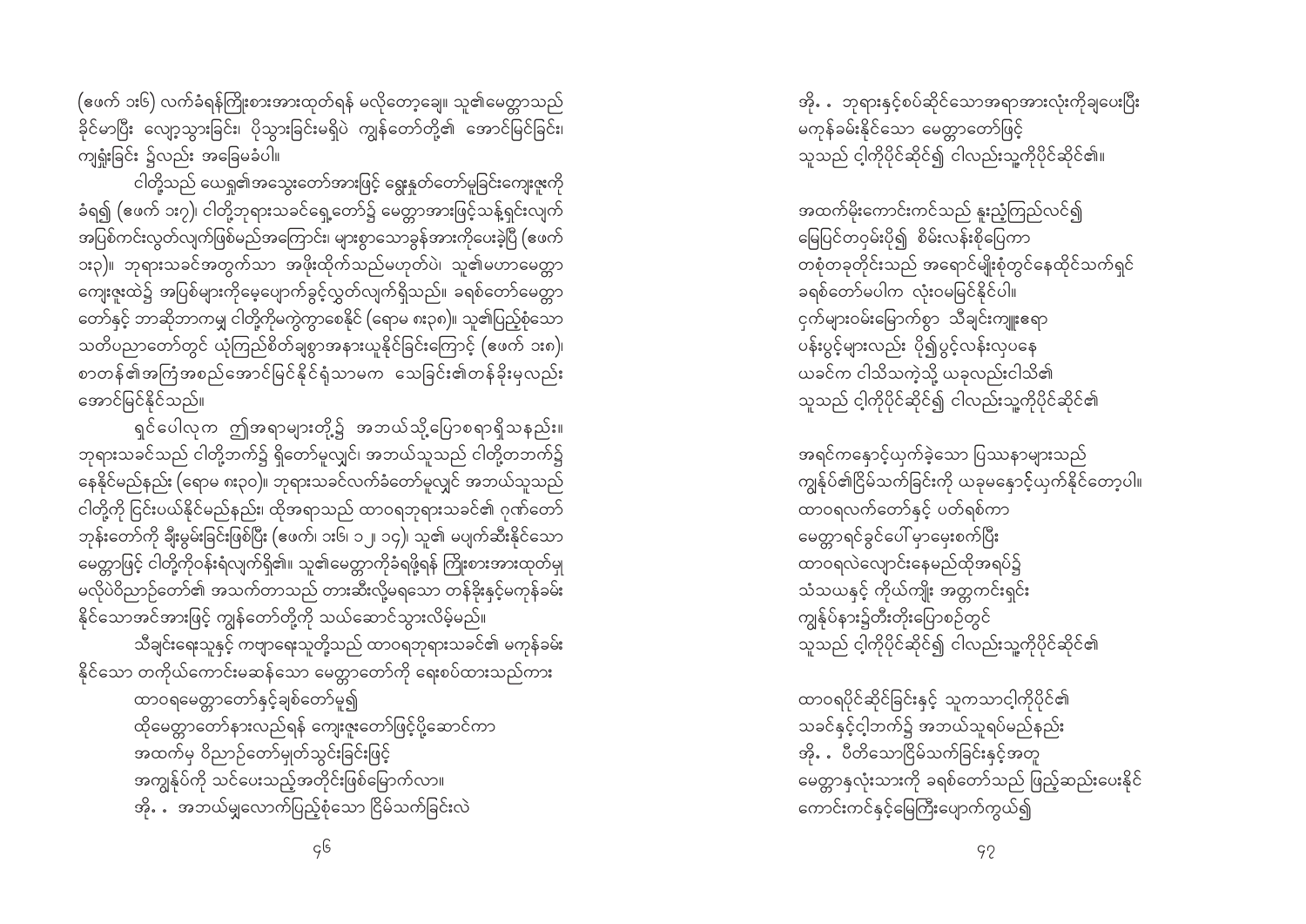(ဖေက် ၁း၆) လက်ခံရန်ကြိုးစားအားထုတ်ရန် မလိုတော့ချေ။ သူ၏မေတ္တာသည် ခိုင်မာပြီး လျော့သွားခြင်း၊ ပိုသွားခြင်းမရှိပဲ ကျွန်တော်တို့၏ အောင်မြင်ခြင်း၊ ကျရှုံးခြင်း ၌လည်း အခြေမခံပါ။

ငါတို့သည် ယေရှု၏အသွေးတော်အားဖြင့် ရွေးနှုတ်တော်မူခြင်းကျေးဇူးကို ခံရ၍ (ဧဖက် ၁း၇)၊ ငါတို့ဘုရားသခင်ရှေ့တော်၌ မေတ္တာအားဖြင့်သန့်ရှင်းလျက် အပြစ်ကင်းလွတ်လျက်ဖြစ်မည်အကြောင်း၊ များစွာသောခွန်အားကိုပေးခဲ့ပြီ (ဧဖက် ၁း၃)။ ဘုရားသခင်အတွက်သာ အဖိုးထိုက်သည်မဟုတ်ပဲ၊ သူ၏မဟာမေတ္တာကျေးဇူးထဲ၌ အပြစ်များကိုမေ့ပျောက်ခွင့်လွှတ်လျက်ရှိသည်။ ခရစ်တော်မေတ္တာတော်နှင့် ဘာဆိုဘာကမျှ ငါတို့ကိုမကွဲကွာစေနိုင် (ရောမ ၈း၃၈)။ သူ၏ပြည့်စုံသောသတိပညာတော်တွင် ယုံကြည်စိတ်ချစွာအနားယူနိုင်ခြင်းကြောင့် (ဧဖက် ၁း၈)၊ စာတန်၏အကြံအစည်အောင်မြင်နိုင်ရုံသာမက သေခြင်း၏တန်ခိုးမှလည်း အောင်မြင်နိုင်သည်။

ရှင်ပေါလုက ဤအရာများတို့၌ အဘယ်သို့ပြောစရာရှိသနည်း။ ဘုရားသခင်သည် ငါတို့ဘက်၌ ရှိတော်မူလျှင်၊ အဘယ်သူသည် ငါတို့တဘက်၌ နေနိုင်မည်နည်း (ရောမ ၈း၃၀)။ ဘုရားသခင်လက်ခံတော်မူလျှင် အဘယ်သူသည် ငါတို့ကို ငြင်းပယ်နိုင်မည်နည်း။ ထိုအရာသည် ထာဝရဘုရားသခင်၏ ဂုဏ်တော်ဘုန်းတော်ကို ချီးမွမ်းခြင်းဖြစ်ပြီး (ဧဖက်၊ ၁း၆၊ ၁၂၊ ၁၄)၊ သူ၏ မပျက်ဆီးနိုင်သော မေတ္တာဖြင့် ငါတို့ကိုဝန်းရံလျက်ရှိ၏။ သူ၏မေတ္တာကိုခံရဖို့ရန် ကြိုးစားအားထုတ်မှု မလိုပဲဝိညာဉ်တော်၏ အသက်တာသည် တားဆီးလို့မရသော တန်ခိုးနှင့်မကုန်ခမ်းနိုင်သောအင်အားဖြင့် ကျွန်တော်တို့ကို သယ်ဆောင်သွားလိမ့်မည်။

သီချင်းရေးသူနှင့် ကဗျာရေးသူတို့သည် ထာဝရဘုရားသခင်၏ မကုန်ခမ်းနိုင်သော တကိုယ်ကောင်းမဆန်သော မေတ္တာတော်ကို ရေးစပ်ထားသည်ကား

ထာဝရမေတ္တာတော်နှင့်ချစ်တော်မူ၍
ထိုမေတ္တာတော်နားလည်ရန် ကျေးဇူးတော်ဖြင့်ပို့ဆောင်ကာ
အထက်မှ ဝိညာဉ်တော်မှုတ်သွင်းခြင်းဖြင့်
အကျွန်ုပ်ကို သင်ပေးသည့်အတိုင်းဖြစ်မြောက်လာ။
အို. . အဘယ်မျှလောက်ပြည့်စုံသော ငြိမ်သက်ခြင်းလဲ
အို. . ဘုရားနှင့်စပ်ဆိုင်သောအရာအားလုံးကိုချပေးပြီး
မကုန်ခမ်းနိုင်သော မေတ္တာတော်ဖြင့်
သူသည် ငါ့ကိုပိုင်ဆိုင်၍ ငါလည်းသူ့ကိုပိုင်ဆိုင်၏။

အထက်မိုးကောင်းကင်သည် နူးညံ့ကြည်လင်၍
မြေပြင်တခွင်မှာမိုး၍ စိမ်းလန်းစိုပြေကာ
တစုံတခုတိုင်းသည် အရောင်မျိုးစုံတွင်နေထိုင်သက်ရှင်
ခရစ်တော်မပါက လုံးဝမမြင်နိုင်ပါ။
ငှက်များဝမ်းမြောက်စွာ သီချင်းကျူးဧရာ
ပန်းပွင့်များလည်း ပို၍ပွင့်လန်းလှပနေ
ယခင်က ငါသိသကဲ့သို့ ယခုလည်းငါသိ၏
သူသည် ငါ့ကိုပိုင်ဆိုင်၍ ငါလည်းသူ့ကိုပိုင်ဆိုင်၏

အရင်ကနှောင့်ယှက်ခဲ့သော ပြဿနာများသည်
ကျွန်ုပ်၏ငြိမ်သက်ခြင်းကို ယခုမနှောင့်ယှက်နိုင်တော့ပါ။
ထာဝရလက်တော်နှင့် ပတ်ရစ်ကာ
မေတ္တာရင်ခွင်ပေါ်မှာမှေးစက်ပြီး
ထာဝရလဲလျောင်းနေမည်ထိုအရပ်၌
သံသယနှင့် ကိုယ်ကျိုး အတ္တကင်းရှင်း
ကျွန်ုပ်နား၌တီးတိုးပြောစဉ်တွင်
သူသည် ငါ့ကိုပိုင်ဆိုင်၍ ငါလည်းသူ့ကိုပိုင်ဆိုင်၏

ထာဝရပိုင်ဆိုင်ခြင်းနှင့် သူကသာငါ့ကိုပိုင်၏
သခင်နှင့်ငါ့ဘက်၌ အဘယ်သူရပ်မည်နည်း
အို. . ပီတိသောငြိမ်သက်ခြင်းနှင့်အတူ
မေတ္တာနှလုံးသားကို ခရစ်တော်သည် ဖြည့်ဆည်းပေးနိုင်
ကောင်းကင်နှင့်မြေကြီးပျောက်ကွယ်၍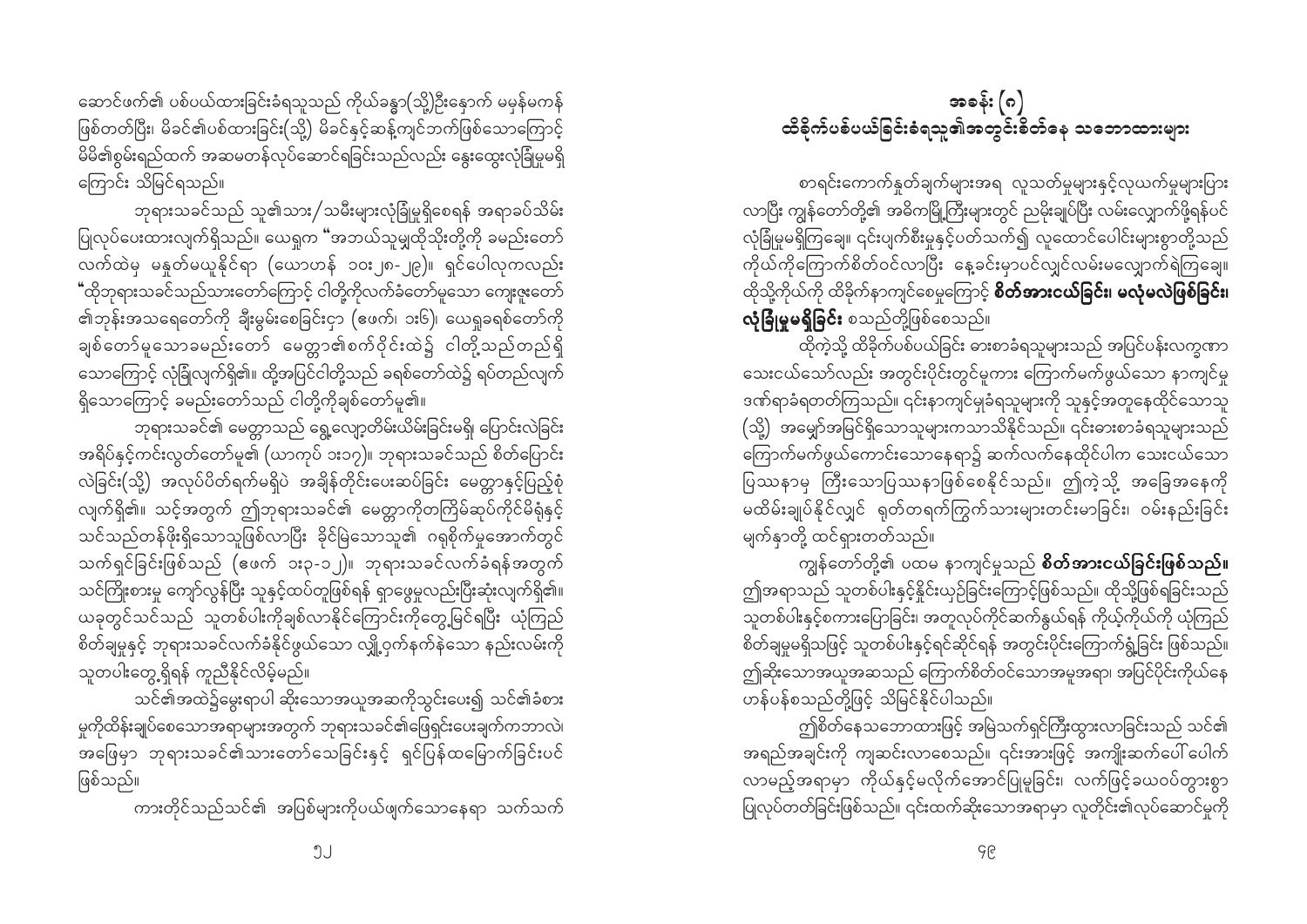ဆောင်ဖက်၏ ပစ်ပယ်ထားခြင်းခံရသူသည် ကိုယ်ခန္ဓာ(သို့)ဦးနှောက် မမှန်မကန်ဖြစ်တတ်ပြီး၊ မိခင်၏ပစ်ထားခြင်း(သို့) မိခင်နှင့်ဆန့်ကျင်ဘက်ဖြစ်သောကြောင့် မိမိ၏စွမ်းရည်ထက် အဆမတန်လုပ်ဆောင်ရခြင်းသည်လည်း နွေးထွေးလုံခြုံမှုမရှိကြောင်း သိမြင်ရသည်။

ဘုရားသခင်သည် သူ၏သား/သမီးများလုံခြုံမှုရှိစေရန် အရာခပ်သိမ်းပြုလုပ်ပေးထားလျက်ရှိသည်။ ယေရှုက "အဘယ်သူမျှထိုသိုးတို့ကို ခမည်းတော်လက်ထဲမှ မနှုတ်မယူနိုင်ရာ (ယောဟန် ၁၀း၂၈-၂၉)။ ရှင်ပေါလုကလည်း "ထိုဘုရားသခင်သည်သားတော်ကြောင့် ငါတို့ကိုလက်ခံတော်မူသော ကျေးဇူးတော်၏ဘုန်းအသရေတော်ကို ချီးမွမ်းစေခြင်းငှာ (ဧဖက်၊ ၁း၆)၊ ယေရှုခရစ်တော်ကို ချစ်တော်မူသောခမည်းတော် မေတ္တာ၏စက်ဝိုင်းထဲ၌ ငါတို့သည်တည်ရှိသောကြောင့် လုံခြုံလျက်ရှိ၏။ ထို့အပြင်ငါတို့သည် ခရစ်တော်ထဲ၌ ရပ်တည်လျက်ရှိသောကြောင့် ခမည်းတော်သည် ငါတို့ကိုချစ်တော်မူ၏။

ဘုရားသခင်၏ မေတ္တာသည် ရွေ့လျော့တိမ်းယိမ်းခြင်းမရှိ ပြောင်းလဲခြင်းအရိပ်နှင့်ကင်းလွတ်တော်မူ၏ (ယာကုပ် ၁း၁၇)။ ဘုရားသခင်သည် စိတ်ပြောင်းလဲခြင်း(သို့) အလုပ်ပိတ်ရက်မရှိပဲ အချိန်တိုင်းပေးဆပ်ခြင်း မေတ္တာနှင့်ပြည့်စုံလျက်ရှိ၏။ သင့်အတွက် ဤဘုရားသခင်၏ မေတ္တာကိုတကြိမ်ဆုပ်ကိုင်မိရုံနှင့် သင်သည်တန်ဖိုးရှိသောသူဖြစ်လာပြီး ခိုင်မြဲသောသူ၏ ဂရုစိုက်မှုအောက်တွင် သက်ရှင်ခြင်းဖြစ်သည် (ဧဖက် ၁း၃-၁၂)။ ဘုရားသခင်လက်ခံရန်အတွက် သင်ကြိုးစားမှု ကျော်လွန်ပြီး သူနှင့်ထပ်တူဖြစ်ရန် ရှာဖွေမှုလည်းပြီးဆုံးလျက်ရှိ၏။ ယခုတွင်သင်သည် သူတစ်ပါးကိုချစ်လာနိုင်ကြောင်းကိုတွေ့မြင်ရပြီး ယုံကြည်စိတ်ချမှုနှင့် ဘုရားသခင်လက်ခံနိုင်ဖွယ်သော လျှို့ဝှက်နက်နဲသော နည်းလမ်းကိုသူတပါးတွေ့ရှိရန် ကူညီနိုင်လိမ့်မည်။

သင်၏အထဲ၌မွေးရာပါ ဆိုးသောအယူအဆကိုသွင်းပေး၍ သင်၏ခံစားမှုကိုထိန်းချုပ်စေသောအရာများအတွက် ဘုရားသခင်၏ဖြေရှင်းပေးချက်ကဘာလဲ၊ အဖြေမှာ ဘုရားသခင်၏သားတော်သေခြင်းနှင့် ရှင်ပြန်ထမြောက်ခြင်းပင်ဖြစ်သည်။

ကားတိုင်သည်သင်၏ အပြစ်များကိုပယ်ဖျက်သောနေရာ သက်သက်

# အခန်း (၈)
## ထိခိုက်ပစ်ပယ်ခြင်းခံရသူ၏အတွင်းစိတ်နေ သဘောထားများ

စာရင်းကောက်နုတ်ချက်များအရ လူသတ်မှုများနှင့်လုယက်မှုများပြားလာပြီး ကျွန်တော်တို့၏ အမိကမြို့ကြီးများတွင် ညမိုးချုပ်ပြီး လမ်းလျှောက်ဖို့ရန်ပင် လုံခြုံမှုမရှိကြချေ။ ၎င်းပျက်စီးမှုနှင့်ပတ်သက်၍ လူထောင်ပေါင်းများစွာတို့သည် ကိုယ်ကိုကြောက်စိတ်ဝင်လာပြီး နေ့ခင်းမှာပင်လျှင်လမ်းမလျှောက်ရဲကြချေ။ ထိုသို့ကိုယ်ကို ထိခိုက်နာကျင်စေမှုကြောင့် **စိတ်အားငယ်ခြင်း၊ မလုံမလဲဖြစ်ခြင်း၊ လုံခြုံမှုမရှိခြင်း** စသည်တို့ဖြစ်စေသည်။

ထိုကဲ့သို့ ထိခိုက်ပစ်ပယ်ခြင်း ဓားစာခံရသူများသည် အပြင်ပန်းလက္ခဏာ သေးငယ်သော်လည်း အတွင်းပိုင်းတွင်မူကား ကြောက်မက်ဖွယ်သော နာကျင်မှုဒဏ်ရာခံရတတ်ကြသည်။ ၎င်းနာကျင်မှုခံရသူများကို သူနှင့်အတူနေထိုင်သောသူ (သို့) အမျှော်အမြင်ရှိသောသူများကသာသိနိုင်သည်။ ၎င်းဓားစာခံရသူများသည် ကြောက်မက်ဖွယ်ကောင်းသောနေရာ၌ ဆက်လက်နေထိုင်ပါက သေးငယ်သော ပြဿနာမှ ကြီးသောပြဿနာဖြစ်စေနိုင်သည်။ ဤကဲ့သို့ အခြေအနေကို မထိမ်းချုပ်နိုင်လျှင် ရုတ်တရက်ကြွက်သားများတင်းမာခြင်း၊ ဝမ်းနည်းခြင်း မျက်နှာတို့ ထင်ရှားတတ်သည်။

ကျွန်တော်တို့၏ ပထမ နာကျင်မှုသည် **စိတ်အားငယ်ခြင်းဖြစ်သည်။** ဤအရာသည် သူတစ်ပါးနှင့်နှိုင်းယှဉ်ခြင်းကြောင့်ဖြစ်သည်။ ထိုသို့ဖြစ်ရခြင်းသည် သူတစ်ပါးနှင့်စကားပြောခြင်း၊ အတူလုပ်ကိုင်ဆက်နွယ်ရန် ကိုယ့်ကိုယ်ကို ယုံကြည်စိတ်ချမှုမရှိသဖြင့် သူတစ်ပါးနှင့်ရင်ဆိုင်ရန် အတွင်းပိုင်းကြောက်ရွံ့ခြင်း ဖြစ်သည်။ ဤဆိုးသောအယူအဆသည် ကြောက်စိတ်ဝင်သောအမူအရာ၊ အပြင်ပိုင်းကိုယ်နေဟန်ပန်စသည်တို့ဖြင့် သိမြင်နိုင်ပါသည်။

ဤစိတ်နေသဘောထားဖြင့် အမြဲသက်ရှင်ကြီးထွားလာခြင်းသည် သင်၏အရည်အချင်းကို ကျဆင်းလာစေသည်။ ၎င်းအားဖြင့် အကျိုးဆက်ပေါ်ပေါက်လာမည့်အရာမှာ ကိုယ်နှင့်မလိုက်အောင်ပြုမူခြင်း၊ လက်ဖြင့်ခဲဝဝပ်တွားစွာပြုလုပ်တတ်ခြင်းဖြစ်သည်။ ၎င်းထက်ဆိုးသောအရာမှာ လူတိုင်း၏လုပ်ဆောင်မှုကို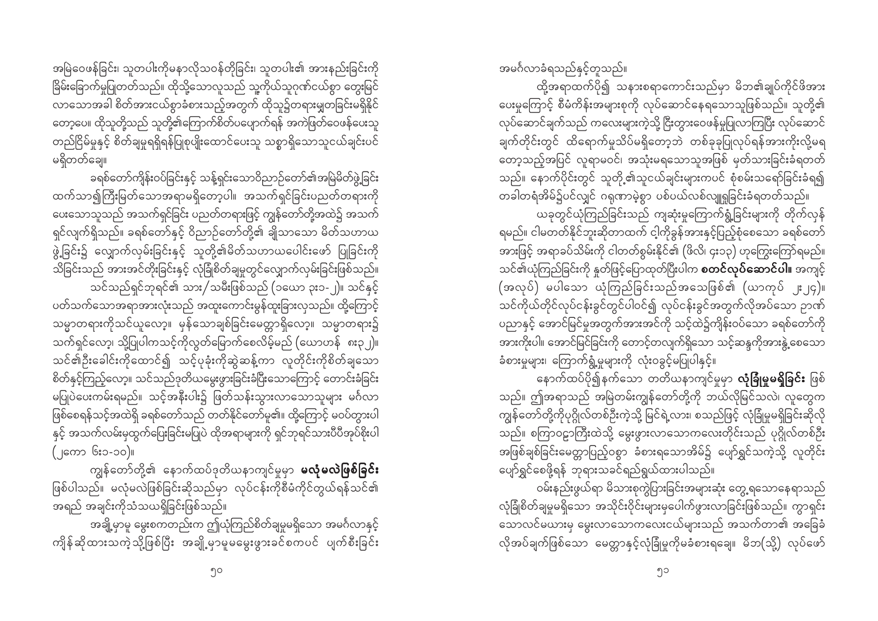အမြဲဝေဖန်ခြင်း၊ သူတပါးကိုမနာလိုသဝန်တိုခြင်း၊ သူတပါး၏ အားနည်းခြင်းကို ခြိမ်းခြောက်မှုပြုတတ်သည်။ ထိုသို့သောလူသည် သူ့ကိုယ်သူဂုဏ်ငယ်စွာ တွေးမြင်လာသောအခါ စိတ်အားငယ်စွာခံစားသည့်အတွက် ထိုသူ၌တရားမျှတခြင်းမရှိနိုင်တော့ပေ။ ထိုသူတို့သည် သူတို့၏ကြောက်စိတ်ပပျောက်ရန် အကဲဖြတ်ဝေဖန်ပေးသူ တည်ငြိမ်မှုနှင့် စိတ်ချမှုရရှိရန်ပြုစုပျိုးထောင်ပေးသူ သစ္စာရှိသောသူငယ်ချင်းပင် မရှိတတ်ချေ။

ခရစ်တော်ကိုနှိမ့်ချခြင်းနှင့် သန့်ရှင်းသောဝိညာဉ်တော်၏အမြဲမိတ်ဖွဲ့ခြင်း ထက်သာ၍ကြီးမြတ်သောအရာမရှိတော့ပါ။ အသက်ရှင်ခြင်းပညတ်တရားကို ပေးသောသူသည် အသက်ရှင်ခြင်း ပညတ်တရားဖြင့် ကျွန်တော်တို့အထဲ၌ အသက်ရှင်လျက်ရှိသည်။ ခရစ်တော်နှင့် ဝိညာဉ်တော်တို့၏ ချိုသာသော မိတ်သဟာယဖွဲ့ခြင်း၌ လျှောက်လှမ်းခြင်းနှင့် သူတို့၏မိတ်သဟာယပေါင်းဖော် ပြုခြင်းကို သိခြင်းသည် အားအင်တိုးခြင်းနှင့် လုံခြုံစိတ်ချမှုတွင်လျှောက်လှမ်းခြင်းဖြစ်သည်။

သင်သည်ရှင်ဘုရင်၏ သား/သမီးဖြစ်သည် (၁ယော ၃း၁-၂)။ သင်နှင့် ပတ်သက်သောအရာအားလုံးသည် အထူးကောင်းမွန်ထူးခြားလှသည်။ ထို့ကြောင့် သမ္မာတရားကိုသင်ယူလော့၊ မှန်သောချစ်ခြင်းမေတ္တာရှိလော့။ သမ္မာတရား၌ သက်ရှင်လော့၊ သို့ပြုပါကသင့်ကိုလွတ်မြောက်စေလိမ့်မည် (ယောဟန် ၈း၃၂)။ သင်၏ဦးခေါင်းကိုထောင်၍ သင့်ပုခုံးကိုဆွဲဆန့်ကာ လူတိုင်းကိုစိတ်ချသော စိတ်နှင့်ကြည့်လော့။ သင်သည်ဒုတိယမွေးဖွားခြင်းခံပြီးသောကြောင့် တောင်းခံခြင်း မပြုပဲပေးကမ်းရမည်။ သင့်အနီးပါး၌ ဖြတ်သန်းသွားလာသောသူများ မင်္ဂလာ ဖြစ်စေရန်သင့်အထဲရှိ ခရစ်တော်သည် တတ်နိုင်တော်မူ၏။ ထို့ကြောင့် မဝပ်တွားပါ နှင့် အသက်လမ်းမှထွက်ပြေးခြင်းမပြုပဲ ထိုအရာများကို ရှင်ဘုရင်သားပီပီအုပ်စိုးပါ (၂ကော ၆း၁-၁၀)။

ကျွန်တော်တို့၏ နောက်ထပ်ဒုတိယနာကျင်မှုမှာ **မလုံမလဲဖြစ်ခြင်း** ဖြစ်ပါသည်။ မလုံမလဲဖြစ်ခြင်းဆိုသည်မှာ လုပ်ငန်းကိုစီမံကိုင်တွယ်ရန်သင်၏ အရည် အချင်းကိုသံသယရှိခြင်းဖြစ်သည်။

အချို့မှာမူ မွေးစကတည်းက ဤယုံကြည်စိတ်ချမှုမရှိသော အမင်္ဂလာနှင့် ကျိန်ဆိုထားသကဲ့သို့ဖြစ်ပြီး အချို့မှာမူမမွေးဖွားခင်စကပင် ပျက်စီးခြင်း အမင်္ဂလာခံရသည်နှင့်တူသည်။

ထို့အရာထက်ပို၍ သနားစရာကောင်းသည်မှာ မိဘ၏ချုပ်ကိုင်ဖိအား ပေးမှုကြောင့် စီမံကိန်းအများစုကို လုပ်ဆောင်နေရသောသူဖြစ်သည်။ သူတို့၏ လုပ်ဆောင်ချက်သည် ကလေးများကဲ့သို့ ငြီးငွေ့ဝေဖန်မှုပြုလာကြပြီး လုပ်ဆောင် ချက်တိုင်းတွင် ထိရောက်မှုသိပ်မရှိတော့ဘဲ တစ်ခုခုပြုလုပ်ရန်အားကိုးလို့မရ တော့သည့်အပြင် လူရာမဝင်၊ အသုံးမရသောသူအဖြစ် မှတ်သားခြင်းခံရတတ် သည်။ နောက်ပိုင်းတွင် သူတို့၏သူငယ်ချင်းများကပင် စုံစမ်းသရော်ခြင်းခံရ၍ တခါတရံအိမ်၌ပင်လျှင် ဂရုဏာမဲ့စွာ ပစ်ပယ်လစ်လျူရှုခြင်းခံရတတ်သည်။

ယခုတွင်ယုံကြည်ခြင်းသည် ကျဆုံးမှုကြောက်ရွံ့ခြင်းများကို တိုက်လှန် ရမည်။ ငါမတတ်နိုင်ဘူးဆိုတာထက် ငါ့ကိုခွန်အားနှင့်ပြည့်စုံစေသော ခရစ်တော် အားဖြင့် အရာခပ်သိမ်းကို ငါတတ်စွမ်းနိုင်၏ (ဖိလိ ၄း၁၃) ဟုကြွေးကြော်ရမည်။ သင်၏ယုံကြည်ခြင်းကို နှုတ်ဖြင့်ပြောထုတ်ပြီးပါက **စတင်လုပ်ဆောင်ပါ။** အကျင့် (အလုပ်) မပါသော ယုံကြည်ခြင်းသည်အသေဖြစ်၏ (ယာကုပ် ၂း၂၆)။ သင်ကိုယ်တိုင်လုပ်ငန်းခွင်တွင်ပါဝင်၍ လုပ်ငန်းခွင်အတွက်လိုအပ်သော ဉာဏ် ပညာနှင့် အောင်မြင်မှုအတွက်အားအင်ကို သင့်ထဲ၌ကိန်းဝပ်သော ခရစ်တော်ကို အားကိုးပါ။ အောင်မြင်ခြင်းကို တောင့်တလျက်ရှိသော သင့်ဆန္ဒကိုအားနွဲ့စေသော ခံစားမှုများ၊ ကြောက်ရွံ့မှုများကို လုံးဝခွင့်မပြုပါနှင့်။

နောက်ထပ်ပို၍နက်သော တတိယနာကျင်မှုမှာ **လုံခြုံမှုမရှိခြင်း** ဖြစ် သည်။ ဤအရာသည် အမြဲတမ်းကျွန်တော်တို့ကို ဘယ်လိုမြင်သလဲ၊ လူတွေက ကျွန်တော်တို့ကိုပုဂ္ဂိုလ်တစ်ဦးကဲ့သို့ မြင်ရဲ့လား၊ စသည်ဖြင့် လုံခြုံမှုမရှိခြင်းဆိုလို သည်။ စကြာဝဠာကြီးထဲသို့ မွေးဖွားလာသောကလေးတိုင်းသည် ပုဂ္ဂိုလ်တစ်ဦး အဖြစ်ချစ်ခြင်းမေတ္တာပြည့်ဝစွာ ခံစားရသောအိမ်၌ ပျော်ရွှင်သကဲ့သို့ လူတိုင်း ပျော်ရွှင်စေဖို့ရန် ဘုရားသခင်ရည်ရွယ်ထားပါသည်။

ဝမ်းနည်းဖွယ်ရာ မိသားစုကွဲပြားခြင်းအများဆုံး တွေ့ရသောနေရာသည် လုံခြုံစိတ်ချမှုမရှိသော အသိုင်းဝိုင်းများမှပေါက်ဖွားလာခြင်းဖြစ်သည်။ ကွာရှင်း သောလင်မယားမှ မွေးလာသောကလေးငယ်များသည် အသက်တာ၏ အခြေခံ လိုအပ်ချက်ဖြစ်သော မေတ္တာနှင့်လုံခြုံမှုကိုမခံစားရချေ။ မိဘ(သို့) လုပ်ဖော်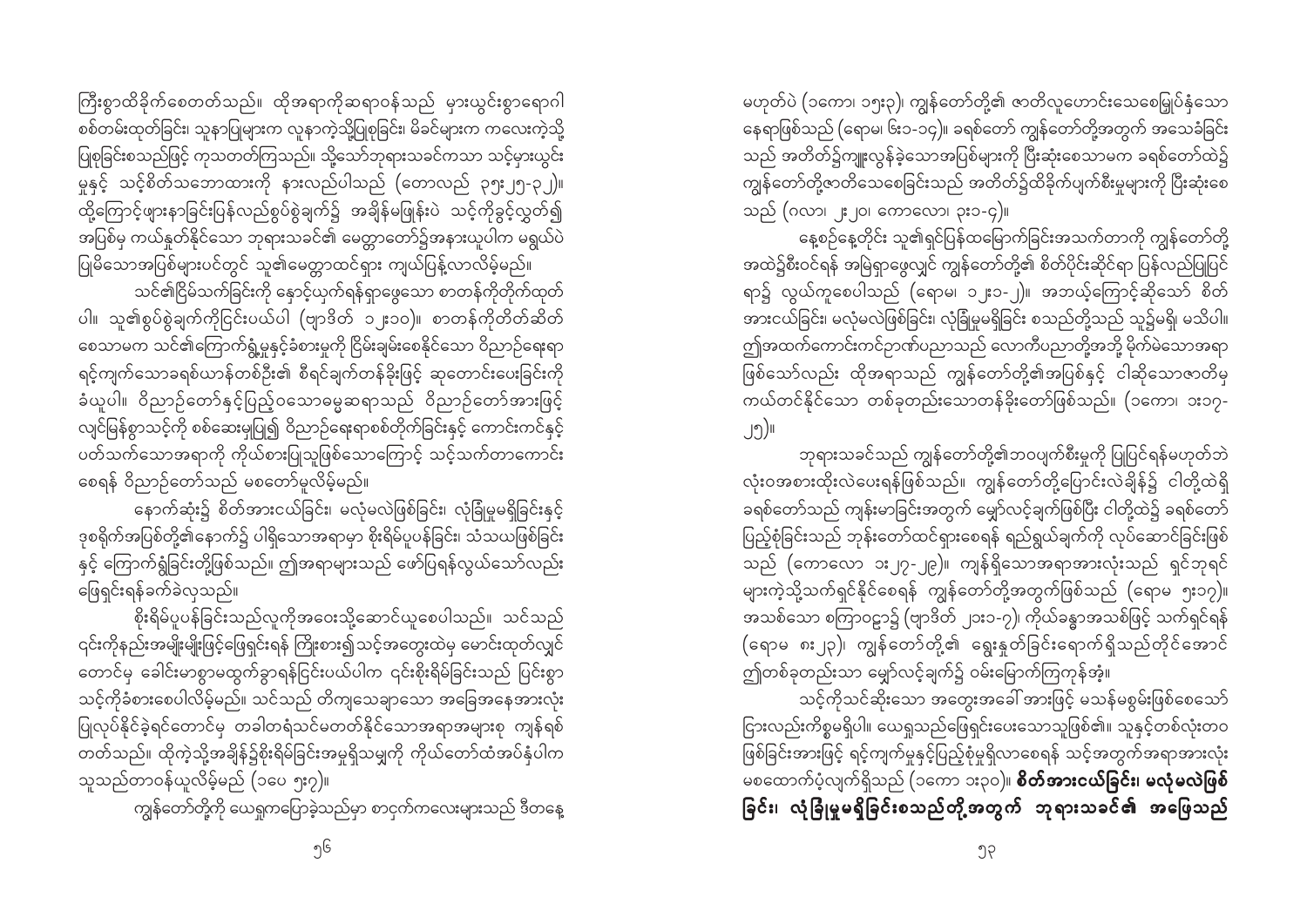ကြီးစွာထိခိုက်စေတတ်သည်။ ထိုအရာကိုဆရာဝန်သည် မှားယွင်းစွာရောဂါစစ်တမ်းထုတ်ခြင်း၊ သူနာပြုများက လူနာကဲ့သို့ပြုစုခြင်း၊ မိခင်များက ကလေးကဲ့သို့ ပြုစုခြင်းစသည်ဖြင့် ကုသတတ်ကြသည်။ သို့သော်ဘုရားသခင်ကသာ သင့်မှားယွင်းမှုနှင့် သင့်စိတ်သဘောထားကို နားလည်ပါသည် (တောလည် ၃၅:၂၅-၃၂)။ ထို့ကြောင့်ဖျားနာခြင်းပြန်လည်စွပ်စွဲချက်၌ အချိန်မဖြုန်းပဲ သင့်ကိုခွင့်လွှတ်၍ အပြစ်မှ ကယ်နှုတ်နိုင်သော ဘုရားသခင်၏ မေတ္တာတော်၌အနားယူပါက မရှုယ်ပဲ ပြုမိသောအပြစ်များပင်တွင် သူ၏မေတ္တာထင်ရှား ကျယ်ပြန့်လာလိမ့်မည်။

သင်၏ငြိမ်သက်ခြင်းကို နှောင့်ယှက်ရန်ရှာဖွေသော စာတန်ကိုတိုက်ထုတ်ပါ။ သူ၏စွပ်စွဲချက်ကိုငြင်းပယ်ပါ (ဗျာဒိတ် ၁၂:၁၀)။ စာတန်ကိုတိတ်ဆိတ်စေသာမက သင်၏ကြောက်ရွံ့မှုနှင့်ခံစားမှုကို ငြိမ်းချမ်းစေနိုင်သော ဝိညာဉ်ရေးရာရင့်ကျက်သောခရစ်ယာန်တစ်ဦး၏ စီရင်ချက်တန်ခိုးဖြင့် ဆုတောင်းပေးခြင်းကို ခံယူပါ။ ဝိညာဉ်တော်နှင့်ပြည့်ဝသောဓမ္မဆရာသည် ဝိညာဉ်တော်အားဖြင့် လျင်မြန်စွာသင့်ကို စစ်ဆေးမှုပြု၍ ဝိညာဉ်ရေးရာစစ်တိုက်ခြင်းနှင့် ကောင်းကင်နှင့် ပတ်သက်သောအရာကို ကိုယ်စားပြုသူဖြစ်သောကြောင့် သင့်သက်တာကောင်းစေရန် ဝိညာဉ်တော်သည် မစတော်မူလိမ့်မည်။

နောက်ဆုံး၌ စိတ်အားငယ်ခြင်း၊ မလုံမလဲဖြစ်ခြင်း၊ လုံခြုံမှုမရှိခြင်းနှင့် ဒုစရိုက်အပြစ်တို့၏နောက်၌ ပါရှိသောအရာမှာ စိုးရိမ်ပူပန်ခြင်း၊ သံသယဖြစ်ခြင်းနှင့် ကြောက်ရွံ့ခြင်းတို့ဖြစ်သည်။ ဤအရာများသည် ဖော်ပြရန်လွယ်သော်လည်း ဖြေရှင်းရန်ခက်ခဲလှသည်။

စိုးရိမ်ပူပန်ခြင်းသည်လူကိုအဝေးသို့ဆောင်ယူစေပါသည်။ သင်သည် ၎င်းကိုနည်းအမျိုးမျိုးဖြင့်ဖြေရှင်းရန် ကြိုးစား၍သင့်အတွေးထဲမှ မောင်းထုတ်လျှင် တောင်မှ ခေါင်းမာစွာမထွက်ခွာရန်ငြင်းပယ်ပါက ၎င်းစိုးရိမ်ခြင်းသည် ပြင်းစွာသင့်ကိုခံစားစေပါလိမ့်မည်။ သင်သည် တိကျသေချာသော အခြေအနေအားလုံး ပြုလုပ်နိုင်ခဲ့ရင်တောင်မှ တခါတရံသင်မတတ်နိုင်သောအရာအများစု ကျန်ရစ်တတ်သည်။ ထိုကဲ့သို့အချိန်၌စိုးရိမ်ခြင်းအမှုရှိသမျှကို ကိုယ်တော်ထံအပ်နှံပါက သူသည်တာဝန်ယူလိမ့်မည် (၁ပေ ၅:၇)။

ကျွန်တော်တို့ကို ယေရှုကပြောခဲ့သည်မှာ စာငှက်ကလေးများသည် ဒီတနေ့မဟုတ်ပဲ (၁ကော၊ ၁၅:၃)၊ ကျွန်တော်တို့၏ ဇာတိလူဟောင်းသေစေမြှုပ်နှံသောနေရာဖြစ်သည် (ရောမ၊ ၆:၁-၁၄)။ ခရစ်တော် ကျွန်တော်တို့အတွက် အသေခံခြင်းသည် အတိတ်၌ကျူးလွန်ခဲ့သောအပြစ်များကို ပြီးဆုံးစေသာမက ခရစ်တော်ထဲ၌ ကျွန်တော်တို့ဇာတိသေစေခြင်းသည် အတိတ်၌ထိခိုက်ပျက်စီးမှုများကို ပြီးဆုံးစေသည် (ဂလာ၊ ၂:၂၀၊ ကောလော၊ ၃:၁-၄)။

နေ့စဉ်နေ့တိုင်း သူ၏ရှင်ပြန်ထမြောက်ခြင်းအသက်တာကို ကျွန်တော်တို့အထဲ၌စီးဝင်ရန် အမြဲရှာဖွေလျှင် ကျွန်တော်တို့၏ စိတ်ပိုင်းဆိုင်ရာ ပြန်လည်ပြုပြင်ရာ၌ လွယ်ကူစေပါသည် (ရောမ၊ ၁၂:၁-၂)။ အဘယ့်ကြောင့်ဆိုသော် စိတ်အားငယ်ခြင်း၊ မလုံမလဲဖြစ်ခြင်း၊ လုံခြုံမှုမရှိခြင်း စသည်တို့သည် သူ၌မရှိ မသိပါ။ ဤအထက်ကောင်းကင်ဉာဏ်ပညာသည် လောကီပညာတို့အဘို့ မိုက်မဲသောအရာဖြစ်သော်လည်း ထိုအရာသည် ကျွန်တော်တို့၏အပြစ်နှင့် ငါဆိုသောဇာတိမှ ကယ်တင်နိုင်သော တစ်ခုတည်းသောတန်ခိုးတော်ဖြစ်သည်။ (၁ကော၊ ၁:၁၇-၂၅)။

ဘုရားသခင်သည် ကျွန်တော်တို့၏ဘဝပျက်စီးမှုကို ပြုပြင်ရန်မဟုတ်ဘဲ လုံးဝအစားထိုးလဲပေးရန်ဖြစ်သည်။ ကျွန်တော်တို့ပြောင်းလဲချိန်၌ ငါတို့ထဲရှိ ခရစ်တော်သည် ကျန်းမာခြင်းအတွက် မျှော်လင့်ချက်ဖြစ်ပြီး ငါတို့ထဲ၌ ခရစ်တော်ပြည့်စုံခြင်းသည် ဘုန်းတော်ထင်ရှားစေရန် ရည်ရွယ်ချက်ကို လုပ်ဆောင်ခြင်းဖြစ်သည် (ကောလော ၁:၂၇-၂၈)။ ကျန်ရှိသောအရာအားလုံးသည် ရှင်ဘုရင်များကဲ့သို့သက်ရှင်နိုင်စေရန် ကျွန်တော်တို့အတွက်ဖြစ်သည် (ရောမ ၅:၁၇)။ အသစ်သော စကြာဝဠာ၌ (ဗျာဒိတ် ၂၁:၁-၇)၊ ကိုယ်ခန္ဓာအသစ်ဖြင့် သက်ရှင်ရန် (ရောမ ၈:၂၃)၊ ကျွန်တော်တို့၏ ရွေးနှုတ်ခြင်းရောက်ရှိသည်တိုင်အောင် ဤတစ်ခုတည်းသာ မျှော်လင့်ချက်၌ ဝမ်းမြောက်ကြကုန်အံ့။

သင့်ကိုသင်ဆိုသော အတွေးအခေါ် အားဖြင့် မသန်မစွမ်းဖြစ်စေသော ငြားလည်းကိစ္စမရှိပါ။ ယေရှုသည်ဖြေရှင်းပေးသောသူဖြစ်၏။ သူနှင့်တစ်လုံးတဝ ဖြစ်ခြင်းအားဖြင့် ရင့်ကျက်မှုနှင့်ပြည့်စုံမှုရှိလာစေရန် သင့်အတွက်အရာအားလုံး မစထောက်ပံ့လျက်ရှိသည် (၁ကော ၁:၃၀)။ **စိတ်အားငယ်ခြင်း၊ မလုံမလဲဖြစ်ခြင်း၊ လုံခြုံမှုမရှိခြင်းစသည်တို့အတွက် ဘုရားသခင်၏ အဖြေသည်**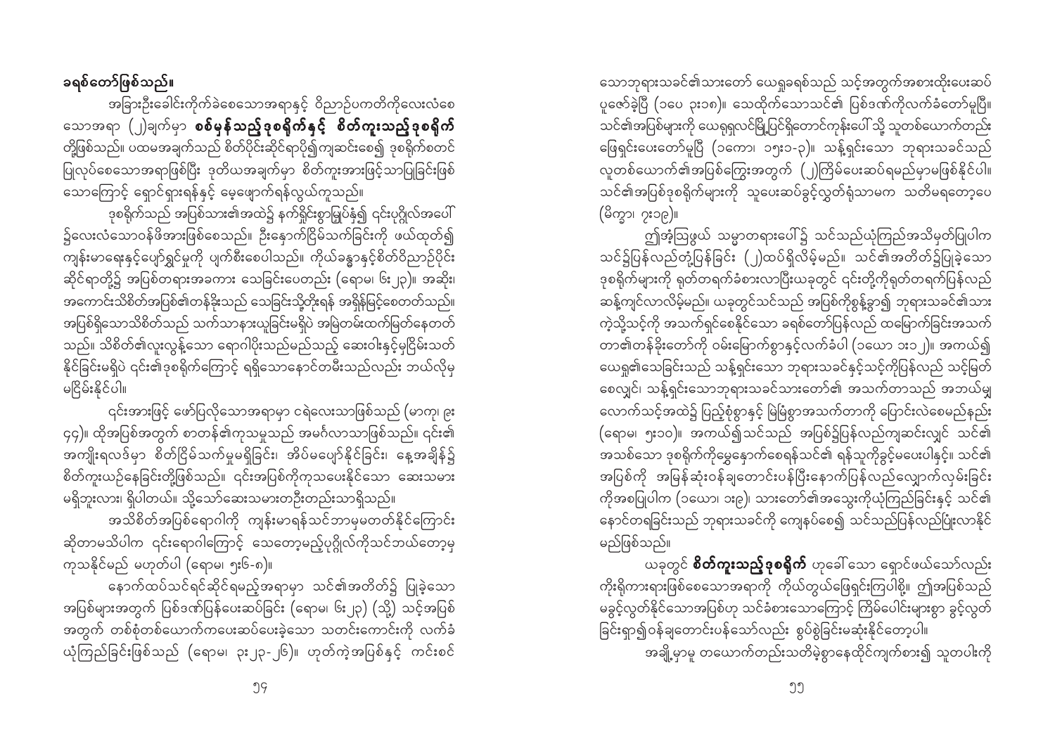**ခရစ်တော်ဖြစ်သည်။**

အခြားဦးခေါင်းကိုက်ခဲစေသောအရာနှင့် ဝိညာဉ်ပကတိကိုလေးလံစေသောအရာ (၂)ချက်မှာ **စစ်မှန်သည့်ဒုစရိုက်နှင့် စိတ်ကူးသည့်ဒုစရိုက်**တို့ဖြစ်သည်။ ပထမအချက်သည် စိတ်ပိုင်းဆိုင်ရာပို၍ကျဆင်းစေ၍ ဒုစရိုက်စတင်ပြုလုပ်စေသောအရာဖြစ်ပြီး ဒုတိယအချက်မှာ စိတ်ကူးအားဖြင့်သာပြုခြင်းဖြစ်သောကြောင့် ရှောင်ရှားရန်နှင့် မေ့ဖျောက်ရန်လွယ်ကူသည်။

ဒုစရိုက်သည် အပြစ်သား၏အထဲ၌ နက်ရှိုင်းစွာမြုပ်နှံ၍ ၎င်းပုဂ္ဂိုလ်အပေါ်၌လေးလံသောဝန်ဖိအားဖြစ်စေသည်။ ဦးနှောက်ငြိမ်သက်ခြင်းကို ဖယ်ထုတ်၍ ကျန်းမာရေးနှင့်ပျော်ရွှင်မှုကို ပျက်စီးစေပါသည်။ ကိုယ်ခန္ဓာနှင့်စိတ်ဝိညာဉ်ပိုင်းဆိုင်ရာတို့၌ အပြစ်တရားအကြား သေခြင်းပေတည်း (ရောမ၊ ၆း၂၃)။ အဆိုး၊ အကောင်းသိစိတ်အပြစ်၏တန်ခိုးသည် သေခြင်းသို့တိုးရန် အရှိန်မြင့်စေတတ်သည်။ အပြစ်ရှိသောသိစိတ်သည် သက်သာနားယူခြင်းမရှိပဲ အမြဲတမ်းထက်မြက်နေတတ်သည်။ သိစိတ်၏လူးလွန့်သော ရောဂါပိုးသည်မည်သည့် ဆေးဝါးနှင့်မှငြိမ်းသတ်နိုင်ခြင်းမရှိပဲ ၎င်း၏ဒုစရိုက်ကြောင့် ရရှိသောနောင်တမီးသည်လည်း ဘယ်လိုမှမငြိမ်းနိုင်ပါ။

၎င်းအားဖြင့် ဖော်ပြလိုသောအရာမှာ ငရဲလေးသာဖြစ်သည် (မာကု၊ ၉း ၄၄)။ ထိုအပြစ်အတွက် စာတန်၏ကုသမှုသည် အမင်္ဂလာသာဖြစ်သည်။ ၎င်း၏အကျိုးရလဒ်မှာ စိတ်ငြိမ်သက်မှုမရှိခြင်း၊ အိပ်မပျော်နိုင်ခြင်း၊ နေ့အချိန်၌စိတ်ကူးယဉ်နေခြင်းတို့ဖြစ်သည်။ ၎င်းအပြစ်ကိုကုသပေးနိုင်သော ဆေးသမားမရှိဘူးလား၊ ရှိပါတယ်။ သို့သော်ဆေးသမားတဦးတည်းသာရှိသည်။

အသိစိတ်အပြစ်ရောဂါကို ကျန်းမာရန်သင်ဘာမှမတတ်နိုင်ကြောင်းဆိုတာမသိပါက ၎င်းရောဂါကြောင့် သေတော့မည့်ပုဂ္ဂိုလ်ကိုသင်ဘယ်တော့မှကုသနိုင်မည် မဟုတ်ပါ (ရောမ၊ ၅း၆-၈)။

နောက်ထပ်သင်ရင်ဆိုင်ရမည့်အရာမှာ သင်၏အတိတ်၌ ပြုခဲ့သောအပြစ်များအတွက် ပြစ်ဒဏ်ပြန်ပေးဆပ်ခြင်း (ရောမ၊ ၆း၂၃) (သို့) သင့်အပြစ်အတွက် တစ်စုံတစ်ယောက်ကပေးဆပ်ပေးခဲ့သော သတင်းကောင်းကို လက်ခံယုံကြည်ခြင်းဖြစ်သည် (ရောမ၊ ၃း၂၃-၂၆)။ ဟုတ်ကဲ့အပြစ်နှင့် ကင်းစင်သောဘုရားသခင်၏သားတော် ယေရှုခရစ်သည် သင့်အတွက်အစားထိုးပေးဆပ်ပူဇော်ခဲ့ပြီ (၁ပေ ၃း၁၈)။ သေထိုက်သောသင်၏ ပြစ်ဒဏ်ကိုလက်ခံတော်မူပြီ။ သင်၏အပြစ်များကို ယေရှုရှလင်မြို့ပြင်ရှိတောင်ကုန်းပေါ်သို့ သူတစ်ယောက်တည်းဖြေရှင်းပေးတော်မူပြီ (၁ကော၊ ၁၅း၁-၃)။ သန့်ရှင်းသော ဘုရားသခင်သည် လူတစ်ယောက်၏အပြစ်ကြွေးအတွက် (၂)ကြိမ်ပေးဆပ်ရမည်မှာမဖြစ်နိုင်ပါ။ သင်၏အပြစ်ဒုစရိုက်များကို သူပေးဆပ်ခွင့်လွှတ်ရုံသာမက သတိမရတော့ပေ (မိက္ခာ၊ ၇း၁၉)။

ဤအံ့ဩဖွယ် သမ္မာတရားပေါ်၌ သင်သည်ယုံကြည်အသိမှတ်ပြုပါက သင်၌ပြန်လည်တုံ့ပြန်ခြင်း (၂)ထပ်ရှိလိမ့်မည်။ သင်၏အတိတ်၌ပြုခဲ့သောဒုစရိုက်များကို ရုတ်တရက်ခံစားလာပြီးယခုတွင် ၎င်းတို့ကိုရုတ်တရက်ပြန်လည်ဆန့်ကျင်လာလိမ့်မည်။ ယခုတွင်သင်သည် အပြစ်ကိုစွန့်ခွာ၍ ဘုရားသခင်၏သားကဲ့သို့သင့်ကို အသက်ရှင်စေနိုင်သော ခရစ်တော်ပြန်လည် ထမြောက်ခြင်းအသက်တာ၏တန်ခိုးတော်ကို ဝမ်းမြောက်စွာနှင့်လက်ခံပါ (၁ယော ၁း၁၂)။ အကယ်၍ယေရှု၏သေခြင်းသည် သန့်ရှင်းသော ဘုရားသခင်နှင့်သင့်ကိုပြန်လည် သင့်မြတ်စေလျှင်၊ သန့်ရှင်းသောဘုရားသခင်သားတော်၏ အသက်တာသည် အဘယ်မျှလောက်သင့်အထဲ၌ ပြည့်စုံစွာနှင့် မြဲမြံစွာအသက်တာကို ပြောင်းလဲစေမည်နည်း (ရောမ၊ ၅း၁၀)။ အကယ်၍သင်သည် အပြစ်၌ပြန်လည်ကျဆင်းလျှင် သင်၏အသစ်သော ဒုစရိုက်ကိုမှေ့နောက်စေရန်သင်၏ ရန်သူကိုခွင့်မပေးပါနှင့်။ သင်၏အပြစ်ကို အမြန်ဆုံးဝန်ချတောင်းပန်ပြီးနောက်ပြန်လည်လျှောက်လှမ်းခြင်းကိုအစပြုပါက (၁ယော၊ ၁း၉)၊ သားတော်၏အသွေးကိုယုံကြည်ခြင်းနှင့် သင်၏နောင်တရခြင်းသည် ဘုရားသခင်ကို ကျေနပ်စေ၍ သင်သည်ပြန်လည်ပြုံးလာနိုင်မည်ဖြစ်သည်။

ယခုတွင် **စိတ်ကူးသည့်ဒုစရိုက်** ဟုခေါ်သော ရှောင်ဖယ်သော်လည်း ကိုးရိုကားရားဖြစ်စေသောအရာကို ကိုယ်တွယ်ဖြေရှင်းကြပါစို့။ ဤအပြစ်သည် မခွင့်လွှတ်နိုင်သောအပြစ်ဟု သင်ခံစားသောကြောင့် ကြိမ်ပေါင်းများစွာ ခွင့်လွှတ်ခြင်းရှာ၍ဝန်ချတောင်းပန်သော်လည်း စွပ်စွဲခြင်းမဆုံးနိုင်တော့ပါ။

အချို့မှာမူ တယောက်တည်းသတိမဲ့စွာနေထိုင်ကျက်စား၍ သူတပါးကို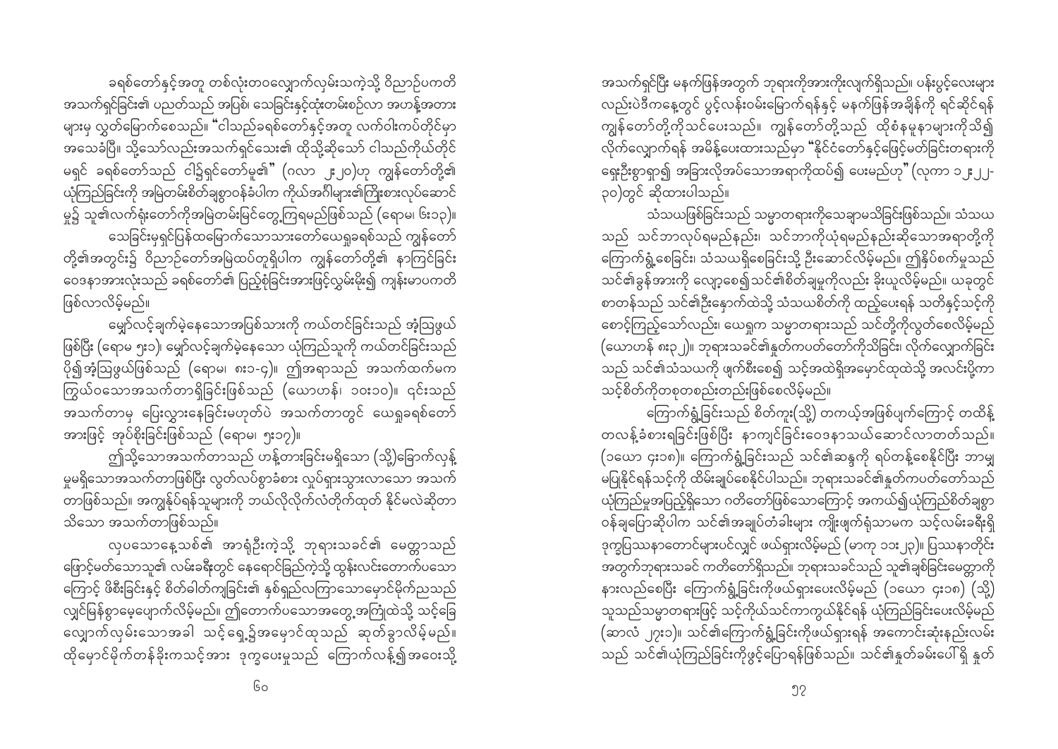ခရစ်တော်နှင့်အတူ တစ်လုံးတဝလျှောက်လှမ်းသကဲ့သို့ ဝိညာဉ်ပကတိ အသက်ရှင်ခြင်း၏ ပညတ်သည် အပြစ်၊ သေခြင်းနှင့်ထုံးတမ်းစဉ်လာ အဟန့်အတား များမှ လွတ်မြောက်စေသည်။ "ငါသည်ခရစ်တော်နှင့်အတူ လက်ဝါးကပ်တိုင်မှာ အသေခံပြီ။ သို့သော်လည်းအသက်ရှင်သေး၏ ထိုသို့ဆိုသော် ငါသည်ကိုယ်တိုင် မရှင် ခရစ်တော်သည် ငါ၌ရှင်တော်မူ၏" (ဂလာ ၂း၂၀)ဟု ကျွန်တော်တို့၏ ယုံကြည်ခြင်းကို အမြဲတမ်းစိတ်ချစွာဝန်ခံပါက ကိုယ်အင်္ဂါများ၏ကြိုးစားလုပ်ဆောင် မှု၌ သူ၏လက်ရုံးတော်ကိုအမြဲတမ်းမြင်တွေ့ကြရမည်ဖြစ်သည် (ရောမ၊ ၆း၁၃)။

သေခြင်းမှရှင်ပြန်ထမြောက်သောသားတော်ယေရှုခရစ်သည် ကျွန်တော် တို့၏အတွင်း၌ ဝိညာဉ်တော်အမြဲထပ်တူရှိပါက ကျွန်တော်တို့၏ နာကြင်ခြင်း ဝေဒနာအားလုံးသည် ခရစ်တော်၏ ပြည့်စုံခြင်းအားဖြင့်လွှမ်းမိုး၍ ကျန်းမာပကတိ ဖြစ်လာလိမ့်မည်။

မျှော်လင့်ချက်မဲ့နေသောအပြစ်သားကို ကယ်တင်ခြင်းသည် အံ့သြဖွယ် ဖြစ်ပြီး (ရောမ ၅း၁)၊ မျှော်လင့်ချက်မဲ့နေသော ယုံကြည်သူကို ကယ်တင်ခြင်းသည် ပို၍အံ့သြဖွယ်ဖြစ်သည် (ရောမ၊ ၈း၁-၄)။ ဤအရာသည် အသက်ထက်မက ကြွယ်ဝသောအသက်တာရှိခြင်းဖြစ်သည် (ယောဟန်၊ ၁၀း၁၀)။ ၎င်းသည် အသက်တာမှ ပြေးလွှားနေခြင်းမဟုတ်ပဲ အသက်တာတွင် ယေရှုခရစ်တော် အားဖြင့် အုပ်စိုးခြင်းဖြစ်သည် (ရောမ၊ ၅း၁၇)။

ဤသို့သောအသက်တာသည် ဟန့်တားခြင်းမရှိသော (သို့)ခြောက်လှန့် မှုမရှိသောအသက်တာဖြစ်ပြီး လွတ်လပ်စွာခံစား လှုပ်ရှားသွားလာသော အသက် တာဖြစ်သည်။ အကျွန်ုပ်ရန်သူများကို ဘယ်လိုလိုက်လံတိုက်ထုတ် နိုင်မလဲဆိုတာ သိသော အသက်တာဖြစ်သည်။

လှပသောနေ့သစ်၏ အာရုံဦးကဲ့သို့ ဘုရားသခင်၏ မေတ္တာသည် ဖြောင့်မတ်သောသူ၏ လမ်းခရီးတွင် နေရောင်ခြည်ကဲ့သို့ ထွန်းလင်းတောက်ပသော ကြောင့် ဖိစီးခြင်းနှင့် စိတ်ဓါတ်ကျခြင်း၏ နှစ်ရှည်လကြာသောမှောင်မိုက်ညသည် လျှင်မြန်စွာမေ့ပျောက်လိမ့်မည်။ ဤတောက်ပသောအတွေ့အကြုံထဲသို့ သင့်ခြေ လျှောက်လှမ်းသောအခါ သင့်ရှေ့၌အမှောင်ထုသည် ဆုတ်ခွာလိမ့်မည်။ ထိုမှောင်မိုက်တန်ခိုးကသင့်အား ဒုက္ခပေးမှုသည် ကြောက်လန့်၍အဝေးသို့ အသက်ရှင်ပြီး မနက်ဖြန်အတွက် ဘုရားကိုအားကိုးလျက်ရှိသည်။ ပန်းပွင့်လေးများ လည်းပဲဒီကနေ့တွင် ပွင့်လန်းဝမ်းမြောက်ရန်နှင့် မနက်ဖြန်အချိန်ကို ရင်ဆိုင်ရန် ကျွန်တော်တို့ကိုသင်ပေးသည်။ ကျွန်တော်တို့သည် ထိုစံနမူနာများကိုသိ၍ လိုက်လျှောက်ရန် အမိန့်ပေးထားသည်မှာ "နိုင်ငံတော်နှင့်ဖြောင့်မတ်ခြင်းတရားကို ရှေးဦးစွာရှာ၍ အခြားလိုအပ်သောအရာကိုထပ်၍ ပေးမည်ဟု" (လုကာ ၁၂း၂၂-၃၀)တွင် ဆိုထားပါသည်။

သံသယဖြစ်ခြင်းသည် သမ္မာတရားကိုသေချာမသိခြင်းဖြစ်သည်။ သံသယ သည် သင်ဘာလုပ်ရမည်နည်း၊ သင်ဘာကိုယုံရမည်နည်းဆိုသောအရာတို့ကို ကြောက်ရွံ့စေခြင်း၊ သံသယရှိစေခြင်းသို့ ဦးဆောင်လိမ့်မည်။ ဤနှိပ်စက်မှုသည် သင်၏ခွန်အားကို လျော့စေ၍သင်၏စိတ်ချမှုကိုလည်း ခိုးယူလိမ့်မည်။ ယခုတွင် စာတန်သည် သင်၏ဦးနှောက်ထဲသို့ သံသယစိတ်ကို ထည့်ပေးရန် သတိနှင့်သင့်ကို စောင့်ကြည့်သော်လည်း၊ ယေရှုက သမ္မာတရားသည် သင်တို့ကိုလွတ်စေလိမ့်မည် (ယောဟန် ၈း၃၂)။ ဘုရားသခင်၏နှုတ်ကပတ်တော်ကိုသိခြင်း၊ လိုက်လျှောက်ခြင်း သည် သင်၏သံသယကို ဖျက်စီးစေ၍ သင့်အထဲရှိအမှောင်ထုထဲသို့ အလင်းပို့ကာ သင့်စိတ်ကိုတစုတစည်းတည်းဖြစ်စေလိမ့်မည်။

ကြောက်ရွံ့ခြင်းသည် စိတ်ကူး(သို့) တကယ့်အဖြစ်ပျက်ကြောင့် တထိန့် တလန့်ခံစားရခြင်းဖြစ်ပြီး နာကျင်ခြင်းဝေဒနာသယ်ဆောင်လာတတ်သည်။ (၁ယော ၄း၁၈)။ ကြောက်ရွံ့ခြင်းသည် သင်၏ဆန္ဒကို ရပ်တန့်စေနိုင်ပြီး ဘာမှ မပြုနိုင်ရန်သင့်ကို ထိမ်းချုပ်စေနိုင်ပါသည်။ ဘုရားသခင်၏နှုတ်ကပတ်တော်သည် ယုံကြည်မှုအပြည့်ရှိသော ဂတိတော်ဖြစ်သောကြောင့် အကယ်၍ယုံကြည်စိတ်ချစွာ ဝန်ချပြောဆိုပါက သင်၏အချုပ်တံခါးများ ကျိုးဖျက်ရုံသာမက သင့်လမ်းခရီးရှိ ဒုက္ခပြဿနာတောင်များပင်လျှင် ဖယ်ရှားလိမ့်မည် (မာကု ၁၁း၂၃)။ ပြဿနာတိုင်း အတွက်ဘုရားသခင် ကတိတော်ရှိသည်။ ဘုရားသခင်သည် သူ၏ချစ်ခြင်းမေတ္တာကို နားလည်စေပြီး ကြောက်ရွံ့ခြင်းကိုဖယ်ရှားပေးလိမ့်မည် (၁ယော ၄း၁၈) (သို့) သူသည်သမ္မာတရားဖြင့် သင့်ကိုယ်သင်ကာကွယ်နိုင်ရန် ယုံကြည်ခြင်းပေးလိမ့်မည် (ဆာလံ ၂၇း၁)။ သင်၏ကြောက်ရွံ့ခြင်းကိုဖယ်ရှားရန် အကောင်းဆုံးနည်းလမ်း သည် သင်၏ယုံကြည်ခြင်းကိုဖွင့်ပြောရန်ဖြစ်သည်။ သင်၏နှုတ်ခမ်းပေါ်၌ရှိ နှုတ်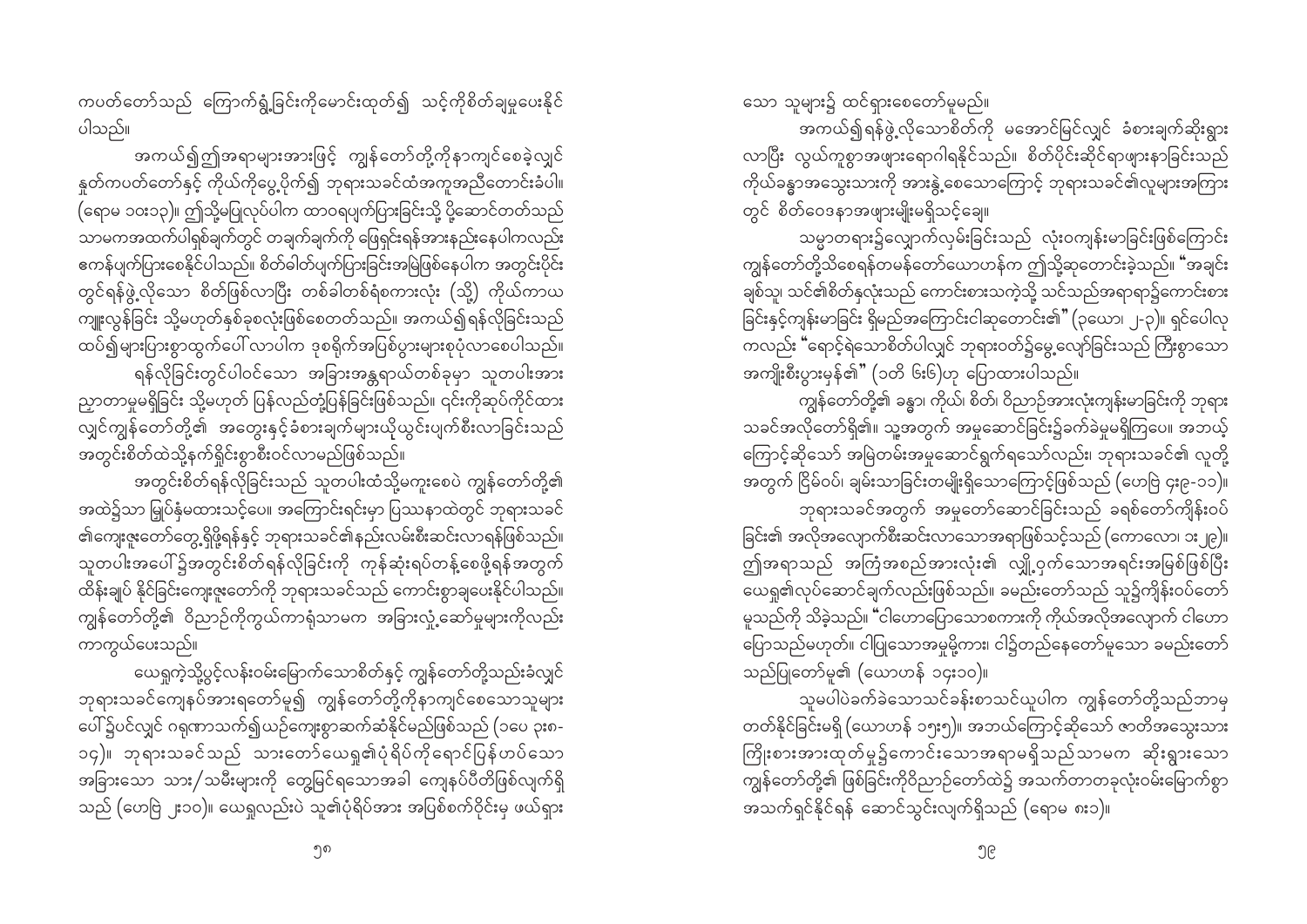ကပတ်တော်သည် ကြောက်ရွံ့ခြင်းကိုမောင်းထုတ်၍ သင့်ကိုစိတ်ချမှုပေးနိုင်ပါသည်။

အကယ်၍ဤအရာများအားဖြင့် ကျွန်တော်တို့ကိုနာကျင်စေခဲ့လျှင် နှုတ်ကပတ်တော်နှင့် ကိုယ်ကိုပွေ့ပိုက်၍ ဘုရားသခင်ထံအကူအညီတောင်းခံပါ။ (ရောမ ၁၀း၁၃)။ ဤသို့မပြုလုပ်ပါက ထာဝရပျက်ပြားခြင်းသို့ ပို့ဆောင်တတ်သည် သာမကအထက်ပါရှစ်ချက်တွင် တချက်ချက်ကို ဖြေရှင်းရန်အားနည်းနေပါကလည်း ဇာကန်ပျက်ပြားစေနိုင်ပါသည်။ စိတ်ဓါတ်ပျက်ပြားခြင်းအမြဲဖြစ်နေပါက အတွင်းပိုင်းတွင်ရန်ဖွဲ့လိုသော စိတ်ဖြစ်လာပြီး တစ်ခါတစ်ရံစကားလုံး (သို့) ကိုယ်ကာယကျူးလွန်ခြင်း သို့မဟုတ်နှစ်ခုစလုံးဖြစ်စေတတ်သည်။ အကယ်၍ရန်လိုခြင်းသည် ထပ်၍များပြားစွာထွက်ပေါ်လာပါက ဒုစရိုက်အပြစ်ပွားများစုပုံလာစေပါသည်။

ရန်လိုခြင်းတွင်ပါဝင်သော အခြားအန္တရာယ်တစ်ခုမှာ သူတပါးအား ညှာတာမှုမရှိခြင်း သို့မဟုတ် ပြန်လည်တုံ့ပြန်ခြင်းဖြစ်သည်။ ၎င်းကိုဆုပ်ကိုင်ထားလျှင်ကျွန်တော်တို့၏ အတွေးနှင့်ခံစားချက်များယိုယွင်းပျက်စီးလာခြင်းသည် အတွင်းစိတ်ထဲသို့နက်ရှိုင်းစွာစီးဝင်လာမည်ဖြစ်သည်။

အတွင်းစိတ်ရန်လိုခြင်းသည် သူတပါးထံသို့မကူးစေပဲ ကျွန်တော်တို့၏ အထဲ၌သာ မြုပ်နှံမထားသင့်ပေ။ အကြောင်းရင်းမှာ ပြဿနာထဲတွင် ဘုရားသခင်၏ကျေးဇူးတော်တွေ့ရှိဖို့ရန်နှင့် ဘုရားသခင်၏နည်းလမ်းစီးဆင်းလာရန်ဖြစ်သည်။ သူတပါးအပေါ်၌အတွင်းစိတ်ရန်လိုခြင်းကို ကုန်ဆုံးရပ်တန့်စေဖို့ရန်အတွက် ထိန်းချုပ် နိုင်ခြင်းကျေးဇူးတော်ကို ဘုရားသခင်သည် ကောင်းစွာချပေးနိုင်ပါသည်။ ကျွန်တော်တို့၏ ဝိညာဉ်ကိုကွယ်ကာရုံသာမက အခြားလှုံ့ဆော်မှုများကိုလည်း ကာကွယ်ပေးသည်။

ယေရှုကဲ့သို့ပွင့်လန်းဝမ်းမြောက်သောစိတ်နှင့် ကျွန်တော်တို့သည်းခံလျှင် ဘုရားသခင်ကျေနပ်အားရတော်မူ၍ ကျွန်တော်တို့ကိုနာကျင်စေသောသူများပေါ်၌ပင်လျှင် ဂရုဏာသက်၍ယဉ်ကျေးစွာဆက်ဆံနိုင်မည်ဖြစ်သည် (၁ပေ ၃း၈-၁၇)။ ဘုရားသခင်သည် သားတော်ယေရှု၏ပုံရိပ်ကိုရောင်ပြန်ဟပ်သော အခြားသော သား/သမီးများကို တွေ့မြင်ရသောအခါ ကျေနပ်ပီတိဖြစ်လျက်ရှိသည် (ဟေဗြဲ ၂း၁၀)။ ယေရှုလည်းပဲ သူ၏ပုံရိပ်အား အပြစ်စက်ဝိုင်းမှ ဖယ်ရှားသော သူများ၌ ထင်ရှားစေတော်မူမည်။

အကယ်၍ရန်ဖွဲ့လိုသောစိတ်ကို မအောင်မြင်လျှင် ခံစားချက်ဆိုးရွားလာပြီး လွယ်ကူစွာအဖျားရောဂါရနိုင်သည်။ စိတ်ပိုင်းဆိုင်ရာဖျားနာခြင်းသည် ကိုယ်ခန္ဓာအသွေးသားကို အားနွဲ့စေသောကြောင့် ဘုရားသခင်၏လူများအကြားတွင် စိတ်ဝေဒနာအဖျားမျိုးမရှိသင့်ချေ။

သမ္မာတရား၌လျှောက်လှမ်းခြင်းသည် လုံးဝကျန်းမာခြင်းဖြစ်ကြောင်း ကျွန်တော်တို့သိစေရန်တမန်တော်ယောဟန်က ဤသို့ဆုတောင်းခဲ့သည်။ "အချင်းချစ်သူ၊ သင်၏စိတ်နှလုံးသည် ကောင်းစားသကဲ့သို့ သင်သည်အရာရာ၌ကောင်းစားခြင်းနှင့်ကျန်းမာခြင်း ရှိမည်အကြောင်းငါဆုတောင်း၏" (၃ယော၊ ၂-၃)။ ရှင်ပေါလုကလည်း "ရောင့်ရဲသောစိတ်ပါလျှင် ဘုရားဝတ်၌မွေ့လျော်ခြင်းသည် ကြီးစွာသောအကျိုးစီးပွားမှန်၏" (၁တိ ၆း၆)ဟု ပြောထားပါသည်။

ကျွန်တော်တို့၏ ခန္ဓာ၊ ကိုယ်၊ စိတ်၊ ဝိညာဉ်အားလုံးကျန်းမာခြင်းကို ဘုရားသခင်အလိုတော်ရှိ၏။ သူ့အတွက် အမှုဆောင်ခြင်း၌ခက်ခဲမှုမရှိကြပေ။ အဘယ့်ကြောင့်ဆိုသော် အမြဲတမ်းအမှုဆောင်ရွက်ရသော်လည်း၊ ဘုရားသခင်၏ လူတို့အတွက် ငြိမ်ဝပ်၊ ချမ်းသာခြင်းတမျိုးရှိသောကြောင့်ဖြစ်သည် (ဟေဗြဲ ၄း၉-၁၁)။

ဘုရားသခင်အတွက် အမှုတော်ဆောင်ခြင်းသည် ခရစ်တော်ကျိန်းဝပ်ခြင်း၏ အလိုအလျောက်စီးဆင်းလာသောအရာဖြစ်သင့်သည် (ကောလော၊ ၁း၂၉)။ ဤအရာသည် အကြံအစည်အားလုံး၏ လျှို့ဝှက်သောအရင်းအမြစ်ဖြစ်ပြီး ယေရှု၏လုပ်ဆောင်ချက်လည်းဖြစ်သည်။ ခမည်းတော်သည် သူ့၌ကျိန်းဝပ်တော်မူသည်ကို သိခဲ့သည်။ "ငါဟောပြောသောစကားကို ကိုယ်အလိုအလျောက် ငါဟောပြောသည်မဟုတ်။ ငါပြုသောအမှုမှုကား၊ ငါ၌တည်နေတော်မူသော ခမည်းတော်သည်ပြုတော်မူ၏ (ယောဟန် ၁၄း၁၀)။

သူမပါပဲခက်ခဲသောသင်ခန်းစာသင်ယူပါက ကျွန်တော်တို့သည်ဘာမှတတ်နိုင်ခြင်းမရှိ (ယောဟန် ၁၅း၅)။ အဘယ်ကြောင့်ဆိုသော် ဇာတိအသွေးသားကြိုးစားအားထုတ်မှု၌ကောင်းသောအရာမရှိသည်သာမက ဆိုးရွားသောကျွန်တော်တို့၏ ဖြစ်ခြင်းကိုဝိညာဉ်တော်ထဲ၌ အသက်တာတခုလုံးဝမ်းမြောက်စွာ အသက်ရှင်နိုင်ရန် ဆောင်သွင်းလျက်ရှိသည် (ရောမ ၈း၁)။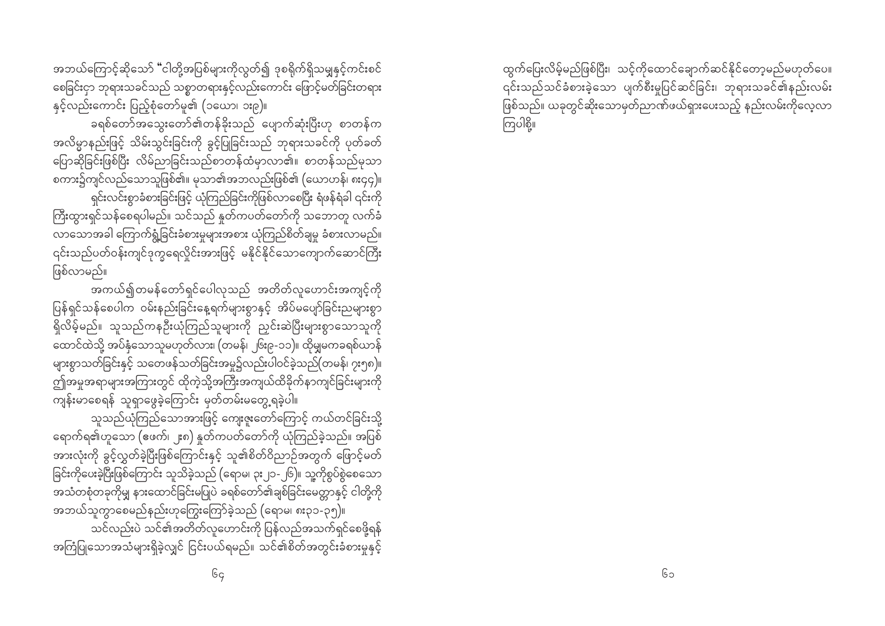အဘယ်ကြောင့်ဆိုသော် "ငါတို့အပြစ်များကိုလွတ်၍ ဒုစရိုက်ရှိသမျှနှင့်ကင်းစင်စေခြင်းငှာ ဘုရားသခင်သည် သစ္စာတရားနှင့်လည်းကောင်း ဖြောင့်မတ်ခြင်းတရားနှင့်လည်းကောင်း ပြည့်စုံတော်မူ၏ (၁ယော၊ ၁း၉)။

ခရစ်တော်အသွေးတော်၏တန်ခိုးသည် ပျောက်ဆုံးပြီးဟု စာတန်က အလိမ္မာနည်းဖြင့် သိမ်းသွင်းခြင်းကို ခွင့်ပြုခြင်းသည် ဘုရားသခင်ကို ပုတ်ခတ်ပြောဆိုခြင်းဖြစ်ပြီး လိမ်ညာခြင်းသည်စာတန်ထံမှာလာ၏။ စာတန်သည်မုသာစကား၌ကျင်လည်သောသူဖြစ်၏။ မုသာ၏အဘလည်းဖြစ်၏ (ယောဟန်၊ ၈း၄၄)။

ရှင်းလင်းစွာခံစားခြင်းဖြင့် ယုံကြည်ခြင်းကိုဖြစ်လာစေပြီး ရံဖန်ရံခါ ၎င်းကိုကြီးထွားရှင်သန်စေရပါမည်။ သင်သည် နှုတ်ကပတ်တော်ကို သဘောတူ လက်ခံလာသောအခါ ကြောက်ရွံ့ခြင်းခံစားမှုများအစား ယုံကြည်စိတ်ချမှု ခံစားလာမည်။ ၎င်းသည်ပတ်ဝန်းကျင်ဒုက္ခရေလှိုင်းအားဖြင့် မနိုင်နိုင်သောကျောက်ဆောင်ကြီးဖြစ်လာမည်။

အကယ်၍တမန်တော်ရှင်ပေါလုသည် အတိတ်လူဟောင်းအကျင့်ကို ပြန်ရှင်သန်စေပါက ဝမ်းနည်းခြင်းနေ့ရက်များစွာနှင့် အိပ်မပျော်ခြင်းညများစွာ ရှိလိမ့်မည်။ သူသည်ကနဦးယုံကြည်သူများကို ညှင်းဆဲပြီးများစွာသောသူကို ထောင်ထဲသို့ အပ်နှံသောသူမဟုတ်လား၊ (တမန်၊ ၂၆း၉-၁၁)။ ထိုမျှမကခရစ်ယာန်များစွာသတ်ခြင်းနှင့် သတေဖန်သတ်ခြင်းအမှု၌လည်းပါဝင်ခဲ့သည်(တမန်၊ ၇း၅၈)။ ဤအမှုအရာများအကြားတွင် ထိုကဲ့သို့အကြီးအကျယ်ထိခိုက်နာကျင်ခြင်းများကို ကျန်းမာစေရန် သူရှာဖွေခဲ့ကြောင်း မှတ်တမ်းမတွေ့ရခဲ့ပါ။

သူသည်ယုံကြည်သောအားဖြင့် ကျေးဇူးတော်ကြောင့် ကယ်တင်ခြင်းသို့ ရောက်ရ၏ဟူသော (ဧဖက်၊ ၂း၈) နှုတ်ကပတ်တော်ကို ယုံကြည်ခဲ့သည်။ အပြစ်အားလုံးကို ခွင့်လွှတ်ခဲ့ပြီးဖြစ်ကြောင်းနှင့် သူ၏စိတ်ဝိညာဉ်အတွက် ဖြောင့်မတ်ခြင်းကိုပေးခဲ့ပြီးဖြစ်ကြောင်း သူသိခဲ့သည် (ရောမ၊ ၃း၂၁-၂၆)။ သူ့ကိုစွပ်စွဲစေသော အသံတစုံတခုကိုမျှ နားထောင်ခြင်းမပြုပဲ ခရစ်တော်၏ချစ်ခြင်းမေတ္တာနှင့် ငါတို့ကို အဘယ်သူကွာစေမည်နည်းဟုကြွေးကြော်ခဲ့သည် (ရောမ၊ ၈း၃၁-၃၅)။

သင်လည်းပဲ သင်၏အတိတ်လူဟောင်းကို ပြန်လည်အသက်ရှင်စေဖို့ရန် အကြံပြုသောအသံများရှိခဲ့လျှင် ငြင်းပယ်ရမည်။ သင်၏စိတ်အတွင်းခံစားမှုနှင့် ထွက်ပြေးလိမ့်မည်ဖြစ်ပြီး၊ သင့်ကိုထောင်ချောက်ဆင်နိုင်တော့မည်မဟုတ်ပေ။ ၎င်းသည်သင်ခံစားခဲ့သော ပျက်စီးမှုပြင်ဆင်ခြင်း၊ ဘုရားသခင်၏နည်းလမ်းဖြစ်သည်။ ယခုတွင်ဆိုသောမှတ်ဉာဏ်ဖယ်ရှားပေးသည့် နည်းလမ်းကိုလေ့လာကြပါစို့။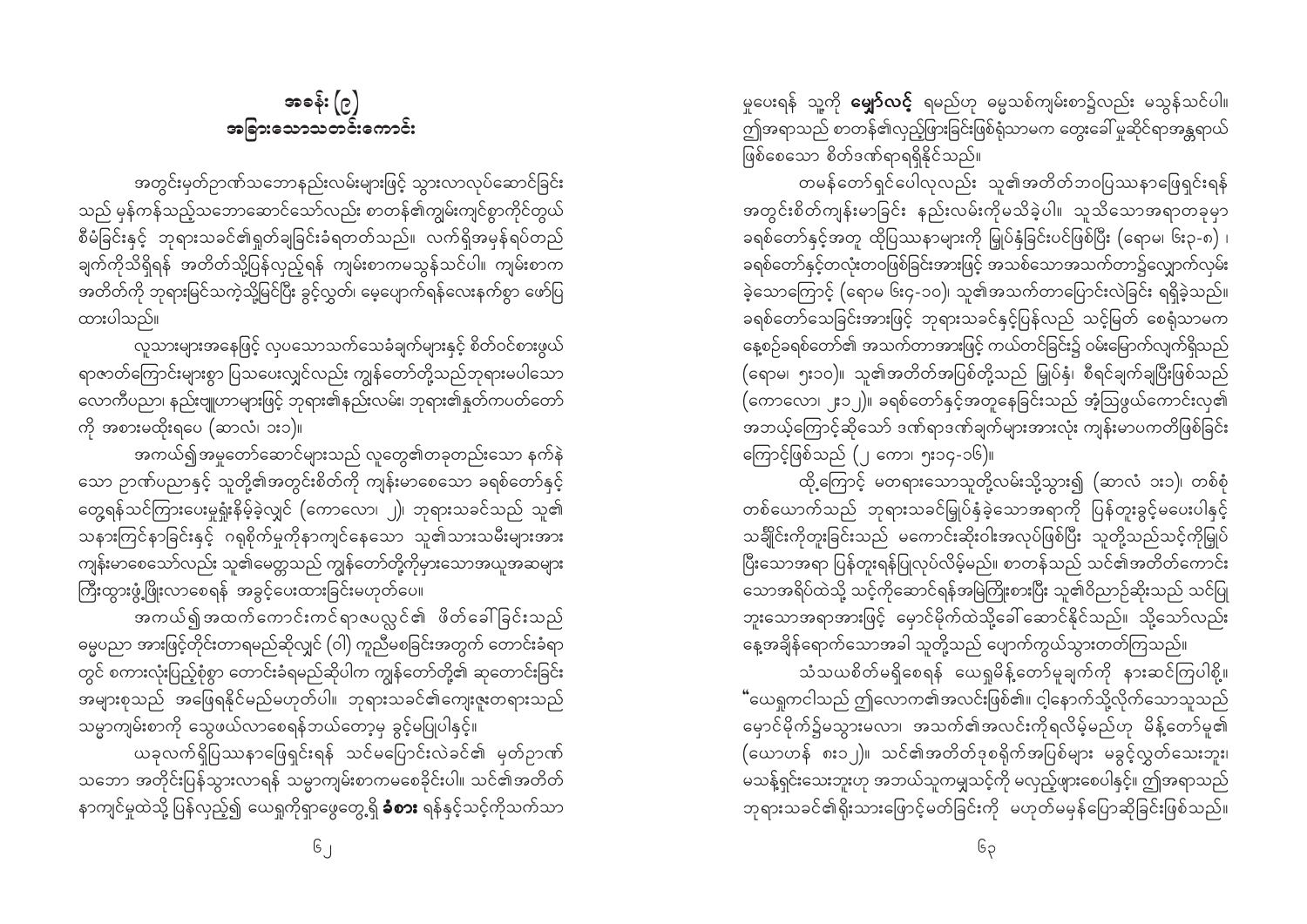# အခန်း (၉)
# အခြားသောသတင်းကောင်း

အတွင်းမှတ်ဉာဏ်သဘောနည်းလမ်းများဖြင့် သွားလာလုပ်ဆောင်ခြင်းသည် မှန်ကန်သည့်သဘောဆောင်သော်လည်း စာတန်၏ကျွမ်းကျင်စွာကိုင်တွယ်စီမံခြင်းနှင့် ဘုရားသခင်၏ရှုတ်ချခြင်းခံရတတ်သည်။ လက်ရှိအမှန်ရပ်တည်ချက်ကိုသိရှိရန် အတိတ်သို့ပြန်လှည့်ရန် ကျမ်းစာကမသွန်သင်ပါ။ ကျမ်းစာက အတိတ်ကို ဘုရားမြင်သကဲ့သို့မြင်ပြီး ခွင့်လွှတ်၊ မေ့ပျောက်ရန်လေးနက်စွာ ဖော်ပြထားပါသည်။

လူသားများအနေဖြင့် လှပသောသက်သေခံချက်များနှင့် စိတ်ဝင်စားဖွယ်ရာဇာတ်ကြောင်းများစွာ ပြသပေးလျှင်လည်း ကျွန်တော်တို့သည်ဘုရားမပါသော လောကီပညာ၊ နည်းဗျူဟာများဖြင့် ဘုရား၏နည်းလမ်း၊ ဘုရား၏နှုတ်ကပတ်တော်ကို အစားမထိုးရပေ (ဆာလံ၊ ၁း၁)။

အကယ်၍အမှုတော်ဆောင်များသည် လူတွေ၏တခုတည်းသော နက်နဲသော ဉာဏ်ပညာနှင့် သူတို့၏အတွင်းစိတ်ကို ကျန်းမာစေသော ခရစ်တော်နှင့် တွေ့ရန်သင်ကြားပေးမှုရှုံးနိမ့်ခဲ့လျှင် (ကောလော၊ ၂)၊ ဘုရားသခင်သည် သူ၏ သနားကြင်နာခြင်းနှင့် ဂရုစိုက်မှုကိုနာကျင်နေသော သူ၏သားသမီးများအား ကျန်းမာစေသော်လည်း သူ၏မေတ္တသည် ကျွန်တော်တို့ကိုမှားသောအယူအဆများ ကြီးထွားဖွံ့ဖြိုးလာစေရန် အခွင့်ပေးထားခြင်းမဟုတ်ပေ။

အကယ်၍အထက်ကောင်းကင်ရာဇပလ္လင်၏ ဖိတ်ခေါ်ခြင်းသည် မေ့ပညာ အားဖြင့်တိုးတာရမည်ဆိုလျှင် (ဝါ) ကူညီမစခြင်းအတွက် တောင်းခံရာတွင် စကားလုံးပြည့်စုံစွာ တောင်းခံရမည်ဆိုပါက ကျွန်တော်တို့၏ ဆုတောင်းခြင်းအများစုသည် အဖြေရနိုင်မည်မဟုတ်ပါ။ ဘုရားသခင်၏ကျေးဇူးတရားသည် သမ္မာကျမ်းစာကို သွေဖယ်လာစေရန်ဘယ်တော့မှ ခွင့်မပြုပါနှင့်။

ယခုလက်ရှိပြဿနာဖြေရှင်းရန် သင်မပြောင်းလဲခင်၏ မှတ်ဉာဏ်သဘော အတိုင်းပြန်သွားလာရန် သမ္မာကျမ်းစာကမစေခိုင်းပါ။ သင်၏အတိတ်နာကျင်မှုထဲသို့ ပြန်လှည့်၍ ယေရှုကိုရှာဖွေတွေ့ရှိ **ခံစား** ရန်နှင့်သင့်ကိုသက်သာမှုပေးရန် သူ့ကို **မျှော်လင့်** ရမည်ဟု ဓမ္မသစ်ကျမ်းစာ၌လည်း မသွန်သင်ပါ။ ဤအရာသည် စာတန်၏လှည့်ဖြားခြင်းဖြစ်ရုံသာမက တွေးခေါ်မှုဆိုင်ရာအန္တရာယ်ဖြစ်စေသော စိတ်ဒဏ်ရာရရှိနိုင်သည်။

တမန်တော်ရှင်ပေါလုလည်း သူ၏အတိတ်ဘဝပြဿနာဖြေရှင်းရန် အတွင်းစိတ်ကျန်းမာခြင်း နည်းလမ်းကိုမသိခဲ့ပါ။ သူသိသောအရာတခုမှာ ခရစ်တော်နှင့်အတူ ထိုပြဿနာများကို မြှုပ်နှံခြင်းပင်ဖြစ်ပြီး (ရောမ၊ ၆း၃-၈)၊ ခရစ်တော်နှင့်တလုံးတဝဖြစ်ခြင်းအားဖြင့် အသစ်သောအသက်တာ၌လျှောက်လှမ်းခဲ့သောကြောင့် (ရောမ ၆း၄-၁၀)၊ သူ၏အသက်တာပြောင်းလဲခြင်း ရရှိခဲ့သည်။ ခရစ်တော်သေခြင်းအားဖြင့် ဘုရားသခင်နှင့်ပြန်လည် သင့်မြတ် စေရုံသာမက နေ့စဉ်ခရစ်တော်၏ အသက်တာအားဖြင့် ကယ်တင်ခြင်း၌ ဝမ်းမြောက်လျက်ရှိသည် (ရောမ၊ ၅း၁၀)။ သူ၏အတိတ်အပြစ်တို့သည် မြှုပ်နှံ၊ စီရင်ချက်ချပြီးဖြစ်သည် (ကောလော၊ ၂း၁၂)။ ခရစ်တော်နှင့်အတူနေခြင်းသည် အံ့သြဖွယ်ကောင်းလှ၏ အဘယ့်ကြောင့်ဆိုသော် ဒဏ်ရာဒဏ်ချက်များအားလုံး ကျန်းမာပကတိဖြစ်ခြင်း ကြောင့်ဖြစ်သည် (၂ ကော၊ ၅း၁၄-၁၆)။

ထို့ကြောင့် မတရားသောသူတို့လမ်းသို့သွား၍ (ဆာလံ ၁း၁)၊ တစ်စုံတစ်ယောက်သည် ဘုရားသခင်မြှုပ်နှံခဲ့သောအရာကို ပြန်တူးခွင့်မပေးပါနှင့် သင်္ချိုင်းကိုတူးခြင်းသည် မကောင်းဆိုးဝါးအလုပ်ဖြစ်ပြီး သူတို့သည်သင့်ကိုမြှုပ်ပြီးသောအရာ ပြန်တူးရန်ပြုလုပ်လိမ့်မည်။ စာတန်သည် သင်၏အတိတ်ကောင်းသောအရိပ်ထဲသို့ သင့်ကိုဆောင်ရန်အမြဲကြိုးစားပြီး သူ၏ဝိညာဉ်ဆိုးသည် သင်ပြုဘူးသောအရာအားဖြင့် မှောင်မိုက်ထဲသို့ခေါ်ဆောင်နိုင်သည်။ သို့သော်လည်း နေ့အချိန်ရောက်သောအခါ သူတို့သည် ပျောက်ကွယ်သွားတတ်ကြသည်။

သံသယစိတ်မရှိစေရန် ယေရှုမိန့်တော်မူချက်ကို နားဆင်ကြပါစို့။ "ယေရှုကငါသည် ဤလောက၏အလင်းဖြစ်၏။ ငါ့နောက်သို့လိုက်သောသူသည် မှောင်မိုက်၌မသွားမလာ၊ အသက်၏အလင်းကိုရလိမ့်မည်ဟု မိန့်တော်မူ၏ (ယောဟန် ၈း၁၂)။ သင်၏အတိတ်ဒုစရိုက်အပြစ်များ မခွင့်လွှတ်သေးဘူး၊ မသန့်ရှင်းသေးဘူးဟု အဘယ်သူကမျှသင့်ကို မလှည့်ဖြားစေပါနှင့်။ ဤအရာသည် ဘုရားသခင်၏ရိုးသားဖြောင့်မတ်ခြင်းကို မဟုတ်မမှန်ပြောဆိုခြင်းဖြစ်သည်။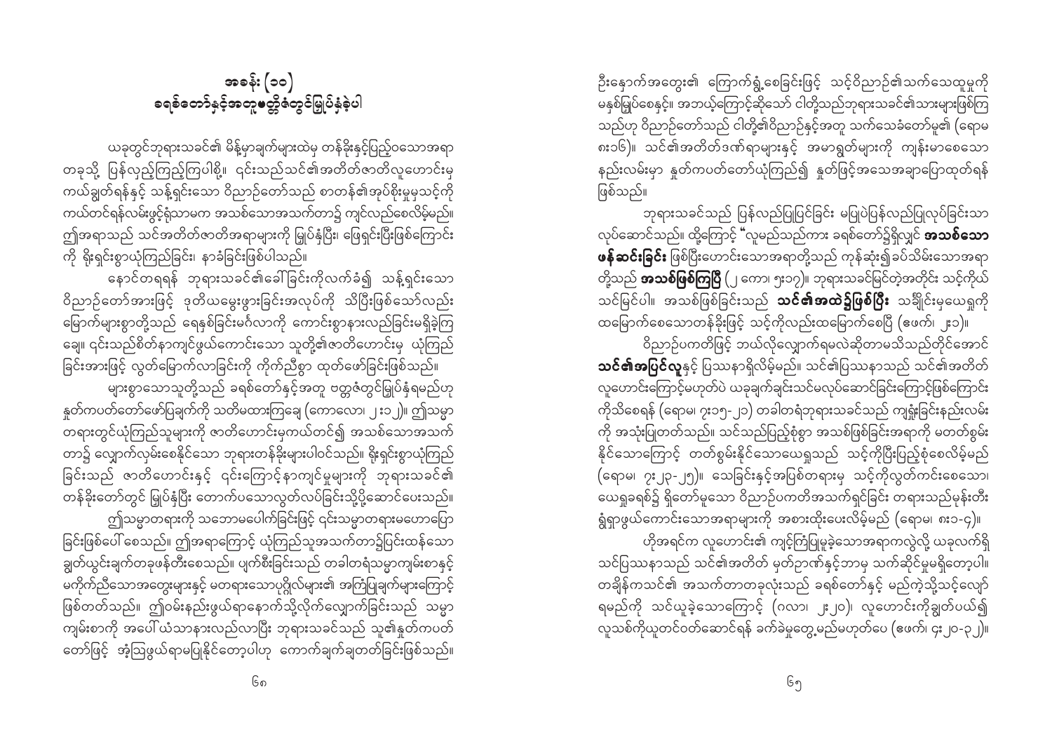# အခန်း (၁၀)
## ခရစ်တော်နှင့်အတူဗတ္တိဇံတွင်မြုပ်နှံခဲ့ပါ

ယခုတွင်ဘုရားသခင်၏ မိန့်မှာချက်များထဲမှ တန်ခိုးနှင့်ပြည့်ဝသောအရာတခုသို့ ပြန်လှည့်ကြည့်ကြပါစို့။ ၎င်းသည်သင်၏အတိတ်ဇာတိလူဟောင်းမှ ကယ်ချွတ်ရန်နှင့် သန့်ရှင်းသော ဝိညာဉ်တော်သည် စာတန်၏အုပ်စိုးမှုမှသင့်ကို ကယ်တင်ရန်လမ်းဖွင့်ရုံသာမက အသစ်သောအသက်တာ၌ ကျင်လည်စေလိမ့်မည်။ ဤအရာသည် သင်အတိတ်ဇာတိအရာများကို မြုပ်နှံပြီး၊ ဖြေရှင်းပြီးဖြစ်ကြောင်းကို ရိုးရှင်းစွာယုံကြည်ခြင်း၊ နာခံခြင်းဖြစ်ပါသည်။

နောင်တရရန် ဘုရားသခင်၏ခေါ်ခြင်းကိုလက်ခံ၍ သန့်ရှင်းသော ဝိညာဉ်တော်အားဖြင့် ဒုတိယမွေးဖွားခြင်းအလုပ်ကို သိပြီးဖြစ်သော်လည်း မြောက်များစွာတို့သည် ရေနှစ်ခြင်းမင်္ဂလာကို ကောင်းစွာနားလည်ခြင်းမရှိခဲ့ကြချေ။ ၎င်းသည်စိတ်နာကျင်ဖွယ်ကောင်းသော သူတို့၏ဇာတိဟောင်းမှ ယုံကြည်ခြင်းအားဖြင့် လွတ်မြောက်လာခြင်းကို ကိုက်ညီစွာ ထုတ်ဖော်ခြင်းဖြစ်သည်။

များစွာသောသူတို့သည် ခရစ်တော်နှင့်အတူ ဗတ္တိဇံတွင်မြုပ်နှံရမည်ဟု နှုတ်ကပတ်တော်ဖော်ပြချက်ကို သတိမထားကြချေ (ကောလော၊ ၂း၁၂)။ ဤသမ္မာတရားတွင်ယုံကြည်သူများကို ဇာတိဟောင်းမှကယ်တင်၍ အသစ်သောအသက်တာ၌ လျှောက်လှမ်းစေနိုင်သော ဘုရားတန်ခိုးများပါဝင်သည်။ ရိုးရှင်းစွာယုံကြည်ခြင်းသည် ဇာတိဟောင်းနှင့် ၎င်းကြောင့်နာကျင်မှုများကို ဘုရားသခင်၏တန်ခိုးတော်တွင် မြုပ်နှံပြီး တောက်ပသောလွတ်လပ်ခြင်းသို့ပို့ဆောင်ပေးသည်။

ဤသမ္မာတရားကို သဘောမပေါက်ခြင်းဖြင့် ၎င်းသမ္မာတရားမဟောပြောခြင်းဖြစ်ပေါ်စေသည်။ ဤအရာကြောင့် ယုံကြည်သူအသက်တာ၌ပြင်းထန်သော ချတ်ယွင်းချက်တခုဖန်တီးစေသည်။ ပျက်စီးခြင်းသည် တခါတရံသမ္မာကျမ်းစာနှင့် မကိုက်ညီသောအတွေးများနှင့် မတရားသောပုဂ္ဂိုလ်များ၏ အကြံပြုချက်များကြောင့် ဖြစ်တတ်သည်။ ဤဝမ်းနည်းဖွယ်ရာနောက်သို့လိုက်လျှောက်ခြင်းသည် သမ္မာကျမ်းစာကို အပေါ်ယံသာနားလည်လာပြီး ဘုရားသခင်သည် သူ၏နှုတ်ကပတ်တော်ဖြင့် အံ့သြဖွယ်ရာမပြုနိုင်တော့ပါဟု ကောက်ချက်ချတတ်ခြင်းဖြစ်သည်။

ဦးနှောက်အတွေး၏ ကြောက်ရွံ့စေခြင်းဖြင့် သင့်ဝိညာဉ်၏သက်သေထူမှုကို မနှစ်မြို့စေနှင့်။ အဘယ့်ကြောင့်ဆိုသော် ငါတို့သည်ဘုရားသခင်၏သားများဖြစ်ကြသည်ဟု ဝိညာဉ်တော်သည် ငါတို့၏ဝိညာဉ်နှင့်အတူ သက်သေခံတော်မူ၏ (ရောမ ၈း၁၆)။ သင်၏အတိတ်ဒဏ်ရာများနှင့် အမာရွတ်များကို ကျန်းမာစေသော နည်းလမ်းမှာ နှုတ်ကပတ်တော်ယုံကြည်၍ နှုတ်ဖြင့်အသေအချာပြောထုတ်ရန်ဖြစ်သည်။

ဘုရားသခင်သည် ပြန်လည်ပြုပြင်ခြင်း မပြုပဲပြန်လည်ပြုလုပ်ခြင်းသာ လုပ်ဆောင်သည်။ ထို့ကြောင့် "လူမည်သည်ကား ခရစ်တော်၌ရှိလျှင် **အသစ်သောဖန်ဆင်းခြင်း** ဖြစ်ပြီးဟောင်းသောအရာတို့သည် ကုန်ဆုံး၍ခပ်သိမ်းသောအရာတို့သည် **အသစ်ဖြစ်ကြပြီ** (၂ ကော၊ ၅း၁၇)။ ဘုရားသခင်မြင်တဲ့အတိုင်း သင့်ကိုယ်သင်မြင်ပါ။ အသစ်ဖြစ်ခြင်းသည် **သင်၏အထဲ၌ဖြစ်ပြီး** သချိုင်းမှယေရှုကို ထမြောက်စေသောတန်ခိုးဖြင့် သင့်ကိုလည်းထမြောက်စေပြီ (ဧဖက်၊ ၂း၁)။

ဝိညာဉ်ပကတိဖြင့် ဘယ်လိုလျှောက်ရမလဲဆိုတာမသိသည်တိုင်အောင် **သင်၏အပြင်လူ**နှင့် ပြဿနာရှိလိမ့်မည်။ သင်၏ပြဿနာသည် သင်၏အတိတ်လူဟောင်းကြောင့်မဟုတ်ပဲ ယခုချက်ချင်းသင်မလုပ်ဆောင်ခြင်းကြောင့်ဖြစ်ကြောင်းကိုသိစေရန် (ရောမ၊ ၇း၁၅-၂၀) တခါတရံဘုရားသခင်သည် ကျရှုံးခြင်းနည်းလမ်းကို အသုံးပြုတတ်သည်။ သင်သည်ပြည့်စုံစွာ အသစ်ဖြစ်ခြင်းအရာကို မတတ်စွမ်းနိုင်သောကြောင့် တတ်စွမ်းနိုင်သောယေရှုသည် သင့်ကိုပြီးပြည့်စုံစေလိမ့်မည် (ရောမ၊ ၇း၂၃-၂၅)။ သေခြင်းနှင့်အပြစ်တရားမှ သင့်ကိုလွတ်ကင်းစေသော၊ ယေရှုခရစ်၌ ရှိတော်မူသော ဝိညာဉ်ပကတိအသက်ရှင်ခြင်း တရားသည်မုန်းတီးရွံရှာဖွယ်ကောင်းသောအရာများကို အစားထိုးပေးလိမ့်မည် (ရောမ၊ ၈း၁-၄)။

ဟိုးအရင်က လူဟောင်း၏ ကျင့်ကြံပြုမူခဲ့သောအရာကလွဲလို့ ယခုလက်ရှိ သင်ပြဿနာသည် သင်၏အတိတ် မှတ်ဉာဏ်နှင့်ဘာမှ သက်ဆိုင်မှုမရှိတော့ပါ။ တချိန်ကသင်၏ အသက်တာတခုလုံးသည် ခရစ်တော်နှင့် မည်ကဲ့သို့သင့်လျော်ရမည်ကို သင်ယူခဲ့သောကြောင့် (ဂလာ၊ ၂း၂၀)၊ လူဟောင်းကိုချွတ်ပယ်၍ လူသစ်ကိုယူတင်ဝတ်ဆောင်ရန် ခက်ခဲမှုတွေ့မည်မဟုတ်ပေ (ဧဖက်၊ ၄း၂၀-၃၂)။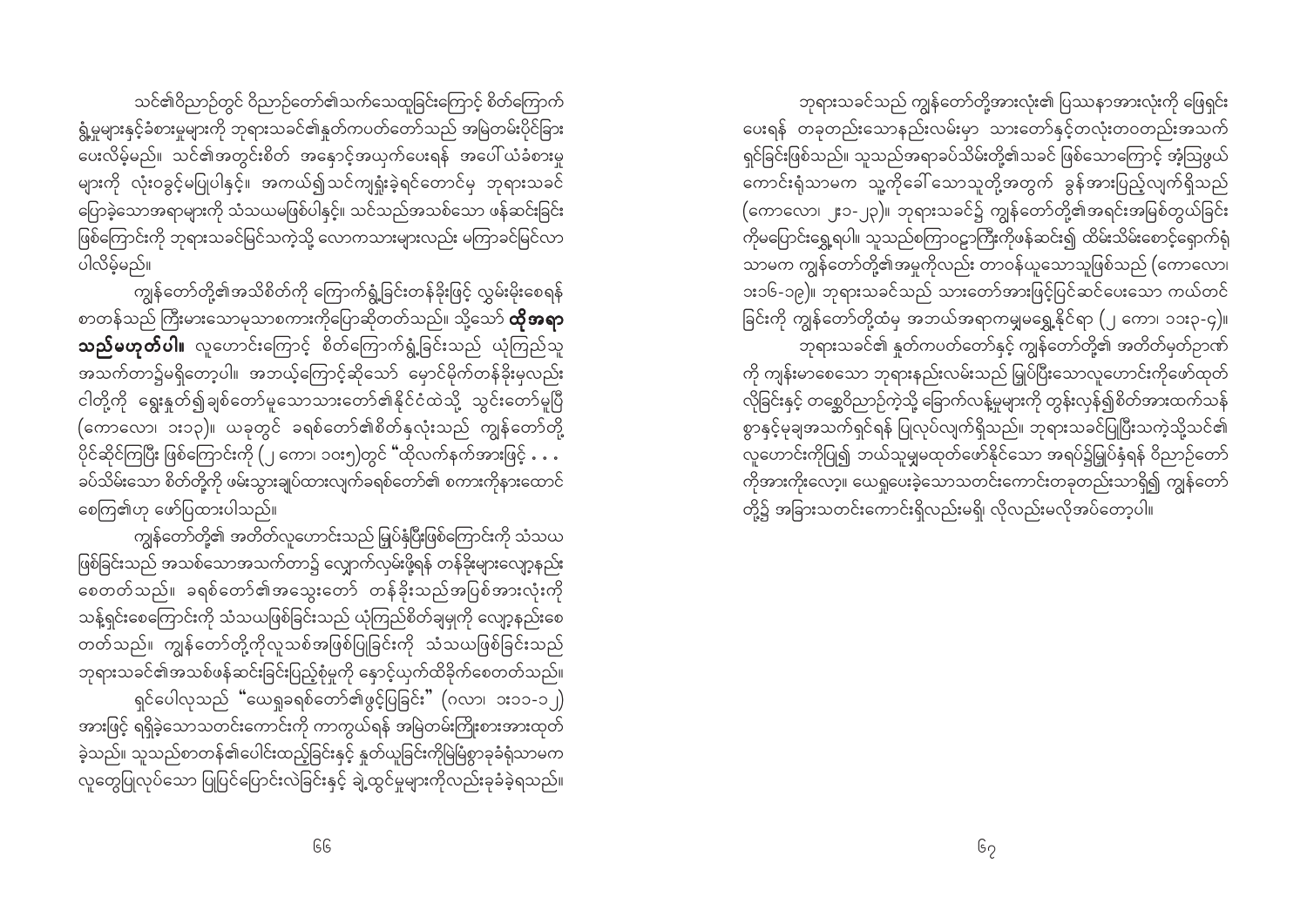သင်၏ဝိညာဉ်တွင် ဝိညာဉ်တော်၏သက်သေထူခြင်းကြောင့် စိတ်ကြောက်ရွံ့မှုများနှင့်ခံစားမှုများကို ဘုရားသခင်၏နှုတ်ကပတ်တော်သည် အမြဲတမ်းပိုင်ခြားပေးလိမ့်မည်။ သင်၏အတွင်းစိတ် အနှောင့်အယှက်ပေးရန် အပေါ်ယံခံစားမှုများကို လုံးဝခွင့်မပြုပါနှင့်။ အကယ်၍သင်ကျရှုံးခဲ့ရင်တောင်မှ ဘုရားသခင်ပြောခဲ့သောအရာများကို သံသယမဖြစ်ပါနှင့်။ သင်သည်အသစ်သော ဖန်ဆင်းခြင်းဖြစ်ကြောင်းကို ဘုရားသခင်မြင်သကဲ့သို့ လောကသားများလည်း မကြာခင်မြင်လာပါလိမ့်မည်။

ကျွန်တော်တို့၏အသိစိတ်ကို ကြောက်ရွံ့ခြင်းတန်ခိုးဖြင့် လွှမ်းမိုးစေရန် စာတန်သည် ကြီးမားသောမုသာစကားကိုပြောဆိုတတ်သည်။ သို့သော် **ထိုအရာသည်မဟုတ်ပါ။** လူဟောင်းကြောင့် စိတ်ကြောက်ရွံ့ခြင်းသည် ယုံကြည်သူအသက်တာ၌မရှိတော့ပါ။ အဘယ့်ကြောင့်ဆိုသော် မှောင်မိုက်တန်ခိုးမှလည်း ငါတို့ကို ရွေးနှုတ်၍ချစ်တော်မူသောသားတော်၏နိုင်ငံထဲသို့ သွင်းတော်မူပြီ (ကောလော၊ ၁း၁၃)။ ယခုတွင် ခရစ်တော်၏စိတ်နှလုံးသည် ကျွန်တော်တို့ပိုင်ဆိုင်ကြပြီး ဖြစ်ကြောင်းကို (၂ ကော၊ ၁၀း၅)တွင် "ထိုလက်နက်အားဖြင့် . . . ခပ်သိမ်းသော စိတ်တို့ကို ဖမ်းသွားချုပ်ထားလျက်ခရစ်တော်၏ စကားကိုနားထောင်စေကြ၏ဟု ဖော်ပြထားပါသည်။

ကျွန်တော်တို့၏ အတိတ်လူဟောင်းသည် မြှုပ်နှံပြီးဖြစ်ကြောင်းကို သံသယဖြစ်ခြင်းသည် အသစ်သောအသက်တာ၌ လျှောက်လှမ်းဖို့ရန် တန်ခိုးများလျော့နည်းစေတတ်သည်။ ခရစ်တော်၏အသွေးတော် တန်ခိုးသည်အပြစ်အားလုံးကို သန့်ရှင်းစေကြောင်းကို သံသယဖြစ်ခြင်းသည် ယုံကြည်စိတ်ချမှုကို လျော့နည်းစေတတ်သည်။ ကျွန်တော်တို့ကိုလူသစ်အဖြစ်ပြုခြင်းကို သံသယဖြစ်ခြင်းသည် ဘုရားသခင်၏အသစ်ဖန်ဆင်းခြင်းပြည့်စုံမှုကို နှောင့်ယှက်ထိခိုက်စေတတ်သည်။

ရှင်ပေါလုသည် "ယေရှုခရစ်တော်၏ဖွင့်ပြခြင်း" (ဂလာ၊ ၁း၁၁-၁၂) အားဖြင့် ရရှိခဲ့သောသတင်းကောင်းကို ကာကွယ်ရန် အမြဲတမ်းကြိုးစားအားထုတ်ခဲ့သည်။ သူသည်စာတန်၏ပေါင်းထည့်ခြင်းနှင့် နှုတ်ယူခြင်းကိုမြဲမြံစွာခံခဲ့ရုံသာမက လူတွေပြုလုပ်သော ပြုပြင်ပြောင်းလဲခြင်းနှင့် ချဲ့ထွင်မှုများကိုလည်းခုခံခဲ့ရသည်။

ဘုရားသခင်သည် ကျွန်တော်တို့အားလုံး၏ ပြဿနာအားလုံးကို ဖြေရှင်းပေးရန် တခုတည်းသောနည်းလမ်းမှာ သားတော်နှင့်တလုံးတဝတည်းအသက်ရှင်ခြင်းဖြစ်သည်။ သူသည်အရာခပ်သိမ်းတို့၏သခင် ဖြစ်သောကြောင့် အံ့သြဖွယ်ကောင်းရုံသာမက သူ့ကိုခေါ်သောသူတို့အတွက် ခွန်အားပြည့်လျက်ရှိသည် (ကောလော၊ ၂း၁-၂၃)။ ဘုရားသခင်၌ ကျွန်တော်တို့၏အရင်းအမြစ်တွယ်ခြင်းကိုမပြောင်းရွှေ့ရပါ။ သူသည်စကြာဝဠာကြီးကိုဖန်ဆင်း၍ ထိမ်းသိမ်းစောင့်ရှောက်ရုံသာမက ကျွန်တော်တို့၏အမှုကိုလည်း တာဝန်ယူသောသူဖြစ်သည် (ကောလော၊ ၁း၁၆-၁၉)။ ဘုရားသခင်သည် သားတော်အားဖြင့်ပြင်ဆင်ပေးသော ကယ်တင်ခြင်းကို ကျွန်တော်တို့ထံမှ အဘယ်အရာကမျှမရွှေ့နိုင်ရာ (၂ ကော၊ ၁၁း၃-၄)။

ဘုရားသခင်၏ နှုတ်ကပတ်တော်နှင့် ကျွန်တော်တို့၏ အတိတ်မှတ်ဉာဏ်ကို ကျန်းမာစေသော ဘုရားနည်းလမ်းသည် မြှုပ်ပြီးသောလူဟောင်းကိုဖော်ထုတ်လိုခြင်းနှင့် တစ္ဆေဝိညာဉ်ကဲ့သို့ ခြောက်လန့်မှုများကို တွန်းလှန်၍စိတ်အားထက်သန်စွာနှင့်မုချအသက်ရှင်ရန် ပြုလုပ်လျက်ရှိသည်။ ဘုရားသခင်ပြုပြီးသကဲ့သို့သင်၏လူဟောင်းကိုပြု၍ ဘယ်သူမျှမထုတ်ဖော်နိုင်သော အရပ်၌မြှုပ်နှံရန် ဝိညာဉ်တော်ကိုအားကိုးလော့။ ယေရှုပေးခဲ့သောသတင်းကောင်းတခုတည်းသာရှိ၍ ကျွန်တော်တို့၌ အခြားသတင်းကောင်းရှိလည်းမရှိ၊ လိုလည်းမလိုအပ်တော့ပါ။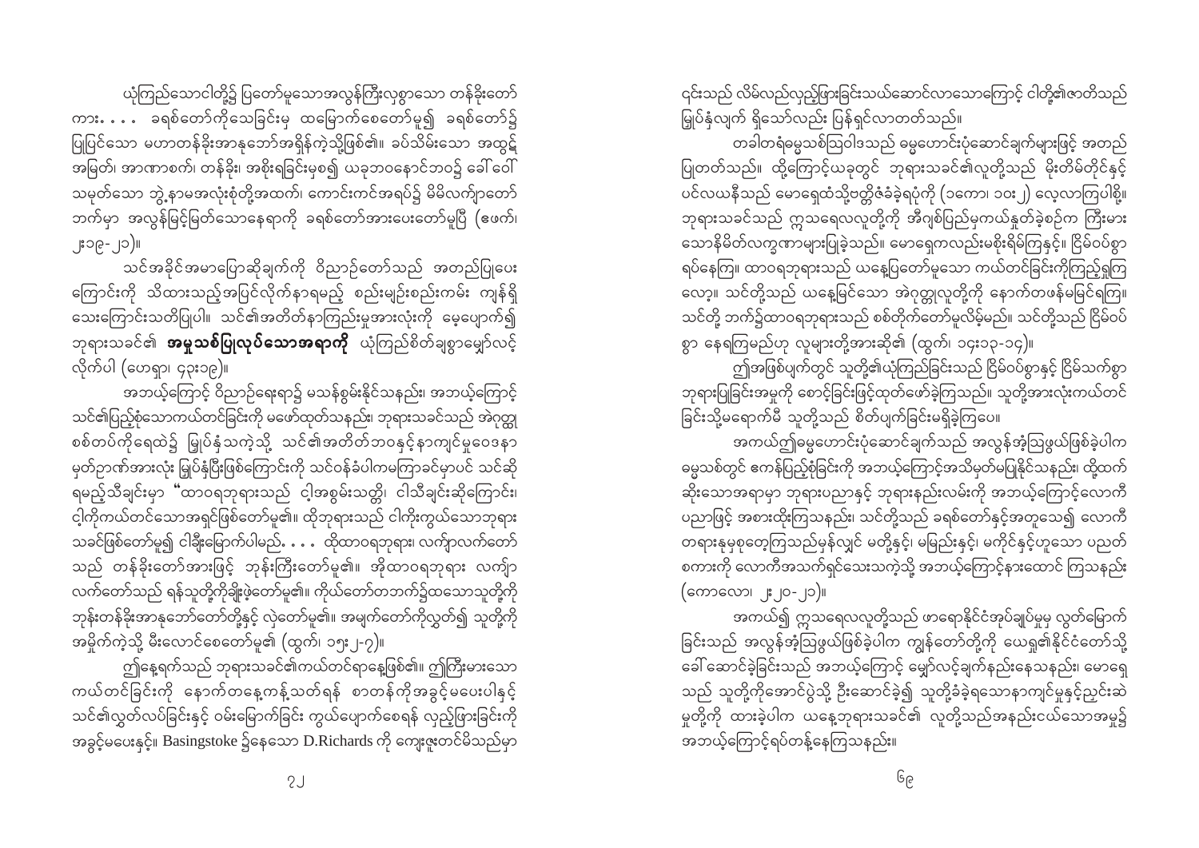ယုံကြည်သောငါတို့၌ ပြတော်မူသောအလွန်ကြီးလှစွာသော တန်ခိုးတော်ကား. . . . ခရစ်တော်ကိုသေခြင်းမှ ထမြောက်စေတော်မူ၍ ခရစ်တော်၌ ပြုပြင်သော မဟာတန်ခိုးအာနုဘော်အရှိန်ကဲ့သို့ဖြစ်၏။ ခပ်သိမ်းသော အထွဋ်အမြတ်၊ အာဏာစက်၊ တန်ခိုး၊ အစိုးရခြင်းမှစ၍ ယခုဘဝနောင်ဘဝ၌ ခေါ်ဝေါ်သမုတ်သော ဘွဲ့နာမအလုံးစုံတို့အထက်၊ ကောင်းကင်အရပ်၌ မိမိလက်ျာတော်ဘက်မှာ အလွန်မြင့်မြတ်သောနေရာကို ခရစ်တော်အားပေးတော်မူပြီ (ဧဖက်၊ ၂း၁၉-၂၁)။

သင်အခိုင်အမာပြောဆိုချက်ကို ဝိညာဉ်တော်သည် အတည်ပြုပေးကြောင်းကို သိထားသည့်အပြင်လိုက်နာရမည့် စည်းမျဉ်းစည်းကမ်း ကျန်ရှိသေးကြောင်းသတိပြုပါ။ သင်၏အတိတ်နာကြည်းမှုအားလုံးကို မေ့ပျောက်၍ ဘုရားသခင်၏ **အမှုသစ်ပြုလုပ်သောအရာကို** ယုံကြည်စိတ်ချစွာမျှော်လင့်လိုက်ပါ (ဟေရှာ၊ ၄၃း၁၉)။

အဘယ့်ကြောင့် ဝိညာဉ်ရေးရာ၌ မသန်စွမ်းနိုင်သနည်း၊ အဘယ့်ကြောင့် သင်၏ပြည့်စုံသောကယ်တင်ခြင်းကို မဖော်ထုတ်သနည်း၊ ဘုရားသခင်သည် အဲဂုတ္တုစစ်တပ်ကိုရေထဲ၌ မြုပ်နှံသကဲ့သို့ သင်၏အတိတ်ဘဝနှင့်နာကျင်မှုဝေဒနာမှတ်ဉာဏ်အားလုံး မြုပ်နှံပြီးဖြစ်ကြောင်းကို သင်ဝန်ခံပါကမကြာခင်မှာပင် သင်ဆိုရမည့်သီချင်းမှာ "ထာဝရဘုရားသည် ငါ့အစွမ်းသတ္တိ၊ ငါသီချင်းဆိုကြောင်း၊ ငါ့ကိုကယ်တင်သောအရှင်ဖြစ်တော်မူ၏။ ထိုဘုရားသည် ငါကိုးကွယ်သောဘုရားသခင်ဖြစ်တော်မူ၍ ငါချီးမြောက်ပါမည်. . . . ထိုထာဝရဘုရား၊ လက်ျာလက်တော်သည် တန်ခိုးတော်အားဖြင့် ဘုန်းကြီးတော်မူ၏။ အိုထာဝရဘုရား လက်ျာလက်တော်သည် ရန်သူတို့ကိုချိုးဖဲ့တော်မူ၏။ ကိုယ်တော်တဘက်၌ထသောသူတို့ကို ဘုန်းတန်ခိုးအာနုဘော်တော်တို့နှင့် လှဲတော်မူ၏။ အမျက်တော်ကိုလွှတ်၍ သူတို့ကို အမှိုက်ကဲ့သို့ မီးလောင်စေတော်မူ၏ (ထွက်၊ ၁၅း၂-၇)။

ဤနေ့ရက်သည် ဘုရားသခင်၏ကယ်တင်ရာနေ့ဖြစ်၏။ ဤကြီးမားသောကယ်တင်ခြင်းကို နောက်တနေ့တနေ့သို့တတ်ရန် စာတန်ကိုအခွင့်မပေးပါနှင့် သင်၏လွတ်လပ်ခြင်းနှင့် ဝမ်းမြောက်ခြင်း ကွယ်ပျောက်စေရန် လှည့်ဖြားခြင်းကို အခွင့်မပေးနှင့်။ Basingstoke ၌နေသော D.Richards ကို ကျေးဇူးတင်မိသည်မှာ ၎င်းသည် လိမ်လည်လှည့်ဖြားခြင်းသယ်ဆောင်လာသောကြောင့် ငါတို့၏ဇာတိသည် မြုပ်နှံလျက် ရှိသော်လည်း ပြန်ရှင်လာတတ်သည်။

တခါတရံဓမ္မသစ်ဩဝါဒသည် ဓမ္မဟောင်းပုံဆောင်ချက်များဖြင့် အတည်ပြုတတ်သည်။ ထို့ကြောင့်ယခုတွင် ဘုရားသခင်၏လူတို့သည် မိုးတိမ်တိုင်နှင့် ပင်လယ်ဖြတ်သည် မောရှေထံသို့ဗတ္တိဇံခံခဲ့ရပုံကို (၁ကော၊ ၁၀း၂) လေ့လာကြပါစို့။ ဘုရားသခင်သည် ဣသရေလလူတို့ကို အီဂျစ်ပြည်မှကယ်နှုတ်ခဲ့စဉ်က ကြီးမားသောနိမိတ်လက္ခဏာများပြုခဲ့သည်။ မောရှေကလည်းမစိုးရိမ်ကြနှင့်။ ငြိမ်ဝပ်စွာ ရပ်နေကြ။ ထာဝရဘုရားသည် ယနေ့ပြတော်မူသော ကယ်တင်ခြင်းကိုကြည့်ရှုကြလော့။ သင်တို့သည် ယနေ့မြင်သော အဲဂုတ္တုလူတို့ကို နောက်တဖန်မမြင်ရကြ။ သင်တို့ ဘက်၌ထာဝရဘုရားသည် စစ်တိုက်တော်မူလိမ့်မည်။ သင်တို့သည် ငြိမ်ဝပ်စွာ နေရကြမည်ဟု လူများတို့အားဆို၏ (ထွက်၊ ၁၄း၁၃-၁၄)။

ဤအဖြစ်ပျက်တွင် သူတို့၏ယုံကြည်ခြင်းသည် ငြိမ်ဝပ်စွာနှင့် ငြိမ်သက်စွာ ဘုရားပြုခြင်းအမှုကို စောင့်ခြင်းဖြင့်ထုတ်ဖော်ခဲ့ကြသည်။ သူတို့အားလုံးကယ်တင်ခြင်းသို့မရောက်မီ သူတို့သည် စိတ်ပျက်ခြင်းမရှိခဲ့ကြပေ။

အကယ်၍ဓမ္မဟောင်းပုံဆောင်ချက်သည် အလွန်အံ့ဩဖွယ်ဖြစ်ခဲ့ပါက ဓမ္မသစ်တွင် ဧကန်ပြည့်စုံခြင်းကို အဘယ့်ကြောင့်အသိမှတ်မပြုနိုင်သနည်း၊ ထိုထက်ဆိုးသောအရာမှာ ဘုရားပညာနှင့် ဘုရားနည်းလမ်းကို အဘယ့်ကြောင့်လောကီပညာဖြင့် အစားထိုးကြသနည်း၊ သင်တို့သည် ခရစ်တော်နှင့်အတူသေ၍ လောကီတရားနှမှုစုတေ့ကြသည်မှန်လျှင် မတို့နှင့်၊ မမြည်းနှင့်၊ မကိုင်နှင့်ဟူသော ပညတ်စကားကို လောကီအသက်ရှင်သေးသကဲ့သို့ အဘယ့်ကြောင့်နားထောင် ကြသနည်း (ကောလော၊ ၂း၂၀-၂၁)။

အကယ်၍ ဣသရေလလူတို့သည် ဖာရောနိုင်ငံအုပ်ချုပ်မှုမှ လွတ်မြောက်ခြင်းသည် အလွန်အံ့ဩဖွယ်ဖြစ်ခဲ့ပါက ကျွန်တော်တို့ကို ယေရှု၏နိုင်ငံတော်သို့ ခေါ်ဆောင်ခဲ့ခြင်းသည် အဘယ့်ကြောင့် မျှော်လင့်ချက်နည်းနေသနည်း၊ မောရှေသည် သူတို့ကိုအောင်ပွဲသို့ ဦးဆောင်ခဲ့၍ သူတို့ခံခဲ့ရသောနာကျင်မှုနှင့်ညှင်းဆဲမှုတို့ကို ထားခဲ့ပါက ယနေ့ဘုရားသခင်၏ လူတို့သည်အနည်းငယ်သောအမှု၌ အဘယ့်ကြောင့်ရပ်တန့်နေကြသနည်း။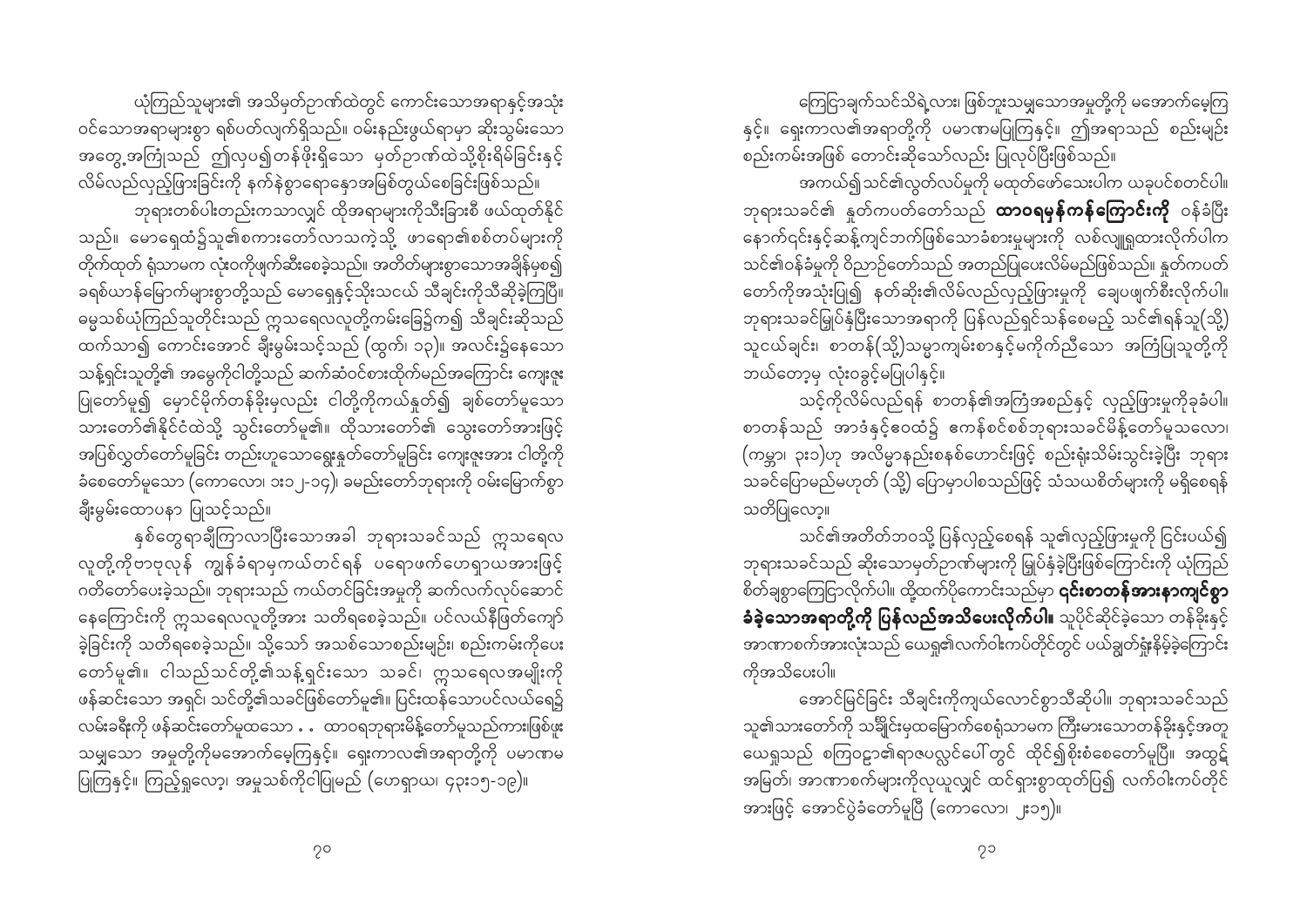ယုံကြည်သူများ၏ အသိမှတ်ဉာဏ်ထဲတွင် ကောင်းသောအရာနှင့်အသုံးဝင်သောအရာများစွာ ရစ်ပတ်လျက်ရှိသည်။ ဝမ်းနည်းဖွယ်ရာမှာ ဆိုးသွမ်းသောအတွေ့အကြုံသည် ဤလုပ၍တန်ဖိုးရှိသော မှတ်ဉာဏ်ထဲသို့စိုးရိမ်ခြင်းနှင့် လိမ်လည်လှည့်ဖြားခြင်းကို နက်နဲစွာရောနှောအမြစ်တွယ်စေခြင်းဖြစ်သည်။

ဘုရားတစ်ပါးတည်းကသာလျှင် ထိုအရာများကိုသီးခြားစီ ဖယ်ထုတ်နိုင်သည်။ မောရှေထံ၌သူ၏စကားတော်လာသကဲ့သို့ ဖာရော၏စစ်တပ်များကို တိုက်ထုတ် ရုံသာမက လုံးဝကိုဖျက်ဆီးစေခဲ့သည်။ အတိတ်များစွာသောအချိန်မှစ၍ ခရစ်ယာန်မြောက်များစွာတို့သည် မောရှေနှင့်သိုးသငယ် သီချင်းကိုသီဆိုခဲ့ကြပြီ။ ဓမ္မသစ်ယုံကြည်သူတိုင်းသည် ဣသရေလလူတို့ကမ်းခြေ၌က၍ သီချင်းဆိုသည် ထက်သာ၍ ကောင်းအောင် ချီးမွမ်းသင့်သည် (ထွက်၊ ၁၃)။ အလင်း၌နေသော သန့်ရှင်းသူတို့၏ အမွေကိုငါတို့သည် ဆက်ဆံဝင်စားထိုက်မည်အကြောင်း ကျေးဇူးပြုတော်မူ၍ မှောင်မိုက်တန်ခိုးမှလည်း ငါတို့ကိုကယ်နှုတ်၍ ချစ်တော်မူသောသားတော်၏နိုင်ငံထဲသို့ သွင်းတော်မူ၏။ ထိုသားတော်၏ သွေးတော်အားဖြင့် အပြစ်လွှတ်တော်မူခြင်း တည်းဟူသောရွေးနှုတ်တော်မူခြင်း ကျေးဇူးအား ငါတို့ကို ခံစေတော်မူသော (ကောလော၊ ၁း၁၂-၁၄)၊ ခမည်းတော်ဘုရားကို ဝမ်းမြောက်စွာ ချီးမွမ်းထောပနာ ပြုသင့်သည်။

နှစ်တွေရာချီကြာလာပြီးသောအခါ ဘုရားသခင်သည် ဣသရေလလူတို့ကိုဗာဗုလုန် ကျွန်ခံရာမှကယ်တင်ရန် ပရောဖက်ဟေရှာယအားဖြင့် ဂတိတော်ပေးခဲ့သည်။ ဘုရားသည် ကယ်တင်ခြင်းအမှုကို ဆက်လက်လုပ်ဆောင်နေကြောင်းကို ဣသရေလလူတို့အား သတိရစေခဲ့သည်။ ပင်လယ်နီဖြတ်ကျော်ခဲ့ခြင်းကို သတိရစေခဲ့သည်။ သို့သော် အသစ်သောစည်းမျဉ်း၊ စည်းကမ်းကိုပေးတော်မူ၏။ ငါသည်သင်တို့၏သန့်ရှင်းသော သခင်၊ ဣသရေလအမျိုးကို ဖန်ဆင်းသော အရှင်၊ သင်တို့၏သခင်ဖြစ်တော်မူ၏။ ပြင်းထန်သောပင်လယ်ရေ၌ လမ်းခရီးကို ဖန်ဆင်းတော်မူထသော . . ထာဝရဘုရားမိန့်တော်မူသည်ကားဖြစ်ဖူးသမျှသော အမှုတို့ကိုမအောက်မေ့ကြနှင့်။ ရှေးကာလ၏အရာတို့ကို ပမာဏမပြုကြနှင့်။ ကြည့်ရှုလော့၊ အမှုသစ်ကိုငါပြုမည် (ဟေရှာယ၊ ၄၃း၁၅-၁၉)။

ကြေငြာချက်သင်သိရဲ့လား၊ ဖြစ်ဘူးသမျှသောအမှုတို့ကို မအောက်မေ့ကြနှင့်။ ရှေးကာလ၏အရာတို့ကို ပမာဏမပြုကြနှင့်။ ဤအရာသည် စည်းမျဉ်းစည်းကမ်းအဖြစ် တောင်းဆိုသော်လည်း ပြုလုပ်ပြီးဖြစ်သည်။

အကယ်၍သင်၏လွတ်လပ်မှုကို မထုတ်ဖော်သေးပါက ယခုပင်စတင်ပါ။ ဘုရားသခင်၏ နှုတ်ကပတ်တော်သည် **ထာဝရမှန်ကန်ကြောင်းကို** ဝန်ခံပြီး နောက်ငင်းနှင့်ဆန့်ကျင်ဘက်ဖြစ်သောခံစားမှုများကို လစ်လျူရှုထားလိုက်ပါက သင်၏ဝန်ခံမှုကို ဝိညာဉ်တော်သည် အတည်ပြုပေးလိမ့်မည်ဖြစ်သည်။ နှုတ်ကပတ်တော်ကိုအသုံးပြု၍ နတ်ဆိုး၏လိမ်လည်လှည့်ဖြားမှုကို ချေပဖျက်စီးလိုက်ပါ။ ဘုရားသခင်မြှုပ်နှံပြီးသောအရာကို ပြန်လည်ရှင်သန်စေမည့် သင်၏ရန်သူ(သို့) သူငယ်ချင်း၊ စာတန်(သို့)သမ္မာကျမ်းစာနှင့်မကိုက်ညီသော အကြံပြုသူတို့ကို ဘယ်တော့မှ လုံးဝခွင့်မပြုပါနှင့်။

သင့်ကိုလိမ်လည်ရန် စာတန်၏အကြံအစည်နှင့် လှည့်ဖြားမှုကိုခုခံပါ။ စာတန်သည် အာဒံနှင့်ဧဝထံ၌ ဧကန်စင်စစ်ဘုရားသခင်မိန့်တော်မူသလော၊ (ကမ္ဘာ၊ ၃း၁)ဟု အလိမ္မာနည်းစနစ်ဟောင်းဖြင့် စည်းရုံးသိမ်းသွင်းခဲ့ပြီး ဘုရားသခင်ပြောမည်မဟုတ် (သို့) ပြောမှာပါစသည်ဖြင့် သံသယစိတ်များကို မရှိစေရန် သတိပြုလော့။

သင်၏အတိတ်ဘဝသို့ ပြန်လှည့်စေရန် သူ၏လှည့်ဖြားမှုကို ငြင်းပယ်၍ ဘုရားသခင်သည် ဆိုးသောမှတ်ဉာဏ်များကို မြှုပ်နှံခဲ့ပြီးဖြစ်ကြောင်းကို ယုံကြည်စိတ်ချစွာကြေငြာလိုက်ပါ။ ထို့ထက်ပိုကောင်းသည်မှာ **ငင်းစာတန်အားနာကျင်စွာခံခဲ့သောအရာတို့ကို ပြန်လည်အသိပေးလိုက်ပါ။** သူပိုင်ဆိုင်ခဲ့သော တန်ခိုးနှင့် အာဏာစက်အားလုံးသည် ယေရှု၏လက်ဝါးကပ်တိုင်တွင် ပယ်ချွတ်ရှုံးနိမ့်ခဲ့ကြောင်းကိုအသိပေးပါ။

အောင်မြင်ခြင်း သီချင်းကိုကျယ်လောင်စွာသီဆိုပါ။ ဘုရားသခင်သည် သူ၏သားတော်ကို သချႋင်းမှထမြောက်စေရုံသာမက ကြီးမားသောတန်ခိုးနှင့်အတူ ယေရှုသည် စကြဝဠာ၏ရာဇပလ္လင်ပေါ်တွင် ထိုင်၍စိုးစံစေတော်မူပြီ။ အထွဋ်အမြတ်၊ အာဏာစက်များကိုလုယူလျှင် ထင်ရှားစွာထုတ်ပြ၍ လက်ဝါးကပ်တိုင်အားဖြင့် အောင်ပွဲခံတော်မူပြီ (ကောလော၊ ၂း၁၅)။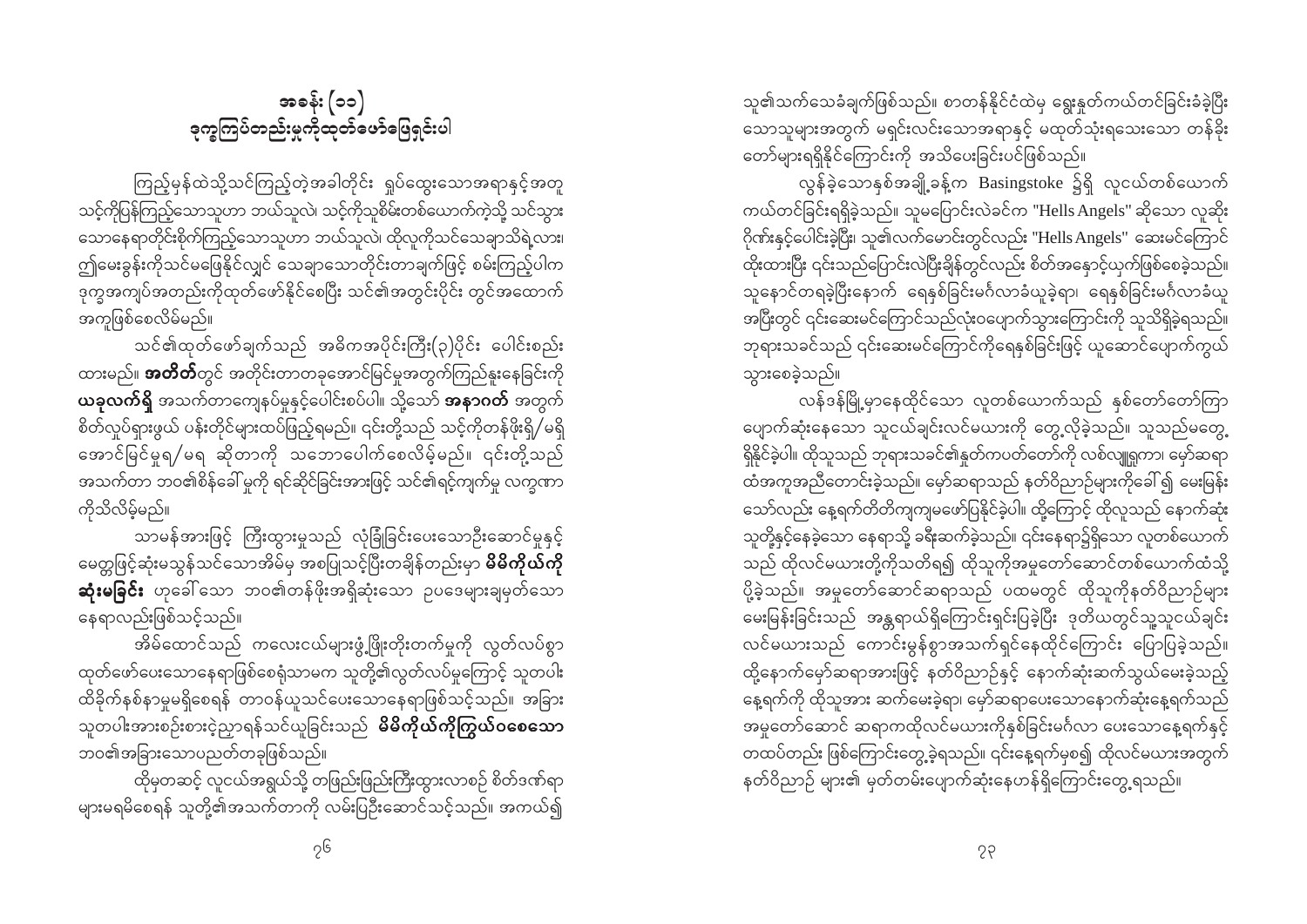# အခန်း (၁၁)
## ဒုက္ခကြပ်တည်းမှုကိုထုတ်ဖော်ဖြေရှင်းပါ

ကြည့်မှန်ထဲသို့သင်ကြည့်တဲ့အခါတိုင်း ရှုပ်ထွေးသောအရာနှင့်အတူ သင့်ကိုပြန်ကြည့်သောသူဟာ ဘယ်သူလဲ၊ သင့်ကိုသူစိမ်းတစ်ယောက်ကဲ့သို့ သင်သွားသောနေရာတိုင်းစိုက်ကြည့်သောသူဟာ ဘယ်သူလဲ၊ ထိုလူကိုသင်သေချာသိရဲ့လား၊ ဤမေးခွန်းကိုသင်မဖြေနိုင်လျှင် သေချာသောတိုင်းတာချက်ဖြင့် စမ်းကြည့်ပါက ဒုက္ခအကျပ်အတည်းကိုထုတ်ဖော်နိုင်စေပြီး သင်၏အတွင်းပိုင်း တွင်အထောက်အကူဖြစ်စေလိမ့်မည်။

သင်၏ထုတ်ဖော်ချက်သည် အဓိကအပိုင်းကြီး(၃)ပိုင်း ပေါင်းစည်းထားမည်။ **အတိတ်**တွင် အတိုင်းတာတခုအောင်မြင်မှုအတွက်ကြည့်နူးနေခြင်းကို **ယခုလက်ရှိ** အသက်တာကျေနပ်မှုနှင့်ပေါင်းစပ်ပါ။ သို့သော် **အနာဂတ်** အတွက် စိတ်လှုပ်ရှားဖွယ် ပန်းတိုင်များထပ်ဖြည့်ရမည်။ ၎င်းတို့သည် သင့်ကိုတန်ဖိုးရှိ/မရှိ အောင်မြင်မှုရ/မရ ဆိုတာကို သဘောပေါက်စေလိမ့်မည်။ ၎င်းတို့သည် အသက်တာ ဘဝ၏စိန်ခေါ်မှုကို ရင်ဆိုင်ခြင်းအားဖြင့် သင်၏ရင့်ကျက်မှု လက္ခဏာကိုသိလိမ့်မည်။

သာမန်အားဖြင့် ကြီးထွားမှုသည် လုံခြုံခြင်းပေးသောဦးဆောင်မှုနှင့် မေတ္တာဖြင့်ဆုံးမသွန်သင်သောအိမ်မှ အစပြုသင့်ပြီးတချိန်တည်းမှာ **မိမိကိုယ်ကို ဆုံးမခြင်း** ဟုခေါ်သော ဘဝ၏တန်ဖိုးအရှိဆုံးသော ဥပဒေများချမှတ်သော နေရာလည်းဖြစ်သင့်သည်။

အိမ်ထောင်သည် ကလေးငယ်များဖွံ့ဖြိုးတိုးတက်မှုကို လွတ်လပ်စွာ ထုတ်ဖော်ပေးသောနေရာဖြစ်စေရုံသာမက သူတို့၏လွတ်လပ်မှုကြောင့် သူတပါးထိခိုက်နစ်နာမှုမရှိစေရန် တာဝန်ယူသင်ပေးသောနေရာဖြစ်သင့်သည်။ အခြားသူတပါးအားစဉ်းစားငဲ့ညာရန်သင်ယူခြင်းသည် **မိမိကိုယ်ကိုကြွယ်ဝစေသော** ဘဝ၏အခြားသောပညတ်တခုဖြစ်သည်။

ထိုမှတဆင့် လူငယ်အရွယ်သို့ တဖြည်းဖြည်းကြီးထွားလာစဉ် စိတ်ဒဏ်ရာများမရမိစေရန် သူတို့၏အသက်တာကို လမ်းပြဦးဆောင်သင့်သည်။ အကယ်၍ သူ၏သက်သေခံချက်ဖြစ်သည်။ စာတန်နိုင်ငံထဲမှ ရွေးနှုတ်ကယ်တင်ခြင်းခံခဲ့ပြီး သောသူများအတွက် မရှင်းလင်းသောအရာနှင့် မထုတ်သုံးရသေးသော တန်ခိုးတော်များရရှိနိုင်ကြောင်းကို အသိပေးခြင်းပင်ဖြစ်သည်။

လွန်ခဲ့သောနှစ်အချို့ခန့်က Basingstoke ၌ရှိ လူငယ်တစ်ယောက် ကယ်တင်ခြင်းရရှိခဲ့သည်။ သူမပြောင်းလဲခင်က "Hells Angels" ဆိုသော လူဆိုးဂိုဏ်းနှင့်ပေါင်းခဲ့ပြီး၊ သူ၏လက်မောင်းတွင်လည်း "Hells Angels" ဆေးမင်ကြောင် ထိုးထားပြီး ၎င်းသည်ပြောင်းလဲပြီးချိန်တွင်လည်း စိတ်အနှောင့်ယှက်ဖြစ်စေခဲ့သည်။ သူနောင်တရခဲ့ပြီးနောက် ရေနှစ်ခြင်းမင်္ဂလာခံယူခဲ့ရာ၊ ရေနှစ်ခြင်းမင်္ဂလာခံယူ အပြီးတွင် ၎င်းဆေးမင်ကြောင်သည်လုံးဝပျောက်သွားကြောင်းကို သူသိရှိခဲ့ရသည်။ ဘုရားသခင်သည် ၎င်းဆေးမင်ကြောင်ကိုရေနှစ်ခြင်းဖြင့် ယူဆောင်ပျောက်ကွယ်သွားစေခဲ့သည်။

လန်ဒန်မြို့မှာနေထိုင်သော လူတစ်ယောက်သည် နှစ်တော်တော်ကြာ ပျောက်ဆုံးနေသော သူငယ်ချင်းလင်မယားကို တွေ့လိုခဲ့သည်။ သူသည်မတွေ့ရှိနိုင်ခဲ့ပါ။ ထိုသူသည် ဘုရားသခင်၏နှုတ်ကပတ်တော်ကို လစ်လျူရှုကာ၊ မှော်ဆရာထံအကူအညီတောင်းခဲ့သည်။ မှော်ဆရာသည် နတ်ဝိညာဉ်များကိုခေါ်၍ မေးမြန်းသော်လည်း နေ့ရက်တိတိကျကျမဖော်ပြနိုင်ခဲ့ပါ။ ထို့ကြောင့် ထိုလူသည် နောက်ဆုံးသူတို့နှင့်နေခဲ့သော နေရာသို့ ခရီးဆက်ခဲ့သည်။ ၎င်းနေရာ၌ရှိသော လူတစ်ယောက်သည် ထိုလင်မယားတို့ကိုသတိရ၍ ထိုသူကိုအမှုတော်ဆောင်တစ်ယောက်ထံသို့ ပို့ခဲ့သည်။ အမှုတော်ဆောင်ဆရာသည် ပထမတွင် ထိုသူကိုနတ်ဝိညာဉ်များ မေးမြန်းခြင်းသည် အန္တရာယ်ရှိကြောင်းရှင်းပြခဲ့ပြီး ဒုတိယတွင်သူ့သူငယ်ချင်း လင်မယားသည် ကောင်းမွန်စွာအသက်ရှင်နေထိုင်ကြောင်း ပြောပြခဲ့သည်။ ထို့နောက်မှော်ဆရာအားဖြင့် နတ်ဝိညာဉ်နှင့် နောက်ဆုံးဆက်သွယ်မေးခဲ့သည့် နေ့ရက်ကို ထိုသူအား ဆက်မေးခဲ့ရာ၊ မှော်ဆရာပေးသောနောက်ဆုံးနေ့ရက်သည် အမှုတော်ဆောင် ဆရာကထိုလင်မယားကိုနှစ်ခြင်းမင်္ဂလာ ပေးသောနေ့ရက်နှင့် တထပ်တည်း ဖြစ်ကြောင်းတွေ့ခဲ့ရသည်။ ၎င်းနေ့ရက်မှစ၍ ထိုလင်မယားအတွက် နတ်ဝိညာဉ် များ၏ မှတ်တမ်းပျောက်ဆုံးနေဟန်ရှိကြောင်းတွေ့ရသည်။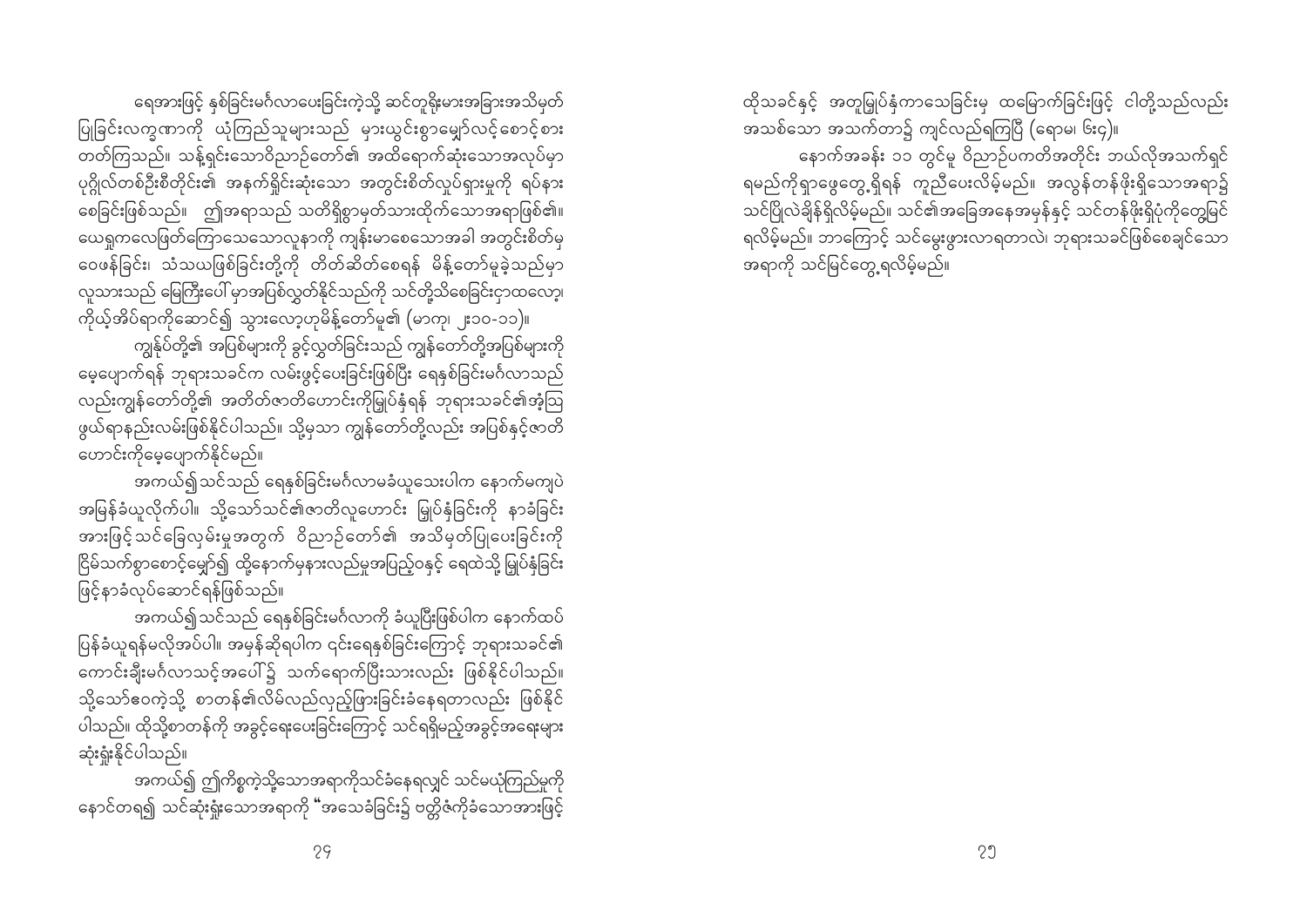ရေအားဖြင့် နှစ်ခြင်းမင်္ဂလာပေးခြင်းကဲ့သို့ ဆင်တူရိုးမားအခြားအသိမှတ်ပြုခြင်းလက္ခဏာကို ယုံကြည်သူများသည် မှားယွင်းစွာမျှော်လင့်စောင့်စားတတ်ကြသည်။ သန့်ရှင်းသောဝိညာဉ်တော်၏ အထိရောက်ဆုံးသောအလုပ်မှာ ပုဂ္ဂိုလ်တစ်ဦးစီတိုင်း၏ အနက်ရှိုင်းဆုံးသော အတွင်းစိတ်လှုပ်ရှားမှုကို ရပ်နားစေခြင်းဖြစ်သည်။ ဤအရာသည် သတိရှိစွာမှတ်သားထိုက်သောအရာဖြစ်၏။ ယေရှုကလေဖြတ်ကြောသေသောလူနာကို ကျန်းမာစေသောအခါ အတွင်းစိတ်မှဝေဖန်ခြင်း၊ သံသယဖြစ်ခြင်းတို့ကို တိတ်ဆိတ်စေရန် မိန့်တော်မူခဲ့သည်မှာ လူသားသည် မြေကြီးပေါ်မှာအပြစ်လွှတ်နိုင်သည်ကို သင်တို့သိစေခြင်းငှာထလော့၊ ကိုယ့်အိပ်ရာကိုဆောင်၍ သွားလော့ဟုမိန့်တော်မူ၏ (မာကု၊ ၂း၁၀-၁၁)။

ကျွန်ုပ်တို့၏ အပြစ်များကို ခွင့်လွှတ်ခြင်းသည် ကျွန်တော်တို့အပြစ်များကို မေ့ပျောက်ရန် ဘုရားသခင်က လမ်းဖွင့်ပေးခြင်းဖြစ်ပြီး ရေနှစ်ခြင်းမင်္ဂလာသည် လည်းကျွန်တော်တို့၏ အတိတ်ဇာတိဟောင်းကိုမြှုပ်နှံရန် ဘုရားသခင်၏အံ့ဩဖွယ်ရာနည်းလမ်းဖြစ်နိုင်ပါသည်။ သို့မှသာ ကျွန်တော်တို့လည်း အပြစ်နှင့်ဇာတိဟောင်းကိုမေ့ပျောက်နိုင်မည်။

အကယ်၍သင်သည် ရေနှစ်ခြင်းမင်္ဂလာမခံယူသေးပါက နောက်မကျပဲ အမြန်ခံယူလိုက်ပါ။ သို့သော်သင်၏ဇာတိလူဟောင်း မြှုပ်နှံခြင်းကို နာခံခြင်းအားဖြင့်သင်ခြေလှမ်းမှုအတွက် ဝိညာဉ်တော်၏ အသိမှတ်ပြုပေးခြင်းကို ငြိမ်သက်စွာစောင့်မျှော်၍ ထို့နောက်မှနားလည်မှုအပြည့်ဝနှင့် ရေထဲသို့ မြှုပ်နှံခြင်းဖြင့်နာခံလုပ်ဆောင်ရန်ဖြစ်သည်။

အကယ်၍သင်သည် ရေနှစ်ခြင်းမင်္ဂလာကို ခံယူပြီးဖြစ်ပါက နောက်ထပ်ပြန်ခံယူရန်မလိုအပ်ပါ။ အမှန်ဆိုရပါက ၎င်းရေနှစ်ခြင်းကြောင့် ဘုရားသခင်၏ ကောင်းချီးမင်္ဂလာသင့်အပေါ်၌ သက်ရောက်ပြီးသားလည်း ဖြစ်နိုင်ပါသည်။ သို့သော်ဧဝကဲ့သို့ စာတန်၏လိမ်လည်လှည့်ဖြားခြင်းခံနေရတာလည်း ဖြစ်နိုင်ပါသည်။ ထိုသို့စာတန်ကို အခွင့်ရေးပေးခြင်းကြောင့် သင်ရရှိမည့်အခွင့်အရေးများ ဆုံးရှုံးနိုင်ပါသည်။

အကယ်၍ ဤကိစ္စကဲ့သို့သောအရာကိုသင်ခံနေရလျှင် သင်မယုံကြည်မှုကို နောင်တရ၍ သင်ဆုံးရှုံးသောအရာကို "အသေခံခြင်း၌ ဗတ္တိဇံကိုခံသောအားဖြင့် ထိုသခင်နှင့် အတူမြှုပ်နှံကာသေခြင်းမှ ထမြောက်ခြင်းဖြင့် ငါတို့သည်လည်း အသစ်သော အသက်တာ၌ ကျင်လည်ရကြပြီ (ရောမ၊ ၆း၄)။

နောက်အခန်း ၁၁ တွင်မူ ဝိညာဉ်ပကတိအတိုင်း ဘယ်လိုအသက်ရှင်ရမည်ကိုရှာဖွေတွေ့ရှိရန် ကူညီပေးလိမ့်မည်။ အလွန်တန်ဖိုးရှိသောအရာ၌ သင်ပြုလဲချိန်ရှိလိမ့်မည်။ သင်၏အခြေအနေအမှန်နှင့် သင်တန်ဖိုးရှိပုံကိုတွေ့မြင်ရလိမ့်မည်။ ဘာကြောင့် သင်မွေးဖွားလာရတာလဲ၊ ဘုရားသခင်ဖြစ်စေချင်သော အရာကို သင်မြင်တွေ့ရလိမ့်မည်။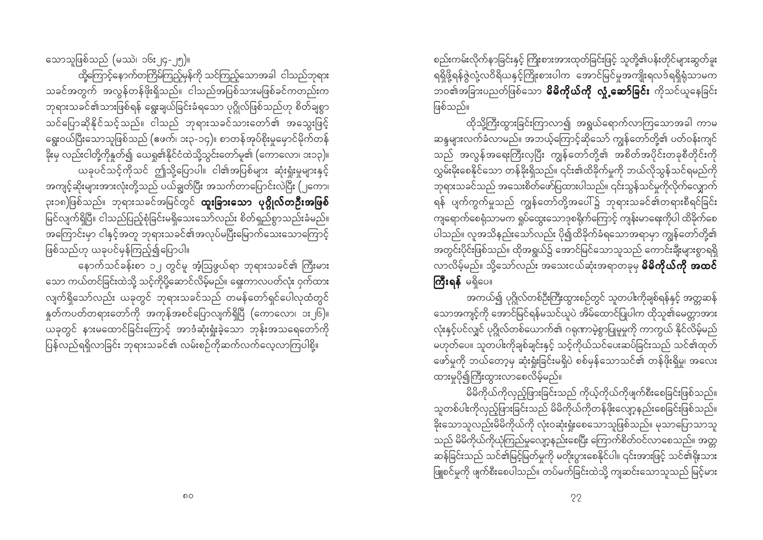သောသူဖြစ်သည် (မဿဲ၊ ၁၆း၂၄-၂၅)။

ထို့ကြောင့်နောက်တကြိမ်ကြည့်မှန်ကို သင်ကြည့်သောအခါ ငါသည်ဘုရားသခင်အတွက် အလွန်တန်ဖိုးရှိသည်။ ငါသည်အပြစ်သားမဖြစ်ခင်ကတည်းက ဘုရားသခင်၏သားဖြစ်ရန် ရွေးချယ်ခြင်းခံရသော ပုဂ္ဂိုလ်ဖြစ်သည်ဟု စိတ်ချစွာ သင်ပြောဆိုနိုင်သင့်သည်။ ငါသည် ဘုရားသခင်သားတော်၏ အသွေးဖြင့် ရွေးဝယ်ပြီးသောသူဖြစ်သည် (ဧဖက်၊ ၁း၃-၁၄)။ စာတန်အုပ်စိုးမှုမှောင်မိုက်တန်ခိုးမှ လည်းငါတို့ကိုနုတ်၍ ယေရှု၏နိုင်ငံထဲသို့သွင်းတော်မူ၏ (ကောလော၊ ၁း၁၃)။

ယခုပင်သင့်ကိုသင် ဤသို့ပြောပါ။ ငါ၏အပြစ်များ ဆုံးရှုံးမှုများနှင့် အကျင့်ဆိုးများအားလုံးတို့သည် ပယ်ချွတ်ပြီး အသက်တာပြောင်းလဲပြီး (၂ကော၊ ၁း၁၈)ဖြစ်သည်။ ဘုရားသခင်အမြင်တွင် **ထူးခြားသော ပုဂ္ဂိုလ်တဦးအဖြစ်** မြင်လျက်ရှိပြီ။ ငါသည်ပြည့်စုံခြင်းမရှိသေးသော်လည်း စိတ်ရှည်စွာသည်းခံမည်။ အကြောင်းမှာ ငါနှင့်အတူ ဘုရားသခင်၏အလုပ်မပြီးမြောက်သေးသောကြောင့် ဖြစ်သည်ဟု ယခုပင်မှန်ကြည့်၍ပြောပါ။

နောက်သင်ခန်းစာ ၁၂ တွင်မှ အံ့သြဖွယ်ရာ ဘုရားသခင်၏ ကြီးမားသော ကယ်တင်ခြင်းထဲသို့ သင့်ကိုပို့ဆောင်လိမ့်မည်။ ရှေးကာလပတ်လုံး ဝှက်ထားလျက်ရှိသော်လည်း ယခုတွင် ဘုရားသခင်သည် တမန်တော်ရှင်ပေါလုထံတွင် နှုတ်ကပတ်တရားတော်ကို အကုန်အစင်ပြောလျက်ရှိပြီ (ကောလော၊ ၁း၂၆)။ ယခုတွင် နားမထောင်ခြင်းကြောင့် အာဒံဆုံးရှုံးခဲ့သော ဘုန်းအသရေတော်ကို ပြန်လည်ရရှိလာခြင်း ဘုရားသခင်၏ လမ်းစဉ်ကိုဆက်လက်လေ့လာကြပါစို့။

စည်းကမ်းလိုက်နာခြင်းနှင့် ကြိုးစားအားထုတ်ခြင်းဖြင့် သူတို့၏ပန်းတိုင်များဆွတ်ခူးရရှိဖို့ရန်ဇွဲလုံ့လဝီရိယနှင့်ကြိုးစားပါက အောင်မြင်မှုအကျိုးရလဒ်ရရှိရုံသာမက ဘဝ၏အခြားပြဿနာဖြစ်သော **မိမိကိုယ်ကို လှဲ့ဆော်ခြင်း** ကိုသင်ယူနေခြင်းဖြစ်သည်။

ထိုသို့ကြီးထွားခြင်းကြာလာ၍ အရွယ်ရောက်လာကြသောအခါ ကာမဆန္ဒများလက်ခံလာမည်။ အဘယ့်ကြောင့်ဆိုသော် ကျွန်တော်တို့၏ ပတ်ဝန်းကျင်သည် အလွန်အရေးကြီးလှပြီး ကျွန်တော်တို့၏ အစိတ်အပိုင်းတခုစီတိုင်းကို လွှမ်းမိုးစေနိုင်သော တန်ခိုးရှိသည်။ ၎င်း၏ထိခိုက်မှုကို ဘယ်လိုသွန်သင်ရမည်ကို ဘုရားသခင်သည် အသေးစိတ်ဖော်ပြထားပါသည်။ ၎င်းသွန်သင်မှုကိုလိုက်လျှောက်ရန် ပျက်ကွက်မှုသည် ကျွန်တော်တို့အပေါ်၌ ဘုရားသခင်၏တရားစီရင်ခြင်း ကျရောက်စေရုံသာမက ရှုပ်ထွေးသောဒုစရိုက်ကြောင့် ကျန်းမာရေးကိုပါ ထိခိုက်စေပါသည်။ လူအသိနည်းသော်လည်း ပို၍ထိခိုက်ခံရသောအရာမှာ ကျွန်တော်တို့၏ အတွင်းပိုင်းဖြစ်သည်။ ထိုအရွယ်၌ အောင်မြင်သောသူသည် ကောင်းချီးများစွာရရှိလာလိမ့်မည်။ သို့သော်လည်း အသေးငယ်ဆုံးအရာတခုမှ **မိမိကိုယ်ကို အထင်ကြီးရန်** မရှိပေ။

အကယ်၍ ပုဂ္ဂိုလ်တစ်ဦးကြီးထွားစဉ်တွင် သူတပါးကိုချစ်ရန်နှင့် အတ္တဆန်သောအကျင့်ကို အောင်မြင်ရန်မသင်ယူပဲ အိမ်ထောင်ပြုပါက ထိုသူ၏မေတ္တာအားလုံးနှင့်ပင်လျှင် ပုဂ္ဂိုလ်တစ်ယောက်၏ ဂရုဏာမဲ့စွာပြုမူမှုကို ကာကွယ် နိုင်လိမ့်မည်မဟုတ်ပေ။ သူတပါးကိုချစ်ချင်းနှင့် သင့်ကိုယ်သင်ပေးဆပ်ခြင်းသည် သင်၏ထုတ်ဖော်မှုကို ဘယ်တော့မှ ဆုံးရှုံးခြင်းမရှိပဲ စစ်မှန်သောသင်၏ တန်ဖိုးရှိမှု၊ အလေးထားမှုပို၍ကြီးထွားလာစေလိမ့်မည်။

မိမိကိုယ်ကိုလှည့်ဖြားခြင်းသည် ကိုယ့်ကိုယ်ကိုဖျက်စီးစေခြင်းဖြစ်သည်။ သူတစ်ပါးကိုလှည့်ဖြားခြင်းသည် မိမိကိုယ်ကိုတန်ဖိုးလျော့နည်းစေခြင်းဖြစ်သည်။ ခိုးသောသူလည်းမိမိကိုယ်ကို လုံးဝဆုံးရှုံးစေသောသူဖြစ်သည်။ မုသာပြောသာသူသည် မိမိကိုယ်ကိုယုံကြည်မှုလျော့နည်းစေပြီး ကြောက်စိတ်ဝင်လာစေသည်။ အတ္တဆန်ခြင်းသည် သင်၏မြင့်မြတ်မှုကို မတိုးပွားစေနိုင်ပါ။ ၎င်းအားဖြင့် သင်၏ရိုးသားဖြူစင်မှုကို ဖျက်စီးစေပါသည်။ တပ်မက်ခြင်းထဲသို့ ကျဆင်းသောသူသည် မြင့်မား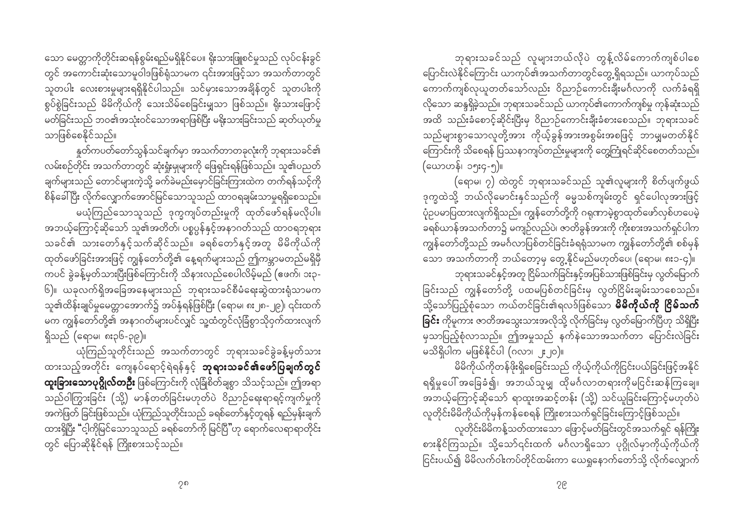သော မေတ္တာကိုတိုင်းဆရန်စွမ်းရည်မရှိနိုင်ပေ။ ရိုးသားဖြူစင်မှုသည် လုပ်ငန်းခွင်တွင် အကောင်းဆုံးသောမူဝါဒဖြစ်ရုံသာမက ၎င်းအားဖြင့်သာ အသက်တာတွင် သူတပါး လေးစားမှုများရရှိနိုင်ပါသည်။ သင်မှားသောအချိန်တွင် သူတပါးကို စွပ်စွဲခြင်းသည် မိမိကိုယ်ကို သေးသိမ်စေခြင်းမျှသာ ဖြစ်သည်။ ရိုးသားဖြောင့်မတ်ခြင်းသည် ဘဝ၏အသုံးဝင်သောအရာဖြစ်ပြီး မရိုးသားခြင်းသည် ဆုတ်ယုတ်မှုသာဖြစ်စေနိုင်သည်။

နှုတ်ကပတ်တော်သွန်သင်ချက်မှာ အသက်တာတခုလုံးကို ဘုရားသခင်၏ လမ်းစဉ်တိုင်း အသက်တာတွင် ဆုံးရှုံးမှုများကို ဖြေရှင်းရန်ဖြစ်သည်။ သူ၏ပညတ်ချက်များသည် တောင်များကဲ့သို့ ခက်ခဲမည်းမှောင်ခြင်းကြားထဲက တက်ရန်သင့်ကို စိန်ခေါ်ပြီး လိုက်လျှောက်အောင်မြင်သောသူသည် ထာဝရချမ်းသာမှုရရှိစေသည်။

မယုံကြည်သောသူသည် ဒုက္ခကျပ်တည်းမှုကို ထုတ်ဖော်ရန်မလိုပါ။ အဘယ့်ကြောင့်ဆိုသော် သူ၏အတိတ်၊ ပစ္စုပ္ပန်နှင့်အနာဂတ်သည် ထာဝရဘုရားသခင်၏ သားတော်နှင့်သက်ဆိုင်သည်။ ခရစ်တော်နှင့်အတူ မိမိကိုယ်ကို ထုတ်ဖော်ခြင်းအားဖြင့် ကျွန်တော်တို့၏ နေ့ရက်များသည် ဤကမ္ဘာမတည်မရှိမှီကပင် ခွဲခန့်မှတ်သားပြီးဖြစ်ကြောင်းကို သိနားလည်စေပါလိမ့်မည် (ဧဖက်၊ ၁း၃-၆)။ ယခုလက်ရှိအခြေအနေများသည် ဘုရားသခင်စီမံရေးဆွဲထားရုံသာမက သူ၏ထိန်းချုပ်မှုမေတ္တာအောက်၌ အပ်နှံရန်ဖြစ်ပြီး (ရောမ၊ ၈း၂၈-၂၉)၊ ၎င်းထက်မက ကျွန်တော်တို့၏ အနာဂတ်များပင်လျှင် သူ့ထံတွင်လုံခြုံစွာသိုဂှက်ထားလျက်ရှိသည် (ရောမ၊ ၈း၃၆-၃၉)။

ယုံကြည်သူတိုင်းသည် အသက်တာတွင် ဘုရားသခင်ခွဲခန့်မှတ်သားထားသည့်အတိုင်း ကျေနပ်ရောင့်ရဲရန်နှင့် **ဘုရားသခင်၏ဖော်ပြချက်တွင် ထူးခြားသောပုဂ္ဂိုလ်တဦး** ဖြစ်ကြောင်းကို လုံခြုံစိတ်ချစွာ သိသင့်သည်။ ဤအရာသည်ဝါကြွားခြင်း (သို့) မာန်တတ်ခြင်းမဟုတ်ပဲ ဝိညာဉ်ရေးရာရင့်ကျက်မှုကို အကဲဖြတ် ခြင်းဖြစ်သည်။ ယုံကြည်သူတိုင်းသည် ခရစ်တော်နှင့်တူရန် ရည်မှန်းချက်ထားရှိပြီး "ငါ့ကိုမြင်သောသူသည် ခရစ်တော်ကို မြင်ပြီ"ဟု ရောက်လေရာရာတိုင်းတွင် ပြောဆိုနိုင်ရန် ကြိုးစားသင့်သည်။

ဘုရားသခင်သည် လူများဘယ်လိုပဲ တွန့်လိမ်ကောက်ကျစ်ပါစေ ပြောင်းလဲနိုင်ကြောင်း ယာကုပ်၏အသက်တာတွင်တွေ့ရှိရသည်။ ယာကုပ်သည် ကောက်ကျစ်လုယူတတ်သော်လည်း ဝိညာဉ်ကောင်းချီးမင်္ဂလာကို လက်ခံရရှိလိုသော ဆန္ဒရှိခဲ့သည်။ ဘုရားသခင်သည် ယာကုပ်၏ကောက်ကျစ်မှု ကုန်ဆုံးသည်အထိ သည်းခံစောင့်ဆိုင်းပြီးမှ ဝိညာဉ်ကောင်းချီးခံစားစေသည်။ ဘုရားသခင်သည်များစွာသောလူတို့အား ကိုယ့်ခွန်အားအစွမ်းအစဖြင့် ဘာမျှမတတ်နိုင်ကြောင်းကို သိစေရန် ပြဿနာကျပ်တည်းမှုများကို တွေ့ကြုံရင်ဆိုင်စေတတ်သည်။ (ယောဟန်၊ ၁၅း၄-၅)။

(ရောမ၊ ၇) ထဲတွင် ဘုရားသခင်သည် သူ၏လူများကို စိတ်ပျက်ဖွယ်ဒုက္ခထဲသို့ ဘယ်လိုမောင်းနှင်သည်ကို ဓမ္မသစ်ကျမ်းတွင် ရှင်ပေါလုအားဖြင့် ပုံဥပမာပြထားလျက်ရှိသည်။ ကျွန်တော်တို့ကို ဂရုဏာမဲ့စွာထုတ်ဖော်လုစ်ပယေမဲ့ ခရစ်ယာန်အသက်တာ၌ မကျဉ်လည်ပဲ၊ ဇာတိခွန်အားကို ကိုးစားအသက်ရှင်ပါက ကျွန်တော်တို့သည် အမင်္ဂလာပြစ်တင်ခြင်းခံရရုံသာမက ကျွန်တော်တို့၏ စစ်မှန်သော အသက်တာကို ဘယ်တော့မှ တွေ့နိုင်မည်မဟုတ်ပေ၊ (ရောမ၊ ၈း၁-၄)။

ဘုရားသခင်နှင့်အတူ ငြိမ်သက်ခြင်းနှင့်အပြစ်သားဖြစ်ခြင်းမှ လွတ်မြောက်ခြင်းသည် ကျွန်တော်တို့ ပထမပြစ်တင်ခြင်းမှ လွတ်ငြိမ်းချမ်းသာစေသည်။ သို့သော်ပြည့်စုံသော ကယ်တင်ခြင်း၏ရလဒ်ဖြစ်သော **မိမိကိုယ်ကို ငြိမ်သက်ခြင်း** ကိုမူကား ဇာတိအသွေးသားအလိုသို့ လိုက်ခြင်းမှ လွတ်မြောက်ပြီဟု သိရှိပြီးမှသာပြည့်စုံလာသည်။ ဤအမှုသည် နက်နဲသောအသက်တာ ပြောင်းလဲခြင်းမသိရှိပါက မဖြစ်နိုင်ပါ (ဂလာ၊ ၂း၂၀)။

မိမိကိုယ်ကိုတန်ဖိုးရှိစေခြင်းသည် ကိုယ့်ကိုယ်ကိုငြင်းပယ်ခြင်းဖြင့်အနိုင်ရရှိမှုပေါ်အခြေခံ၍၊ အဘယ်သူမျှ ထိုမင်္ဂလာတရားကိုမငြင်းဆန်ကြချေ။ အဘယ့်ကြောင့်ဆိုသော် ရာထူးအဆင့်တန်း (သို့) သင်ယူခြင်းကြောင့်မဟုတ်ပဲ လူတိုင်းမိမိကိုယ်ကိုမှန်ကန်စေရန် ကြိုးစားသက်ရှင်ခြင်းကြောင့်ဖြစ်သည်။

လူတိုင်းမိမိကန့်သတ်ထားသော ဖြောင့်မတ်ခြင်းတွင်အသက်ရှင် ရန်ကြိုးစားနိုင်ကြသည်။ သို့သော်၎င်းထက် မင်္ဂလာရှိသော ပုဂ္ဂိုလ်မှာကိုယ့်ကိုယ်ကို ငြင်းပယ်၍ မိမိလက်ဝါးကပ်တိုင်ထမ်းကာ ယေရှုနောက်တော်သို့ လိုက်လျှောက်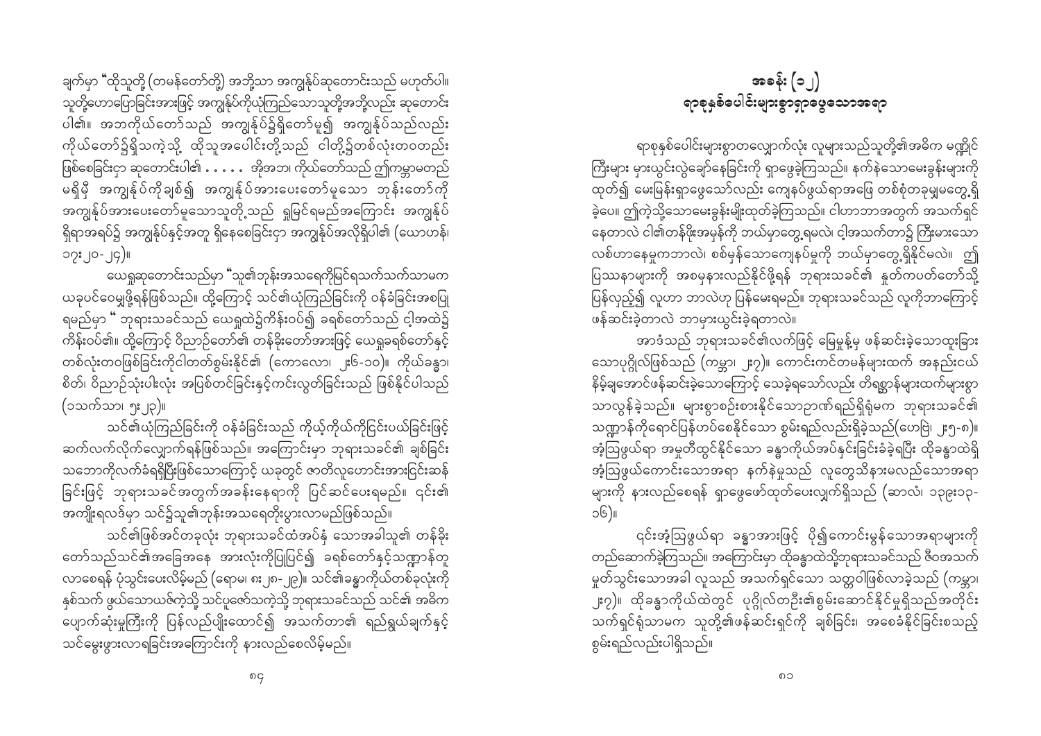ချက်မှာ "ထိုသူတို့ (တမန်တော်တို့) အဘို့သာ အကျွန်ုပ်ဆုတောင်းသည် မဟုတ်ပါ။ သူတို့ဟောပြောခြင်းအားဖြင့် အကျွန်ုပ်ကိုယုံကြည်သောသူတို့အဘို့လည်း ဆုတောင်းပါ၏။ အဘကိုယ်တော်သည် အကျွန်ုပ်၌ရှိတော်မူ၍ အကျွန်ုပ်သည်လည်း ကိုယ်တော်၌ရှိသကဲ့သို့ ထိုသူအပေါင်းတို့သည် ငါတို့၌တစ်လုံးတဝတည်း ဖြစ်စေခြင်းငှာ ဆုတောင်းပါ၏ . . . . . အိုအဘ၊ ကိုယ်တော်သည် ဤကမ္ဘာမတည်မရှိမှီ အကျွန်ုပ်ကိုချစ်၍ အကျွန်ုပ်အားပေးတော်မူသော ဘုန်းတော်ကို အကျွန်ုပ်အားပေးတော်မူသောသူတို့သည် ရှုမြင်ရမည်အကြောင်း အကျွန်ုပ်ရှိရာအရပ်၌ အကျွန်ုပ်နှင့်အတူ ရှိနေစေခြင်းငှာ အကျွန်ုပ်အလိုရှိပါ၏ (ယောဟန်၊ ၁၇း၂၀-၂၄)။

ယေရှုဆုတောင်းသည်မှာ "သူ၏ဘုန်းအသရေကိုမြင်ရသက်သက်သာမက ယခုပင်ဝေမျှဖို့ရန်ဖြစ်သည်။ ထို့ကြောင့် သင်၏ယုံကြည်ခြင်းကို ဝန်ခံခြင်းအစပြုရမည်မှာ " ဘုရားသခင်သည် ယေရှုထဲ၌ကိန်းဝပ်၍ ခရစ်တော်သည် ငါ့အထဲ၌ ကိန်းဝပ်၏။ ထို့ကြောင့် ဝိညာဉ်တော်၏ တန်ခိုးတော်အားဖြင့် ယေရှုခရစ်တော်နှင့် တစ်လုံးတဝဖြစ်ခြင်းကိုငါတတ်စွမ်းနိုင်၏ (ကောလော၊ ၂း၆-၁၀)။ ကိုယ်ခန္ဓာ၊ စိတ်၊ ဝိညာဉ်သုံးပါးလုံး အပြစ်တင်ခြင်းနှင့်ကင်းလွတ်ခြင်းသည် ဖြစ်နိုင်ပါသည် (၁သက်သာ၊ ၅း၂၃)။

သင်၏ယုံကြည်ခြင်းကို ဝန်ခံခြင်းသည် ကိုယ့်ကိုယ်ကိုငြင်းပယ်ခြင်းဖြင့် ဆက်လက်လိုက်လျှောက်ရန်ဖြစ်သည်။ အကြောင်းမှာ ဘုရားသခင်၏ ချစ်ခြင်းသဘောကိုလက်ခံရရှိပြီးဖြစ်သောကြောင့် ယခုတွင် ဇာတိလူဟောင်းအားငြင်းဆန်ခြင်းဖြင့် ဘုရားသခင်အတွက်အခန်းနေရာကို ပြင်ဆင်ပေးရမည်။ ၎င်း၏အကျိုးရလဒ်မှာ သင်၌သူ၏ဘုန်းအသရေတိုးပွားလာမည်ဖြစ်သည်။

သင်၏ဖြစ်အင်တခုလုံး ဘုရားသခင်ထံအပ်နှံ သောအခါသူ၏ တန်ခိုးတော်သည်သင်၏အခြေအနေ အားလုံးကိုပြုပြင်၍ ခရစ်တော်နှင့်သဏ္ဍာန်တူလာစေရန် ပုံသွင်းပေးလိမ့်မည် (ရောမ၊ ၈း၂၈-၂၉)။ သင်၏ခန္ဓာကိုယ်တစ်ခုလုံးကို နှစ်သက် ဖွယ်သောယဇ်ကဲ့သို့ သင်ပူဇော်သကဲ့သို့ ဘုရားသခင်သည် သင်၏ အဓိက ပျောက်ဆုံးမှုကြီးကို ပြန်လည်ပျိုးထောင်၍ အသက်တာ၏ ရည်ရွယ်ချက်နှင့် သင်မွေးဖွားလာရခြင်းအကြောင်းကို နားလည်စေလိမ့်မည်။

# အခန်း (၁၂)
## ရာစုနှစ်ပေါင်းများစွာရှာဖွေသောအရာ

ရာစုနှစ်ပေါင်းများစွာတလျှောက်လုံး လူများသည်သူတို့၏အဓိက မဏ္ဍိုင်ကြီးများ မှားယွင်းလွဲချော်နေခြင်းကို ရှာဖွေခဲ့ကြသည်။ နက်နဲသောမေးခွန်းများကို ထုတ်၍ မေးမြန်းရှာဖွေသော်လည်း ကျေနပ်ဖွယ်ရာအဖြေ တစ်စုံတခုမျှမတွေ့ရှိခဲ့ပေ။ ဤကဲ့သို့သောမေးခွန်းမျိုးထုတ်ခဲ့ကြသည်။ ငါဟာဘာအတွက် အသက်ရှင်နေတာလဲ ငါ၏တန်ဖိုးအမှန်ကို ဘယ်မှာတွေ့ရမလဲ၊ ငါ့အသက်တာ၌ ကြီးမားသော လစ်ဟာနေမှုကဘာလဲ၊ စစ်မှန်သောကျေနပ်မှုကို ဘယ်မှာတွေ့ရှိနိုင်မလဲ။ ဤပြဿနာများကို အစမှနားလည်နိုင်ဖို့ရန် ဘုရားသခင်၏ နှုတ်ကပတ်တော်သို့ ပြန်လှည့်၍ လူဟာ ဘာလဲဟု ပြန်မေးရမည်။ ဘုရားသခင်သည် လူကိုဘာကြောင့် ဖန်ဆင်းခဲ့တာလဲ ဘာမှားယွင်းခဲ့ရတာလဲ။

အာဒံသည် ဘုရားသခင်၏လက်ဖြင့် မြေမှုန့်မှ ဖန်ဆင်းခဲ့သောထူးခြားသောပုဂ္ဂိုလ်ဖြစ်သည် (ကမ္ဘာ၊ ၂း၇)။ ကောင်းကင်တမန်များထက် အနည်းငယ်နိမ့်ချအောင်ဖန်ဆင်းခဲ့သောကြောင့် သေခဲ့ရသော်လည်း တိရစ္ဆာန်များထက်များစွာသာလွန်ခဲ့သည်။ များစွာစဉ်းစားနိုင်သောဉာဏ်ရည်ရှိရုံမက ဘုရားသခင်၏ သဏ္ဍာန်ကိုရောင်ပြန်ဟပ်စေနိုင်သော စွမ်းရည်လည်းရှိခဲ့သည်(ဟေဗြဲ၊ ၂း၅-၈)။ အံ့ဩဖွယ်ရာ အမှုတီထွင်နိုင်သော ခန္ဓာကိုယ်အပ်နှင်းခြင်းခံခဲ့ရပြီး ထိုခန္ဓာထဲရှိ အံ့ဩဖွယ်ကောင်းသောအရာ နက်နဲမှုသည် လူတွေသိနားမလည်သောအရာများကို နားလည်စေရန် ရှာဖွေဖော်ထုတ်ပေးလျှက်ရှိသည် (ဆာလံ၊ ၁၃၉း၁၃-၁၆)။

၎င်းအံ့ဩဖွယ်ရာ ခန္ဓာအားဖြင့် ပို၍ကောင်းမွန်သောအရာများကို တည်ဆောက်ခဲ့ကြသည်။ အကြောင်းမှာ ထိုခန္ဓာထဲသို့ဘုရားသခင်သည် ဇီဝအသက်မှုတ်သွင်းသောအခါ လူသည် အသက်ရှင်သော သတ္တဝါဖြစ်လာခဲ့သည် (ကမ္ဘာ၊ ၂း၇)။ ထိုခန္ဓာကိုယ်ထဲတွင် ပုဂ္ဂိုလ်တဦး၏စွမ်းဆောင်နိုင်မှုရှိသည်အတိုင်း သက်ရှင်ရုံသာမက သူတို့၏ဖန်ဆင်းရှင်ကို ချစ်ခြင်း၊ အစေခံနိုင်ခြင်းစသည့် စွမ်းရည်လည်းပါရှိသည်။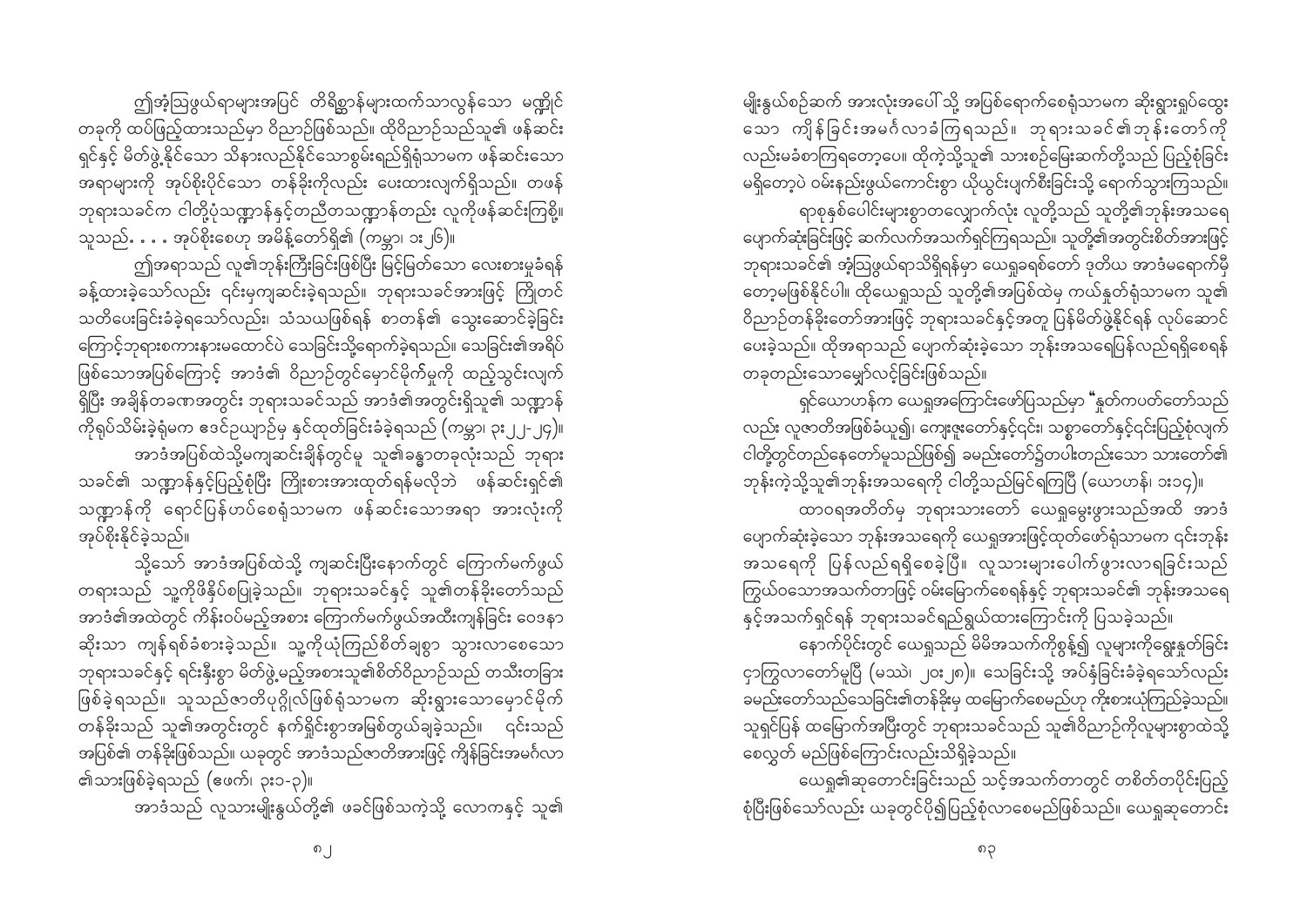ဤအံ့ဩဖွယ်ရာများအပြင် တိရိစ္ဆာန်များထက်သာလွန်သော မဏ္ဍိုင်တခုကို ထပ်ဖြည့်ထားသည်မှာ ဝိညာဉ်ဖြစ်သည်။ ထိုဝိညာဉ်သည်သူ၏ ဖန်ဆင်းရှင်နှင့် မိတ်ဖွဲ့နိုင်သော သိနားလည်နိုင်သောစွမ်းရည်ရှိရုံသာမက ဖန်ဆင်းသောအရာများကို အုပ်စိုးပိုင်သော တန်ခိုးကိုလည်း ပေးထားလျက်ရှိသည်။ တဖန်ဘုရားသခင်က ငါတို့ပုံသဏ္ဌာန်နှင့်တညီတသဏ္ဌာန်တည်း လူကိုဖန်ဆင်းကြစို့၊ သူသည်. . . . အုပ်စိုးစေဟု အမိန့်တော်ရှိ၏ (ကမ္ဘာ၊ ၁း၂၆)။

ဤအရာသည် လူ၏ဘုန်းကြီးခြင်းဖြစ်ပြီး မြင့်မြတ်သော လေးစားမှုခံရန်ခန့်ထားခဲ့သော်လည်း ၎င်းမှကျဆင်းခဲ့ရသည်။ ဘုရားသခင်အားဖြင့် ကြိုတင်သတိပေးခြင်းခံခဲ့ရသော်လည်း၊ သံသယဖြစ်ရန် စာတန်၏ သွေးဆောင်ခဲ့ခြင်းကြောင့်ဘုရားစကားနားမထောင်ပဲ သေခြင်းသို့ရောက်ခဲ့ရသည်။ သေခြင်း၏အရိပ်ဖြစ်သောအပြစ်ကြောင့် အာဒံ၏ ဝိညာဉ်တွင်မှောင်မိုက်မှုကို ထည့်သွင်းလျက်ရှိပြီး အချိန်တခဏအတွင်း ဘုရားသခင်သည် အာဒံ၏အတွင်းရှိသူ၏ သဏ္ဌာန်ကိုရုပ်သိမ်းခဲ့ရုံမက ဧဒင်ဥယျာဉ်မှ နှင်ထုတ်ခြင်းခံခဲ့ရသည် (ကမ္ဘာ၊ ၃း၂၂-၂၄)။

အာဒံအပြစ်ထဲသို့မကျဆင်းချိန်တွင်မူ သူ၏ခန္ဓာတခုလုံးသည် ဘုရားသခင်၏ သဏ္ဌာန်နှင့်ပြည့်စုံပြီး ကြိုးစားအားထုတ်ရန်မလိုဘဲ ဖန်ဆင်းရှင်၏သဏ္ဌာန်ကို ရောင်ပြန်ဟပ်စေရုံသာမက ဖန်ဆင်းသောအရာ အားလုံးကိုအုပ်စိုးနိုင်ခဲ့သည်။

သို့သော် အာဒံအပြစ်ထဲသို့ ကျဆင်းပြီးနောက်တွင် ကြောက်မက်ဖွယ်တရားသည် သူ့ကိုဖိနှိပ်ပြေခဲ့သည်။ ဘုရားသခင်နှင့် သူ၏တန်ခိုးတော်သည်အာဒံ၏အထဲတွင် ကိန်းဝပ်မည့်အစား ကြောက်မက်ဖွယ်အထီးကျန်ခြင်း ဝေဒနာဆိုးသာ ကျန်ရစ်ခံစားခဲ့သည်။ သူ့ကိုယုံကြည်စိတ်ချစွာ သွားလာစေသောဘုရားသခင်နှင့် ရင်းနှီးစွာ မိတ်ဖွဲ့မည့်အစားသူ၏စိတ်ဝိညာဉ်သည် တသီးတခြားဖြစ်ခဲ့ရသည်။ သူသည်ဇာတိပုဂ္ဂိုလ်ဖြစ်ရုံသာမက ဆိုးရွားသောမှောင်မိုက်တန်ခိုးသည် သူ၏အတွင်းတွင် နက်ရှိုင်းစွာအမြစ်တွယ်ချခဲ့သည်။ ၎င်းသည်အပြစ်၏ တန်ခိုးဖြစ်သည်။ ယခုတွင် အာဒံသည်ဇာတိအားဖြင့် ကျိန်ခြင်းအမင်္ဂလာ၏သားဖြစ်ခဲ့ရသည် (ဧဖက်၊ ၃း၁-၃)။

အာဒံသည် လူသားမျိုးနွယ်တို့၏ ဖခင်ဖြစ်သကဲ့သို့ လောကနှင့် သူ၏မျိုးနွယ်စဉ်ဆက် အားလုံးအပေါ်သို့ အပြစ်ရောက်စေရုံသာမက ဆိုးရွားရုပ်ထွေးသော ကျိန်ခြင်းအမင်္ဂလာခံကြရသည်။ ဘုရားသခင်၏ဘုန်းတော်ကိုလည်းမခံစားကြရတော့ပေ။ ထိုကဲ့သို့သူ၏ သားစဉ်မြေးဆက်တို့သည် ပြည့်စုံခြင်းမရှိတော့ပဲ ဝမ်းနည်းဖွယ်ကောင်းစွာ ယိုယွင်းပျက်စီးခြင်းသို့ ရောက်သွားကြသည်။

ရာစုနှစ်ပေါင်းများစွာတလျှောက်လုံး လူတို့သည် သူတို့၏ဘုန်းအသရေပျောက်ဆုံးခြင်းဖြင့် ဆက်လက်အသက်ရှင်ကြရသည်။ သူတို့၏အတွင်းစိတ်အားဖြင့်ဘုရားသခင်၏ အံ့ဩဖွယ်ရာသိရှိရန်မှာ ယေရှုခရစ်တော် ဒုတိယ အာဒံမရောက်မီတော့မဖြစ်နိုင်ပါ။ ထိုယေရှုသည် သူတို့၏အပြစ်ထဲမှ ကယ်နှုတ်ရုံသာမက သူ၏ဝိညာဉ်တန်ခိုးတော်အားဖြင့် ဘုရားသခင်နှင့်အတူ ပြန်မိတ်ဖွဲ့နိုင်ရန် လုပ်ဆောင်ပေးခဲ့သည်။ ထိုအရာသည် ပျောက်ဆုံးခဲ့သော ဘုန်းအသရေပြန်လည်ရရှိစေရန်တခုတည်းသောမျှော်လင့်ခြင်းဖြစ်သည်။

ရှင်ယောဟန်က ယေရှုအကြောင်းဖော်ပြသည်မှာ "နှုတ်ကပတ်တော်သည်လည်း လူဇာတိအဖြစ်ခံယူ၍၊ ကျေးဇူးတော်နှင့်၎င်း၊ သစ္စာတော်နှင့်၎င်းပြည့်စုံလျက်ငါတို့တွင်တည်နေတော်မူသည်ဖြစ်၍ ခမည်းတော်၌တပါးတည်းသော သားတော်၏ဘုန်းကဲ့သို့သူ၏ဘုန်းအသရေကို ငါတို့သည်မြင်ရကြပြီ (ယောဟန်၊ ၁း၁၄)။

ထာဝရအတိတ်မှ ဘုရားသားတော် ယေရှုမွေးဖွားသည်အထိ အာဒံပျောက်ဆုံးခဲ့သော ဘုန်းအသရေကို ယေရှုအားဖြင့်ထုတ်ဖော်ရုံသာမက ၎င်းဘုန်းအသရေကို ပြန်လည်ရရှိစေခဲ့ပြီ။ လူသားများပေါက်ဖွားလာရခြင်းသည်ကြွယ်ဝသောအသက်တာဖြင့် ဝမ်းမြောက်စေရန်နှင့် ဘုရားသခင်၏ ဘုန်းအသရေနှင့်အသက်ရှင်ရန် ဘုရားသခင်ရည်ရွယ်ထားကြောင်းကို ပြသခဲ့သည်။

နောက်ပိုင်းတွင် ယေရှုသည် မိမိအသက်ကိုစွန့်၍ လူများကိုရွေးနှုတ်ခြင်းငှာကြွလာတော်မူပြီ (မဿဲ၊ ၂၀း၂၈)။ သေခြင်းသို့ အပ်နှံခြင်းခံခဲ့ရသော်လည်းခမည်းတော်သည်သေခြင်း၏တန်ခိုးမှ ထမြောက်စေမည်ဟု ကိုးစားယုံကြည်ခဲ့သည်။ သူရှင်ပြန် ထမြောက်အပြီးတွင် ဘုရားသခင်သည် သူ၏ဝိညာဉ်ကိုလူများစွာထဲသို့စေလွှတ် မည်ဖြစ်ကြောင်းလည်းသိရှိခဲ့သည်။

ယေရှု၏ဆုတောင်းခြင်းသည် သင့်အသက်တာတွင် တစိတ်တပိုင်းပြည့်စုံပြီးဖြစ်သော်လည်း ယခုတွင်ပို၍ပြည့်စုံလာစေမည်ဖြစ်သည်။ ယေရှုဆုတောင်း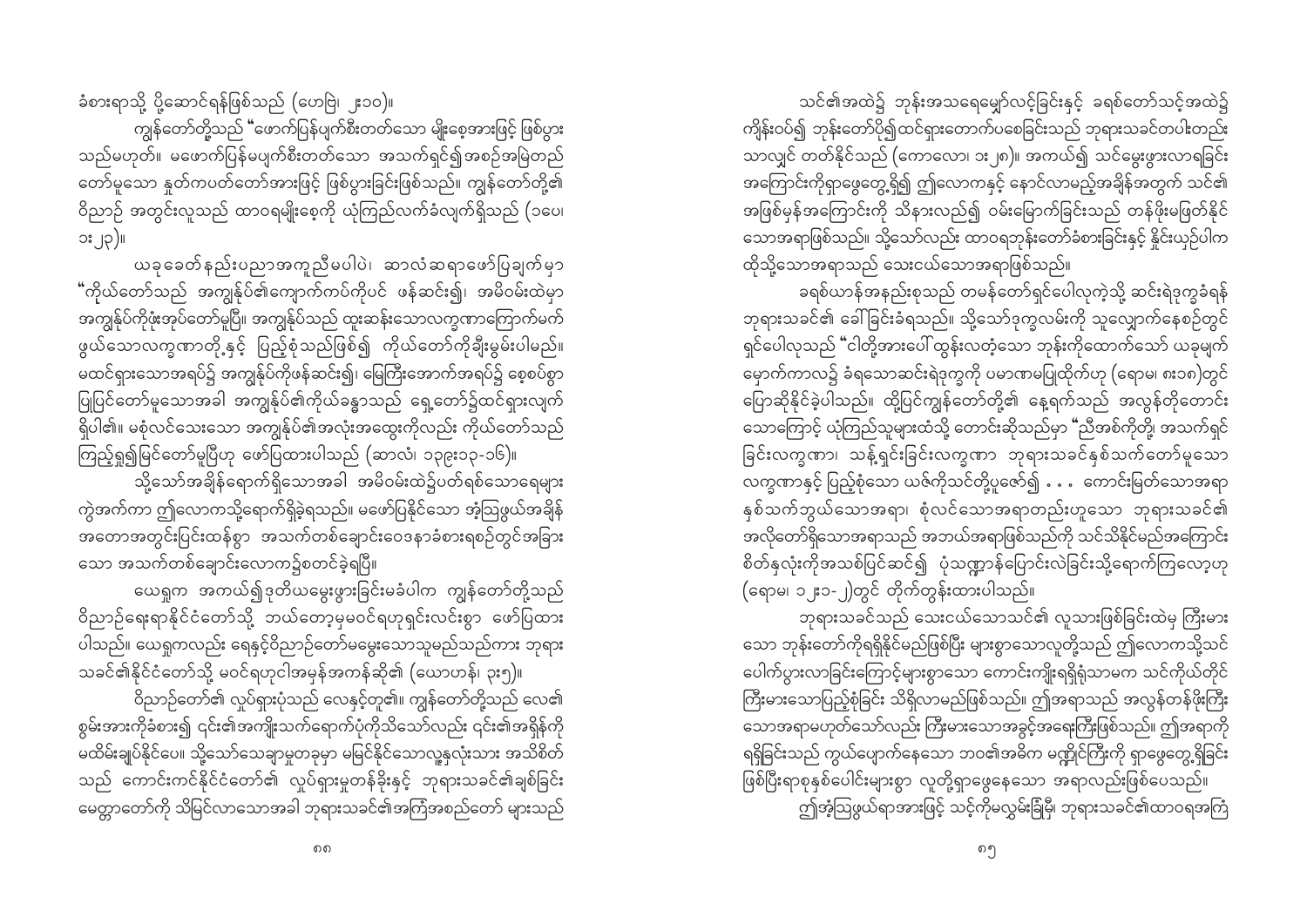ခံစားရာသို့ ပို့ဆောင်ရန်ဖြစ်သည် (ဟေဗြဲ၊ ၂း၁၀)။

ကျွန်ုပ်တို့သည် "ဖောက်ပြန်ပျက်စီးတတ်သော မျိုးစေ့အားဖြင့် ဖြစ်ပွားသည်မဟုတ်။ မဖောက်ပြန်မပျက်စီးတတ်သော အသက်ရှင်၍အစဉ်အမြဲတည်တော်မူသော နှုတ်ကပတ်တော်အားဖြင့် ဖြစ်ပွားခြင်းဖြစ်သည်။ ကျွန်ုပ်တို့၏ ဝိညာဉ် အတွင်းလူသည် ထာဝရမျိုးစေ့ကို ယုံကြည်လက်ခံလျက်ရှိသည် (၁ပေ၊ ၁း၂၃)။

ယခုခေတ် နည်းပညာအကူညီမပါပဲ၊ ဆာလံဆရာဖော်ပြချက်မှာ "ကိုယ်တော်သည် အကျွန်ုပ်၏ကျောက်ကပ်ကိုပင် ဖန်ဆင်း၍၊ အမိဝမ်းထဲမှာ အကျွန်ုပ်ကိုဖုံးအုပ်တော်မူပြီ။ အကျွန်ုပ်သည် ထူးဆန်းသောလက္ခဏာကြောက်မက်ဖွယ်သောလက္ခဏာတို့နှင့် ပြည့်စုံသည်ဖြစ်၍ ကိုယ်တော်ကိုချီးမွမ်းပါမည်။ မထင်ရှားသောအရပ်၌ အကျွန်ုပ်ကိုဖန်ဆင်း၍၊ မြေကြီးအောက်အရပ်၌ စေ့စပ်စွာ ပြုပြင်တော်မူသောအခါ အကျွန်ုပ်၏ကိုယ်ခန္ဓာသည် ရှေ့တော်၌ထင်ရှားလျက်ရှိပါ၏။ မစုံလင်သေးသော အကျွန်ုပ်၏အလုံးအထွေးကိုလည်း ကိုယ်တော်သည် ကြည့်ရှု၍မြင်တော်မူပြီဟု ဖော်ပြထားပါသည် (ဆာလံ၊ ၁၃၉း၁၃-၁၆)။

သို့သော်အချိန်ရောက်ရှိသောအခါ အမိဝမ်းထဲ၌ပတ်ရစ်သောရေများ ကွဲအက်ကာ ဤလောကသို့ရောက်ရှိခဲ့ရသည်။ မဖော်ပြနိုင်သော အံ့သြဖွယ်အချိန် အတောအတွင်းပြင်းထန်စွာ အသက်တစ်ချောင်းဝေဒနာခံစားရစဉ်တွင်အခြားသော အသက်တစ်ချောင်းလောက၌စတင်ခဲ့ရပြီ။

ယေရှုက အကယ်၍ဒုတိယမွေးဖွားခြင်းမခံပါက ကျွန်ုပ်တို့သည် ဝိညာဉ်ရေးရာနိုင်ငံတော်သို့ ဘယ်တော့မှမဝင်ရဟုရှင်းလင်းစွာ ဖော်ပြထားပါသည်။ ယေရှုကလည်း ရေနှင့်ဝိညာဉ်တော်မမွေးသောသူမည်သည်ကား ဘုရားသခင်၏နိုင်ငံတော်သို့ မဝင်ရဟုငါအမှန်အကန်ဆို၏ (ယောဟန်၊ ၃း၅)။

ဝိညာဉ်တော်၏ လှုပ်ရှားပုံသည် လေနှင့်တူ၏။ ကျွန်ုပ်တို့သည် လေ၏ စွမ်းအားကိုခံစား၍ ၎င်း၏အကျိုးသက်ရောက်ပုံကိုသိသော်လည်း ၎င်း၏အရှိန်ကို မထိမ်းချုပ်နိုင်ပေ။ သို့သော်သေချာမှုတခုမှာ မမြင်နိုင်သောလူ့နှလုံးသား အသိစိတ်သည် ကောင်းကင်နိုင်ငံတော်၏ လှုပ်ရှားမှုတန်ခိုးနှင့် ဘုရားသခင်၏ချစ်ခြင်းမေတ္တာတော်ကို သိမြင်လာသောအခါ ဘုရားသခင်၏အကြံအစည်တော် များသည် သင်၏အထဲ၌ ဘုန်းအသရေမျှော်လင့်ခြင်းနှင့် ခရစ်တော်သင့်အထဲ၌ ကိန်းဝပ်၍ ဘုန်းတော်ပို၍ထင်ရှားတောက်ပစေခြင်းသည် ဘုရားသခင်တပါးတည်းသာလျှင် တတ်နိုင်သည် (ကောလော၊ ၁း၂၈)။ အကယ်၍ သင်မွေးဖွားလာရခြင်း အကြောင်းကိုရှာဖွေတွေ့ရှိ၍ ဤလောကနှင့် နောင်လာမည့်အချိန်အတွက် သင်၏ အဖြစ်မှန်အကြောင်းကို သိနားလည်၍ ဝမ်းမြောက်ခြင်းသည် တန်ဖိုးမဖြတ်နိုင်သောအရာဖြစ်သည်။ သို့သော်လည်း ထာဝရဘုန်းတော်ခံစားခြင်းနှင့် နှိုင်းယှဉ်ပါက ထိုသို့သောအရာသည် သေးငယ်သောအရာဖြစ်သည်။

ခရစ်ယာန်အနည်းစုသည် တမန်တော်ရှင်ပေါလုကဲ့သို့ ဆင်းရဲဒုက္ခခံရန် ဘုရားသခင်၏ ခေါ်ခြင်းခံရသည်။ သို့သော်ဒုက္ခလမ်းကို သူလျှောက်နေစဉ်တွင် ရှင်ပေါလုသည် "ငါတို့အားပေါ်ထွန်းလတံ့သော ဘုန်းကိုထောက်သော် ယခုမျက်မှောက်ကာလ၌ ခံရသောဆင်းရဲဒုက္ခကို ပမာဏမပြုထိုက်ဟု (ရောမ၊ ၈း၁၈)တွင် ပြောဆိုနိုင်ခဲ့ပါသည်။ ထို့ပြင်ကျွန်ုပ်တို့၏ နေ့ရက်သည် အလွန်တိုတောင်းသောကြောင့် ယုံကြည်သူများထံသို့ တောင်းဆိုသည်မှာ "ညီအစ်ကိုတို့၊ အသက်ရှင်ခြင်းလက္ခဏာ၊ သန့်ရှင်းခြင်းလက္ခဏာ ဘုရားသခင်နှစ်သက်တော်မူသောလက္ခဏာနှင့် ပြည့်စုံသော ယဇ်ကိုသင်တို့ပူဇော်၍ . . . ကောင်းမြတ်သောအရာနှစ်သက်ဘွယ်သောအရာ၊ စုံလင်သောအရာတည်းဟူသော ဘုရားသခင်၏ အလိုတော်ရှိသောအရာသည် အဘယ်အရာဖြစ်သည်ကို သင်သိနိုင်မည်အကြောင်း စိတ်နှလုံးကိုအသစ်ပြင်ဆင်၍ ပုံသဏ္ဍာန်ပြောင်းလဲခြင်းသို့ရောက်ကြလော့ဟု (ရောမ၊ ၁၂း၁-၂)တွင် တိုက်တွန်းထားပါသည်။

ဘုရားသခင်သည် သေးငယ်သောသင်၏ လူသားဖြစ်ခြင်းထဲမှ ကြီးမားသော ဘုန်းတော်ကိုရရှိနိုင်မည်ဖြစ်ပြီး များစွာသောလူတို့သည် ဤလောကသို့သင်ပေါက်ဖွားလာခြင်းကြောင့်များစွာသော ကောင်းကျိုးရရှိရုံသာမက သင်ကိုယ်တိုင်ကြီးမားသောပြည့်စုံခြင်း သိရှိလာမည်ဖြစ်သည်။ ဤအရာသည် အလွန်တန်ဖိုးကြီးသောအရာမဟုတ်သော်လည်း ကြီးမားသောအခွင့်အရေးကြီးဖြစ်သည်။ ဤအရာကို ရရှိခြင်းသည် ကွယ်ပျောက်နေသော ဘ၀၏အဓိက မဏ္ဍိုင်ကြီးကို ရှာဖွေတွေ့ရှိခြင်းဖြစ်ပြီးရာစုနှစ်ပေါင်းများစွာ လူတို့ရှာဖွေနေသော အရာလည်းဖြစ်ပေသည်။

ဤအံ့သြဖွယ်ရာအားဖြင့် သင့်ကိုမလွှမ်းခြုံမီ၊ ဘုရားသခင်၏ထာဝရအကြံ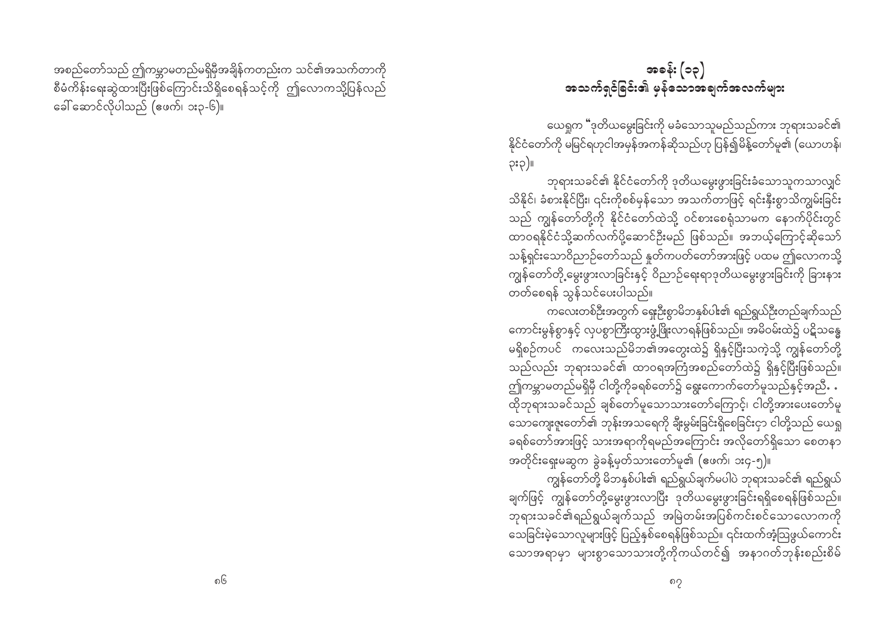အစည်တော်သည် ဤကမ္ဘာမတည်မရှိမှီအချိန်ကတည်းက သင်၏အသက်တာကို စီမံကိန်းရေးဆွဲထားပြီးဖြစ်ကြောင်းသိရှိစေရန်သင့်ကို ဤလောကသို့ပြန်လည် ခေါ်ဆောင်လိုပါသည် (ဧဖက်၊ ၁း၃-၆)။

## အခန်း (၁၃)
## အသက်ရှင်ခြင်း၏ မှန်သောအချက်အလက်များ

ယေရှုက "ဒုတိယမွေးခြင်းကို မခံသောသူမည်သည်ကား ဘုရားသခင်၏ နိုင်ငံတော်ကို မမြင်ရဟုငါအမှန်အကန်ဆိုသည်ဟု ပြန်၍မိန့်တော်မူ၏ (ယောဟန်၊ ၃း၃)။

ဘုရားသခင်၏ နိုင်ငံတော်ကို ဒုတိယမွေးဖွားခြင်းခံသောသူကသာလျှင် သိနိုင်၊ ခံစားနိုင်ပြီး၊ ၎င်းကိုစစ်မှန်သော အသက်တာဖြင့် ရင်းနှီးစွာသိကျွမ်းခြင်း သည် ကျွန်တော်တို့ကို နိုင်ငံတော်ထဲသို့ ဝင်စားစေရုံသာမက နောက်ပိုင်းတွင် ထာဝရနိုင်ငံသို့ဆက်လက်ပို့ဆောင်ဦးမည် ဖြစ်သည်။ အဘယ့်ကြောင့်ဆိုသော် သန့်ရှင်းသောဝိညာဉ်တော်သည် နှုတ်ကပတ်တော်အားဖြင့် ပထမ ဤလောကသို့ ကျွန်တော်တို့မွေးဖွားလာခြင်းနှင့် ဝိညာဉ်ရေးရာဒုတိယမွေးဖွားခြင်းကို ခြားနား တတ်စေရန် သွန်သင်ပေးပါသည်။

ကလေးတစ်ဦးအတွက် ရှေးဦးစွာမိဘနှစ်ပါး၏ ရည်ရွယ်ဦးတည်ချက်သည် ကောင်းမွန်စွာနှင့် လှပစွာကြီးထွားဖွံ့ဖြိုးလာရန်ဖြစ်သည်။ အမိဝမ်းထဲ၌ ပဋိသန္ဓေ မရှိစဉ်ကပင် ကလေးသည်မိဘ၏အတွေးထဲ၌ ရှိနှင့်ပြီးသကဲ့သို့ ကျွန်တော်တို့ သည်လည်း ဘုရားသခင်၏ ထာဝရအကြံအစည်တော်ထဲ၌ ရှိနှင့်ပြီးဖြစ်သည်။ ဤကမ္ဘာမတည်မရှိမီ ငါတို့ကိုခရစ်တော်၌ ရွေးကောက်တော်မူသည်နှင့်အညီ. . ထိုဘုရားသခင်သည် ချစ်တော်မူသောသားတော်ကြောင့်၊ ငါတို့အားပေးတော်မူ သောကျေးဇူးတော်၏ ဘုန်းအသရေကို ချီးမွမ်းခြင်းရှိစေခြင်းငှာ ငါတို့သည် ယေရှု ခရစ်တော်အားဖြင့် သားအရာကိုရမည်အကြောင်း အလိုတော်ရှိသော စေတနာ အတိုင်းရှေးမဆွက ခွဲခန့်မှတ်သားတော်မူ၏ (ဧဖက်၊ ၁း၄-၅)။

ကျွန်တော်တို့ မိဘနှစ်ပါး၏ ရည်ရွယ်ချက်မပါပဲ ဘုရားသခင်၏ ရည်ရွယ် ချက်ဖြင့် ကျွန်တော်တို့မွေးဖွားလာပြီး ဒုတိယမွေးဖွားခြင်းရရှိစေရန်ဖြစ်သည်။ ဘုရားသခင်၏ရည်ရွယ်ချက်သည် အမြဲတမ်းအပြစ်ကင်းစင်သောလောကကို သေခြင်းမဲ့သောလူများဖြင့် ပြည့်နှစ်စေရန်ဖြစ်သည်။ ၎င်းထက်အံ့ဩဖွယ်ကောင်း သောအရာမှာ များစွာသောသားတို့ကိုကယ်တင်၍ အနာဂတ်ဘုန်းစည်းစိမ်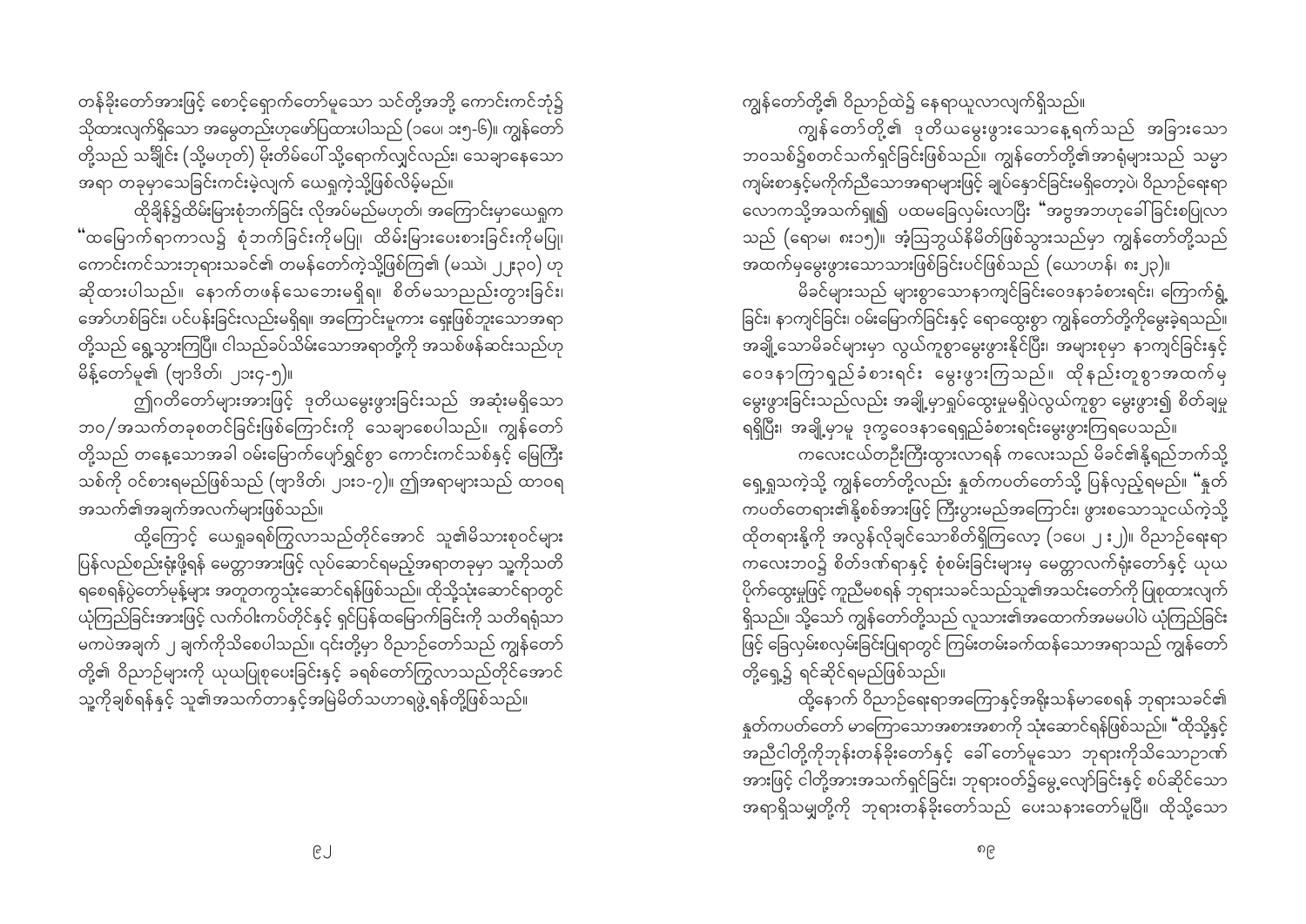တန်ခိုးတော်အားဖြင့် စောင့်ရှောက်တော်မူသော သင်တို့အဘို့ ကောင်းကင်ဘုံ၌ သိုထားလျက်ရှိသော အမွေတည်းဟုဖော်ပြထားပါသည် (၁ပေ၊ ၁း၅-၆)။ ကျွန်တော်တို့သည် သချိုင်း (သို့မဟုတ်) မိုးတိမ်ပေါ် သို့ရောက်လျှင်လည်း၊ သေချာနေသော အရာ တခုမှာသေခြင်းကင်းမဲ့လျက် ယေရှုကဲ့သို့ဖြစ်လိမ့်မည်။

ထိုချိန်၌ထိမ်းမြားစုံဘက်ခြင်း လိုအပ်မည်မဟုတ်၊ အကြောင်းမှာယေရှုက "ထမြောက်ရာကာလ၌ စုံဘက်ခြင်းကိုမပြု၊ ထိမ်းမြားပေးစားခြင်းကိုမပြု၊ ကောင်းကင်သားဘုရားသခင်၏ တမန်တော်ကဲ့သို့ဖြစ်ကြ၏ (မဿဲ၊ ၂၂း၃၀) ဟု ဆိုထားပါသည်။ နောက်တဖန်သေဘေးမရှိရ၊ စိတ်မသာညည်းတွားခြင်း၊ အော်ဟစ်ခြင်း၊ ပင်ပန်းခြင်းလည်းမရှိရ၊ အကြောင်းမူကား ရှေးဖြစ်ဘူးသောအရာတို့သည် ရွေ့သွားကြပြီ။ ငါသည်ခပ်သိမ်းသောအရာတို့ကို အသစ်ဖန်ဆင်းသည်ဟု မိန့်တော်မူ၏ (ဗျာဒိတ်၊ ၂၁း၄-၅)။

ဤဂတိတော်များအားဖြင့် ဒုတိယမွေးဖွားခြင်းသည် အဆုံးမရှိသော ဘဝ/အသက်တခုစတင်ခြင်းဖြစ်ကြောင်းကို သေချာစေပါသည်။ ကျွန်တော်တို့သည် တနေ့သောအခါ ဝမ်းမြောက်ပျော်ရွှင်စွာ ကောင်းကင်သစ်နှင့် မြေကြီးသစ်ကို ဝင်စားရမည်ဖြစ်သည် (ဗျာဒိတ်၊ ၂၁း၁-၇)။ ဤအရာများသည် ထာဝရအသက်၏အချက်အလက်များဖြစ်သည်။

ထို့ကြောင့် ယေရှုခရစ်ကြွလာသည်တိုင်အောင် သူ၏မိသားစုဝင်များ ပြန်လည်စည်းရုံးဖို့ရန် မေတ္တာအားဖြင့် လုပ်ဆောင်ရမည့်အရာတခုမှာ သူ့ကိုသတိရစေရန်ပွဲတော်မုန့်များ အတူတကွသုံးဆောင်ရန်ဖြစ်သည်။ ထိုသို့သုံးဆောင်ရာတွင် ယုံကြည်ခြင်းအားဖြင့် လက်ဝါးကပ်တိုင်နှင့် ရှင်ပြန်ထမြောက်ခြင်းကို သတိရရုံသာမကပဲအချက် ၂ ချက်ကိုသိစေပါသည်။ ၎င်းတို့မှာ ဝိညာဉ်တော်သည် ကျွန်တော်တို့၏ ဝိညာဉ်များကို ယုယပြုစုပေးခြင်းနှင့် ခရစ်တော်ကြွလာသည်တိုင်အောင် သူ့ကိုချစ်ရန်နှင့် သူ၏အသက်တာနှင့်အမြဲမိတ်သဟာရဖွဲ့ရန်တို့ဖြစ်သည်။

ကျွန်တော်တို့၏ ဝိညာဉ်ထဲ၌ နေရာယူလာလျက်ရှိသည်။

ကျွန်တော်တို့၏ ဒုတိယမွေးဖွားသောနေ့ရက်သည် အခြားသော ဘဝသစ်၌စတင်သက်ရှင်ခြင်းဖြစ်သည်။ ကျွန်တော်တို့၏အာရုံများသည် သမ္မာကျမ်းစာနှင့်မကိုက်ညီသောအရာများဖြင့် ချုပ်နှောင်ခြင်းမရှိတော့ပဲ၊ ဝိညာဉ်ရေးရာ လောကသို့အသက်ရှူ၍ ပထမခြေလှမ်းလာပြီး "အဗ္ဗအဘဟုခေါ်ခြင်းစပြုလာသည် (ရောမ၊ ၈း၁၅)။ အံ့ဩဘွယ်နိမိတ်ဖြစ်သွားသည်မှာ ကျွန်တော်တို့သည် အထက်မှမွေးဖွားသောသားဖြစ်ခြင်းပင်ဖြစ်သည် (ယောဟန်၊ ၈း၂၃)။

မိခင်များသည် များစွာသောနာကျင်ခြင်းဝေဒနာခံစားရင်း၊ ကြောက်ရွံ့ခြင်း၊ နာကျင်ခြင်း၊ ဝမ်းမြောက်ခြင်းနှင့် ရောထွေးစွာ ကျွန်တော်တို့ကိုမွေးခဲ့ရသည်။ အချို့သောမိခင်များမှာ လွယ်ကူစွာမွေးဖွားနိုင်ပြီး၊ အများစုမှာ နာကျင်ခြင်းနှင့် ဝေဒနာကြာရှည်ခံစားရင်း မွေးဖွားကြသည်။ ထိုနည်းတူစွာအထက်မှ မွေးဖွားခြင်းသည်လည်း အချို့မှာရှုပ်ထွေးမှုမရှိပဲလွယ်ကူစွာ မွေးဖွား၍ စိတ်ချမှုရရှိပြီး၊ အချို့မှာမူ ဒုက္ခဝေဒနာရေရှည်ခံစားရင်းမွေးဖွားကြရပေသည်။

ကလေးငယ်တဦးကြီးထွားလာရန် ကလေးသည် မိခင်၏နို့ရည်ဘက်သို့ ရှေ့ရှုသကဲ့သို့ ကျွန်တော်တို့လည်း နှုတ်ကပတ်တော်သို့ ပြန်လှည့်ရမည်။ "နှုတ်ကပတ်တရား၏နို့စစ်အားဖြင့် ကြီးပွားမည်အကြောင်း၊ ဖွားစသောသူငယ်ကဲ့သို့ ထိုတရားနို့ကို အလွန်လိုချင်သောစိတ်ရှိကြလော့ (၁ပေ၊ ၂း၂)။ ဝိညာဉ်ရေးရာ ကလေးဘဝ၌ စိတ်ဒဏ်ရာနှင့် စုံမမ်းခြင်းများမှ မေတ္တာလက်ရုံးတော်နှင့် ယုယပိုက်ထွေးမှုဖြင့် ကူညီမစရန် ဘုရားသခင်သည်သူ၏အသင်းတော်ကို ပြုစုထားလျက်ရှိသည်။ သို့သော် ကျွန်တော်တို့သည် လူသား၏အထောက်အမမပါပဲ ယုံကြည်ခြင်းဖြင့် ခြေလှမ်းစလှမ်းခြင်းပြုရာတွင် ကြမ်းတမ်းခက်ထန်သောအရာသည် ကျွန်တော်တို့ရှေ့၌ ရင်ဆိုင်ရမည်ဖြစ်သည်။

ထို့နောက် ဝိညာဉ်ရေးရာအကြောနှင့်အရိုးသန်မာစေရန် ဘုရားသခင်၏ နှုတ်ကပတ်တော် မာကြောသောအစားအစာကို သုံးဆောင်ရန်ဖြစ်သည်။ "ထိုသို့နှင့် အညီငါတို့ကိုဘုန်းတန်ခိုးတော်နှင့် ခေါ်တော်မူသော ဘုရားကိုသိသောဉာဏ်အားဖြင့် ငါတို့အားအသက်ရှင်ခြင်း၊ ဘုရားဝတ်၌မွေ့လျော်ခြင်းနှင့် စပ်ဆိုင်သော အရာရှိသမျှတို့ကို ဘုရားတန်ခိုးတော်သည် ပေးသနားတော်မူပြီ။ ထိုသို့သော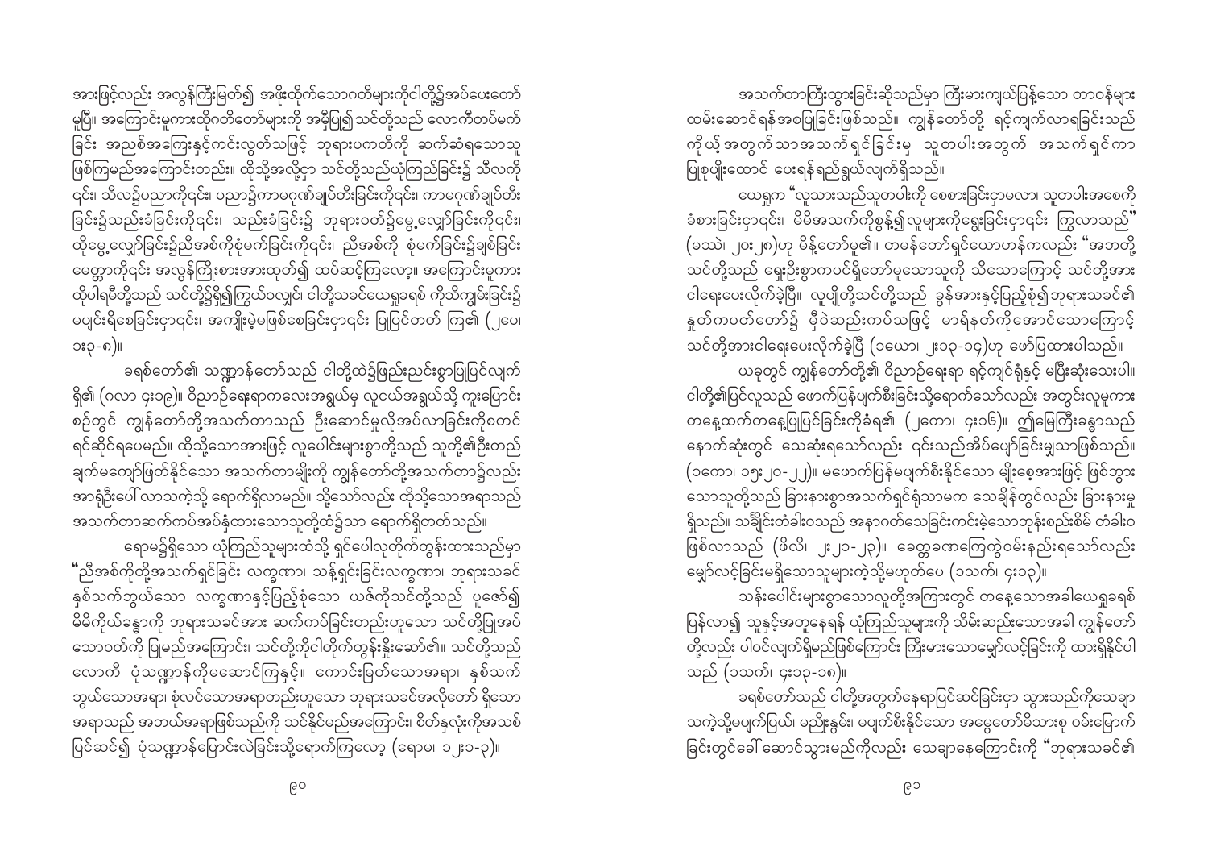အားဖြင့်လည်း အလွန်ကြီးမြတ်၍ အဖိုးထိုက်သောဂတိများကိုငါတို့၌အပ်ပေးတော်မူပြီ။ အကြောင်းမူကားထိုဂတိတော်များကို အမှီပြု၍သင်တို့သည် လောကီတပ်မက်ခြင်း အညစ်အကြေးနှင့်ကင်းလွတ်သဖြင့် ဘုရားပကတိကို ဆက်ဆံရသောသူဖြစ်ကြမည်အကြောင်းတည်း။ ထိုသို့အလို့ငှာ သင်တို့သည်ယုံကြည်ခြင်း၌ သီလကိုငှင်း၊ သီလ၌ပညာကိုငှင်း၊ ပညာ၌ကာမဂုဏ်ချုပ်တီးခြင်းကိုငှင်း၊ ကာမဂုဏ်ချုပ်တီးခြင်း၌သည်းခံခြင်းကိုငှင်း၊ သည်းခံခြင်း၌ ဘုရားဝတ်၌မွေ့လျော်ခြင်းကိုငှင်း၊ ထိုမွေ့လျော်ခြင်း၌ညီအစ်ကိုစုံမက်ခြင်းကိုငှင်း၊ ညီအစ်ကို စုံမက်ခြင်း၌ချစ်ခြင်းမေတ္တာကိုငှင်း အလွန်ကြိုးစားအားထုတ်၍ ထပ်ဆင့်ကြလော့။ အကြောင်းမူကား ထိုပါရမီတို့သည် သင်တို့၌ရှိ၍ကြွယ်ဝလျှင်၊ ငါတို့သခင်ယေရှုခရစ် ကိုသိကျွမ်းခြင်း၌ မပျင်းရိစေခြင်းငှာငှင်း၊ အကျိုးမဲ့မဖြစ်စေခြင်းငှာငှင်း ပြုပြင်တတ် ကြ၏ (၂ပေ၊ ၁း၃-၈)။

ခရစ်တော်၏ သဏ္ဌာန်တော်သည် ငါတို့ထဲ၌ဖြည်းညင်းစွာပြုပြင်လျက်ရှိ၏ (ဂလာ ၄း၁၉)။ ဝိညာဉ်ရေးရာကလေးအရွယ်မှ လူငယ်အရွယ်သို့ ကူးပြောင်းစဉ်တွင် ကျွန်တော်တို့အသက်တာသည် ဦးဆောင်မှုလိုအပ်လာခြင်းကိုစတင်ရင်ဆိုင်ရပေမည်။ ထိုသို့သောအားဖြင့် လူပေါင်းများစွာတို့သည် သူတို့၏ဦးတည်ချက်မကျော်ဖြတ်နိုင်သော အသက်တာမျိုးကို ကျွန်တော်တို့အသက်တာ၌လည်း အာရုံဦးပေါ်လာသကဲ့သို့ ရောက်ရှိလာမည်။ သို့သော်လည်း ထိုသို့သောအရာသည် အသက်တာဆက်ကပ်အပ်နှံထားသောသူတို့ထံ၌သာ ရောက်ရှိတတ်သည်။

ရောမ၌ရှိသော ယုံကြည်သူများထံသို့ ရှင်ပေါလုတိုက်တွန်းထားသည်မှာ "ညီအစ်ကိုတို့အသက်ရှင်ခြင်း လက္ခဏာ၊ သန့်ရှင်းခြင်းလက္ခဏာ၊ ဘုရားသခင်နှစ်သက်ဘွယ်သော လက္ခဏာနှင့်ပြည့်စုံသော ယဇ်ကိုသင်တို့သည် ပူဇော်၍ မိမိကိုယ်ခန္ဓာကို ဘုရားသခင်အား ဆက်ကပ်ခြင်းတည်းဟူသော သင်တို့ပြုအပ်သောဝတ်ကို ပြုမည်အကြောင်း၊ သင်တို့ကိုငါတိုက်တွန်းနှိုးဆော်၏။ သင်တို့သည် လောကီ ပုံသဏ္ဌာန်ကိုမဆောင်ကြနှင့်။ ကောင်းမြတ်သောအရာ၊ နှစ်သက်ဘွယ်သောအရာ၊ စုံလင်သောအရာတည်းဟူသော ဘုရားသခင်အလိုတော် ရှိသောအရာသည် အဘယ်အရာဖြစ်သည်ကို သင်နိုင်မည်အကြောင်း၊ စိတ်နှလုံးကိုအသစ်ပြင်ဆင်၍ ပုံသဏ္ဌာန်ပြောင်းလဲခြင်းသို့ရောက်ကြလော့ (ရောမ၊ ၁၂း၁-၃)။

အသက်တာကြီးထွားခြင်းဆိုသည်မှာ ကြီးမားကျယ်ပြန့်သော တာဝန်များ ထမ်းဆောင်ရန်အစပြုခြင်းဖြစ်သည်။ ကျွန်တော်တို့ ရင့်ကျက်လာရခြင်းသည် ကိုယ့်အတွက်သာအသက်ရှင်ခြင်းမှ သူတပါးအတွက် အသက်ရှင်ကာ ပြုစုပျိုးထောင် ပေးရန်ရည်ရွယ်လျက်ရှိသည်။

ယေရှုက "လူသားသည်သူတပါးကို စေစားခြင်းငှာမလာ၊ သူတပါးအစေကို ခံစားခြင်းငှာငှင်း၊ မိမိအသက်ကိုစွန့်၍လူများကိုရွေးခြင်းငှာငှင်း ကြွလာသည်" (မဿဲ၊ ၂၀း၂၈)ဟု မိန့်တော်မူ၏။ တမန်တော်ရှင်ယောဟန်ကလည်း "အဘတို့ သင်တို့သည် ရှေးဦးစွာကပင်ရှိတော်မူသောသူကို သိသောကြောင့် သင်တို့အား ငါရေးပေးလိုက်ခဲ့ပြီ။ လူပျိုတို့သင်တို့သည် ခွန်အားနှင့်ပြည့်စုံ၍ဘုရားသခင်၏ နှုတ်ကပတ်တော်၌ မှီဝဲဆည်းကပ်သဖြင့် မာရ်နတ်ကိုအောင်သောကြောင့် သင်တို့အားငါရေးပေးလိုက်ခဲ့ပြီ (၁ယော၊ ၂း၁၃-၁၄)ဟု ဖော်ပြထားပါသည်။

ယခုတွင် ကျွန်တော်တို့၏ ဝိညာဉ်ရေးရာ ရင့်ကျင်ရုံနှင့် မပြီးဆုံးသေးပါ။ ငါတို့၏ပြင်လူသည် ဖောက်ပြန်ပျက်စီးခြင်းသို့ရောက်သော်လည်း အတွင်းလူမူကား တနေ့ထက်တနေ့ပြုပြင်ခြင်းကိုခံရ၏ (၂ကော၊ ၄း၁၆)။ ဤမြေကြီးခန္ဓာသည် နောက်ဆုံးတွင် သေဆုံးရသော်လည်း ၎င်းသည်အိပ်ပျော်ခြင်းမျှသာဖြစ်သည်။ (၁ကော၊ ၁၅း၂၀-၂၂)။ မဖောက်ပြန်မပျက်စီးနိုင်သော မျိုးစေ့အားဖြင့် ဖြစ်ဘွားသောသူတို့သည် ခြားနားစွာအသက်ရှင်ရုံသာမက သေချိန်တွင်လည်း ခြားနားမှုရှိသည်။ သချိုင်းတံခါးဝသည် အနာဂတ်သေခြင်းကင်းမဲ့သောဘုန်းစည်းစိမ် တံခါးဝဖြစ်လာသည် (ဖိလိ၊ ၂း၂၁-၂၃)။ ခေတ္တခဏကြေကွဲဝမ်းနည်းရသော်လည်း မျှော်လင့်ခြင်းမရှိသောသူများကဲ့သို့မဟုတ်ပေ (၁သက်၊ ၄း၁၃)။

သန်းပေါင်းများစွာသောလူတို့အကြားတွင် တနေ့သောအခါယေရှုခရစ် ပြန်လာ၍ သူနှင့်အတူနေရန် ယုံကြည်သူများကို သိမ်းဆည်းသောအခါ ကျွန်တော်တို့လည်း ပါဝင်လျက်ရှိမည်ဖြစ်ကြောင်း ကြီးမားသောမျှော်လင့်ခြင်းကို ထားရှိနိုင်ပါသည် (၁သက်၊ ၄း၁၃-၁၈)။

ခရစ်တော်သည် ငါတို့အတွက်နေရာပြင်ဆင်ခြင်းငှာ သွားသည်ကိုသေချာသကဲ့သို့မပျက်ပြယ်၊ မညှိုးနွမ်း၊ မပျက်စီးနိုင်သော အမွေတော်မိသားစု ဝင်းမြောက်ခြင်းတွင်ခေါ်ဆောင်သွားမည်ကိုလည်း သေချာနေကြောင်းကို "ဘုရားသခင်၏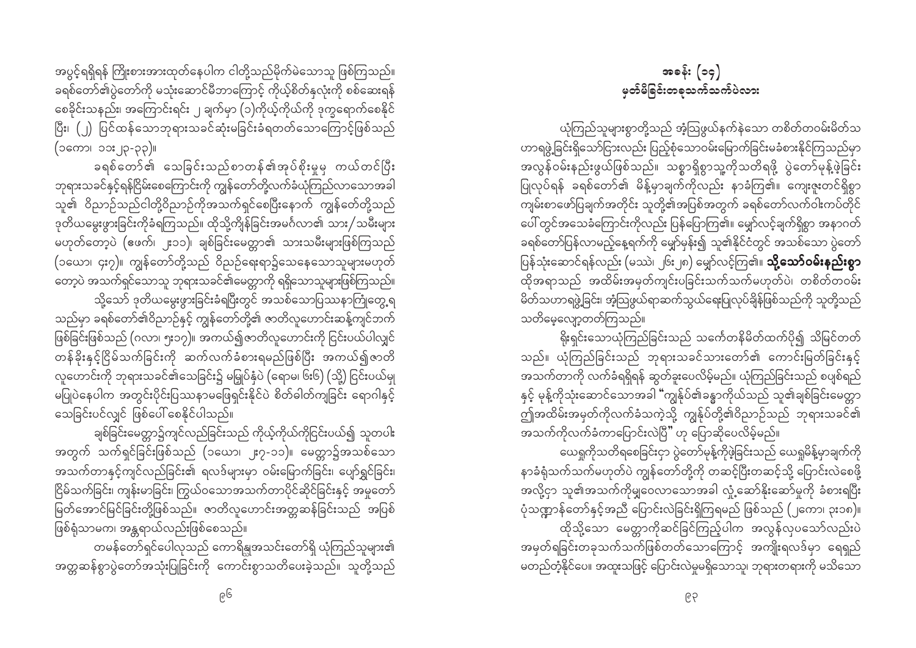အပွင့်ရရှိရန် ကြိုးစားအားထုတ်နေပါက ငါတို့သည်မိုက်မဲသောသူ ဖြစ်ကြသည်။ ခရစ်တော်၏ပွဲတော်ကို မသုံးဆောင်မီဘာကြောင့် ကိုယ့်စိတ်နှလုံးကို စစ်ဆေးရန် စေခိုင်းသနည်း၊ အကြောင်းရင်း ၂ ချက်မှာ (၁)ကိုယ့်ကိုယ်ကို ဒုက္ခရောက်စေနိုင်ပြီး၊ (၂) ပြင်ထန်သောဘုရားသခင်ဆုံးမခြင်းခံရတတ်သောကြောင့်ဖြစ်သည် (၁ကော၊ ၁၁း၂၃-၃၃)။

ခရစ်တော်၏ သွေးခြင်းသည်စာတန်၏အုပ်စိုးမှုမှ ကယ်တင်ပြီး ဘုရားသခင်နှင့်ရန်ငြိမ်းစေကြောင်းကို ကျွန်တော်တို့လက်ခံယုံကြည်လာသောအခါ သူ၏ ဝိညာဉ်သည်ငါတို့ဝိညာဉ်ကိုအသက်ရှင်စေပြီးနောက် ကျွန်တော်တို့သည် ဒုတိယမွေးဖွားခြင်းကိုခံရကြသည်။ ထိုသို့ကျိန်ခြင်းအမင်္ဂလာ၏ သား/သမီးများ မဟုတ်တော့ပဲ (ဧဖက်၊ ၂း၁၁)၊ ချစ်ခြင်းမေတ္တာ၏ သားသမီးများဖြစ်ကြသည် (၁ယော၊ ၄း၇)။ ကျွန်တော်တို့သည် ဝိညာဉ်ရေးရာ၌သေနေသောသူများမဟုတ်တော့ပဲ အသက်ရှင်သောသူ ဘုရားသခင်၏မေတ္တာကို ရရှိသောသူများဖြစ်ကြသည်။

သို့သော် ဒုတိယမွေးဖွားခြင်းခံရပြီးတွင် အသစ်သောပြဿနာကြုံတွေ့ရသည်မှာ ခရစ်တော်၏ဝိညာဉ်နှင့် ကျွန်တော်တို့၏ ဇာတိလူဟောင်းဆန့်ကျင်ဘက်ဖြစ်ခြင်းဖြစ်သည် (ဂလာ၊ ၅း၁၇)။ အကယ်၍ဇာတိလူဟောင်းကို ငြင်းပယ်ပါလျှင် တန်ခိုးနှင့်ငြိမ်သက်ခြင်းကို ဆက်လက်ခံစားရမည်ဖြစ်ပြီး အကယ်၍ဇာတိလူဟောင်းကို ဘုရားသခင်၏သွေးခြင်း၌ မမြုပ်နှံပဲ (ရောမ၊ ၆း၆) (သို့) ငြင်းပယ်မှုမပြုပဲနေပါက အတွင်းပိုင်းပြဿနာမဖြေရှင်းနိုင်ပဲ စိတ်ဓါတ်ကျခြင်း ရောဂါနှင့်သေခြင်းပင်လျှင် ဖြစ်ပေါ်စေနိုင်ပါသည်။

ချစ်ခြင်းမေတ္တာ၌ကျင်လည်ခြင်းသည် ကိုယ့်ကိုယ်ကိုငြင်းပယ်၍ သူတပါးအတွက် သက်ရှင်ခြင်းဖြစ်သည် (၁ယော၊ ၂း၇-၁၁)။ မေတ္တာ၌အသစ်သောအသက်တာနှင့်ကျင်လည်ခြင်း၏ ရလဒ်များမှာ ဝမ်းမြောက်ခြင်း၊ ပျော်ရွှင်ခြင်း၊ ငြိမ်သက်ခြင်း၊ ကျန်းမာခြင်း၊ ကြွယ်ဝသောအသက်တာပိုင်ဆိုင်ခြင်းနှင့် အမှုတော်မြတ်အောင်မြင်ခြင်းတို့ဖြစ်သည်။ ဇာတိလူဟောင်းအတ္တဆန်ခြင်းသည် အပြစ်ဖြစ်ရုံသာမက၊ အန္တရာယ်လည်းဖြစ်စေသည်။

တမန်တော်ရှင်ပေါလုသည် ကောရိန္သုအသင်းတော်ရှိ ယုံကြည်သူများ၏ အတ္တဆန်စွာပွဲတော်အသုံးပြုခြင်းကို ကောင်းစွာသတိပေးခဲ့သည်။ သူတို့သည်

# အခန်း (၁၄)
## မှတ်မိခြင်းတခုသက်သက်ပဲလား

ယုံကြည်သူများစွာတို့သည် အံ့သြဖွယ်နက်နဲသော တစိတ်တဝမ်းမိတ်သဟာရဖွဲ့ခြင်းရှိသော်ငြားလည်း ပြည့်စုံသောဝမ်းမြောက်ခြင်းမခံစားနိုင်ကြသည်မှာ အလွန်ဝမ်းနည်းဖွယ်ဖြစ်သည်။ သစ္စာရှိစွာသူ့ကိုသတိရဖို့ ပွဲတော်မုန့်ဖဲ့ခြင်းပြုလုပ်ရန် ခရစ်တော်၏ မိန့်မှာချက်ကိုလည်း နာခံကြ၏။ ကျေးဇူးတင်ရှိစွာကျမ်းစာဖော်ပြချက်အတိုင်း သူတို့၏အပြစ်အတွက် ခရစ်တော်လက်ဝါးကပ်တိုင်ပေါ်တွင်အသေခံကြောင်းကိုလည်း ပြန်ပြောကြ၏။ မျှော်လင့်ချက်ရှိစွာ အနာဂတ်ခရစ်တော်ပြန်လာမည့်နေ့ရက်ကို မျှော်မှန်း၍ သူ၏နိုင်ငံတွင် အသစ်သော ပွဲတော်ပြန်သုံးဆောင်ရန်လည်း (မဿ၊ ၂၆း၂၈) မျှော်လင့်ကြ၏။ **သို့သော်ဝမ်းနည်းစွာ** ထိုအရာသည် အထိမ်းအမှတ်ကျင်းပခြင်းသက်သက်မဟုတ်ပဲ၊ တစိတ်တဝမ်းမိတ်သဟာရဖွဲ့ခြင်း၊ အံ့သြဖွယ်ရာဆက်သွယ်ရေးပြုလုပ်ချိန်ဖြစ်သည်ကို သူတို့သည် သတိမေ့လျော့တတ်ကြသည်။

ရိုးရှင်းသောယုံကြည်ခြင်းသည် သင်္ကေတနိမိတ်ထက်ပို၍ သိမြင်တတ်သည်။ ယုံကြည်ခြင်းသည် ဘုရားသခင်သားတော်၏ ကောင်းမြတ်ခြင်းနှင့် အသက်တာကို လက်ခံရရှိရန် ဆွတ်ခူးပေလိမ့်မည်။ ယုံကြည်ခြင်းသည် စပျစ်ရည်နှင့် မုန့်ကိုသုံးဆောင်သောအခါ "ကျွန်ုပ်၏ခန္ဓာကိုယ်သည် သူ၏ချစ်ခြင်းမေတ္တာ၏အထိမ်းအမှတ်ကိုလက်ခံသကဲ့သို့ ကျွန်ုပ်တို့၏ဝိညာဉ်သည် ဘုရားသခင်၏အသက်ကိုလက်ခံကာပြောင်းလဲပြီ" ဟု ပြောဆိုပေလိမ့်မည်။

ယေရှုကိုသတိရစေခြင်းငှာ ပွဲတော်မုန့်ကိုဖဲ့ခြင်းသည် ယေရှုမိန့်မှာချက်ကို နာခံရုံသက်သက်မဟုတ်ပဲ ကျွန်တော်တို့ကို တဆင့်ပြီးတဆင့်သို့ ပြောင်းလဲစေဖို့ အလို့ငှာ သူ၏အသက်ကိုမျှဝေလာသောအခါ လှုံ့ဆော်နိုးဆော်မှုကို ခံစားရပြီး ပုံသဏ္ဍာန်တော်နှင့်အညီ ပြောင်းလဲခြင်းရှိကြရမည် ဖြစ်သည် (၂ကော၊ ၃း၁၈)။

ထိုသို့သော မေတ္တာကိုဆင်ခြင်ကြည့်ပါက အလွန်လှပသော်လည်းပဲ အမှတ်ရခြင်းတခုသက်သက်ဖြစ်တတ်သောကြောင့် အကျိုးရလဒ်မှာ ရေရှည်မတည်တံ့နိုင်ပေ။ အထူးသဖြင့် ပြောင်းလဲမှုမရှိသောသူ၊ ဘုရားတရားကို မသိသော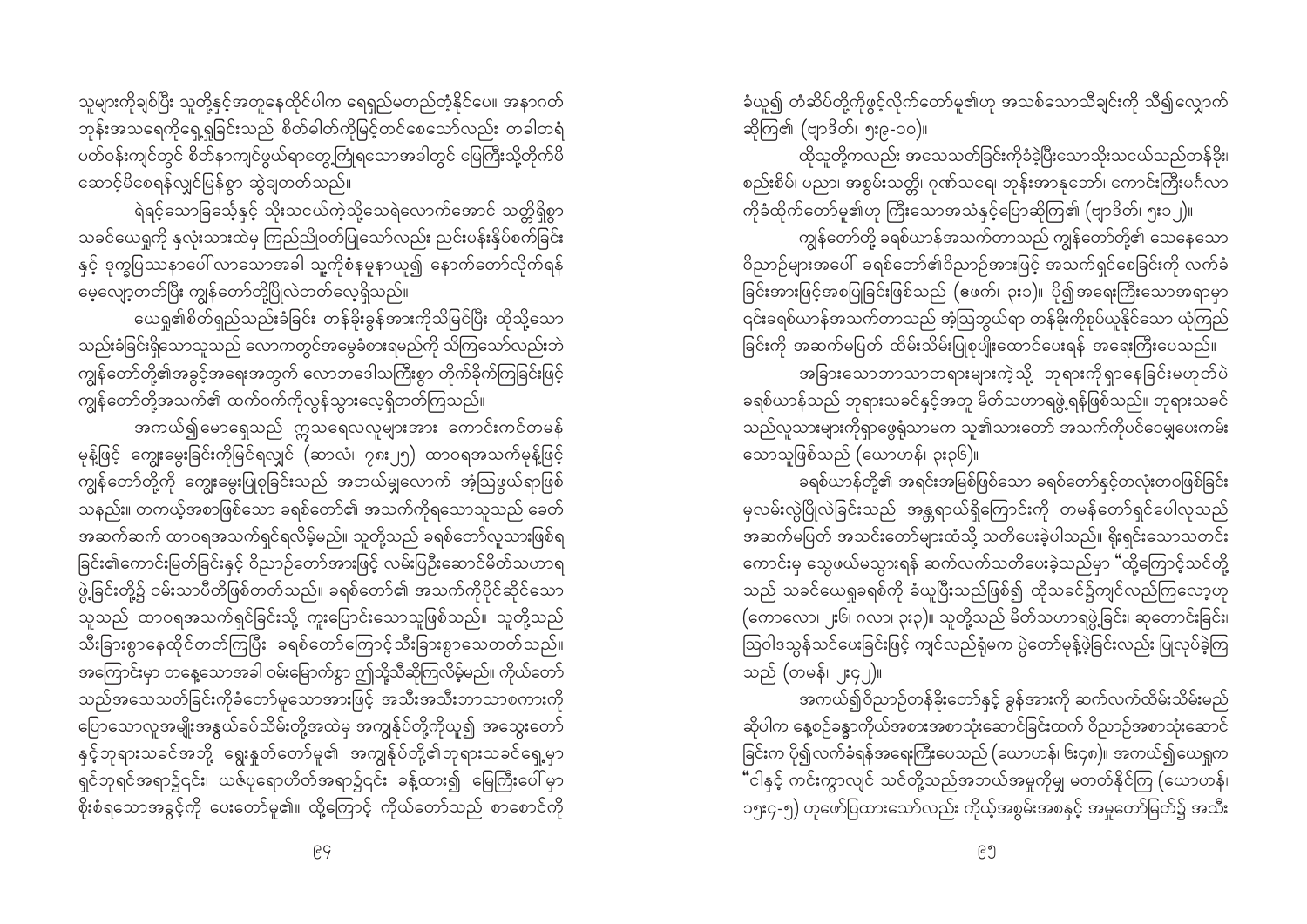သူများကိုချစ်ပြီး သူတို့နှင့်အတူနေထိုင်ပါက ရေရှည်မတည်တံ့နိုင်ပေ။ အနာဂတ်ဘုန်းအသရေကိုရှေ့ရှုခြင်းသည် စိတ်ဓါတ်ကိုမြင့်တင်စေသော်လည်း တခါတရံ ပတ်ဝန်းကျင်တွင် စိတ်နာကျင်ဖွယ်ရာတွေ့ကြုံရသောအခါတွင် မြေကြီးသို့တိုက်မိဆောင့်မိစေရန်လျှင်မြန်စွာ ဆွဲချတတ်သည်။

ရဲရင့်သောခြေသံနှင့် သိုးသငယ်ကဲ့သို့သေရဲလောက်အောင် သတ္တိရှိစွာ သခင်ယေရှုကို နှလုံးသားထဲမှ ကြည်ညိုဝတ်ပြုသော်လည်း ညင်းပန်းနှိပ်စက်ခြင်းနှင့် ဒုက္ခပြဿနာပေါ်လာသောအခါ သူ့ကိုစံနမူနာယူ၍ နောက်တော်လိုက်ရန် မေ့လျော့တတ်ပြီး ကျွန်တော်တို့ပြိုလဲတတ်လေ့ရှိသည်။

ယေရှု၏စိတ်ရှည်သည်းခံခြင်း တန်ခိုးခွန်အားကိုသိမြင်ပြီး ထိုသို့သောသည်းခံခြင်းရှိသောသူသည် လောကတွင်အမွေခံစားရမည်ကို သိကြသော်လည်းဘဲ ကျွန်တော်တို့၏အခွင့်အရေးအတွက် လောဘဒေါသကြီးစွာ တိုက်ခိုက်ကြခြင်းဖြင့် ကျွန်တော်တို့အသက်၏ ထက်ဝက်ကိုလွန်သွားလေ့ရှိတတ်ကြသည်။

အကယ်၍မောရှေသည် ဣသရေလလူများအား ကောင်းကင်တမန်မုန့်ဖြင့် ကျွေးမွေးခြင်းကိုမြင်ရလျှင် (ဆာလံ၊ ၇၈း၂၅) ထာဝရအသက်မုန့်ဖြင့် ကျွန်တော်တို့ကို ကျွေးမွေးပြုစုခြင်းသည် အဘယ်မျှလောက် အံ့ဩဖွယ်ရာဖြစ်သနည်း။ တကယ့်အစာဖြစ်သော ခရစ်တော်၏ အသက်ကိုရသောသူသည် ခေတ်အဆက်ဆက် ထာဝရအသက်ရှင်ရလိမ့်မည်။ သူတို့သည် ခရစ်တော်လူသားဖြစ်ရခြင်း၏ကောင်းမြတ်ခြင်းနှင့် ဝိညာဉ်တော်အားဖြင့် လမ်းပြီးဆောင်မိတ်သဟာရဖွဲ့ခြင်းတို့၌ ဝမ်းသာပီတိဖြစ်တတ်သည်။ ခရစ်တော်၏ အသက်ကိုပိုင်ဆိုင်သောသူသည် ထာဝရအသက်ရှင်ခြင်းသို့ ကူးပြောင်းသောသူဖြစ်သည်။ သူတို့သည် သီးခြားစွာနေထိုင်တတ်ကြပြီး ခရစ်တော်ကြောင့်သီးခြားစွာသေတတ်သည်။ အကြောင်းမှာ တနေ့သောအခါ ဝမ်းမြောက်စွာ ဤသို့သီဆိုကြလိမ့်မည်။ ကိုယ်တော်သည်အသေသတ်ခြင်းကိုခံတော်မူသောအားဖြင့် အသီးအသီးဘာသာစကားကို ပြောသောလူအမျိုးအနွယ်ခပ်သိမ်းတို့အထဲမှ အကျွန်ုပ်တို့ကိုယူ၍ အသွေးတော်နှင့်ဘုရားသခင်အဘို့ ရွေးနှုတ်တော်မူ၏၊ အကျွန်ုပ်တို့၏ဘုရားသခင်ရှေ့မှာ ရှင်ဘုရင်အရာ၌၎င်း၊ ယဇ်ပုရောဟိတ်အရာ၌၎င်း ခန့်ထား၍ မြေကြီးပေါ်မှာ စိုးစံရသောအခွင့်ကို ပေးတော်မူ၏။ ထို့ကြောင့် ကိုယ်တော်သည် စာစောင်ကိုခံယူ၍ တံဆိပ်တို့ကိုဖွင့်လိုက်တော်မူ၏ဟု အသစ်သောသီချင်းကို သီ၍လျှောက်ဆိုကြ၏ (ဗျာဒိတ်၊ ၅း၉-၁၀)။

ထိုသူတို့ကလည်း အသေသတ်ခြင်းကိုခံခဲ့ပြီးသောသိုးသငယ်သည်တန်ခိုး၊ စည်းစိမ်၊ ပညာ၊ အစွမ်းသတ္တိ၊ ဂုဏ်သရေ၊ ဘုန်းအာနုဘော်၊ ကောင်းကြီးမင်္ဂလာကိုခံထိုက်တော်မူ၏ဟု ကြီးသောအသံနှင့်ပြောဆိုကြ၏ (ဗျာဒိတ်၊ ၅း၁၂)။

ကျွန်တော်တို့ ခရစ်ယာန်အသက်တာသည် ကျွန်တော်တို့၏ သေနေသောဝိညာဉ်များအပေါ် ခရစ်တော်၏ဝိညာဉ်အားဖြင့် အသက်ရှင်စေခြင်းကို လက်ခံခြင်းအားဖြင့်အစပြုခြင်းဖြစ်သည် (ဧဖက်၊ ၃း၁)။ ပို၍အရေးကြီးသောအရာမှာ ၎င်းခရစ်ယာန်အသက်တာသည် အံ့ဩဘွယ်ရာ တန်ခိုးကိုစုပ်ယူနိုင်သော ယုံကြည်ခြင်းကို အဆက်မပြတ် ထိမ်းသိမ်းပြုစုပျိုးထောင်ပေးရန် အရေးကြီးပေသည်။

အခြားသောဘာသာတရားများကဲ့သို့ ဘုရားကိုရှာနေခြင်းမဟုတ်ပဲ ခရစ်ယာန်သည် ဘုရားသခင်နှင့်အတူ မိတ်သဟာရဖွဲ့ရန်ဖြစ်သည်။ ဘုရားသခင်သည်လူသားများကိုရှာဖွေရုံသာမက သူ၏သားတော် အသက်ကိုပင်ဝေမျှပေးကမ်းသောသူဖြစ်သည် (ယောဟန်၊ ၃း၃၆)။

ခရစ်ယာန်တို့၏ အရင်းအမြစ်ဖြစ်သော ခရစ်တော်နှင့်တလုံးတဝဖြစ်ခြင်းမှလမ်းလွဲပြိုလဲခြင်းသည် အန္တရာယ်ရှိကြောင်းကို တမန်တော်ရှင်ပေါလုသည် အဆက်မပြတ် အသင်းတော်များထံသို့ သတိပေးခဲ့ပါသည်။ ရိုးရှင်းသောသတင်းကောင်းမှ သွေဖယ်မသွားရန် ဆက်လက်သတိပေးခဲ့သည်မှာ "ထို့ကြောင့်သင်တို့သည် သခင်ယေရှုခရစ်ကို ခံယူပြီးသည်ဖြစ်၍ ထိုသခင်၌ကျင်လည်ကြလော့ဟု (ကောလော၊ ၂း၆၊ ဂလာ၊ ၃း၃)။ သူတို့သည် မိတ်သဟာရဖွဲ့ခြင်း၊ ဆုတောင်းခြင်း၊ ဩဝါဒသွန်သင်ပေးခြင်းဖြင့် ကျင်လည်ရုံမက ပွဲတော်မုန့်ဖဲ့ခြင်းလည်း ပြုလုပ်ခဲ့ကြသည် (တမန်၊ ၂း၄၂)။

အကယ်၍ဝိညာဉ်တန်ခိုးတော်နှင့် ခွန်အားကို ဆက်လက်ထိမ်းသိမ်းမည်ဆိုပါက နေ့စဉ်ခန္ဓာကိုယ်အစားအစာသုံးဆောင်ခြင်းထက် ဝိညာဉ်အစာသုံးဆောင်ခြင်းက ပို၍လက်ခံရန်အရေးကြီးပေသည် (ယောဟန်၊ ၆း၄၈)။ အကယ်၍ယေရှုက "ငါနှင့် ကင်းကွာလျှင် သင်တို့သည်အဘယ်အမှုကိုမျှ မတတ်နိုင်ကြ (ယောဟန်၊ ၁၅း၄-၅) ဟုဖော်ပြထားသော်လည်း ကိုယ့်အစွမ်းအစနှင့် အမှုတော်မြတ်၌ အသီး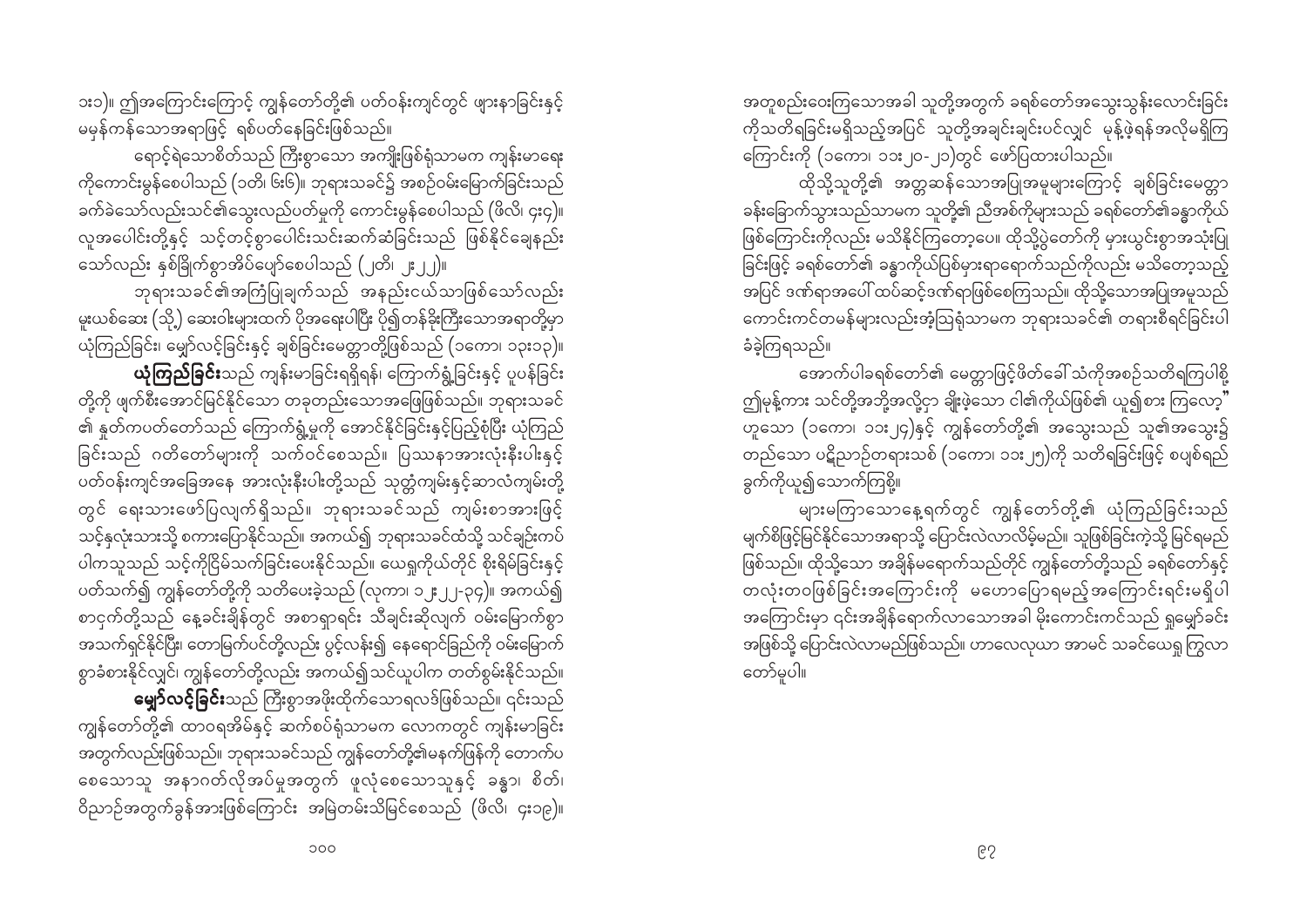၁း၁)။ ဤအကြောင်းကြောင့် ကျွန်တော်တို့၏ ပတ်ဝန်းကျင်တွင် ဖျားနာခြင်းနှင့် မမှန်ကန်သောအရာဖြင့် ရစ်ပတ်နေခြင်းဖြစ်သည်။

ရောင့်ရဲသောစိတ်သည် ကြီးစွာသော အကျိုးဖြစ်ရုံသာမက ကျန်းမာရေးကိုကောင်းမွန်စေပါသည် (၁တိ၊ ၆း၆)။ ဘုရားသခင်၌ အစဉ်ဝမ်းမြောက်ခြင်းသည် ခက်ခဲသော်လည်းသင်၏သွေးလည်ပတ်မှုကို ကောင်းမွန်စေပါသည် (ဖိလိ၊ ၄း၄)။ လူအပေါင်းတို့နှင့် သင့်တင့်စွာပေါင်းသင်းဆက်ဆံခြင်းသည် ဖြစ်နိုင်ချေနည်းသော်လည်း နှစ်ခြိုက်စွာအိပ်ပျော်စေပါသည် (၂တိ၊ ၂း၂၂)။

ဘုရားသခင်၏အကြံပြုချက်သည် အနည်းငယ်သာဖြစ်သော်လည်း မူးယစ်ဆေး (သို့) ဆေးဝါးများထက် ပိုအရေးပါပြီး ပို၍တန်ခိုးကြီးသောအရာတို့မှာ ယုံကြည်ခြင်း၊ မျှော်လင့်ခြင်းနှင့် ချစ်ခြင်းမေတ္တာတို့ဖြစ်သည် (၁ကော၊ ၁၃း၁၃)။

**ယုံကြည်ခြင်း**သည် ကျန်းမာခြင်းရရှိရန်၊ ကြောက်ရွံ့ခြင်းနှင့် ပူပန်ခြင်းတို့ကို ဖျက်စီးအောင်မြင်နိုင်သော တခုတည်းသောအဖြေဖြစ်သည်။ ဘုရားသခင်၏ နှုတ်ကပတ်တော်သည် ကြောက်ရွံ့မှုကို အောင်နိုင်ခြင်းနှင့်ပြည့်စုံပြီး ယုံကြည်ခြင်းသည် ဂတိတော်များကို သက်ဝင်စေသည်။ ပြဿနာအားလုံးနီးပါးနှင့် ပတ်ဝန်းကျင်အခြေအနေ အားလုံးနီးပါးတို့သည် သုတ္တံကျမ်းနှင့်ဆာလံကျမ်းတို့တွင် ရေးသားဖော်ပြလျက်ရှိသည်။ ဘုရားသခင်သည် ကျမ်းစာအားဖြင့် သင့်နှလုံးသားသို့ စကားပြောနိုင်သည်။ အကယ်၍ ဘုရားသခင်ထံသို့ သင်ချဉ်းကပ်ပါကသူသည် သင့်ကိုငြိမ်သက်ခြင်းပေးနိုင်သည်။ ယေရှုကိုယ်တိုင် စိုးရိမ်ခြင်းနှင့် ပတ်သက်၍ ကျွန်တော်တို့ကို သတိပေးခဲ့သည် (လုကာ၊ ၁၂း၂၂-၃၄)။ အကယ်၍ စာငှက်တို့သည် နေ့ခင်းချိန်တွင် အစာရှာရင်း သီချင်းဆိုလျက် ဝမ်းမြောက်စွာ အသက်ရှင်နိုင်ပြီး၊ တောမြက်ပင်တို့လည်း ပွင့်လန်း၍ နေရောင်ခြည်ကို ဝမ်းမြောက်စွာခံစားနိုင်လျှင်၊ ကျွန်တော်တို့လည်း အကယ်၍သင်ယူပါက တတ်စွမ်းနိုင်သည်။

**မျှော်လင့်ခြင်း**သည် ကြီးစွာအဖိုးထိုက်သောရလဒ်ဖြစ်သည်။ ၎င်းသည် ကျွန်တော်တို့၏ ထာဝရအိမ်နှင့် ဆက်စပ်ရုံသာမက လောကတွင် ကျန်းမာခြင်းအတွက်လည်းဖြစ်သည်။ ဘုရားသခင်သည် ကျွန်တော်တို့၏မနက်ဖြန်ကို တောက်ပစေသောသူ အနာဂတ်လိုအပ်မှုအတွက် ဖူလုံစေသောသူနှင့် ခန္ဓာ၊ စိတ်၊ ဝိညာဉ်အတွက်ခွန်အားဖြစ်ကြောင်း အမြဲတမ်းသိမြင်စေသည် (ဖိလိ၊ ၄း၁၉)။

အတူစည်းဝေးကြသောအခါ သူတို့အတွက် ခရစ်တော်အသွေးသွန်းလောင်းခြင်းကိုသတိရခြင်းမရှိသည့်အပြင် သူတို့အချင်းချင်းပင်လျှင် မုန်းဖွဲ့ရန်အလိုမရှိကြကြောင်းကို (၁ကော၊ ၁၁း၂၀-၂၁)တွင် ဖော်ပြထားပါသည်။

ထိုသို့သူတို့၏ အတ္တဆန်သောအပြုအမူများကြောင့် ချစ်ခြင်းမေတ္တာခန်းခြောက်သွားသည်သာမက သူတို့၏ ညီအစ်ကိုများသည် ခရစ်တော်၏ခန္ဓာကိုယ်ဖြစ်ကြောင်းကိုလည်း မသိနိုင်ကြတော့ပေ။ ထိုသို့ပွဲတော်ကို မှားယွင်းစွာအသုံးပြုခြင်းဖြင့် ခရစ်တော်၏ ခန္ဓာကိုယ်ပြစ်မှားရာရောက်သည်ကိုလည်း မသိတော့သည့်အပြင် ဒဏ်ရာအပေါ် ထပ်ဆင့်ဒဏ်ရာဖြစ်စေကြသည်။ ထိုသို့သောအပြုအမူသည် ကောင်းကင်တမန်များလည်းအံ့ဩရုံသာမက ဘုရားသခင်၏ တရားစီရင်ခြင်းပါ ခံခဲ့ကြရသည်။

အောက်ပါခရစ်တော်၏ မေတ္တာဖြင့်ဖိတ်ခေါ် သံကိုအစဉ်သတိရကြပါစို့ "ဤမုန့်ကား သင်တို့အဘို့အလို့ငှာ ချိုးဖဲ့သော ငါ၏ကိုယ်ဖြစ်၏ ယူ၍စား ကြလော့" ဟူသော (၁ကော၊ ၁၁း၂၄)နှင့် ကျွန်တော်တို့၏ အသွေးသည် သူ၏အသွေး၌ တည်သော ပဋိညာဉ်တရားသစ် (၁ကော၊ ၁၁း၂၅)ကို သတိရခြင်းဖြင့် စပျစ်ရည်ခွက်ကိုယူ၍သောက်ကြစို့။

များမကြာသောနေ့ရက်တွင် ကျွန်တော်တို့၏ ယုံကြည်ခြင်းသည် မျက်စိဖြင့်မြင်နိုင်သောအရာသို့ ပြောင်းလဲလာလိမ့်မည်။ သူဖြစ်ခြင်းကဲ့သို့ မြင်ရမည်ဖြစ်သည်။ ထိုသို့သော အချိန်မရောက်သည်တိုင် ကျွန်တော်တို့သည် ခရစ်တော်နှင့်တလုံးတဝဖြစ်ခြင်းအကြောင်းကို မဟောပြောရမည့်အကြောင်းရင်းမရှိပါ အကြောင်းမှာ ၎င်းအချိန်ရောက်လာသောအခါ မိုးကောင်းကင်သည် ရှုမျှော်ခင်းအဖြစ်သို့ ပြောင်းလဲလာမည်ဖြစ်သည်။ ဟာလေလုယာ အာမင် သခင်ယေရှု ကြွလာတော်မူပါ။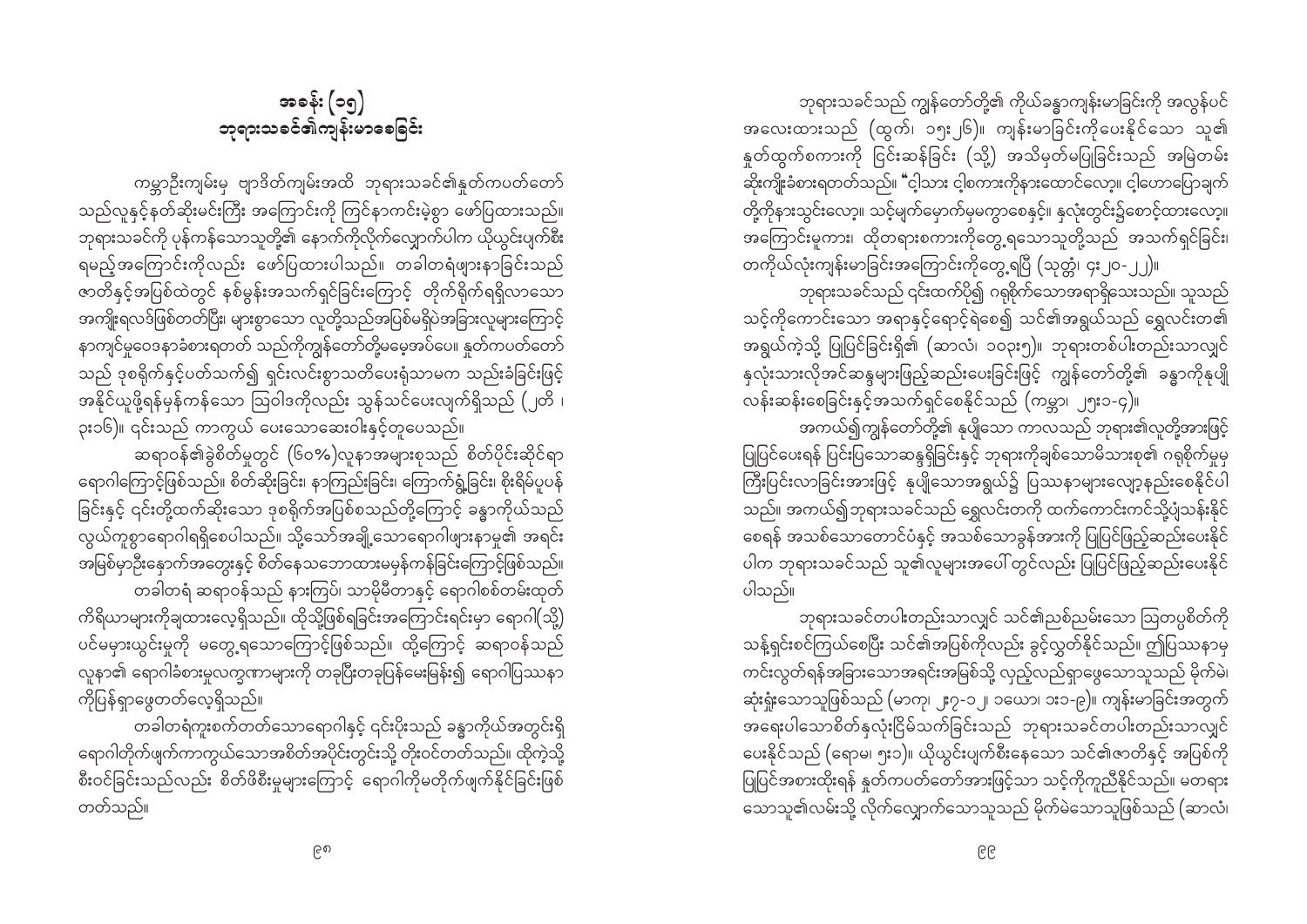## အခန်း (၁၅)
## ဘုရားသခင်၏ကျန်းမာစေခြင်း

ကမ္ဘာဦးကျမ်းမှ ဗျာဒိတ်ကျမ်းအထိ ဘုရားသခင်၏နှုတ်ကပတ်တော်သည်လူနှင့်နတ်ဆိုးမင်းကြီး အကြောင်းကို ကြင်နာကင်းမဲ့စွာ ဖော်ပြထားသည်။ ဘုရားသခင်ကို ပုန်ကန်သောသူတို့၏ နောက်ကိုလိုက်လျှောက်ပါက ယိုယွင်းပျက်စီးရမည့်အကြောင်းကိုလည်း ဖော်ပြထားပါသည်။ တခါတရံဖျားနာခြင်းသည် ဇာတိနှင့်အပြစ်ထဲတွင် နစ်မွန်းအသက်ရှင်ခြင်းကြောင့် တိုက်ရိုက်ရရှိလာသော အကျိုးရလဒ်ဖြစ်တတ်ပြီး၊ များစွာသော လူတို့သည်အပြစ်မရှိပဲအခြားလူများကြောင့် နာကျင်မှုဝေဒနာခံစားရတတ် သည်ကိုကျွန်တော်တို့မမေ့အပ်ပေ။ နှုတ်ကပတ်တော်သည် ဒုစရိုက်နှင့်ပတ်သက်၍ ရှင်းလင်းစွာသတိပေးရုံသာမက သည်းခံခြင်းဖြင့် အနိုင်ယူဖို့ရန်မှန်ကန်သော ဩဝါဒကိုလည်း သွန်သင်ပေးလျက်ရှိသည် (၂တိ ၊ ၃း၁၆)။ ၎င်းသည် ကာကွယ် ပေးသောဆေးဝါးနှင့်တူပေသည်။

ဆရာဝန်၏ခွဲစိတ်မှုတွင် (၆၀%)လူနာအများစုသည် စိတ်ပိုင်းဆိုင်ရာ ရောဂါကြောင့်ဖြစ်သည်။ စိတ်ဆိုးခြင်း၊ နာကြည်းခြင်း၊ ကြောက်ရွံ့ခြင်း၊ စိုးရိမ်ပူပန်ခြင်းနှင့် ၎င်းတို့ထက်ဆိုးသော ဒုစရိုက်အပြစ်စသည်တို့ကြောင့် ခန္ဓာကိုယ်သည် လွယ်ကူစွာရောဂါရရှိစေပါသည်။ သို့သော်အချို့သောရောဂါဖျားနာမှု၏ အရင်းအမြစ်မှာဦးနှောက်အတွေးနှင့် စိတ်နေသဘောထားမမှန်ကန်ခြင်းကြောင့်ဖြစ်သည်။

တခါတရံ ဆရာဝန်သည် နားကြပ်၊ သာမိုမီတာနှင့် ရောဂါစစ်တမ်းထုတ်ကိရိယာများကိုချထားလေ့ရှိသည်။ ထိုသို့ဖြစ်ရခြင်းအကြောင်းရင်းမှာ ရောဂါ(သို့) ပင်မယွင်းမှုကို မတွေ့ရသောကြောင့်ဖြစ်သည်။ ထို့ကြောင့် ဆရာဝန်သည် လူနာ၏ ရောဂါခံစားမှုလက္ခဏာများကို တခုပြီးတခုပြန်မေးမြန်း၍ ရောဂါပြဿနာကိုပြန်ရှာဖွေတတ်လေ့ရှိသည်။

တခါတရံကူးစက်တတ်သောရောဂါနှင့် ၎င်းပိုးသည် ခန္ဓာကိုယ်အတွင်းရှိ ရောဂါတိုက်ဖျက်ကာကွယ်သောအစိတ်အပိုင်းတွင်းသို့ တိုးဝင်တတ်သည်။ ထိုကဲ့သို့ စီးဝင်ခြင်းသည်လည်း စိတ်ဖိစီးမှုများကြောင့် ရောဂါကိုမတိုက်ဖျက်နိုင်ခြင်းဖြစ်တတ်သည်။

ဘုရားသခင်သည် ကျွန်တော်တို့၏ ကိုယ်ခန္ဓာကျန်းမာခြင်းကို အလွန်ပင် အလေးထားသည် (ထွက်၊ ၁၅း၂၆)။ ကျန်းမာခြင်းကိုပေးနိုင်သော သူ၏နှုတ်ထွက်စကားကို ငြင်းဆန်ခြင်း (သို့) အသိမှတ်မပြုခြင်းသည် အမြဲတမ်းဆိုးကျိုးခံစားရတတ်သည်။ "ငါ့သား ငါ့စကားကိုနားထောင်လော့။ ငါဟောပြောချက်တို့ကိုနားသွင်းလော့။ သင့်မျက်မှောက်မှမကွာစေနှင့်။ နှလုံးတွင်း၌စောင့်ထားလော့။ အကြောင်းမူကား၊ ထိုတရားစကားကိုတွေ့ရသောသူတို့သည် အသက်ရှင်ခြင်း၊ တကိုယ်လုံးကျန်းမာခြင်းအကြောင်းကိုတွေ့ရပြီ (သုတ္တံ၊ ၄း၂၀-၂၂)။

ဘုရားသခင်သည် ၎င်းထက်ပို၍ ဂရုစိုက်သောအရာရှိသေးသည်။ သူသည် သင့်ကိုကောင်းသော အရာနှင့်ရောင့်ရဲစေ၍ သင်၏အရွယ်သည် ရွှေလင်းတ၏အရွယ်ကဲ့သို့ ပြုပြင်ခြင်းရှိ၏ (ဆာလံ၊ ၁၀၃း၅)။ ဘုရားတစ်ပါးတည်းသာလျှင် နှလုံးသားလိုအင်ဆန္ဒများဖြင့်ဆည်းပေးခြင်းဖြင့် ကျွန်တော်တို့၏ ခန္ဓာကိုနုပျိုလန်းဆန်းစေခြင်းနှင့်အသက်ရှင်စေနိုင်သည် (ကမ္ဘာ၊ ၂၅း၁-၄)။

အကယ်၍ကျွန်တော်တို့၏ နုပျိုသော ကာလသည် ဘုရား၏လူတို့အားဖြင့် ပြုပြင်ပေးရန် ပြင်းပြသောဆန္ဒရှိခြင်းနှင့် ဘုရားကိုချစ်သောမိသားစု၏ ဂရုစိုက်မှုမှ ကြီးပြင်းလာခြင်းအားဖြင့် နုပျိုသောအရွယ်၌ ပြဿနာများလျော့နည်းစေနိုင်ပါသည်။ အကယ်၍ဘုရားသခင်သည် ရွှေလင်းတကို ထက်ကောင်းကင်သို့ပျံသန်းနိုင်စေရန် အသစ်သောတောင်ပံနှင့် အသစ်သောခွန်အားကို ပြုပြင်ဖြည့်ဆည်းပေးနိုင်ပါက ဘုရားသခင်သည် သူ၏လူများအပေါ် တွင်လည်း ပြုပြင်ဖြည့်ဆည်းပေးနိုင်ပါသည်။

ဘုရားသခင်တပါးတည်းသာလျှင် သင်၏ညစ်ညမ်းသော ဩတ္တပ္ပစိတ်ကို သန့်ရှင်းစင်ကြယ်စေပြီး သင်၏အပြစ်ကိုလည်း ခွင့်လွှတ်နိုင်သည်။ ဤပြဿနာမှ ကင်းလွတ်ရန်အခြားသောအရင်းအမြစ်သို့ လှည့်လည်ရှာဖွေသောသူသည် မိုက်မဲ၊ ဆုံးရှုံးသောသူဖြစ်သည် (မာကု၊ ၂း၇-၁၂ ၊ ၁ယော၊ ၁း၁-၉)။ ကျန်းမာခြင်းအတွက် အရေးပါသောစိတ်နှလုံးငြိမ်သက်ခြင်းသည် ဘုရားသခင်တပါးတည်းသာလျှင် ပေးနိုင်သည် (ရောမ၊ ၅း၁)။ ယိုယွင်းပျက်စီးနေသော သင်၏ဇာတိနှင့် အပြစ်ကို ပြုပြင်အစားထိုးရန် နှုတ်ကပတ်တော်အားဖြင့်သာ သင့်ကိုကူညီနိုင်သည်။ မတရားသောသူ၏လမ်းသို့ လိုက်လျှောက်သောသူသည် မိုက်မဲသောသူဖြစ်သည် (ဆာလံ၊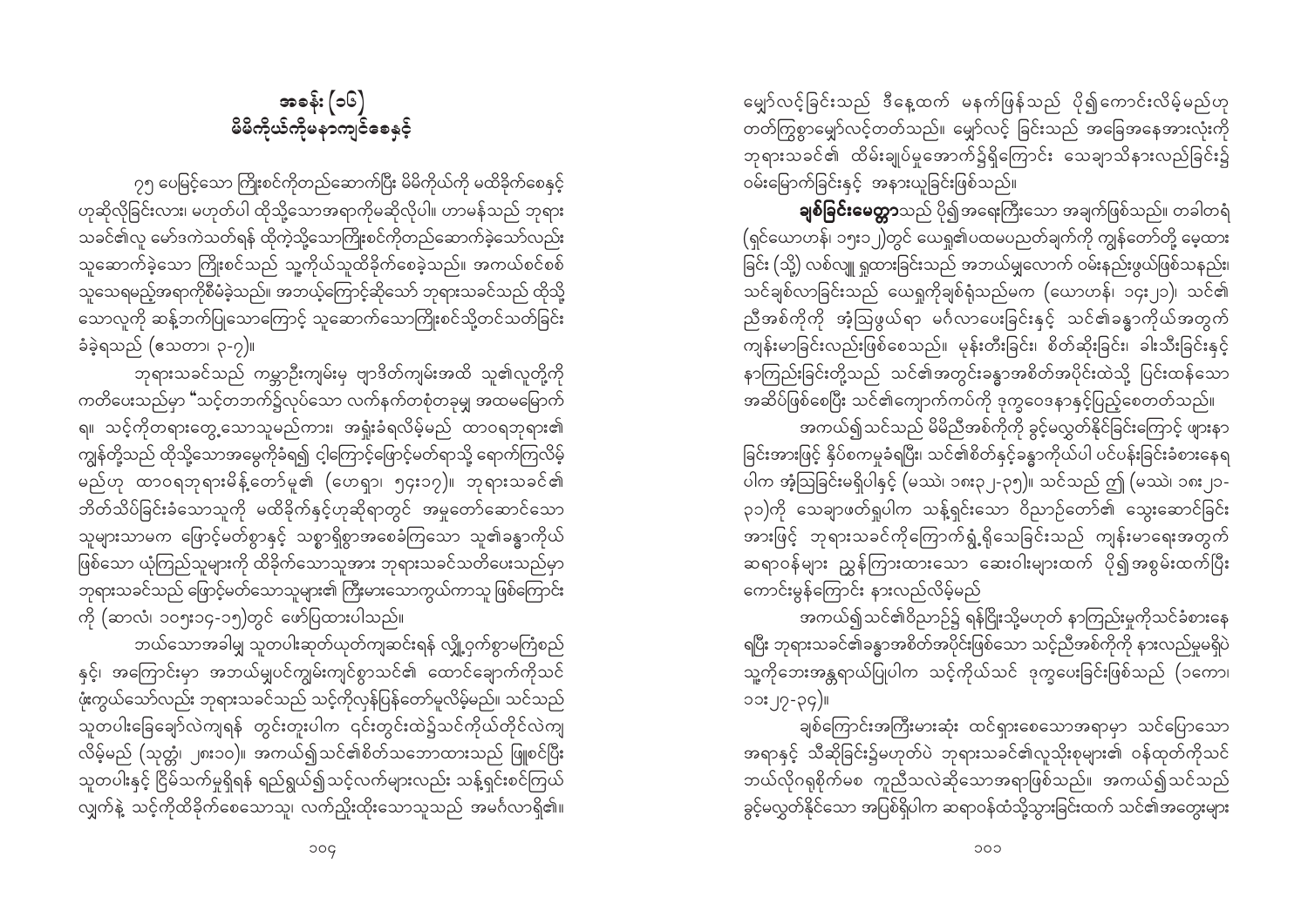# အခန်း (၁၆)
## မိမိကိုယ်ကိုမနာကျင်စေနှင့်

၇၅ ပေမြင့်သော ကြိုးစင်ကိုတည်ဆောက်ပြီး မိမိကိုယ်ကို မထိခိုက်စေနှင့်ဟုဆိုလိုခြင်းလား၊ မဟုတ်ပါ ထိုသို့သောအရာကိုမဆိုလိုပါ။ ဟာမန်သည် ဘုရားသခင်၏လူ မော်ဒကဲသတ်ရန် ထိုကဲ့သို့သောကြိုးစင်ကိုတည်ဆောက်ခဲ့သော်လည်း သူဆောက်ခဲ့သော ကြိုးစင်သည် သူ့ကိုယ်သူထိခိုက်စေခဲ့သည်။ အကယ်စင်စစ် သူသေရမည့်အရာကိုစီမံခဲ့သည်။ အဘယ့်ကြောင့်ဆိုသော် ဘုရားသခင်သည် ထိုသို့သောလူကို ဆန့်ဘက်ပြုသောကြောင့် သူဆောက်သောကြိုးစင်သို့တင်သတ်ခြင်း ခံခဲ့ရသည် (ဧသတာ၊ ၃-၇)။

ဘုရားသခင်သည် ကမ္ဘာဦးကျမ်းမှ ဗျာဒိတ်ကျမ်းအထိ သူ၏လူတို့ကို ကတိပေးသည်မှာ "သင့်တဘက်၌လုပ်သော လက်နက်တစုံတခုမျှ အထမမြောက်ရ။ သင့်ကိုတရားတွေ့သောသူမည်ကား၊ အရှုံးခံရလိမ့်မည် ထာဝရဘုရား၏ကျွန်တို့သည် ထိုသို့သောအမွေကိုခံရ၍ ငါ့ကြောင့်ဖြောင့်မတ်ရာသို့ ရောက်ကြလိမ့်မည်ဟု ထာဝရဘုရားမိန့်တော်မူ၏ (ဟေရှာ၊ ၅၄း၁၇)။ ဘုရားသခင်၏ ဘိတ်သိပ်ခြင်းခံသောသူကို မထိခိုက်နှင့်ဟုဆိုရာတွင် အမှုတော်ဆောင်သောသူများသာမက ဖြောင့်မတ်စွာနှင့် သစ္စာရှိစွာအစေခံကြသော သူ၏ခန္ဓာကိုယ်ဖြစ်သော ယုံကြည်သူများကို ထိခိုက်သောသူအား ဘုရားသခင်သတိပေးသည်မှာ ဘုရားသခင်သည် ဖြောင့်မတ်သောသူများ၏ ကြီးမားသောကွယ်ကာသူ ဖြစ်ကြောင်းကို (ဆာလံ၊ ၁၀၅း၁၄-၁၅)တွင် ဖော်ပြထားပါသည်။

ဘယ်သောအခါမျှ သူတပါးဆုတ်ယုတ်ကျဆင်းရန် လျှို့ဝှက်စွာမကြံစည်နှင့်၊ အကြောင်းမှာ အဘယ်မျှပင်ကျွမ်းကျင်စွာသင်၏ ထောင်ချောက်ကိုသင်ဖုံးကွယ်သော်လည်း ဘုရားသခင်သည် သင့်ကိုလှန်ပြန်တော်မူလိမ့်မည်။ သင်သည်သူတပါးခြေချော်လဲကျရန် တွင်းတူးပါက ၎င်းတွင်းထဲ၌သင်ကိုယ်တိုင်လဲကျလိမ့်မည် (သုတ္တံ၊ ၂၈း၁၀)။ အကယ်၍သင်၏စိတ်သဘောထားသည် ဖြူစင်ပြီး သူတပါးနှင့် ငြိမ်သက်မှုရှိရန် ရည်ရွယ်၍သင့်လက်များလည်း သန့်ရှင်းစင်ကြယ်လျှက်နဲ့ သင့်ကိုထိခိုက်စေသောသူ၊ လက်ညိုးထိုးသောသူသည် အမင်္ဂလာရှိ၏။ မျှော်လင့်ခြင်းသည် ဒီနေ့ထက် မနက်ဖြန်သည် ပို၍ကောင်းလိမ့်မည်ဟု တတ်ကြွစွာမျှော်လင့်တတ်သည်။ မျှော်လင့် ခြင်းသည် အခြေအနေအားလုံးကို ဘုရားသခင်၏ ထိမ်းချုပ်မှုအောက်၌ရှိကြောင်း သေချာသိနားလည်ခြင်း၌ ဝမ်းမြောက်ခြင်းနှင့် အနားယူခြင်းဖြစ်သည်။

**ချစ်ခြင်းမေတ္တာ**သည် ပို၍အရေးကြီးသော အချက်ဖြစ်သည်။ တခါတရံ (ရှင်ယောဟန်၊ ၁၅း၁၂)တွင် ယေရှု၏ပဌမပညတ်ချက်ကို ကျွန်တော်တို့ မေ့ထားခြင်း (သို့) လစ်လျူ ရှုထားခြင်းသည် အဘယ်မျှလောက် ဝမ်းနည်းဖွယ်ဖြစ်သနည်း၊ သင်ချစ်လာခြင်းသည် ယေရှုကိုချစ်ရုံသည်မက (ယောဟန်၊ ၁၄း၂၁)၊ သင်၏ ညီအစ်ကိုကို အံ့ဩဖွယ်ရာ မင်္ဂလာပေးခြင်းနှင့် သင်၏ခန္ဓာကိုယ်အတွက် ကျန်းမာခြင်းလည်းဖြစ်စေသည်။ မုန်းတီးခြင်း၊ စိတ်ဆိုးခြင်း၊ ခါးသီးခြင်းနှင့် နာကြည်းခြင်းတို့သည် သင်၏အတွင်းခန္ဓာအစိတ်အပိုင်းထဲသို့ ပြင်းထန်သောအဆိပ်ဖြစ်စေပြီး သင်၏ကျောက်ကပ်ကို ဒုက္ခဝေဒနာနှင့်ပြည့်စေတတ်သည်။

အကယ်၍သင်သည် မိမိညီအစ်ကိုကို ခွင့်မလွှတ်နိုင်ခြင်းကြောင့် ဖျားနာခြင်းအားဖြင့် နိုပ်စက်မှုခံရပြီး၊ သင်၏စိတ်နှင့်ခန္ဓာကိုယ်ပါ ပင်ပန်းခြင်းခံစားနေရပါက အံ့ဩခြင်းမရှိပါနှင့် (မဿဲ၊ ၁၈း၃၂-၃၅)။ သင်သည် ဤ (မဿဲ၊ ၁၈း၂၁-၃၁)ကို သေချာဖတ်ရှုပါက သန့်ရှင်းသော ဝိညာဉ်တော်၏ သွေးဆောင်ခြင်းအားဖြင့် ဘုရားသခင်ကိုကြောက်ရွံ့ရိုသေခြင်းသည် ကျန်းမာရေးအတွက် ဆရာဝန်များ ညွှန်ကြားထားသော ဆေးဝါးများထက် ပို၍အစွမ်းထက်ပြီး ကောင်းမွန်ကြောင်း နားလည်လိမ့်မည်

အကယ်၍သင်၏ဝိညာဉ်၌ ရန်ငြိုးသို့မဟုတ် နာကြည်းမှုကိုသင်ခံစားနေရပြီး ဘုရားသခင်၏ခန္ဓာအစိတ်အပိုင်းဖြစ်သော သင့်ညီအစ်ကိုကို နားလည်မှုမရှိပဲ သူ့ကိုဘေးအန္တရာယ်ပြုပါက သင့်ကိုယ်သင် ဒုက္ခပေးခြင်းဖြစ်သည် (၁ကော၊ ၁၁း၂၇-၃၄)။

ချစ်ကြောင်းအကြီးမားဆုံး ထင်ရှားစေသောအရာမှာ သင်ပြောသောအရာနှင့် သိဆိုခြင်း၌မဟုတ်ပဲ ဘုရားသခင်၏လူသိုးစုများ၏ ဝန်ထုတ်ကိုသင်ဘယ်လိုဂရုစိုက်မစ ကူညီသလဲဆိုသောအရာဖြစ်သည်။ အကယ်၍သင်သည် ခွင့်မလွှတ်နိုင်သော အပြစ်ရှိပါက ဆရာဝန်ထံသို့သွားခြင်းထက် သင်၏အတွေးများ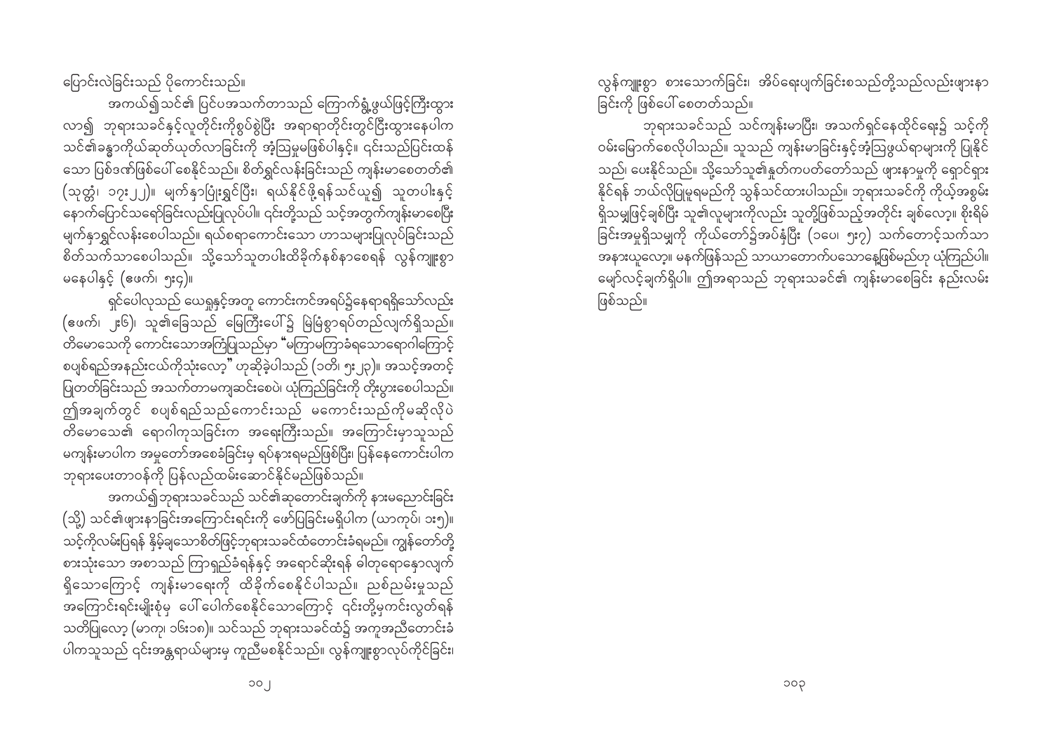ပြောင်းလဲခြင်းသည် ပိုကောင်းသည်။

အကယ်၍သင်၏ ပြင်ပအသက်တာသည် ကြောက်ရွံ့ဖွယ်ဖြင့်ကြီးထွားလာ၍ ဘုရားသခင်နှင့်လူတိုင်းကိုစွပ်စွဲပြီး အရာရာတိုင်းတွင်ငြီးထွားနေပါက သင်၏ခန္ဓာကိုယ်ဆုတ်ယုတ်လာခြင်းကို အံ့ဩမှုမဖြစ်ပါနှင့်။ ၎င်းသည်ပြင်းထန်သော ပြစ်ဒဏ်ဖြစ်ပေါ်စေနိုင်သည်။ စိတ်ရွှင်လန်းခြင်းသည် ကျန်းမာစေတတ်၏ (သုတ္တံ၊ ၁၇း၂၂)။ မျက်နှာပြုံးရွှင်ပြီး၊ ရယ်နိုင်ဖို့ရန်သင်ယူ၍ သူတပါးနှင့် နောက်ပြောင်သရော်ခြင်းလည်းပြုလုပ်ပါ။ ၎င်းတို့သည် သင့်အတွက်ကျန်းမာစေပြီး မျက်နှာရွှင်လန်းစေပါသည်။ ရယ်စရာကောင်းသော ဟာသများပြုလုပ်ခြင်းသည် စိတ်သက်သာစေပါသည်။ သို့သော်သူတပါးထိခိုက်နစ်နာစေရန် လွန်ကျူးစွာမနေပါနှင့် (ဧဖက်၊ ၅း၄)။

ရှင်ပေါလုသည် ယေရှုနှင့်အတူ ကောင်းကင်အရပ်၌နေရာရရှိသော်လည်း (ဧဖက်၊ ၂း၆)၊ သူ၏ခြေသည် မြေကြီးပေါ်၌ မြဲမြံစွာရပ်တည်လျက်ရှိသည်။ တိမောသေကို ကောင်းသောအကြံပြုသည်မှာ "မကြာမကြာခံရသောရောဂါကြောင့် စပျစ်ရည်အနည်းငယ်ကိုသုံးလော့" ဟုဆိုခဲ့ပါသည် (၁တိ၊ ၅း၂၃)။ အသင့်အတင့်ပြုတတ်ခြင်းသည် အသက်တာမကျဆင်းစေပဲ၊ ယုံကြည်ခြင်းကို တိုးပွားစေပါသည်။ ဤအချက်တွင် စပျစ်ရည်သည်ကောင်းသည် မကောင်းသည်ကိုမဆိုလိုပဲ တိမောသေ၏ ရောဂါကုသခြင်းက အရေးကြီးသည်။ အကြောင်းမှာသူသည် မကျန်းမာပါက အမှုတော်အစေခံခြင်းမှ ရပ်နားရမည်ဖြစ်ပြီး၊ ပြန်နေကောင်းပါက ဘုရားပေးတာဝန်ကို ပြန်လည်ထမ်းဆောင်နိုင်မည်ဖြစ်သည်။

အကယ်၍ဘုရားသခင်သည် သင်၏ဆုတောင်းချက်ကို နားမညောင်းခြင်း (သို့) သင်၏ဖျားနာခြင်းအကြောင်းရင်းကို ဖော်ပြခြင်းမရှိပါက (ယာကုပ်၊ ၁း၅)။ သင့်ကိုလမ်းပြရန် နှိမ့်ချသောစိတ်ဖြင့်ဘုရားသခင်ထံတောင်းခံရမည်။ ကျွန်တော်တို့စားသုံးသော အစာသည် ကြာရှည်ခံရန်နှင့် အရောင်ဆိုးရန် ဓါတုရောနှောလျက်ရှိသောကြောင့် ကျန်းမာရေးကို ထိခိုက်စေနိုင်ပါသည်။ ညစ်ညမ်းမှုသည် အကြောင်းရင်းမျိုးစုံမှ ပေါ်ပေါက်စေနိုင်သောကြောင့် ၎င်းတို့မှကင်းလွတ်ရန် သတိပြုလော့ (မာကု၊ ၁၆း၁၈)။ သင်သည် ဘုရားသခင်ထံ၌ အကူအညီတောင်းခံပါကသူသည် ၎င်းအန္တရာယ်များမှ ကူညီမစနိုင်သည်။ လွန်ကျူးစွာလုပ်ကိုင်ခြင်း၊ လွန်ကျူးစွာ စားသောက်ခြင်း၊ အိပ်ရေးပျက်ခြင်းစသည်တို့သည်လည်းဖျားနာခြင်းကို ဖြစ်ပေါ်စေတတ်သည်။

ဘုရားသခင်သည် သင်ကျန်းမာပြီး၊ အသက်ရှင်နေထိုင်ရေး၌ သင့်ကိုဝမ်းမြောက်စေလိုပါသည်။ သူသည် ကျန်းမာခြင်းနှင့်အံ့ဩဖွယ်ရာများကို ပြုနိုင်သည်၊ ပေးနိုင်သည်။ သို့သော်သူ၏နှုတ်ကပတ်တော်သည် ဖျားနာမှုကို ရှောင်ရှားနိုင်ရန် ဘယ်လိုပြုမူရမည်ကို သွန်သင်ထားပါသည်။ ဘုရားသခင်ကို ကိုယ့်အစွမ်းရှိသမျှဖြင့်ချစ်ပြီး သူ၏လူများကိုလည်း သူတို့ဖြစ်သည့်အတိုင်း ချစ်လော့။ စိုးရိမ်ခြင်းအမှုရှိသမျှကို ကိုယ်တော်၌အပ်နှံပြီး (၁ပေ၊ ၅း၇) သက်တောင့်သက်သာ အနားယူလော့။ မနက်ဖြန်သည် သာယာတောက်ပသောနေ့ဖြစ်မည်ဟု ယုံကြည်ပါ။ မျော်လင့်ချက်ရှိပါ။ ဤအရာသည် ဘုရားသခင်၏ ကျန်းမာစေခြင်း နည်းလမ်းဖြစ်သည်။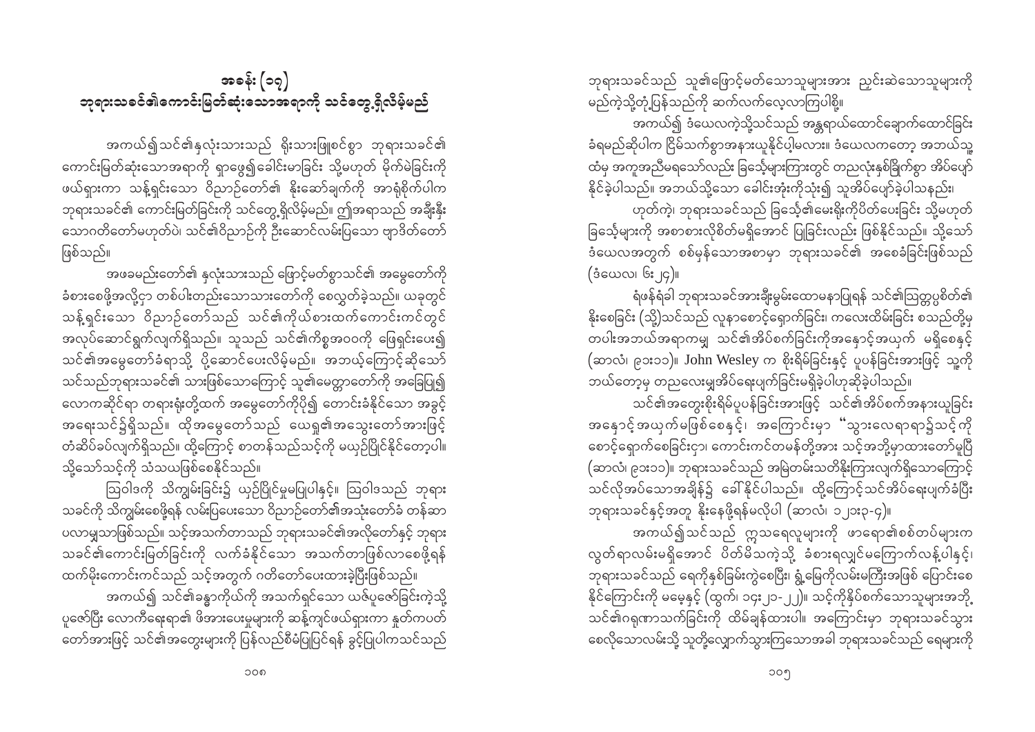# အခန်း (၁၇)
## ဘုရားသခင်၏ကောင်းမြတ်ဆုံးသောအရာကို သင်တွေ့ရှိလိမ့်မည်

အကယ်၍သင်၏နှလုံးသားသည် ရိုးသားဖြူစင်စွာ ဘုရားသခင်၏ ကောင်းမြတ်ဆုံးသောအရာကို ရှာဖွေ၍ခေါင်းမာခြင်း သို့မဟုတ် မိုက်မဲခြင်းကို ဖယ်ရှားကာ သန့်ရှင်းသော ဝိညာဉ်တော်၏ နိုးဆော်ချက်ကို အာရုံစိုက်ပါက ဘုရားသခင်၏ ကောင်းမြတ်ခြင်းကို သင်တွေ့ရှိလိမ့်မည်။ ဤအရာသည် အချီးနှီး သောဂတိတော်မဟုတ်ပဲ၊ သင်၏ဝိညာဉ်ကို ဦးဆောင်လမ်းပြသော ဗျာဒိတ်တော် ဖြစ်သည်။

အဖခမည်းတော်၏ နှလုံးသားသည် ဖြောင့်မတ်စွာသင်၏ အမွေတော်ကို ခံစားစေဖို့အလို့ငှာ တစ်ပါးတည်းသောသားတော်ကို စေလွှတ်ခဲ့သည်။ ယခုတွင် သန့်ရှင်းသော ဝိညာဉ်တော်သည် သင်၏ကိုယ်စားထက်ကောင်းကင်တွင် အလုပ်ဆောင်ရွက်လျက်ရှိသည်။ သူသည် သင်၏ကိစ္စအဝဝကို ဖြေရှင်းပေး၍ သင်၏အမွေတော်ခံရာသို့ ပို့ဆောင်ပေးလိမ့်မည်။ အဘယ့်ကြောင့်ဆိုသော် သင်သည်ဘုရားသခင်၏ သားဖြစ်သောကြောင့် သူ၏မေတ္တာတော်ကို အခြေပြု၍ လောကဆိုင်ရာ တရားရုံးတို့ထက် အမွေတော်ကိုပို၍ တောင်းခံနိုင်သော အခွင့် အရေးသင်၌ရှိသည်။ ထိုအမွေတော်သည် ယေရှု၏အသွေးတော်အားဖြင့် တံဆိပ်ခပ်လျက်ရှိသည်။ ထို့ကြောင့် စာတန်သည်သင့်ကို မယှဉ်ပြိုင်နိုင်တော့ပါ။ သို့သော်သင့်ကို သံသယဖြစ်စေနိုင်သည်။

ဩဝါဒကို သိက္ခာမဲ့ခြင်း၌ ယှဉ်ပြိုင်မှုမပြုပါနှင့်။ ဩဝါဒသည် ဘုရား သခင်ကို သိက္ခာမဲ့စေဖို့ရန် လမ်းပြပေးသော ဝိညာဉ်တော်၏အသုံးတော်ခံ တန်ဆာ ပလာမျှသာဖြစ်သည်။ သင့်အသက်တာသည် ဘုရားသခင်၏အလိုတော်နှင့် ဘုရား သခင်၏ကောင်းမြတ်ခြင်းကို လက်ခံနိုင်သော အသက်တာဖြစ်လာစေဖို့ရန် ထက်မိုးကောင်းကင်သည် သင့်အတွက် ဂတိတော်ပေးထားခဲ့ပြီးဖြစ်သည်။

အကယ်၍ သင်၏ခန္ဓာကိုယ်ကို အသက်ရှင်သော ယဇ်ပူဇော်ခြင်းကဲ့သို့ ပူဇော်ပြီး လောကီရေးရာ၏ ဖိအားပေးမှုများကို ဆန့်ကျင်ဖယ်ရှားကာ နှုတ်ကပတ် တော်အားဖြင့် သင်၏အတွေးများကို ပြန်လည်စီမံပြုပြင်ရန် ခွင့်ပြုပါကသင်သည် ဘုရားသခင်သည် သူ၏ဖြောင့်မတ်သောသူများအား ညှင်းဆဲသောသူများကို မည်ကဲ့သို့တုံ့ပြန်သည်ကို ဆက်လက်လေ့လာကြပါစို့။

အကယ်၍ ဒံယေလကဲ့သို့သင်သည် အန္တရာယ်ထောင်ချောက်ထောင်ခြင်း ခံရမည်ဆိုပါက ငြိမ်သက်စွာအနားယူနိုင်ပါ့မလား။ ဒံယေလကတော့ အဘယ်သူ ထံမှ အကူအညီမရသော်လည်း ခြင်္သေ့များကြားတွင် တညလုံးနှစ်ခြိုက်စွာ အိပ်ပျော် နိုင်ခဲ့ပါသည်။ အဘယ်သို့သော ခေါင်းအုံးကိုသုံး၍ သူအိပ်ပျော်ခဲ့ပါသနည်း၊

ဟုတ်ကဲ့၊ ဘုရားသခင်သည် ခြင်္သေ့၏မေးရိုးကိုပိတ်ပေးခြင်း သို့မဟုတ် ခြင်္သေ့များကို အစာစားလိုစိတ်မရှိအောင် ပြုခြင်းလည်း ဖြစ်နိုင်သည်။ သို့သော် ဒံယေလအတွက် စစ်မှန်သောအစာမှာ ဘုရားသခင်၏ အစေခံခြင်းဖြစ်သည် (ဒံယေလ၊ ၆း၂၄)။

ရဲဖန်ရံခါ ဘုရားသခင်အားချီးမွမ်းထောမနာပြုရန် သင်၏ဩတ္တပ္ပစိတ်၏ နိုးစေခြင်း (သို့)သင်သည် လူနာစောင့်ရှောက်ခြင်း၊ ကလေးထိမ်းခြင်း စသည်တို့မှ တပါးအဘယ်အရာကမျှ သင်၏အိပ်စက်ခြင်းကိုအနှောင့်အယှက် မရှိစေနှင့် (ဆာလံ၊ ၉၁း၁၁)။ John Wesley က စိုးရိမ်ခြင်းနှင့် ပူပန်ခြင်းအားဖြင့် သူ့ကို ဘယ်တော့မှ တညလေးမျှအိပ်ရေးပျက်ခြင်းမရှိခဲ့ပါဟုဆိုခဲ့ပါသည်။

သင်၏အတွေးစိုးရိမ်ပူပန်ခြင်းအားဖြင့် သင်၏အိပ်စက်အနားယူခြင်း အနှောင့်အယှက်မဖြစ်စေနှင့်။ အကြောင်းမှာ "သွားလေရာရာ၌သင့်ကို စောင့်ရှောက်စေခြင်းငှာ၊ ကောင်းကင်တမန်တို့အား သင့်အဘို့မှာထားတော်မူပြီ (ဆာလံ၊ ၉၁း၁၁)။ ဘုရားသခင်သည် အမြဲတမ်းသတိနိုးကြားလျက်ရှိသောကြောင့် သင်လိုအပ်သောအချိန်၌ ခေါ်နိုင်ပါသည်။ ထို့ကြောင့်သင်အိပ်ရေးပျက်ခံပြီး ဘုရားသခင်နှင့်အတူ နိုးနေဖို့ရန်မလိုပါ (ဆာလံ၊ ၁၂၁း၃-၄)။

အကယ်၍သင်သည် ဣသရေလလူများကို ဖာရော၏စစ်တပ်များက လွတ်ရာလမ်းမရှိအောင် ပိတ်မိသကဲ့သို့ ခံစားရလျှင်မကြောက်လန့်ပါနှင့်၊ ဘုရားသခင်သည် ရေကိုနှစ်ခြမ်းကွဲစေပြီး၊ ရွှံ့မြေကိုလမ်းမကြီးအဖြစ် ပြောင်းစေ နိုင်ကြောင်းကို မမေ့နှင့် (ထွက်၊ ၁၄း၂၁-၂၂)။ သင့်ကိုနှိပ်စက်သောသူများအဘို့ သင်၏ဂရုဏာသက်ခြင်းကို ထိမ်ချန်ထားပါ။ အကြောင်းမှာ ဘုရားသခင်သွား စေလိုသောလမ်းသို့ သူတို့လျှောက်သွားကြသောအခါ ဘုရားသခင်သည် ရေများကို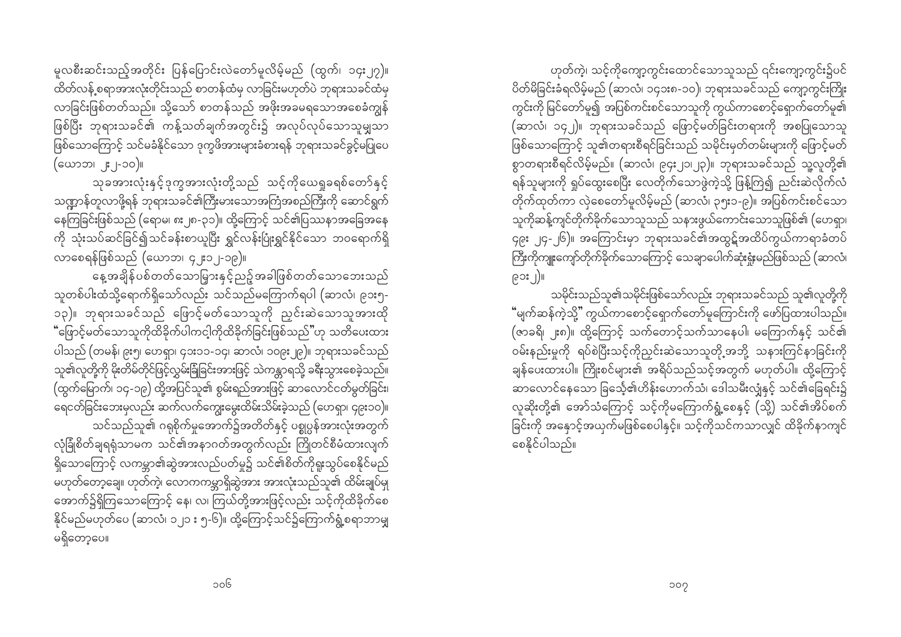မူလစီးဆင်းသည့်အတိုင်း ပြန်ပြောင်းလဲတော်မူလိမ့်မည် (ထွက်၊ ၁၄း၂၇)။ ထိတ်လန့်စရာအားလုံးတိုင်းသည် စာတန်ထံမှ လာခြင်းမဟုတ်ပဲ ဘုရားသခင်ထံမှ လာခြင်းဖြစ်တတ်သည်။ သို့သော် စာတန်သည် အဖိုးအခမရသောအစေခံကျွန် ဖြစ်ပြီး ဘုရားသခင်၏ ကန့်သတ်ချက်အတွင်း၌ အလုပ်လုပ်သောသူမျှသာ ဖြစ်သောကြောင့် သင်မခံနိုင်သော ဒုက္ခဖိအားများခံစားရန် ဘုရားသခင်ခွင့်မပြုပေ (ယောဘ၊ ၂း၂-၁၀)။

သုခအားလုံးနှင့်ဒုက္ခအားလုံးတို့သည် သင့်ကိုယေရှုခရစ်တော်နှင့် သဏ္ဍာန်တူလာဖို့ရန် ဘုရားသခင်၏ကြီးမားသောအကြံအစည်ကြီးကို ဆောင်ရွက် နေကြခြင်းဖြစ်သည် (ရောမ၊ ၈း၂၈-၃၁)။ ထို့ကြောင့် သင်၏ပြဿနာအခြေအနေ ကို သုံးသပ်ဆင်ခြင်၍သင်ခန်းစာယူပြီး ရွှင်လန်းပြုံးရွှင်နိုင်သော ဘဝရောက်ရှိ လာစေရန်ဖြစ်သည် (ယောဘ၊ ၄၂း၁၂-၁၉)။

နေ့အချိန်ပစ်တတ်သောမြှားနှင့်ညဥ့်အခါဖြစ်တတ်သောဘေးသည် သူတစ်ပါးထံသို့ရောက်ရှိသော်လည်း သင်သည်မကြောက်ရပါ (ဆာလံ၊ ၉၁း၅-၁၃)။ ဘုရားသခင်သည် ဖြောင့်မတ်သောသူကို ညှင်းဆဲသောသူအားထို "ဖြောင့်မတ်သောသူကိုထိခိုက်ပါကငါ့ကိုထိခိုက်ခြင်းဖြစ်သည်"ဟု သတိပေးထား ပါသည် (တမန်၊ ၉း၅၊ ဟေရှာ၊ ၄၁း၁၁-၁၄၊ ဆာလံ၊ ၁၀၉း၂၉)။ ဘုရားသခင်သည် သူ၏လူတို့ကို မိုးတိမ်တိုင်ဖြင့်လွှမ်းခြုံခြင်းအားဖြင့် သဲကန္တာရသို့ ခရီးသွားစေခဲ့သည်။ (ထွက်မြောက်၊ ၁၄-၁၉) ထို့အပြင်သူ၏ ဗွမ်းရည်အားဖြင့် ဆာလောင်တော်မွတ်ခြင်း၊ ရေငတ်ခြင်းဘေးမှလည်း ဆက်လက်ကျွေးမွေးထိမ်းသိမ်းခဲ့သည် (ဟေရှာ၊ ၄၉း၁၀)။

သင်သည်သူ၏ ဂရုစိုက်မှုအောက်၌အတိတ်နှင့် ပစ္စုပ္ပန်အားလုံးအတွက် လုံခြုံစိတ်ချရရုံသာမက သင်၏အနာဂတ်အတွက်လည်း ကြိုတင်စီမံထားလျက် ရှိသောကြောင့် လကမ္ဘာ၏ဆွဲအားလည်ပတ်မှု၌ သင်၏စိတ်ကိုရှုသွပ်စေနိုင်မည် မဟုတ်တော့ချေ။ ဟုတ်ကဲ့၊ လောကကမ္ဘာရှိဆွဲအား အားလုံးသည်သူ၏ ထိမ်းချုပ်မှု အောက်၌ရှိကြသောကြောင့် နေ၊ လ၊ ကြယ်တို့အားဖြင့်လည်း သင့်ကိုထိခိုက်စေ နိုင်မည်မဟုတ်ပေ (ဆာလံ၊ ၁၂၁ း ၅-၆)။ ထို့ကြောင့်သင်၌ကြောက်ရွံ့စရာဘာမျှ မရှိတော့ပေ။

ဟုတ်ကဲ့၊ သင့်ကိုကျော့ကွင်းထောင်သောသူသည် ၎င်းကျော့ကွင်း၌ပင် ပိတ်မိခြင်းခံရလိမ့်မည် (ဆာလံ၊ ၁၄၁း၈-၁၀)။ ဘုရားသခင်သည် ကျော့ကွင်းကြိုး ကွင်းကို မြင်တော်မူ၍ အပြစ်ကင်းစင်သောသူကို ကွယ်ကာစောင့်ရှောက်တော်မူ၏ (ဆာလံ၊ ၁၄၂)။ ဘုရားသခင်သည် ဖြောင့်မတ်ခြင်းတရားကို အစပြုသောသူ ဖြစ်သောကြောင့် သူ၏တရားစီရင်ခြင်းသည် သမိုင်းမှတ်တမ်းများကို ဖြောင့်မတ် စွာတရားစီရင်လိမ့်မည်။ (ဆာလံ၊ ၉၄း၂၀၊၂၃)။ ဘုရားသခင်သည် သူ့လူတို့၏ ရန်သူများကို ရှုပ်ထွေးစေပြီး လေတိုက်သောဖွဲကဲ့သို့ ဖြန့်ကြဲ၍ ညင်းဆဲလိုက်လံ တိုက်ထုတ်ကာ လွဲစေတော်မူလိမ့်မည် (ဆာလံ၊ ၃၅း၁-၉)။ အပြစ်ကင်းစင်သော သူကိုဆန့်ကျင်တိုက်ခိုက်သောသူသည် သနားဖွယ်ကောင်းသောသူဖြစ်၏ (ဟေရှာ၊ ၄၉း ၂၄-၂၆)။ အကြောင်းမှာ ဘုရားသခင်၏အထွဋ်အထိပ်ကွယ်ကာရာခံတပ် ကြီးကိုကျူးကျော်တိုက်ခိုက်သောကြောင့် သေချာပေါက်ဆုံးရှုံးမည်ဖြစ်သည် (ဆာလံ၊ ၉၁း၂)။

သမိုင်းသည်သူ၏သမိုင်းဖြစ်သော်လည်း ဘုရားသခင်သည် သူ၏လူတို့ကို "မျက်ဆန်ကဲ့သို့" ကွယ်ကာစောင့်ရှောက်တော်မူကြောင်းကို ဖော်ပြထားပါသည်။ (ဇာခရိ၊ ၂း၈)။ ထို့ကြောင့် သက်တောင့်သက်သာနေပါ၊ မကြောက်နှင့် သင်၏ ဝမ်းနည်းမှုကို ရပ်စဲပြီးသင့်ကိုညှင်းဆဲသောသူတို့အတွက် သနားကြင်နာခြင်းကို ချန်ပေးထားပါ။ ကြိုးစင်များ၏ အရိပ်သည်သင့်အတွက် မဟုတ်ပါ။ ထို့ကြောင့် ဆာလောင်နေသော ခြင်္သေ့၏ဟိန်းဟောက်သံ၊ ဒေါသမီးလျှံနှင့် သင်၏ခြေရင်း၌ လူဆိုးတို့၏ အော်သံကြောင့် သင့်ကိုမကြောက်ရွံ့စေနှင့် (သို့) သင်၏အိပ်စက် ခြင်းကို အနှောင့်အယှက်မဖြစ်စေပါနှင့်။ သင့်ကိုသင်ကသာလျှင် ထိခိုက်နာကျင် စေနိုင်ပါသည်။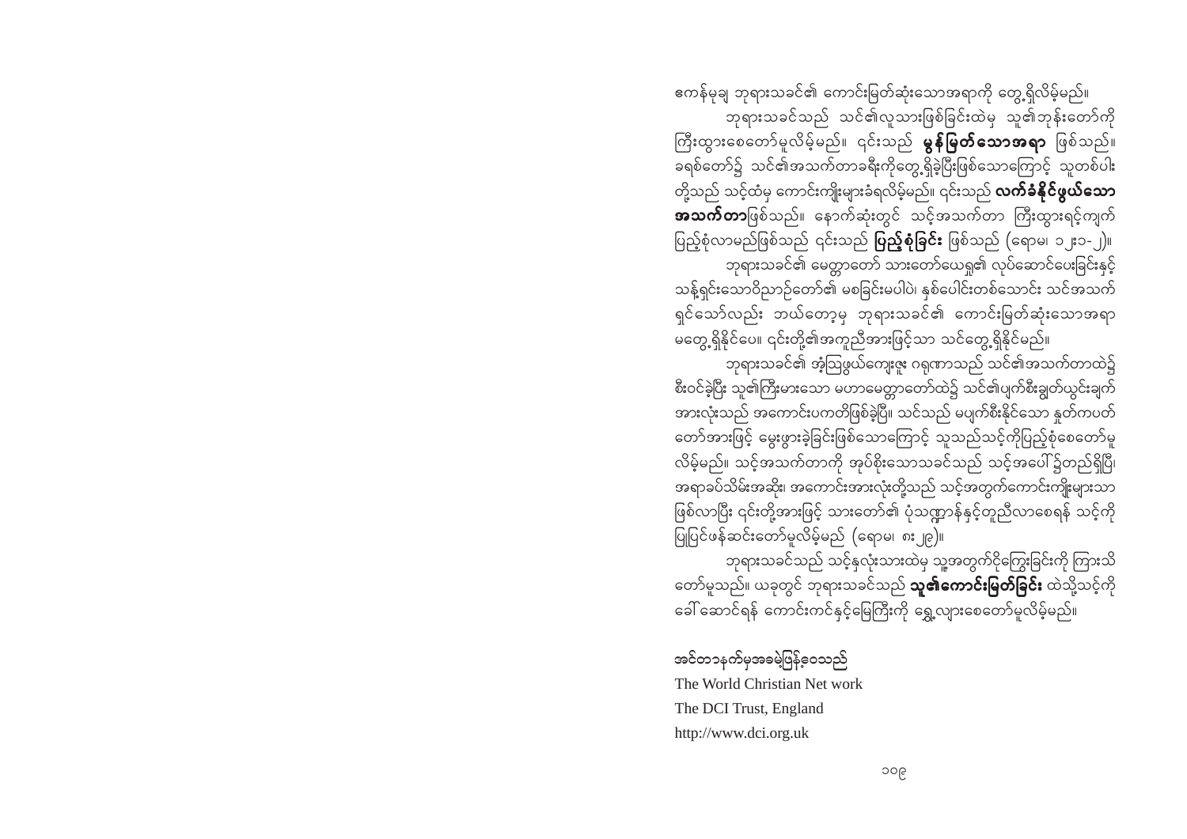ဧကန်မုချ ဘုရားသခင်၏ ကောင်းမြတ်ဆုံးသောအရာကို တွေ့ရှိလိမ့်မည်။

ဘုရားသခင်သည် သင်၏လူသားဖြစ်ခြင်းထဲမှ သူ၏ဘုန်းတော်ကို ကြီးထွားစေတော်မူလိမ့်မည်။ ၎င်းသည် **မွန်မြတ်သောအရာ** ဖြစ်သည်။ ခရစ်တော်၌ သင်၏အသက်တာခရီးကိုတွေ့ရှိခဲ့ပြီးဖြစ်သောကြောင့် သူတစ်ပါးတို့သည် သင့်ထံမှ ကောင်းကျိုးများခံရလိမ့်မည်။ ၎င်းသည် **လက်ခံနိုင်ဖွယ်သောအသက်တာ**ဖြစ်သည်။ နောက်ဆုံးတွင် သင့်အသက်တာ ကြီးထွားရင့်ကျက်ပြည့်စုံလာမည်ဖြစ်သည် ၎င်းသည် **ပြည့်စုံခြင်း** ဖြစ်သည် (ရောမ၊ ၁၂း၁-၂)။

ဘုရားသခင်၏ မေတ္တာတော် သားတော်ယေရှု၏ လုပ်ဆောင်ပေးခြင်းနှင့် သန့်ရှင်းသောဝိညာဉ်တော်၏ မစခြင်းမပါပဲ၊ နှစ်ပေါင်းတစ်သောင်း သင်အသက်ရှင်သော်လည်း ဘယ်တော့မှ ဘုရားသခင်၏ ကောင်းမြတ်ဆုံးသောအရာ မတွေ့ရှိနိုင်ပေ။ ၎င်းတို့၏အကူညီအားဖြင့်သာ သင်တွေ့ရှိနိုင်မည်။

ဘုရားသခင်၏ အံ့ဩဖွယ်ကျေးဇူး ဂရုဏာသည် သင်၏အသက်တာထဲ၌ စီးဝင်ခဲ့ပြီး သူ၏ကြီးမားသော မဟာမေတ္တာတော်ထဲ၌ သင်၏ပျက်စီးချွတ်ယွင်းချက်အားလုံးသည် အကောင်းပကတိဖြစ်ခဲ့ပြီ။ သင်သည် မပျက်စီးနိုင်သော နှုတ်ကပတ်တော်အားဖြင့် မွေးဖွားခဲ့ခြင်းဖြစ်သောကြောင့် သူသည်သင့်ကိုပြည့်စုံစေတော်မူလိမ့်မည်။ သင့်အသက်တာကို အုပ်စိုးသောသခင်သည် သင့်အပေါ်၌တည်ရှိပြီ၊ အရာခပ်သိမ်းအဆိုး၊ အကောင်းအားလုံးတို့သည် သင့်အတွက်ကောင်းကျိုးများသာ ဖြစ်လာပြီး ၎င်းတို့အားဖြင့် သားတော်၏ ပုံသဏ္ဍာန်နှင့်တူညီလာစေရန် သင့်ကို ပြုပြင်ဖန်ဆင်းတော်မူလိမ့်မည် (ရောမ၊ ၈း၂၉)။

ဘုရားသခင်သည် သင့်နှလုံးသားထဲမှ သူ့အတွက်ငိုကြွေးခြင်းကို ကြားသိတော်မူသည်။ ယခုတွင် ဘုရားသခင်သည် **သူ၏ကောင်းမြတ်ခြင်း** ထဲသို့သင့်ကို ခေါ်ဆောင်ရန် ကောင်းကင်နှင့်မြေကြီးကို ရွေ့လျားစေတော်မူလိမ့်မည်။

**အင်တာနက်မှအခမဲ့ဖြန့်ဝေသည်**

The World Christian Net work

The DCI Trust, England

http://www.dci.org.uk